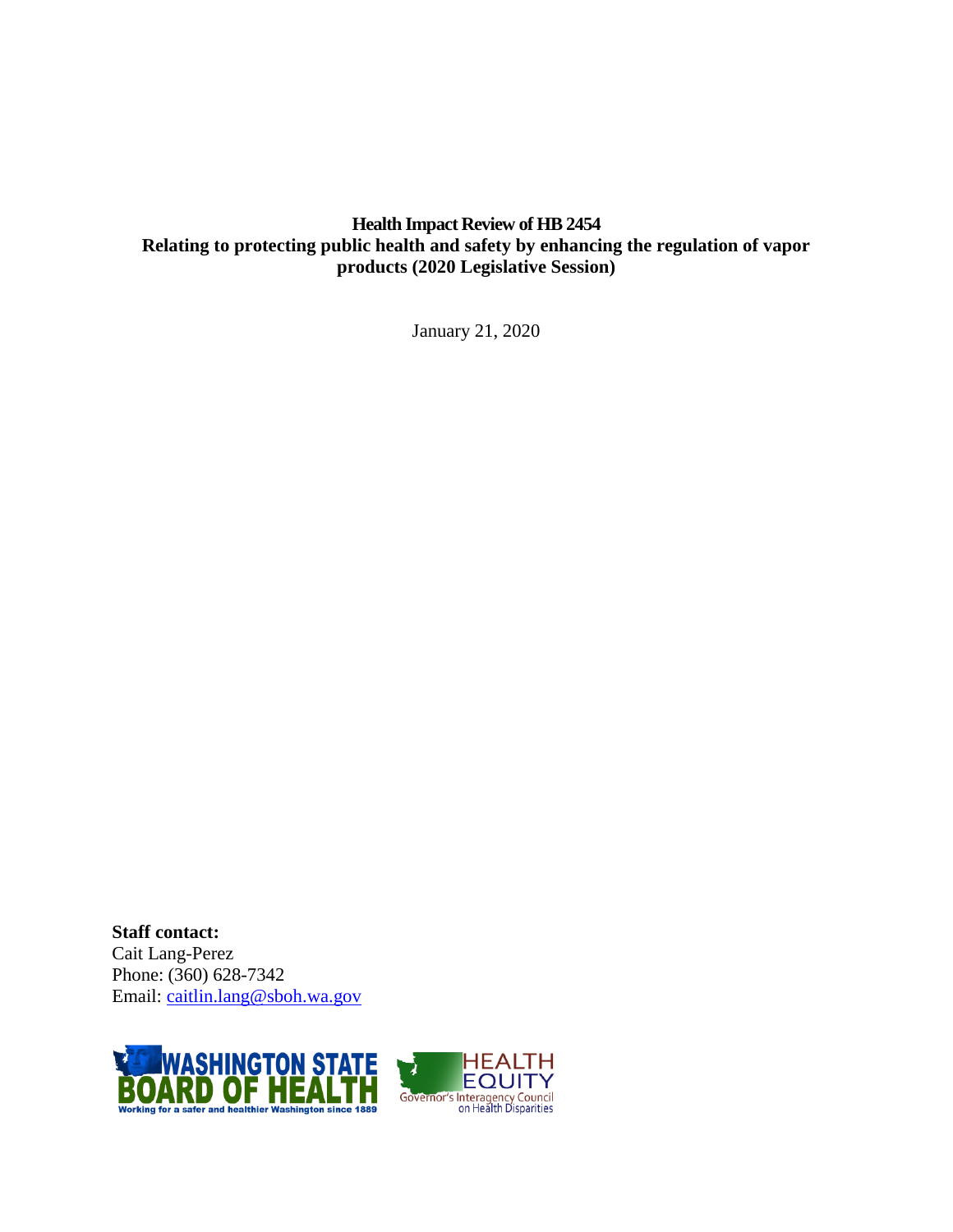**Health Impact Review of HB 2454**
**Relating to protecting public health and safety by enhancing the regulation of vapor products (2020 Legislative Session)**

January 21, 2020

**Staff contact:**
Cait Lang-Perez
Phone: (360) 628-7342
Email: caitlin.lang@sboh.wa.gov

WASHINGTON STATE BOARD OF HEALTH
Working for a safer and healthier Washington since 1889

HEALTH EQUITY
Governor's Interagency Council on Health Disparities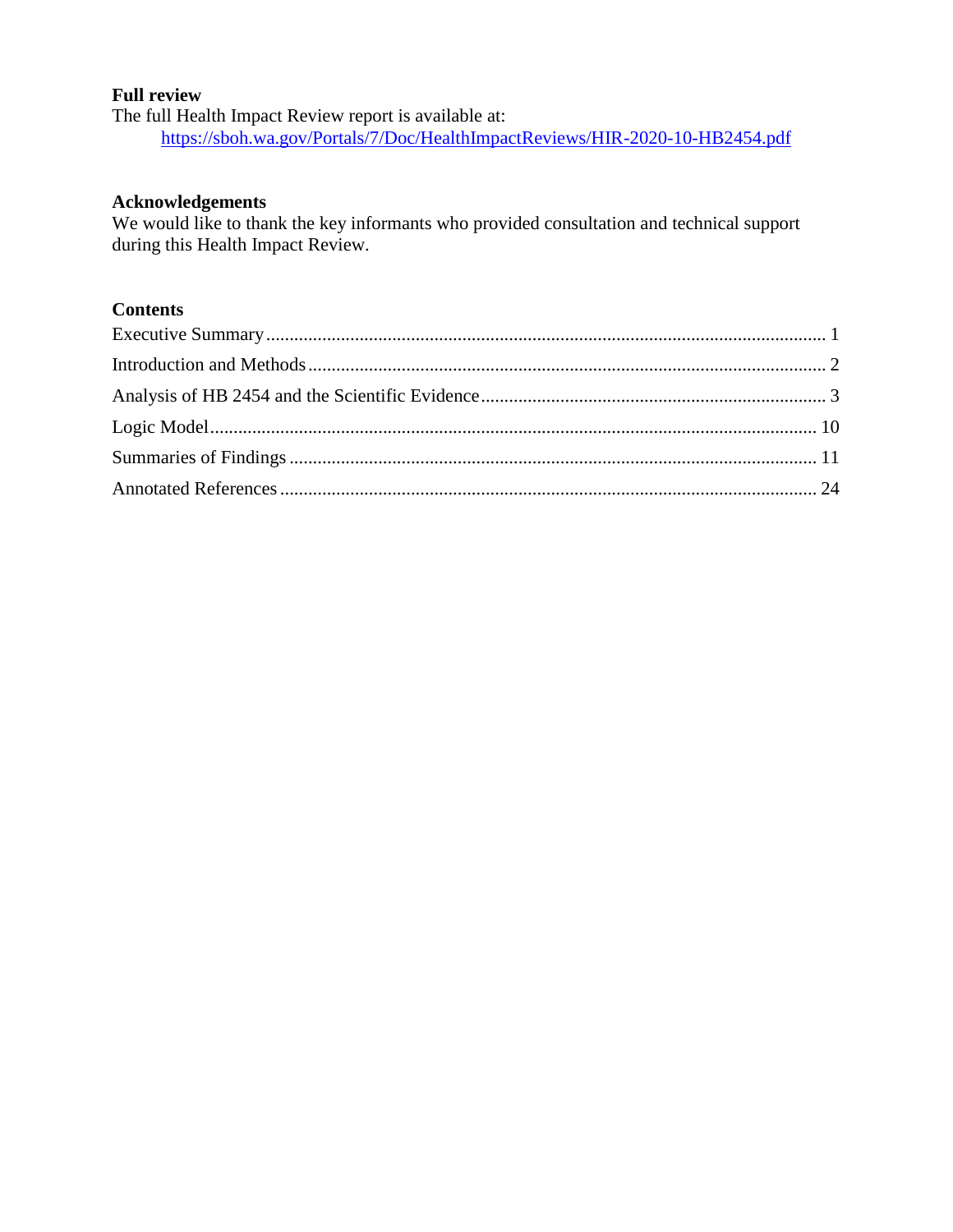**Full review**

The full Health Impact Review report is available at:

[https://sboh.wa.gov/Portals/7/Doc/HealthImpactReviews/HIR-2020-10-HB2454.pdf](https://sboh.wa.gov/Portals/7/Doc/HealthImpactReviews/HIR-2020-10-HB2454.pdf)

**Acknowledgements**

We would like to thank the key informants who provided consultation and technical support during this Health Impact Review.

**Contents**

Executive Summary ........................................................................................................ 1

Introduction and Methods ............................................................................................... 2

Analysis of HB 2454 and the Scientific Evidence .......................................................... 3

Logic Model ................................................................................................................... 10

Summaries of Findings .................................................................................................. 11

Annotated References .................................................................................................... 24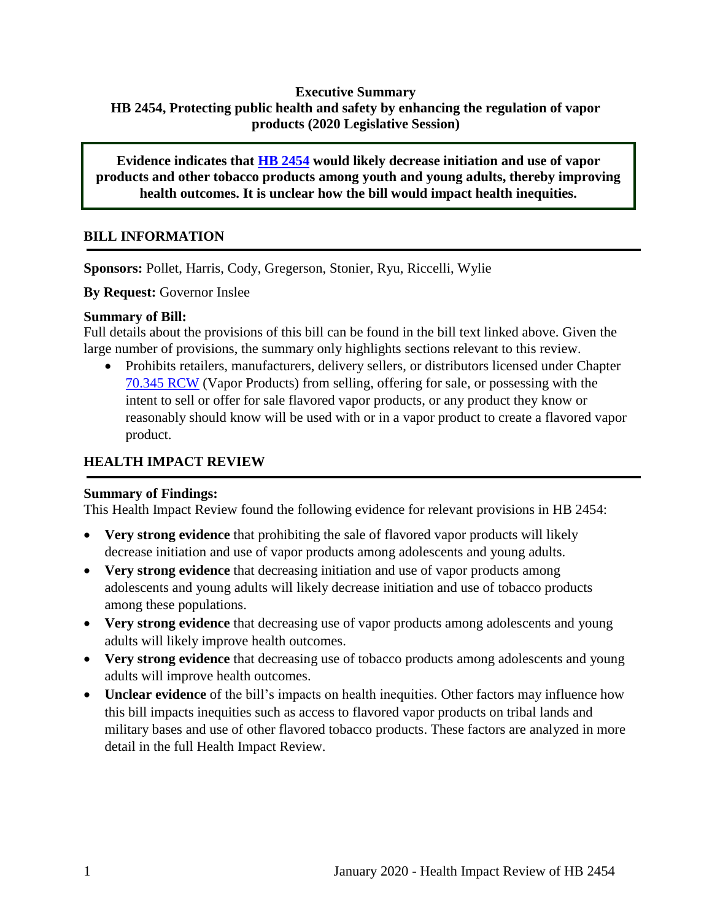**Executive Summary**
**HB 2454, Protecting public health and safety by enhancing the regulation of vapor products (2020 Legislative Session)**

> **Evidence indicates that HB 2454 would likely decrease initiation and use of vapor products and other tobacco products among youth and young adults, thereby improving health outcomes. It is unclear how the bill would impact health inequities.**

## BILL INFORMATION

**Sponsors:** Pollet, Harris, Cody, Gregerson, Stonier, Ryu, Riccelli, Wylie

**By Request:** Governor Inslee

**Summary of Bill:**
Full details about the provisions of this bill can be found in the bill text linked above. Given the large number of provisions, the summary only highlights sections relevant to this review.

- Prohibits retailers, manufacturers, delivery sellers, or distributors licensed under Chapter 70.345 RCW (Vapor Products) from selling, offering for sale, or possessing with the intent to sell or offer for sale flavored vapor products, or any product they know or reasonably should know will be used with or in a vapor product to create a flavored vapor product.

## HEALTH IMPACT REVIEW

**Summary of Findings:**
This Health Impact Review found the following evidence for relevant provisions in HB 2454:

- **Very strong evidence** that prohibiting the sale of flavored vapor products will likely decrease initiation and use of vapor products among adolescents and young adults.
- **Very strong evidence** that decreasing initiation and use of vapor products among adolescents and young adults will likely decrease initiation and use of tobacco products among these populations.
- **Very strong evidence** that decreasing use of vapor products among adolescents and young adults will likely improve health outcomes.
- **Very strong evidence** that decreasing use of tobacco products among adolescents and young adults will improve health outcomes.
- **Unclear evidence** of the bill's impacts on health inequities. Other factors may influence how this bill impacts inequities such as access to flavored vapor products on tribal lands and military bases and use of other flavored tobacco products. These factors are analyzed in more detail in the full Health Impact Review.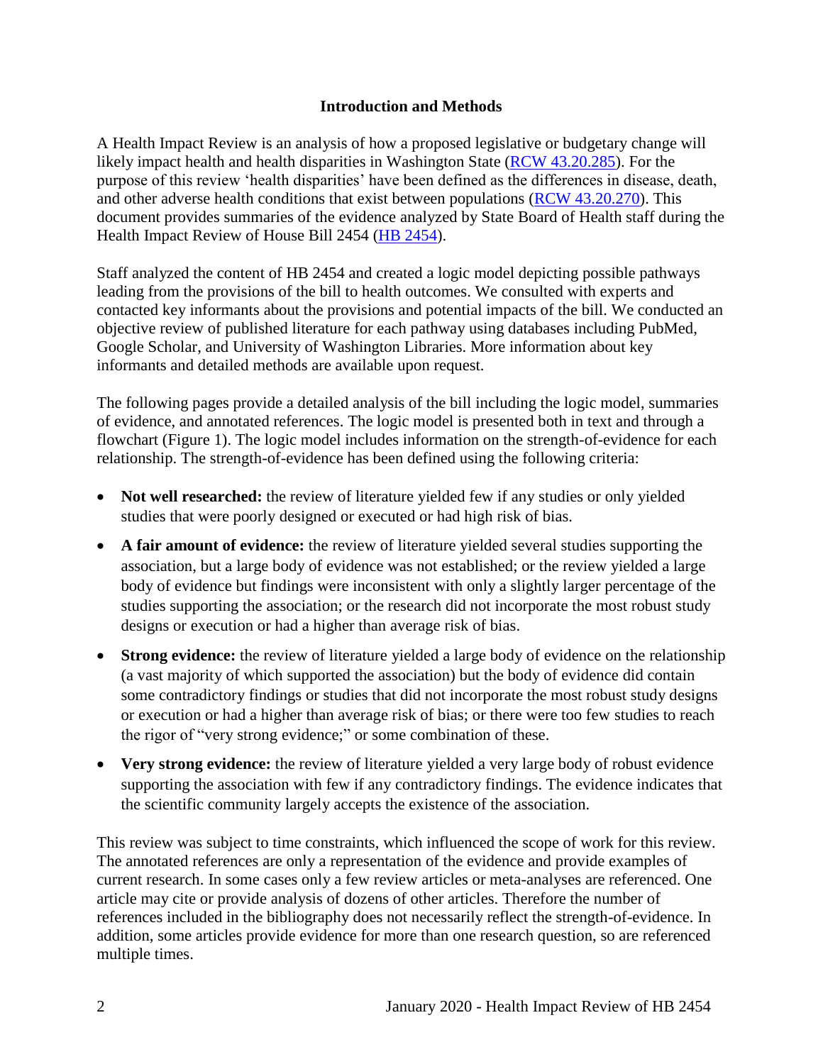## Introduction and Methods

A Health Impact Review is an analysis of how a proposed legislative or budgetary change will likely impact health and health disparities in Washington State (RCW 43.20.285). For the purpose of this review 'health disparities' have been defined as the differences in disease, death, and other adverse health conditions that exist between populations (RCW 43.20.270). This document provides summaries of the evidence analyzed by State Board of Health staff during the Health Impact Review of House Bill 2454 (HB 2454).

Staff analyzed the content of HB 2454 and created a logic model depicting possible pathways leading from the provisions of the bill to health outcomes. We consulted with experts and contacted key informants about the provisions and potential impacts of the bill. We conducted an objective review of published literature for each pathway using databases including PubMed, Google Scholar, and University of Washington Libraries. More information about key informants and detailed methods are available upon request.

The following pages provide a detailed analysis of the bill including the logic model, summaries of evidence, and annotated references. The logic model is presented both in text and through a flowchart (Figure 1). The logic model includes information on the strength-of-evidence for each relationship. The strength-of-evidence has been defined using the following criteria:

- **Not well researched:** the review of literature yielded few if any studies or only yielded studies that were poorly designed or executed or had high risk of bias.
- **A fair amount of evidence:** the review of literature yielded several studies supporting the association, but a large body of evidence was not established; or the review yielded a large body of evidence but findings were inconsistent with only a slightly larger percentage of the studies supporting the association; or the research did not incorporate the most robust study designs or execution or had a higher than average risk of bias.
- **Strong evidence:** the review of literature yielded a large body of evidence on the relationship (a vast majority of which supported the association) but the body of evidence did contain some contradictory findings or studies that did not incorporate the most robust study designs or execution or had a higher than average risk of bias; or there were too few studies to reach the rigor of "very strong evidence;" or some combination of these.
- **Very strong evidence:** the review of literature yielded a very large body of robust evidence supporting the association with few if any contradictory findings. The evidence indicates that the scientific community largely accepts the existence of the association.

This review was subject to time constraints, which influenced the scope of work for this review. The annotated references are only a representation of the evidence and provide examples of current research. In some cases only a few review articles or meta-analyses are referenced. One article may cite or provide analysis of dozens of other articles. Therefore the number of references included in the bibliography does not necessarily reflect the strength-of-evidence. In addition, some articles provide evidence for more than one research question, so are referenced multiple times.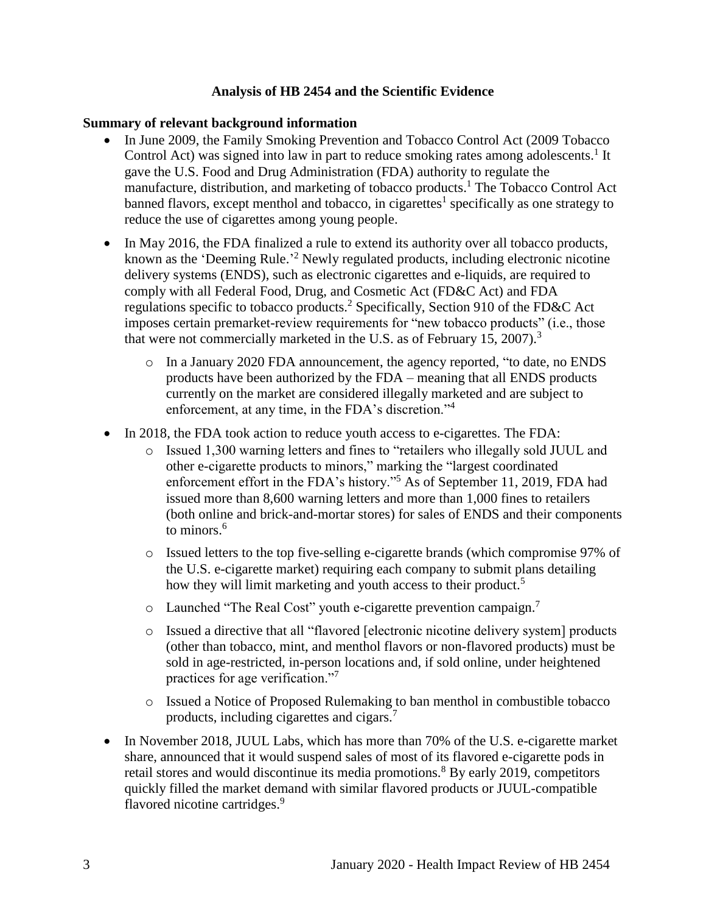**Analysis of HB 2454 and the Scientific Evidence**

**Summary of relevant background information**

- In June 2009, the Family Smoking Prevention and Tobacco Control Act (2009 Tobacco Control Act) was signed into law in part to reduce smoking rates among adolescents.[1] It gave the U.S. Food and Drug Administration (FDA) authority to regulate the manufacture, distribution, and marketing of tobacco products.[1] The Tobacco Control Act banned flavors, except menthol and tobacco, in cigarettes[1] specifically as one strategy to reduce the use of cigarettes among young people.
- In May 2016, the FDA finalized a rule to extend its authority over all tobacco products, known as the 'Deeming Rule.'[2] Newly regulated products, including electronic nicotine delivery systems (ENDS), such as electronic cigarettes and e-liquids, are required to comply with all Federal Food, Drug, and Cosmetic Act (FD&C Act) and FDA regulations specific to tobacco products.[2] Specifically, Section 910 of the FD&C Act imposes certain premarket-review requirements for "new tobacco products" (i.e., those that were not commercially marketed in the U.S. as of February 15, 2007).[3]
  - In a January 2020 FDA announcement, the agency reported, "to date, no ENDS products have been authorized by the FDA – meaning that all ENDS products currently on the market are considered illegally marketed and are subject to enforcement, at any time, in the FDA's discretion."[4]
- In 2018, the FDA took action to reduce youth access to e-cigarettes. The FDA:
  - Issued 1,300 warning letters and fines to "retailers who illegally sold JUUL and other e-cigarette products to minors," marking the "largest coordinated enforcement effort in the FDA's history."[5] As of September 11, 2019, FDA had issued more than 8,600 warning letters and more than 1,000 fines to retailers (both online and brick-and-mortar stores) for sales of ENDS and their components to minors.[6]
  - Issued letters to the top five-selling e-cigarette brands (which compromise 97% of the U.S. e-cigarette market) requiring each company to submit plans detailing how they will limit marketing and youth access to their product.[5]
  - Launched "The Real Cost" youth e-cigarette prevention campaign.[7]
  - Issued a directive that all "flavored [electronic nicotine delivery system] products (other than tobacco, mint, and menthol flavors or non-flavored products) must be sold in age-restricted, in-person locations and, if sold online, under heightened practices for age verification."[7]
  - Issued a Notice of Proposed Rulemaking to ban menthol in combustible tobacco products, including cigarettes and cigars.[7]
- In November 2018, JUUL Labs, which has more than 70% of the U.S. e-cigarette market share, announced that it would suspend sales of most of its flavored e-cigarette pods in retail stores and would discontinue its media promotions.[8] By early 2019, competitors quickly filled the market demand with similar flavored products or JUUL-compatible flavored nicotine cartridges.[9]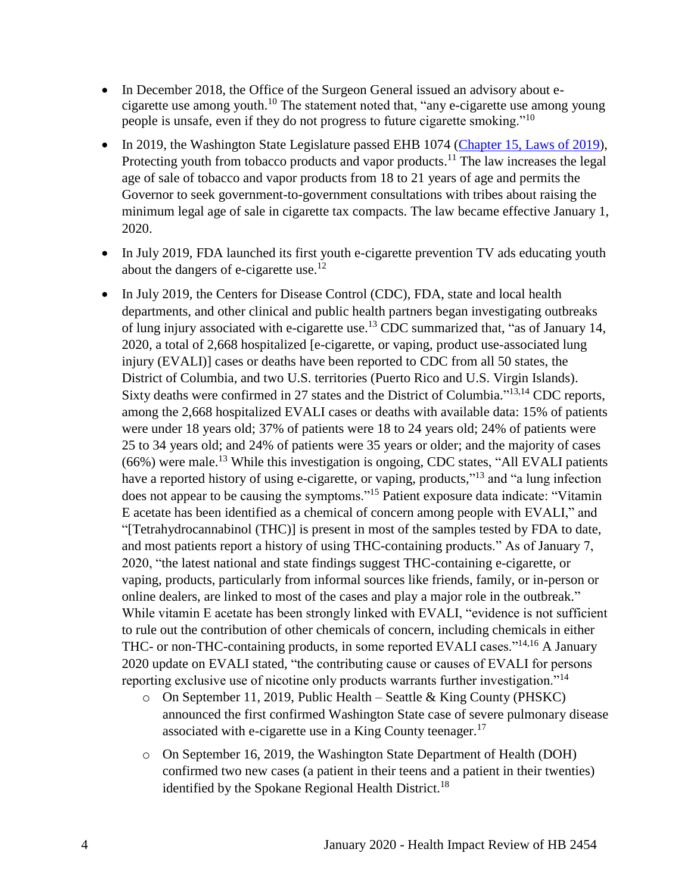- In December 2018, the Office of the Surgeon General issued an advisory about e-cigarette use among youth.[10] The statement noted that, "any e-cigarette use among young people is unsafe, even if they do not progress to future cigarette smoking."[10]
- In 2019, the Washington State Legislature passed EHB 1074 ([Chapter 15, Laws of 2019]), Protecting youth from tobacco products and vapor products.[11] The law increases the legal age of sale of tobacco and vapor products from 18 to 21 years of age and permits the Governor to seek government-to-government consultations with tribes about raising the minimum legal age of sale in cigarette tax compacts. The law became effective January 1, 2020.
- In July 2019, FDA launched its first youth e-cigarette prevention TV ads educating youth about the dangers of e-cigarette use.[12]
- In July 2019, the Centers for Disease Control (CDC), FDA, state and local health departments, and other clinical and public health partners began investigating outbreaks of lung injury associated with e-cigarette use.[13] CDC summarized that, "as of January 14, 2020, a total of 2,668 hospitalized [e-cigarette, or vaping, product use-associated lung injury (EVALI)] cases or deaths have been reported to CDC from all 50 states, the District of Columbia, and two U.S. territories (Puerto Rico and U.S. Virgin Islands). Sixty deaths were confirmed in 27 states and the District of Columbia."[13,14] CDC reports, among the 2,668 hospitalized EVALI cases or deaths with available data: 15% of patients were under 18 years old; 37% of patients were 18 to 24 years old; 24% of patients were 25 to 34 years old; and 24% of patients were 35 years or older; and the majority of cases (66%) were male.[13] While this investigation is ongoing, CDC states, "All EVALI patients have a reported history of using e-cigarette, or vaping, products,"[13] and "a lung infection does not appear to be causing the symptoms."[15] Patient exposure data indicate: "Vitamin E acetate has been identified as a chemical of concern among people with EVALI," and "[Tetrahydrocannabinol (THC)] is present in most of the samples tested by FDA to date, and most patients report a history of using THC-containing products." As of January 7, 2020, "the latest national and state findings suggest THC-containing e-cigarette, or vaping, products, particularly from informal sources like friends, family, or in-person or online dealers, are linked to most of the cases and play a major role in the outbreak." While vitamin E acetate has been strongly linked with EVALI, "evidence is not sufficient to rule out the contribution of other chemicals of concern, including chemicals in either THC- or non-THC-containing products, in some reported EVALI cases."[14,16] A January 2020 update on EVALI stated, "the contributing cause or causes of EVALI for persons reporting exclusive use of nicotine only products warrants further investigation."[14]
  - On September 11, 2019, Public Health – Seattle & King County (PHSKC) announced the first confirmed Washington State case of severe pulmonary disease associated with e-cigarette use in a King County teenager.[17]
  - On September 16, 2019, the Washington State Department of Health (DOH) confirmed two new cases (a patient in their teens and a patient in their twenties) identified by the Spokane Regional Health District.[18]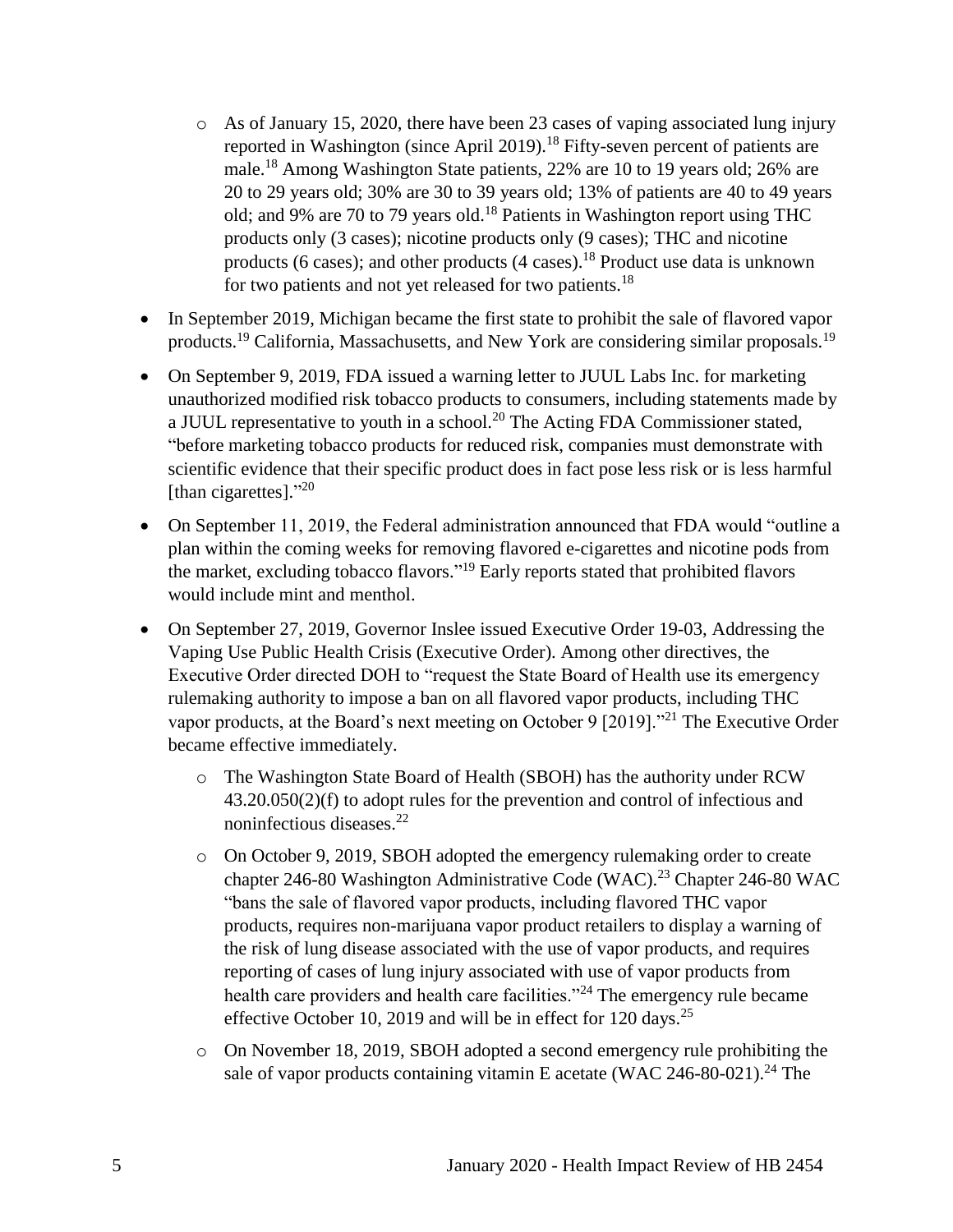- As of January 15, 2020, there have been 23 cases of vaping associated lung injury reported in Washington (since April 2019).[18] Fifty-seven percent of patients are male.[18] Among Washington State patients, 22% are 10 to 19 years old; 26% are 20 to 29 years old; 30% are 30 to 39 years old; 13% of patients are 40 to 49 years old; and 9% are 70 to 79 years old.[18] Patients in Washington report using THC products only (3 cases); nicotine products only (9 cases); THC and nicotine products (6 cases); and other products (4 cases).[18] Product use data is unknown for two patients and not yet released for two patients.[18]

- In September 2019, Michigan became the first state to prohibit the sale of flavored vapor products.[19] California, Massachusetts, and New York are considering similar proposals.[19]

- On September 9, 2019, FDA issued a warning letter to JUUL Labs Inc. for marketing unauthorized modified risk tobacco products to consumers, including statements made by a JUUL representative to youth in a school.[20] The Acting FDA Commissioner stated, "before marketing tobacco products for reduced risk, companies must demonstrate with scientific evidence that their specific product does in fact pose less risk or is less harmful [than cigarettes]."[20]

- On September 11, 2019, the Federal administration announced that FDA would "outline a plan within the coming weeks for removing flavored e-cigarettes and nicotine pods from the market, excluding tobacco flavors."[19] Early reports stated that prohibited flavors would include mint and menthol.

- On September 27, 2019, Governor Inslee issued Executive Order 19-03, Addressing the Vaping Use Public Health Crisis (Executive Order). Among other directives, the Executive Order directed DOH to "request the State Board of Health use its emergency rulemaking authority to impose a ban on all flavored vapor products, including THC vapor products, at the Board's next meeting on October 9 [2019]."[21] The Executive Order became effective immediately.
  - The Washington State Board of Health (SBOH) has the authority under RCW 43.20.050(2)(f) to adopt rules for the prevention and control of infectious and noninfectious diseases.[22]
  - On October 9, 2019, SBOH adopted the emergency rulemaking order to create chapter 246-80 Washington Administrative Code (WAC).[23] Chapter 246-80 WAC "bans the sale of flavored vapor products, including flavored THC vapor products, requires non-marijuana vapor product retailers to display a warning of the risk of lung disease associated with the use of vapor products, and requires reporting of cases of lung injury associated with use of vapor products from health care providers and health care facilities."[24] The emergency rule became effective October 10, 2019 and will be in effect for 120 days.[25]
  - On November 18, 2019, SBOH adopted a second emergency rule prohibiting the sale of vapor products containing vitamin E acetate (WAC 246-80-021).[24] The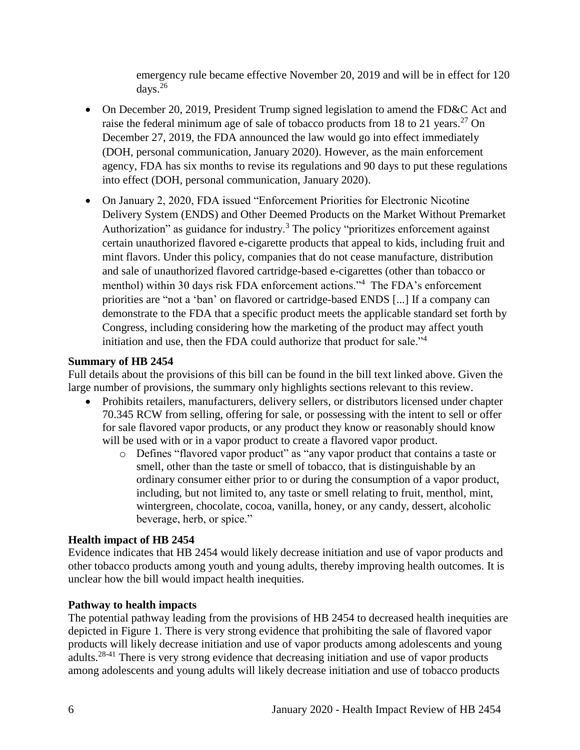emergency rule became effective November 20, 2019 and will be in effect for 120 days.[26]

- On December 20, 2019, President Trump signed legislation to amend the FD&C Act and raise the federal minimum age of sale of tobacco products from 18 to 21 years.[27] On December 27, 2019, the FDA announced the law would go into effect immediately (DOH, personal communication, January 2020). However, as the main enforcement agency, FDA has six months to revise its regulations and 90 days to put these regulations into effect (DOH, personal communication, January 2020).
- On January 2, 2020, FDA issued "Enforcement Priorities for Electronic Nicotine Delivery System (ENDS) and Other Deemed Products on the Market Without Premarket Authorization" as guidance for industry.[3] The policy "prioritizes enforcement against certain unauthorized flavored e-cigarette products that appeal to kids, including fruit and mint flavors. Under this policy, companies that do not cease manufacture, distribution and sale of unauthorized flavored cartridge-based e-cigarettes (other than tobacco or menthol) within 30 days risk FDA enforcement actions."[4] The FDA's enforcement priorities are "not a 'ban' on flavored or cartridge-based ENDS [...] If a company can demonstrate to the FDA that a specific product meets the applicable standard set forth by Congress, including considering how the marketing of the product may affect youth initiation and use, then the FDA could authorize that product for sale."[4]

**Summary of HB 2454**

Full details about the provisions of this bill can be found in the bill text linked above. Given the large number of provisions, the summary only highlights sections relevant to this review.

- Prohibits retailers, manufacturers, delivery sellers, or distributors licensed under chapter 70.345 RCW from selling, offering for sale, or possessing with the intent to sell or offer for sale flavored vapor products, or any product they know or reasonably should know will be used with or in a vapor product to create a flavored vapor product.
  - Defines "flavored vapor product" as "any vapor product that contains a taste or smell, other than the taste or smell of tobacco, that is distinguishable by an ordinary consumer either prior to or during the consumption of a vapor product, including, but not limited to, any taste or smell relating to fruit, menthol, mint, wintergreen, chocolate, cocoa, vanilla, honey, or any candy, dessert, alcoholic beverage, herb, or spice."

**Health impact of HB 2454**

Evidence indicates that HB 2454 would likely decrease initiation and use of vapor products and other tobacco products among youth and young adults, thereby improving health outcomes. It is unclear how the bill would impact health inequities.

**Pathway to health impacts**

The potential pathway leading from the provisions of HB 2454 to decreased health inequities are depicted in Figure 1. There is very strong evidence that prohibiting the sale of flavored vapor products will likely decrease initiation and use of vapor products among adolescents and young adults.[28-41] There is very strong evidence that decreasing initiation and use of vapor products among adolescents and young adults will likely decrease initiation and use of tobacco products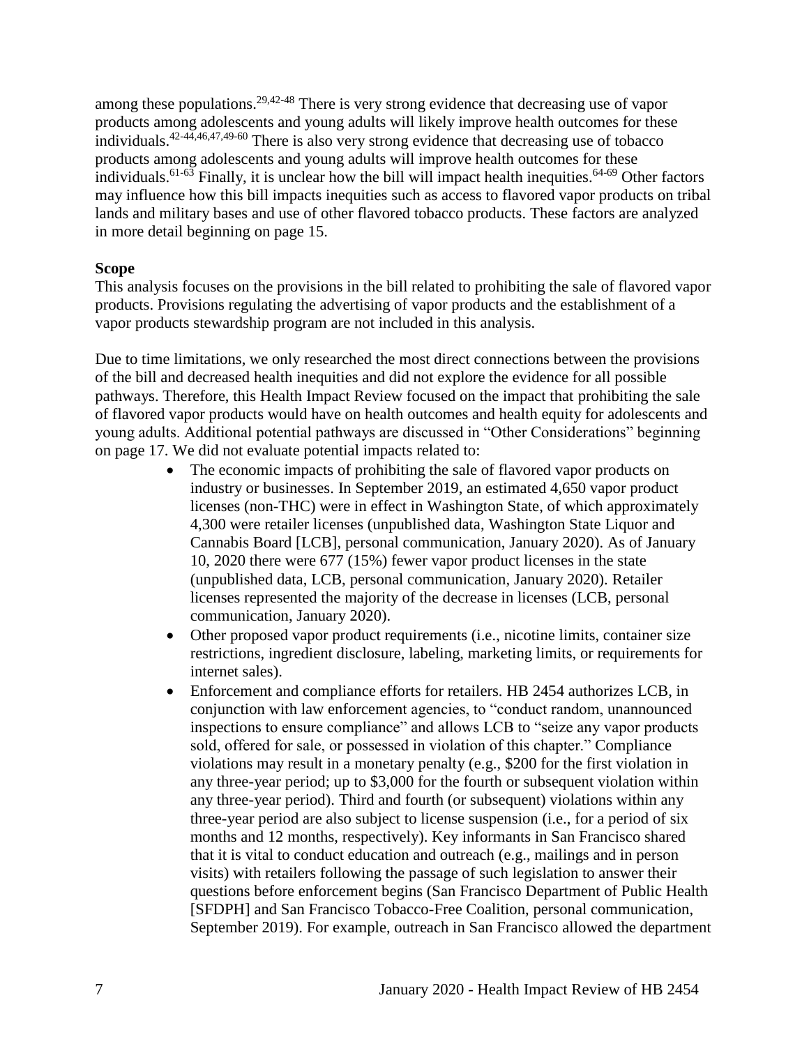among these populations.[29,42-48] There is very strong evidence that decreasing use of vapor products among adolescents and young adults will likely improve health outcomes for these individuals.[42-44,46,47,49-60] There is also very strong evidence that decreasing use of tobacco products among adolescents and young adults will improve health outcomes for these individuals.[61-63] Finally, it is unclear how the bill will impact health inequities.[64-69] Other factors may influence how this bill impacts inequities such as access to flavored vapor products on tribal lands and military bases and use of other flavored tobacco products. These factors are analyzed in more detail beginning on page 15.

**Scope**

This analysis focuses on the provisions in the bill related to prohibiting the sale of flavored vapor products. Provisions regulating the advertising of vapor products and the establishment of a vapor products stewardship program are not included in this analysis.

Due to time limitations, we only researched the most direct connections between the provisions of the bill and decreased health inequities and did not explore the evidence for all possible pathways. Therefore, this Health Impact Review focused on the impact that prohibiting the sale of flavored vapor products would have on health outcomes and health equity for adolescents and young adults. Additional potential pathways are discussed in "Other Considerations" beginning on page 17. We did not evaluate potential impacts related to:

- The economic impacts of prohibiting the sale of flavored vapor products on industry or businesses. In September 2019, an estimated 4,650 vapor product licenses (non-THC) were in effect in Washington State, of which approximately 4,300 were retailer licenses (unpublished data, Washington State Liquor and Cannabis Board [LCB], personal communication, January 2020). As of January 10, 2020 there were 677 (15%) fewer vapor product licenses in the state (unpublished data, LCB, personal communication, January 2020). Retailer licenses represented the majority of the decrease in licenses (LCB, personal communication, January 2020).
- Other proposed vapor product requirements (i.e., nicotine limits, container size restrictions, ingredient disclosure, labeling, marketing limits, or requirements for internet sales).
- Enforcement and compliance efforts for retailers. HB 2454 authorizes LCB, in conjunction with law enforcement agencies, to "conduct random, unannounced inspections to ensure compliance" and allows LCB to "seize any vapor products sold, offered for sale, or possessed in violation of this chapter." Compliance violations may result in a monetary penalty (e.g., $200 for the first violation in any three-year period; up to $3,000 for the fourth or subsequent violation within any three-year period). Third and fourth (or subsequent) violations within any three-year period are also subject to license suspension (i.e., for a period of six months and 12 months, respectively). Key informants in San Francisco shared that it is vital to conduct education and outreach (e.g., mailings and in person visits) with retailers following the passage of such legislation to answer their questions before enforcement begins (San Francisco Department of Public Health [SFDPH] and San Francisco Tobacco-Free Coalition, personal communication, September 2019). For example, outreach in San Francisco allowed the department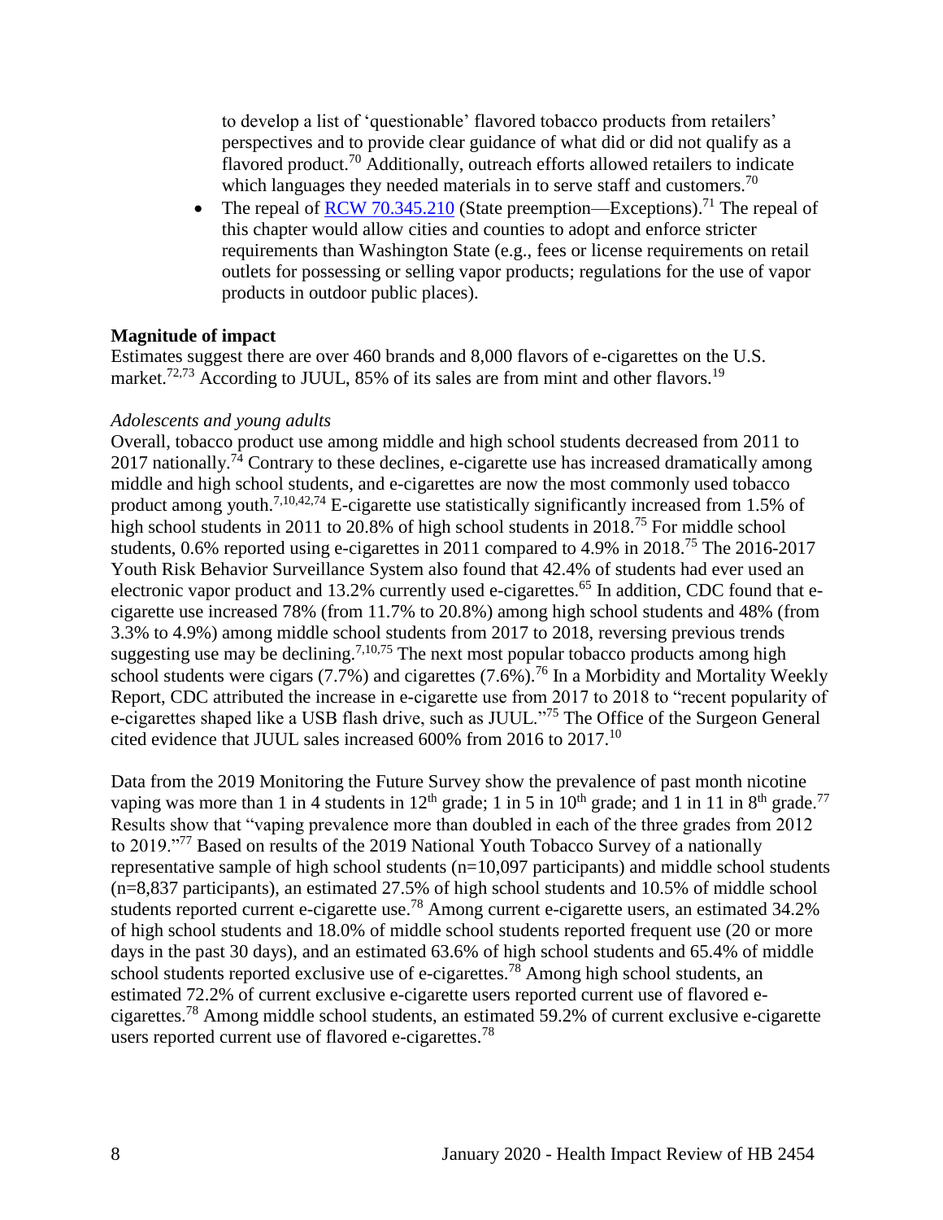to develop a list of 'questionable' flavored tobacco products from retailers' perspectives and to provide clear guidance of what did or did not qualify as a flavored product.[70] Additionally, outreach efforts allowed retailers to indicate which languages they needed materials in to serve staff and customers.[70]

- The repeal of [RCW 70.345.210](RCW 70.345.210) (State preemption—Exceptions).[71] The repeal of this chapter would allow cities and counties to adopt and enforce stricter requirements than Washington State (e.g., fees or license requirements on retail outlets for possessing or selling vapor products; regulations for the use of vapor products in outdoor public places).

**Magnitude of impact**

Estimates suggest there are over 460 brands and 8,000 flavors of e-cigarettes on the U.S. market.[72,73] According to JUUL, 85% of its sales are from mint and other flavors.[19]

*Adolescents and young adults*

Overall, tobacco product use among middle and high school students decreased from 2011 to 2017 nationally.[74] Contrary to these declines, e-cigarette use has increased dramatically among middle and high school students, and e-cigarettes are now the most commonly used tobacco product among youth.[7,10,42,74] E-cigarette use statistically significantly increased from 1.5% of high school students in 2011 to 20.8% of high school students in 2018.[75] For middle school students, 0.6% reported using e-cigarettes in 2011 compared to 4.9% in 2018.[75] The 2016-2017 Youth Risk Behavior Surveillance System also found that 42.4% of students had ever used an electronic vapor product and 13.2% currently used e-cigarettes.[65] In addition, CDC found that e-cigarette use increased 78% (from 11.7% to 20.8%) among high school students and 48% (from 3.3% to 4.9%) among middle school students from 2017 to 2018, reversing previous trends suggesting use may be declining.[7,10,75] The next most popular tobacco products among high school students were cigars (7.7%) and cigarettes (7.6%).[76] In a Morbidity and Mortality Weekly Report, CDC attributed the increase in e-cigarette use from 2017 to 2018 to "recent popularity of e-cigarettes shaped like a USB flash drive, such as JUUL."[75] The Office of the Surgeon General cited evidence that JUUL sales increased 600% from 2016 to 2017.[10]

Data from the 2019 Monitoring the Future Survey show the prevalence of past month nicotine vaping was more than 1 in 4 students in 12th grade; 1 in 5 in 10th grade; and 1 in 11 in 8th grade.[77] Results show that "vaping prevalence more than doubled in each of the three grades from 2012 to 2019."[77] Based on results of the 2019 National Youth Tobacco Survey of a nationally representative sample of high school students (n=10,097 participants) and middle school students (n=8,837 participants), an estimated 27.5% of high school students and 10.5% of middle school students reported current e-cigarette use.[78] Among current e-cigarette users, an estimated 34.2% of high school students and 18.0% of middle school students reported frequent use (20 or more days in the past 30 days), and an estimated 63.6% of high school students and 65.4% of middle school students reported exclusive use of e-cigarettes.[78] Among high school students, an estimated 72.2% of current exclusive e-cigarette users reported current use of flavored e-cigarettes.[78] Among middle school students, an estimated 59.2% of current exclusive e-cigarette users reported current use of flavored e-cigarettes.[78]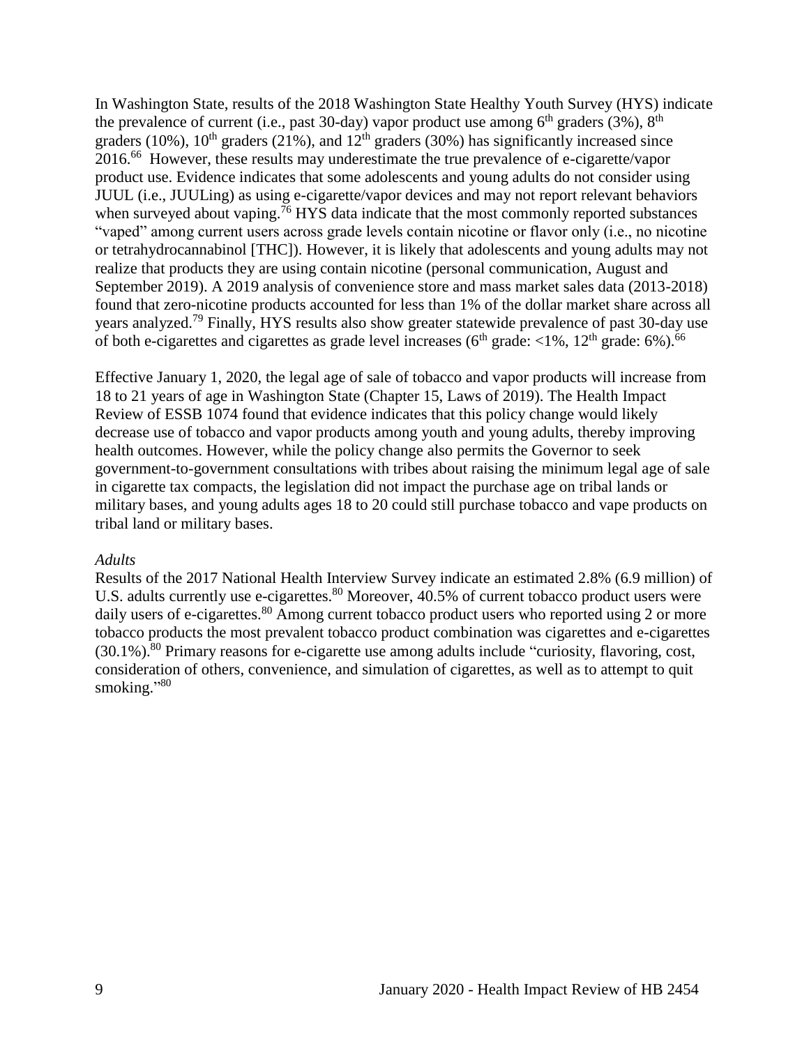In Washington State, results of the 2018 Washington State Healthy Youth Survey (HYS) indicate the prevalence of current (i.e., past 30-day) vapor product use among 6th graders (3%), 8th graders (10%), 10th graders (21%), and 12th graders (30%) has significantly increased since 2016.[66] However, these results may underestimate the true prevalence of e-cigarette/vapor product use. Evidence indicates that some adolescents and young adults do not consider using JUUL (i.e., JUULing) as using e-cigarette/vapor devices and may not report relevant behaviors when surveyed about vaping.[76] HYS data indicate that the most commonly reported substances "vaped" among current users across grade levels contain nicotine or flavor only (i.e., no nicotine or tetrahydrocannabinol [THC]). However, it is likely that adolescents and young adults may not realize that products they are using contain nicotine (personal communication, August and September 2019). A 2019 analysis of convenience store and mass market sales data (2013-2018) found that zero-nicotine products accounted for less than 1% of the dollar market share across all years analyzed.[79] Finally, HYS results also show greater statewide prevalence of past 30-day use of both e-cigarettes and cigarettes as grade level increases (6th grade: <1%, 12th grade: 6%).[66]

Effective January 1, 2020, the legal age of sale of tobacco and vapor products will increase from 18 to 21 years of age in Washington State (Chapter 15, Laws of 2019). The Health Impact Review of ESSB 1074 found that evidence indicates that this policy change would likely decrease use of tobacco and vapor products among youth and young adults, thereby improving health outcomes. However, while the policy change also permits the Governor to seek government-to-government consultations with tribes about raising the minimum legal age of sale in cigarette tax compacts, the legislation did not impact the purchase age on tribal lands or military bases, and young adults ages 18 to 20 could still purchase tobacco and vape products on tribal land or military bases.

*Adults*

Results of the 2017 National Health Interview Survey indicate an estimated 2.8% (6.9 million) of U.S. adults currently use e-cigarettes.[80] Moreover, 40.5% of current tobacco product users were daily users of e-cigarettes.[80] Among current tobacco product users who reported using 2 or more tobacco products the most prevalent tobacco product combination was cigarettes and e-cigarettes (30.1%).[80] Primary reasons for e-cigarette use among adults include "curiosity, flavoring, cost, consideration of others, convenience, and simulation of cigarettes, as well as to attempt to quit smoking."[80]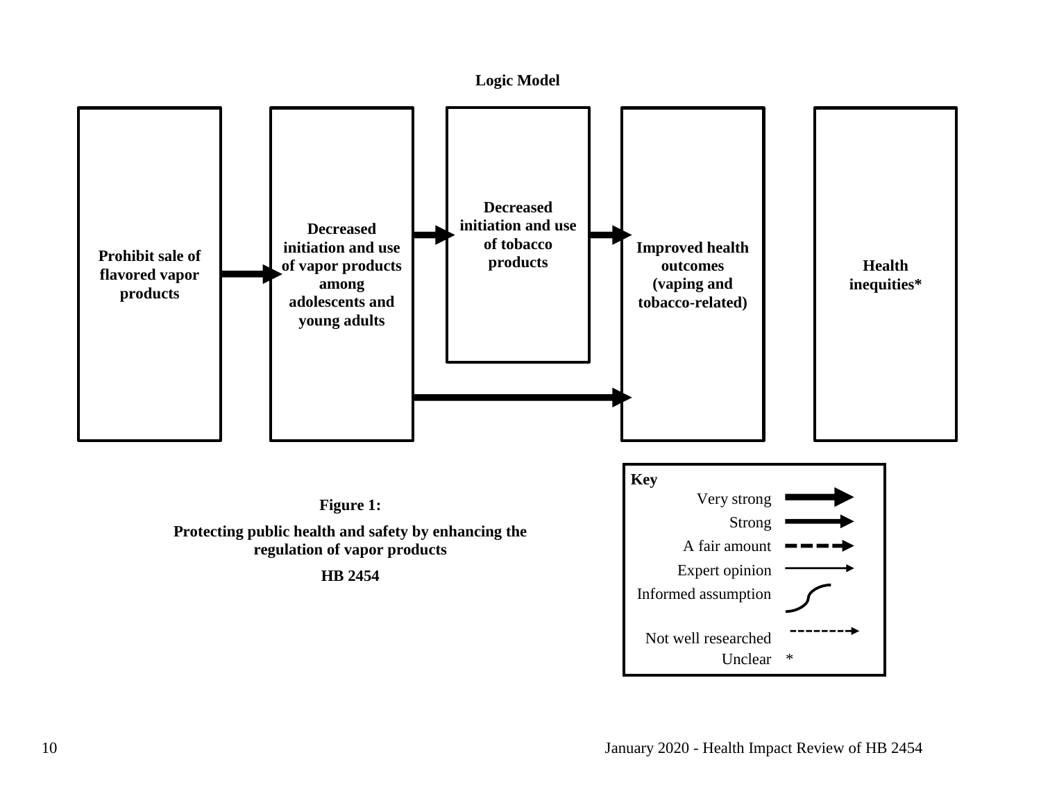**Logic Model**

Prohibit sale of flavored vapor products

Decreased initiation and use of vapor products among adolescents and young adults

Decreased initiation and use of tobacco products

Improved health outcomes (vaping and tobacco-related)

Health inequities*

**Key**

Very strong

Strong

A fair amount

Expert opinion

Informed assumption

Not well researched

Unclear *

**Figure 1:**

**Protecting public health and safety by enhancing the regulation of vapor products**

**HB 2454**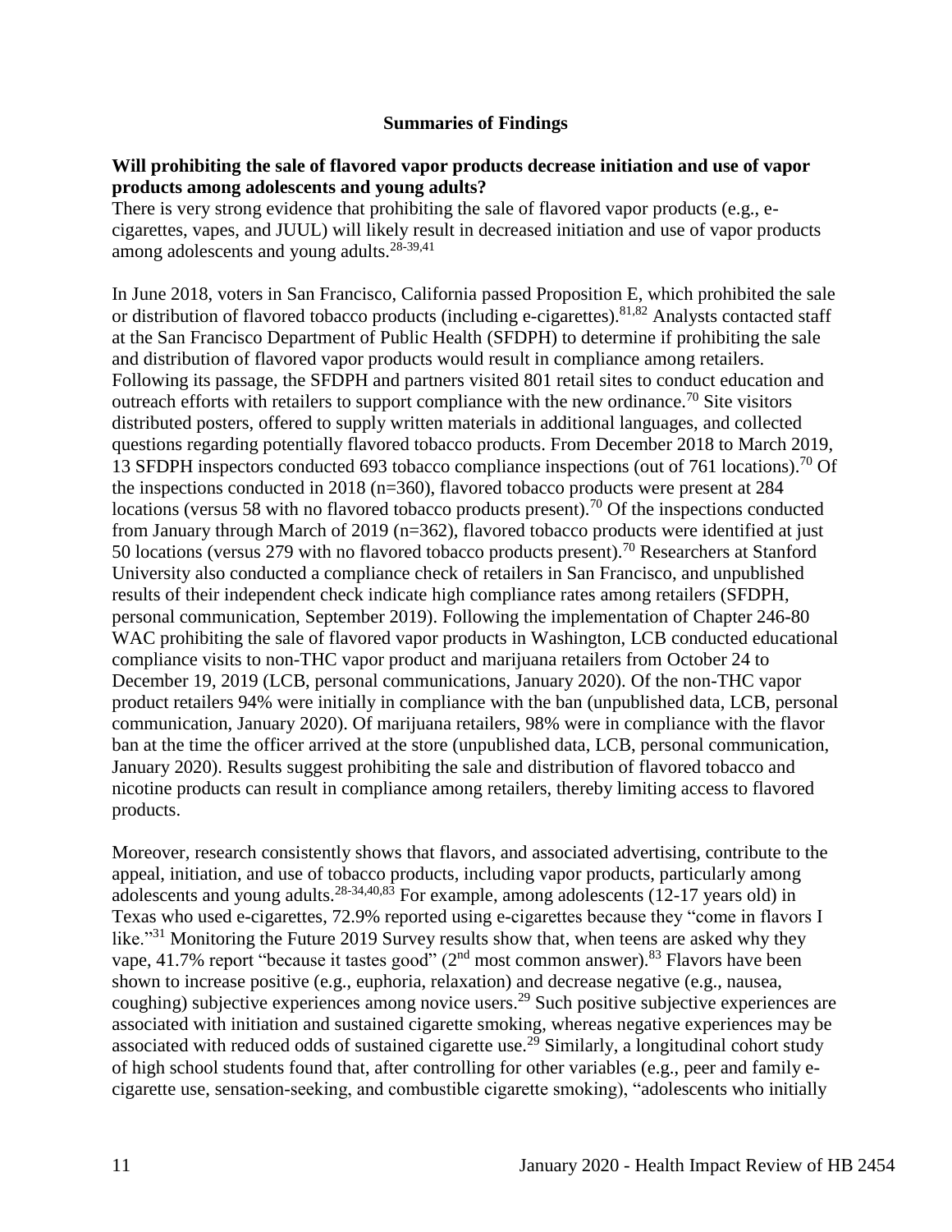## Summaries of Findings

**Will prohibiting the sale of flavored vapor products decrease initiation and use of vapor products among adolescents and young adults?**

There is very strong evidence that prohibiting the sale of flavored vapor products (e.g., e-cigarettes, vapes, and JUUL) will likely result in decreased initiation and use of vapor products among adolescents and young adults.[28-39,41]

In June 2018, voters in San Francisco, California passed Proposition E, which prohibited the sale or distribution of flavored tobacco products (including e-cigarettes).[81,82] Analysts contacted staff at the San Francisco Department of Public Health (SFDPH) to determine if prohibiting the sale and distribution of flavored vapor products would result in compliance among retailers. Following its passage, the SFDPH and partners visited 801 retail sites to conduct education and outreach efforts with retailers to support compliance with the new ordinance.[70] Site visitors distributed posters, offered to supply written materials in additional languages, and collected questions regarding potentially flavored tobacco products. From December 2018 to March 2019, 13 SFDPH inspectors conducted 693 tobacco compliance inspections (out of 761 locations).[70] Of the inspections conducted in 2018 (n=360), flavored tobacco products were present at 284 locations (versus 58 with no flavored tobacco products present).[70] Of the inspections conducted from January through March of 2019 (n=362), flavored tobacco products were identified at just 50 locations (versus 279 with no flavored tobacco products present).[70] Researchers at Stanford University also conducted a compliance check of retailers in San Francisco, and unpublished results of their independent check indicate high compliance rates among retailers (SFDPH, personal communication, September 2019). Following the implementation of Chapter 246-80 WAC prohibiting the sale of flavored vapor products in Washington, LCB conducted educational compliance visits to non-THC vapor product and marijuana retailers from October 24 to December 19, 2019 (LCB, personal communications, January 2020). Of the non-THC vapor product retailers 94% were initially in compliance with the ban (unpublished data, LCB, personal communication, January 2020). Of marijuana retailers, 98% were in compliance with the flavor ban at the time the officer arrived at the store (unpublished data, LCB, personal communication, January 2020). Results suggest prohibiting the sale and distribution of flavored tobacco and nicotine products can result in compliance among retailers, thereby limiting access to flavored products.

Moreover, research consistently shows that flavors, and associated advertising, contribute to the appeal, initiation, and use of tobacco products, including vapor products, particularly among adolescents and young adults.[28-34,40,83] For example, among adolescents (12-17 years old) in Texas who used e-cigarettes, 72.9% reported using e-cigarettes because they "come in flavors I like."[31] Monitoring the Future 2019 Survey results show that, when teens are asked why they vape, 41.7% report "because it tastes good" (2nd most common answer).[83] Flavors have been shown to increase positive (e.g., euphoria, relaxation) and decrease negative (e.g., nausea, coughing) subjective experiences among novice users.[29] Such positive subjective experiences are associated with initiation and sustained cigarette smoking, whereas negative experiences may be associated with reduced odds of sustained cigarette use.[29] Similarly, a longitudinal cohort study of high school students found that, after controlling for other variables (e.g., peer and family e-cigarette use, sensation-seeking, and combustible cigarette smoking), "adolescents who initially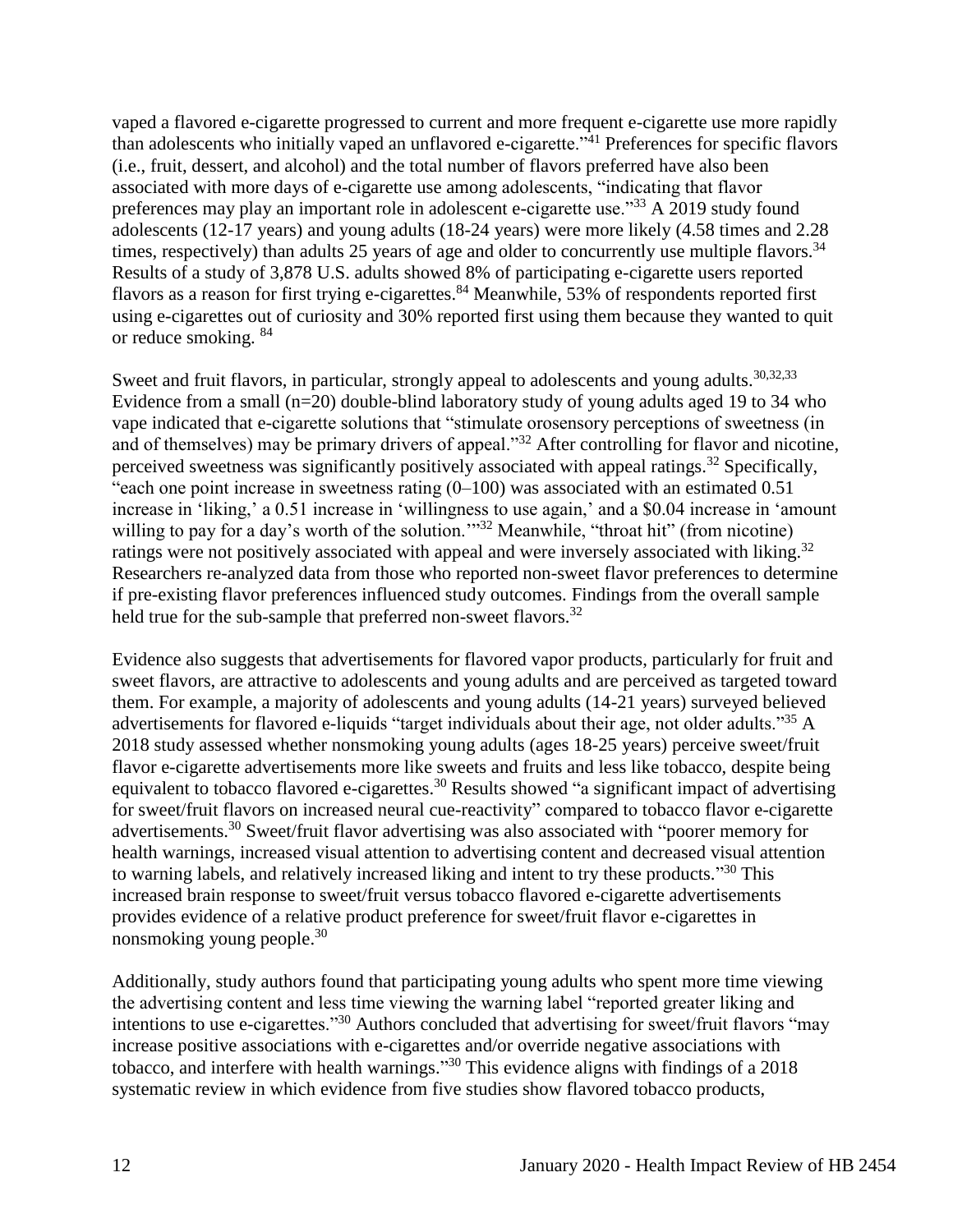vaped a flavored e-cigarette progressed to current and more frequent e-cigarette use more rapidly than adolescents who initially vaped an unflavored e-cigarette."[41] Preferences for specific flavors (i.e., fruit, dessert, and alcohol) and the total number of flavors preferred have also been associated with more days of e-cigarette use among adolescents, "indicating that flavor preferences may play an important role in adolescent e-cigarette use."[33] A 2019 study found adolescents (12-17 years) and young adults (18-24 years) were more likely (4.58 times and 2.28 times, respectively) than adults 25 years of age and older to concurrently use multiple flavors.[34] Results of a study of 3,878 U.S. adults showed 8% of participating e-cigarette users reported flavors as a reason for first trying e-cigarettes.[84] Meanwhile, 53% of respondents reported first using e-cigarettes out of curiosity and 30% reported first using them because they wanted to quit or reduce smoking.[84]

Sweet and fruit flavors, in particular, strongly appeal to adolescents and young adults.[30,32,33] Evidence from a small (n=20) double-blind laboratory study of young adults aged 19 to 34 who vape indicated that e-cigarette solutions that "stimulate orosensory perceptions of sweetness (in and of themselves) may be primary drivers of appeal."[32] After controlling for flavor and nicotine, perceived sweetness was significantly positively associated with appeal ratings.[32] Specifically, "each one point increase in sweetness rating (0–100) was associated with an estimated 0.51 increase in 'liking,' a 0.51 increase in 'willingness to use again,' and a $0.04 increase in 'amount willing to pay for a day's worth of the solution.'"[32] Meanwhile, "throat hit" (from nicotine) ratings were not positively associated with appeal and were inversely associated with liking.[32] Researchers re-analyzed data from those who reported non-sweet flavor preferences to determine if pre-existing flavor preferences influenced study outcomes. Findings from the overall sample held true for the sub-sample that preferred non-sweet flavors.[32]

Evidence also suggests that advertisements for flavored vapor products, particularly for fruit and sweet flavors, are attractive to adolescents and young adults and are perceived as targeted toward them. For example, a majority of adolescents and young adults (14-21 years) surveyed believed advertisements for flavored e-liquids "target individuals about their age, not older adults."[35] A 2018 study assessed whether nonsmoking young adults (ages 18-25 years) perceive sweet/fruit flavor e-cigarette advertisements more like sweets and fruits and less like tobacco, despite being equivalent to tobacco flavored e-cigarettes.[30] Results showed "a significant impact of advertising for sweet/fruit flavors on increased neural cue-reactivity" compared to tobacco flavor e-cigarette advertisements.[30] Sweet/fruit flavor advertising was also associated with "poorer memory for health warnings, increased visual attention to advertising content and decreased visual attention to warning labels, and relatively increased liking and intent to try these products."[30] This increased brain response to sweet/fruit versus tobacco flavored e-cigarette advertisements provides evidence of a relative product preference for sweet/fruit flavor e-cigarettes in nonsmoking young people.[30]

Additionally, study authors found that participating young adults who spent more time viewing the advertising content and less time viewing the warning label "reported greater liking and intentions to use e-cigarettes."[30] Authors concluded that advertising for sweet/fruit flavors "may increase positive associations with e-cigarettes and/or override negative associations with tobacco, and interfere with health warnings."[30] This evidence aligns with findings of a 2018 systematic review in which evidence from five studies show flavored tobacco products,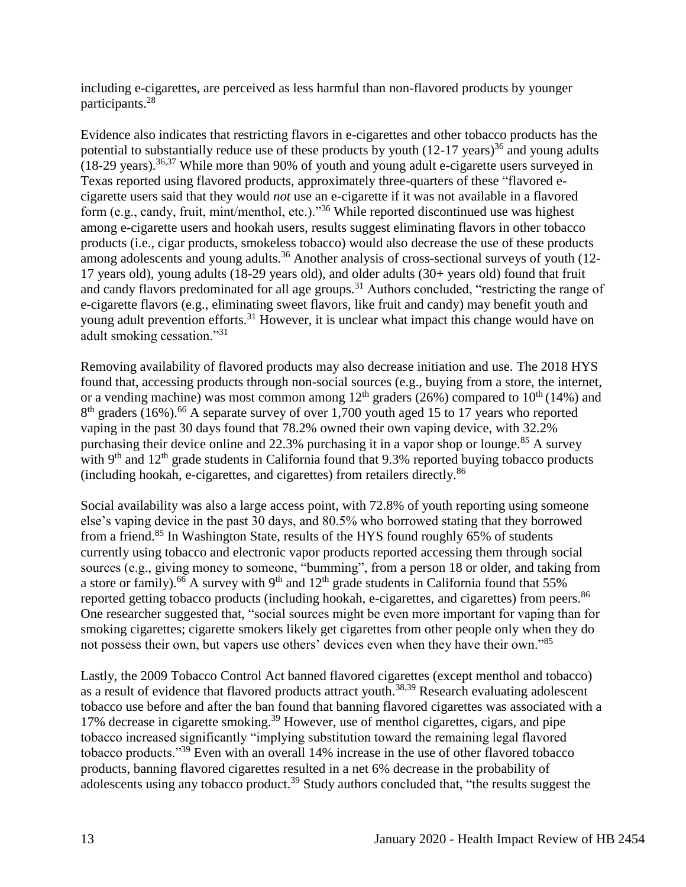including e-cigarettes, are perceived as less harmful than non-flavored products by younger participants.[28]

Evidence also indicates that restricting flavors in e-cigarettes and other tobacco products has the potential to substantially reduce use of these products by youth (12-17 years)[36] and young adults (18-29 years).[36,37] While more than 90% of youth and young adult e-cigarette users surveyed in Texas reported using flavored products, approximately three-quarters of these "flavored e-cigarette users said that they would *not* use an e-cigarette if it was not available in a flavored form (e.g., candy, fruit, mint/menthol, etc.)."[36] While reported discontinued use was highest among e-cigarette users and hookah users, results suggest eliminating flavors in other tobacco products (i.e., cigar products, smokeless tobacco) would also decrease the use of these products among adolescents and young adults.[36] Another analysis of cross-sectional surveys of youth (12-17 years old), young adults (18-29 years old), and older adults (30+ years old) found that fruit and candy flavors predominated for all age groups.[31] Authors concluded, "restricting the range of e-cigarette flavors (e.g., eliminating sweet flavors, like fruit and candy) may benefit youth and young adult prevention efforts.[31] However, it is unclear what impact this change would have on adult smoking cessation."[31]

Removing availability of flavored products may also decrease initiation and use. The 2018 HYS found that, accessing products through non-social sources (e.g., buying from a store, the internet, or a vending machine) was most common among 12th graders (26%) compared to 10th (14%) and 8th graders (16%).[66] A separate survey of over 1,700 youth aged 15 to 17 years who reported vaping in the past 30 days found that 78.2% owned their own vaping device, with 32.2% purchasing their device online and 22.3% purchasing it in a vapor shop or lounge.[85] A survey with 9th and 12th grade students in California found that 9.3% reported buying tobacco products (including hookah, e-cigarettes, and cigarettes) from retailers directly.[86]

Social availability was also a large access point, with 72.8% of youth reporting using someone else's vaping device in the past 30 days, and 80.5% who borrowed stating that they borrowed from a friend.[85] In Washington State, results of the HYS found roughly 65% of students currently using tobacco and electronic vapor products reported accessing them through social sources (e.g., giving money to someone, "bumming", from a person 18 or older, and taking from a store or family).[66] A survey with 9th and 12th grade students in California found that 55% reported getting tobacco products (including hookah, e-cigarettes, and cigarettes) from peers.[86] One researcher suggested that, "social sources might be even more important for vaping than for smoking cigarettes; cigarette smokers likely get cigarettes from other people only when they do not possess their own, but vapers use others' devices even when they have their own."[85]

Lastly, the 2009 Tobacco Control Act banned flavored cigarettes (except menthol and tobacco) as a result of evidence that flavored products attract youth.[38,39] Research evaluating adolescent tobacco use before and after the ban found that banning flavored cigarettes was associated with a 17% decrease in cigarette smoking.[39] However, use of menthol cigarettes, cigars, and pipe tobacco increased significantly "implying substitution toward the remaining legal flavored tobacco products."[39] Even with an overall 14% increase in the use of other flavored tobacco products, banning flavored cigarettes resulted in a net 6% decrease in the probability of adolescents using any tobacco product.[39] Study authors concluded that, "the results suggest the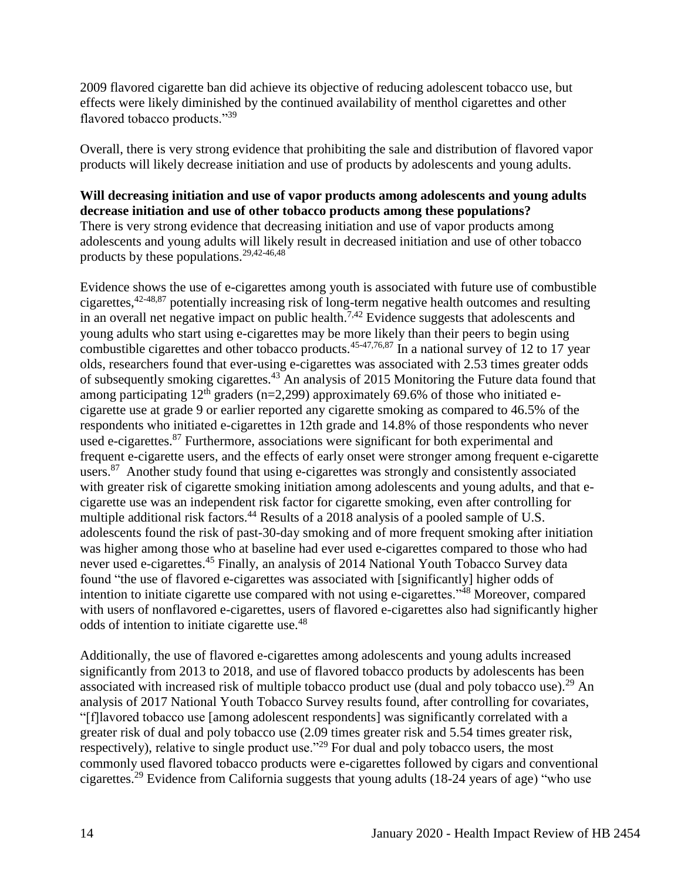2009 flavored cigarette ban did achieve its objective of reducing adolescent tobacco use, but effects were likely diminished by the continued availability of menthol cigarettes and other flavored tobacco products."[39]

Overall, there is very strong evidence that prohibiting the sale and distribution of flavored vapor products will likely decrease initiation and use of products by adolescents and young adults.

**Will decreasing initiation and use of vapor products among adolescents and young adults decrease initiation and use of other tobacco products among these populations?**

There is very strong evidence that decreasing initiation and use of vapor products among adolescents and young adults will likely result in decreased initiation and use of other tobacco products by these populations.[29,42-46,48]

Evidence shows the use of e-cigarettes among youth is associated with future use of combustible cigarettes,[42-48,87] potentially increasing risk of long-term negative health outcomes and resulting in an overall net negative impact on public health.[7,42] Evidence suggests that adolescents and young adults who start using e-cigarettes may be more likely than their peers to begin using combustible cigarettes and other tobacco products.[45-47,76,87] In a national survey of 12 to 17 year olds, researchers found that ever-using e-cigarettes was associated with 2.53 times greater odds of subsequently smoking cigarettes.[43] An analysis of 2015 Monitoring the Future data found that among participating 12$^{th}$ graders (n=2,299) approximately 69.6% of those who initiated e-cigarette use at grade 9 or earlier reported any cigarette smoking as compared to 46.5% of the respondents who initiated e-cigarettes in 12th grade and 14.8% of those respondents who never used e-cigarettes.[87] Furthermore, associations were significant for both experimental and frequent e-cigarette users, and the effects of early onset were stronger among frequent e-cigarette users.[87] Another study found that using e-cigarettes was strongly and consistently associated with greater risk of cigarette smoking initiation among adolescents and young adults, and that e-cigarette use was an independent risk factor for cigarette smoking, even after controlling for multiple additional risk factors.[44] Results of a 2018 analysis of a pooled sample of U.S. adolescents found the risk of past-30-day smoking and of more frequent smoking after initiation was higher among those who at baseline had ever used e-cigarettes compared to those who had never used e-cigarettes.[45] Finally, an analysis of 2014 National Youth Tobacco Survey data found "the use of flavored e-cigarettes was associated with [significantly] higher odds of intention to initiate cigarette use compared with not using e-cigarettes."[48] Moreover, compared with users of nonflavored e-cigarettes, users of flavored e-cigarettes also had significantly higher odds of intention to initiate cigarette use.[48]

Additionally, the use of flavored e-cigarettes among adolescents and young adults increased significantly from 2013 to 2018, and use of flavored tobacco products by adolescents has been associated with increased risk of multiple tobacco product use (dual and poly tobacco use).[29] An analysis of 2017 National Youth Tobacco Survey results found, after controlling for covariates, "[f]lavored tobacco use [among adolescent respondents] was significantly correlated with a greater risk of dual and poly tobacco use (2.09 times greater risk and 5.54 times greater risk, respectively), relative to single product use."[29] For dual and poly tobacco users, the most commonly used flavored tobacco products were e-cigarettes followed by cigars and conventional cigarettes.[29] Evidence from California suggests that young adults (18-24 years of age) "who use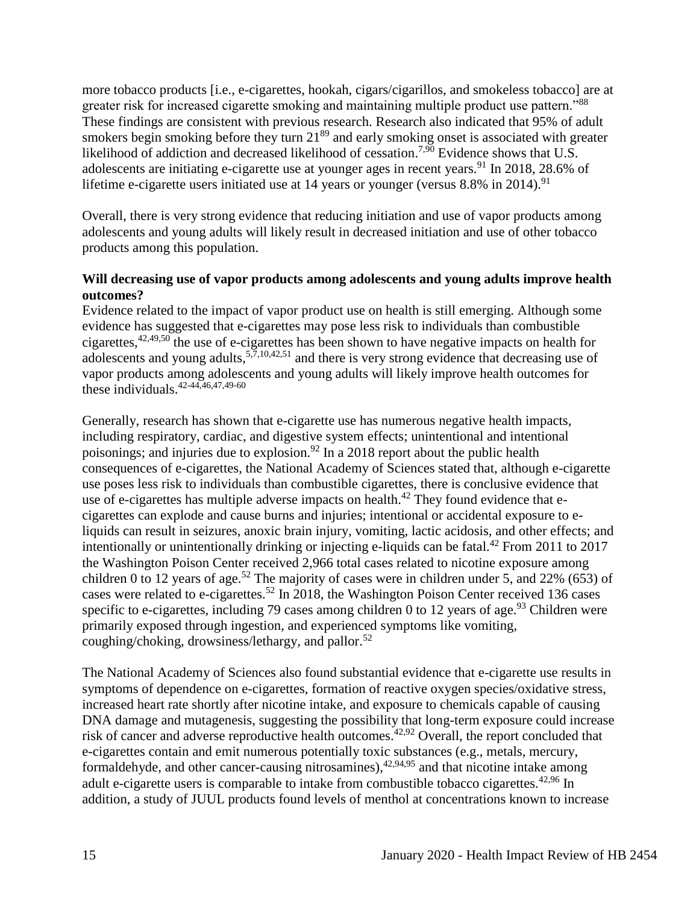more tobacco products [i.e., e-cigarettes, hookah, cigars/cigarillos, and smokeless tobacco] are at greater risk for increased cigarette smoking and maintaining multiple product use pattern."[88] These findings are consistent with previous research. Research also indicated that 95% of adult smokers begin smoking before they turn 21[89] and early smoking onset is associated with greater likelihood of addiction and decreased likelihood of cessation.[7,90] Evidence shows that U.S. adolescents are initiating e-cigarette use at younger ages in recent years.[91] In 2018, 28.6% of lifetime e-cigarette users initiated use at 14 years or younger (versus 8.8% in 2014).[91]

Overall, there is very strong evidence that reducing initiation and use of vapor products among adolescents and young adults will likely result in decreased initiation and use of other tobacco products among this population.

**Will decreasing use of vapor products among adolescents and young adults improve health outcomes?**

Evidence related to the impact of vapor product use on health is still emerging. Although some evidence has suggested that e-cigarettes may pose less risk to individuals than combustible cigarettes,[42,49,50] the use of e-cigarettes has been shown to have negative impacts on health for adolescents and young adults,[5,7,10,42,51] and there is very strong evidence that decreasing use of vapor products among adolescents and young adults will likely improve health outcomes for these individuals.[42-44,46,47,49-60]

Generally, research has shown that e-cigarette use has numerous negative health impacts, including respiratory, cardiac, and digestive system effects; unintentional and intentional poisonings; and injuries due to explosion.[92] In a 2018 report about the public health consequences of e-cigarettes, the National Academy of Sciences stated that, although e-cigarette use poses less risk to individuals than combustible cigarettes, there is conclusive evidence that use of e-cigarettes has multiple adverse impacts on health.[42] They found evidence that e-cigarettes can explode and cause burns and injuries; intentional or accidental exposure to e-liquids can result in seizures, anoxic brain injury, vomiting, lactic acidosis, and other effects; and intentionally or unintentionally drinking or injecting e-liquids can be fatal.[42] From 2011 to 2017 the Washington Poison Center received 2,966 total cases related to nicotine exposure among children 0 to 12 years of age.[52] The majority of cases were in children under 5, and 22% (653) of cases were related to e-cigarettes.[52] In 2018, the Washington Poison Center received 136 cases specific to e-cigarettes, including 79 cases among children 0 to 12 years of age.[93] Children were primarily exposed through ingestion, and experienced symptoms like vomiting, coughing/choking, drowsiness/lethargy, and pallor.[52]

The National Academy of Sciences also found substantial evidence that e-cigarette use results in symptoms of dependence on e-cigarettes, formation of reactive oxygen species/oxidative stress, increased heart rate shortly after nicotine intake, and exposure to chemicals capable of causing DNA damage and mutagenesis, suggesting the possibility that long-term exposure could increase risk of cancer and adverse reproductive health outcomes.[42,92] Overall, the report concluded that e-cigarettes contain and emit numerous potentially toxic substances (e.g., metals, mercury, formaldehyde, and other cancer-causing nitrosamines),[42,94,95] and that nicotine intake among adult e-cigarette users is comparable to intake from combustible tobacco cigarettes.[42,96] In addition, a study of JUUL products found levels of menthol at concentrations known to increase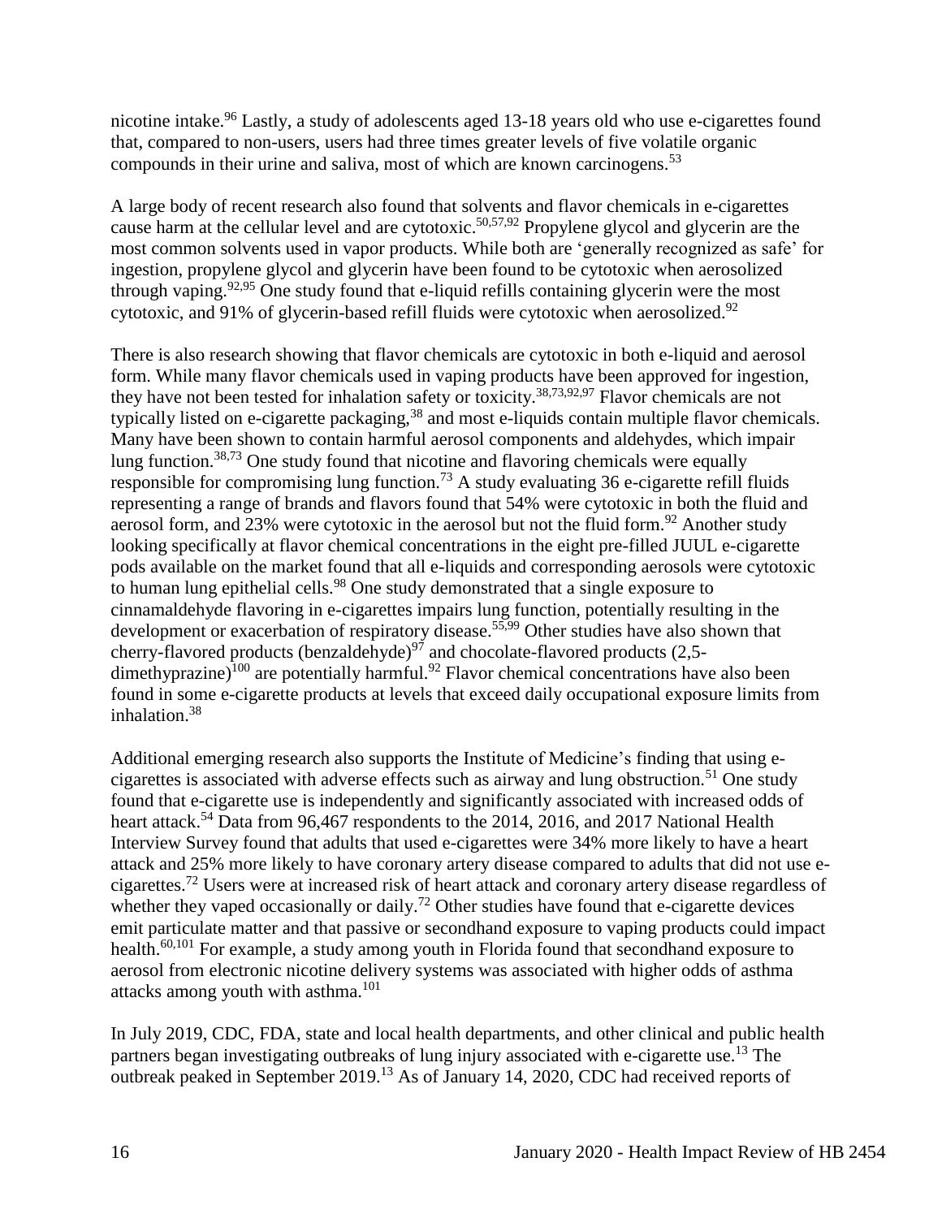nicotine intake.[96] Lastly, a study of adolescents aged 13-18 years old who use e-cigarettes found that, compared to non-users, users had three times greater levels of five volatile organic compounds in their urine and saliva, most of which are known carcinogens.[53]

A large body of recent research also found that solvents and flavor chemicals in e-cigarettes cause harm at the cellular level and are cytotoxic.[50,57,92] Propylene glycol and glycerin are the most common solvents used in vapor products. While both are 'generally recognized as safe' for ingestion, propylene glycol and glycerin have been found to be cytotoxic when aerosolized through vaping.[92,95] One study found that e-liquid refills containing glycerin were the most cytotoxic, and 91% of glycerin-based refill fluids were cytotoxic when aerosolized.[92]

There is also research showing that flavor chemicals are cytotoxic in both e-liquid and aerosol form. While many flavor chemicals used in vaping products have been approved for ingestion, they have not been tested for inhalation safety or toxicity.[38,73,92,97] Flavor chemicals are not typically listed on e-cigarette packaging,[38] and most e-liquids contain multiple flavor chemicals. Many have been shown to contain harmful aerosol components and aldehydes, which impair lung function.[38,73] One study found that nicotine and flavoring chemicals were equally responsible for compromising lung function.[73] A study evaluating 36 e-cigarette refill fluids representing a range of brands and flavors found that 54% were cytotoxic in both the fluid and aerosol form, and 23% were cytotoxic in the aerosol but not the fluid form.[92] Another study looking specifically at flavor chemical concentrations in the eight pre-filled JUUL e-cigarette pods available on the market found that all e-liquids and corresponding aerosols were cytotoxic to human lung epithelial cells.[98] One study demonstrated that a single exposure to cinnamaldehyde flavoring in e-cigarettes impairs lung function, potentially resulting in the development or exacerbation of respiratory disease.[55,99] Other studies have also shown that cherry-flavored products (benzaldehyde)[97] and chocolate-flavored products (2,5-dimethypyrazine)[100] are potentially harmful.[92] Flavor chemical concentrations have also been found in some e-cigarette products at levels that exceed daily occupational exposure limits from inhalation.[38]

Additional emerging research also supports the Institute of Medicine's finding that using e-cigarettes is associated with adverse effects such as airway and lung obstruction.[51] One study found that e-cigarette use is independently and significantly associated with increased odds of heart attack.[54] Data from 96,467 respondents to the 2014, 2016, and 2017 National Health Interview Survey found that adults that used e-cigarettes were 34% more likely to have a heart attack and 25% more likely to have coronary artery disease compared to adults that did not use e-cigarettes.[72] Users were at increased risk of heart attack and coronary artery disease regardless of whether they vaped occasionally or daily.[72] Other studies have found that e-cigarette devices emit particulate matter and that passive or secondhand exposure to vaping products could impact health.[60,101] For example, a study among youth in Florida found that secondhand exposure to aerosol from electronic nicotine delivery systems was associated with higher odds of asthma attacks among youth with asthma.[101]

In July 2019, CDC, FDA, state and local health departments, and other clinical and public health partners began investigating outbreaks of lung injury associated with e-cigarette use.[13] The outbreak peaked in September 2019.[13] As of January 14, 2020, CDC had received reports of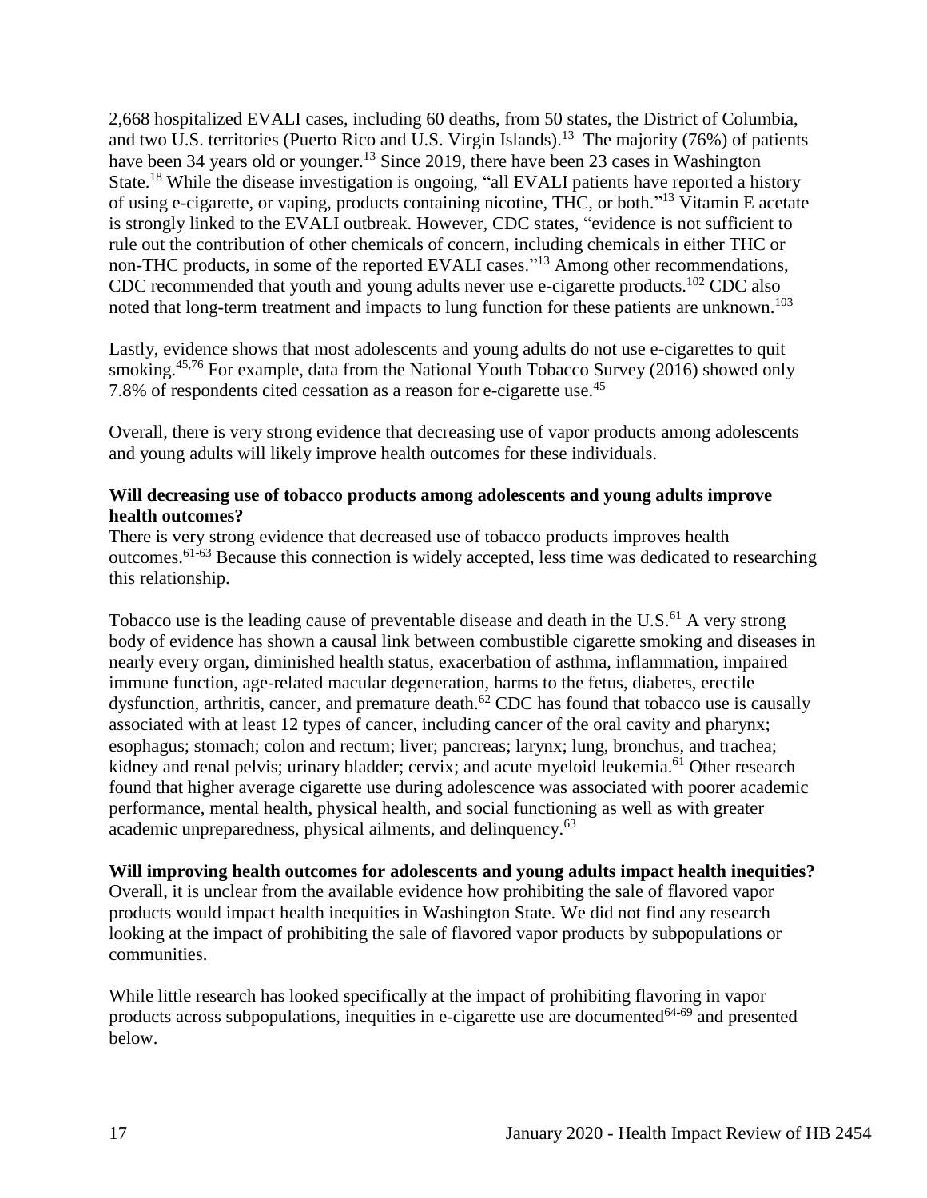2,668 hospitalized EVALI cases, including 60 deaths, from 50 states, the District of Columbia, and two U.S. territories (Puerto Rico and U.S. Virgin Islands).[13] The majority (76%) of patients have been 34 years old or younger.[13] Since 2019, there have been 23 cases in Washington State.[18] While the disease investigation is ongoing, "all EVALI patients have reported a history of using e-cigarette, or vaping, products containing nicotine, THC, or both."[13] Vitamin E acetate is strongly linked to the EVALI outbreak. However, CDC states, "evidence is not sufficient to rule out the contribution of other chemicals of concern, including chemicals in either THC or non-THC products, in some of the reported EVALI cases."[13] Among other recommendations, CDC recommended that youth and young adults never use e-cigarette products.[102] CDC also noted that long-term treatment and impacts to lung function for these patients are unknown.[103]

Lastly, evidence shows that most adolescents and young adults do not use e-cigarettes to quit smoking.[45,76] For example, data from the National Youth Tobacco Survey (2016) showed only 7.8% of respondents cited cessation as a reason for e-cigarette use.[45]

Overall, there is very strong evidence that decreasing use of vapor products among adolescents and young adults will likely improve health outcomes for these individuals.

**Will decreasing use of tobacco products among adolescents and young adults improve health outcomes?**

There is very strong evidence that decreased use of tobacco products improves health outcomes.[61-63] Because this connection is widely accepted, less time was dedicated to researching this relationship.

Tobacco use is the leading cause of preventable disease and death in the U.S.[61] A very strong body of evidence has shown a causal link between combustible cigarette smoking and diseases in nearly every organ, diminished health status, exacerbation of asthma, inflammation, impaired immune function, age-related macular degeneration, harms to the fetus, diabetes, erectile dysfunction, arthritis, cancer, and premature death.[62] CDC has found that tobacco use is causally associated with at least 12 types of cancer, including cancer of the oral cavity and pharynx; esophagus; stomach; colon and rectum; liver; pancreas; larynx; lung, bronchus, and trachea; kidney and renal pelvis; urinary bladder; cervix; and acute myeloid leukemia.[61] Other research found that higher average cigarette use during adolescence was associated with poorer academic performance, mental health, physical health, and social functioning as well as with greater academic unpreparedness, physical ailments, and delinquency.[63]

**Will improving health outcomes for adolescents and young adults impact health inequities?**

Overall, it is unclear from the available evidence how prohibiting the sale of flavored vapor products would impact health inequities in Washington State. We did not find any research looking at the impact of prohibiting the sale of flavored vapor products by subpopulations or communities.

While little research has looked specifically at the impact of prohibiting flavoring in vapor products across subpopulations, inequities in e-cigarette use are documented[64-69] and presented below.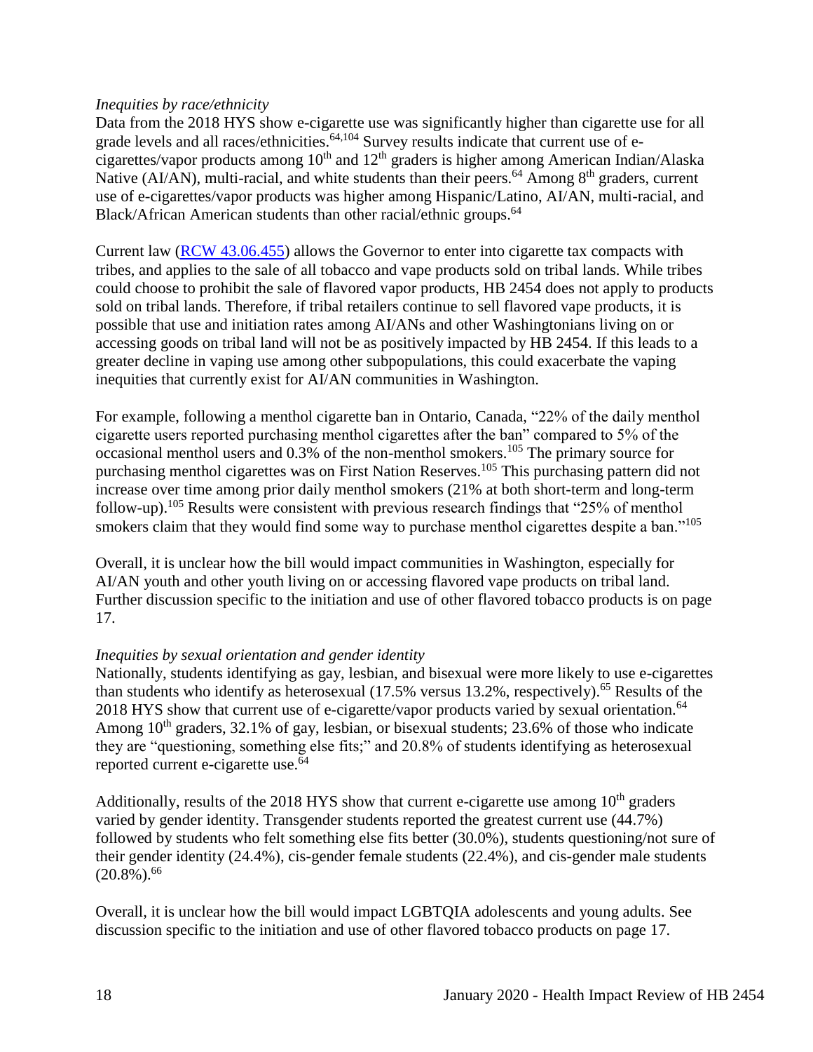*Inequities by race/ethnicity*

Data from the 2018 HYS show e-cigarette use was significantly higher than cigarette use for all grade levels and all races/ethnicities.[64,104] Survey results indicate that current use of e-cigarettes/vapor products among 10th and 12th graders is higher among American Indian/Alaska Native (AI/AN), multi-racial, and white students than their peers.[64] Among 8th graders, current use of e-cigarettes/vapor products was higher among Hispanic/Latino, AI/AN, multi-racial, and Black/African American students than other racial/ethnic groups.[64]

Current law (RCW 43.06.455) allows the Governor to enter into cigarette tax compacts with tribes, and applies to the sale of all tobacco and vape products sold on tribal lands. While tribes could choose to prohibit the sale of flavored vapor products, HB 2454 does not apply to products sold on tribal lands. Therefore, if tribal retailers continue to sell flavored vape products, it is possible that use and initiation rates among AI/ANs and other Washingtonians living on or accessing goods on tribal land will not be as positively impacted by HB 2454. If this leads to a greater decline in vaping use among other subpopulations, this could exacerbate the vaping inequities that currently exist for AI/AN communities in Washington.

For example, following a menthol cigarette ban in Ontario, Canada, "22% of the daily menthol cigarette users reported purchasing menthol cigarettes after the ban" compared to 5% of the occasional menthol users and 0.3% of the non-menthol smokers.[105] The primary source for purchasing menthol cigarettes was on First Nation Reserves.[105] This purchasing pattern did not increase over time among prior daily menthol smokers (21% at both short-term and long-term follow-up).[105] Results were consistent with previous research findings that "25% of menthol smokers claim that they would find some way to purchase menthol cigarettes despite a ban."[105]

Overall, it is unclear how the bill would impact communities in Washington, especially for AI/AN youth and other youth living on or accessing flavored vape products on tribal land. Further discussion specific to the initiation and use of other flavored tobacco products is on page 17.

*Inequities by sexual orientation and gender identity*

Nationally, students identifying as gay, lesbian, and bisexual were more likely to use e-cigarettes than students who identify as heterosexual (17.5% versus 13.2%, respectively).[65] Results of the 2018 HYS show that current use of e-cigarette/vapor products varied by sexual orientation.[64] Among 10th graders, 32.1% of gay, lesbian, or bisexual students; 23.6% of those who indicate they are "questioning, something else fits;" and 20.8% of students identifying as heterosexual reported current e-cigarette use.[64]

Additionally, results of the 2018 HYS show that current e-cigarette use among 10th graders varied by gender identity. Transgender students reported the greatest current use (44.7%) followed by students who felt something else fits better (30.0%), students questioning/not sure of their gender identity (24.4%), cis-gender female students (22.4%), and cis-gender male students (20.8%).[66]

Overall, it is unclear how the bill would impact LGBTQIA adolescents and young adults. See discussion specific to the initiation and use of other flavored tobacco products on page 17.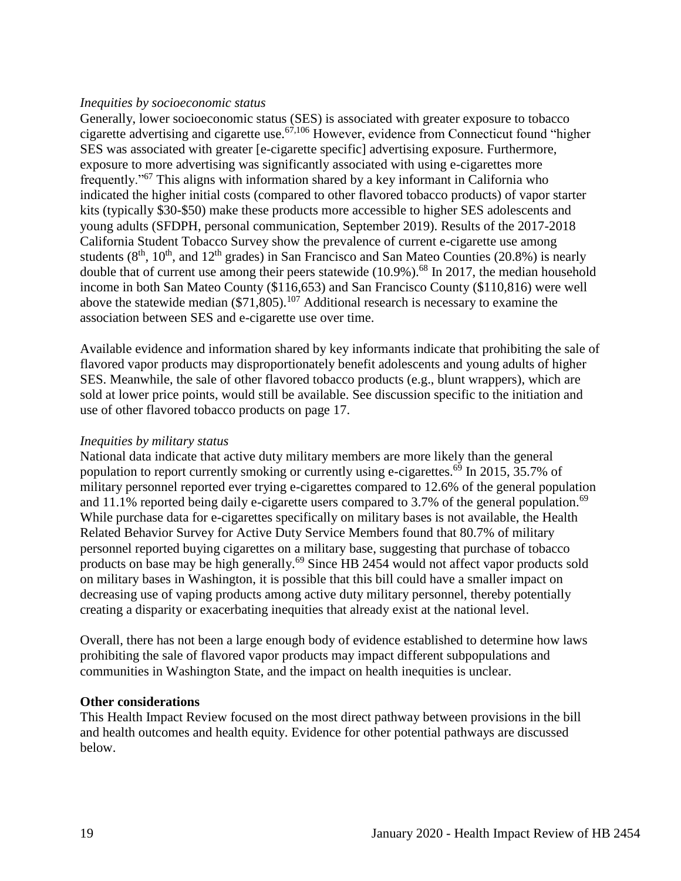*Inequities by socioeconomic status*

Generally, lower socioeconomic status (SES) is associated with greater exposure to tobacco cigarette advertising and cigarette use.[67,106] However, evidence from Connecticut found "higher SES was associated with greater [e-cigarette specific] advertising exposure. Furthermore, exposure to more advertising was significantly associated with using e-cigarettes more frequently."[67] This aligns with information shared by a key informant in California who indicated the higher initial costs (compared to other flavored tobacco products) of vapor starter kits (typically $30-$50) make these products more accessible to higher SES adolescents and young adults (SFDPH, personal communication, September 2019). Results of the 2017-2018 California Student Tobacco Survey show the prevalence of current e-cigarette use among students (8$^{th}$, 10$^{th}$, and 12$^{th}$ grades) in San Francisco and San Mateo Counties (20.8%) is nearly double that of current use among their peers statewide (10.9%).[68] In 2017, the median household income in both San Mateo County ($116,653) and San Francisco County ($110,816) were well above the statewide median ($71,805).[107] Additional research is necessary to examine the association between SES and e-cigarette use over time.

Available evidence and information shared by key informants indicate that prohibiting the sale of flavored vapor products may disproportionately benefit adolescents and young adults of higher SES. Meanwhile, the sale of other flavored tobacco products (e.g., blunt wrappers), which are sold at lower price points, would still be available. See discussion specific to the initiation and use of other flavored tobacco products on page 17.

*Inequities by military status*

National data indicate that active duty military members are more likely than the general population to report currently smoking or currently using e-cigarettes.[69] In 2015, 35.7% of military personnel reported ever trying e-cigarettes compared to 12.6% of the general population and 11.1% reported being daily e-cigarette users compared to 3.7% of the general population.[69] While purchase data for e-cigarettes specifically on military bases is not available, the Health Related Behavior Survey for Active Duty Service Members found that 80.7% of military personnel reported buying cigarettes on a military base, suggesting that purchase of tobacco products on base may be high generally.[69] Since HB 2454 would not affect vapor products sold on military bases in Washington, it is possible that this bill could have a smaller impact on decreasing use of vaping products among active duty military personnel, thereby potentially creating a disparity or exacerbating inequities that already exist at the national level.

Overall, there has not been a large enough body of evidence established to determine how laws prohibiting the sale of flavored vapor products may impact different subpopulations and communities in Washington State, and the impact on health inequities is unclear.

**Other considerations**

This Health Impact Review focused on the most direct pathway between provisions in the bill and health outcomes and health equity. Evidence for other potential pathways are discussed below.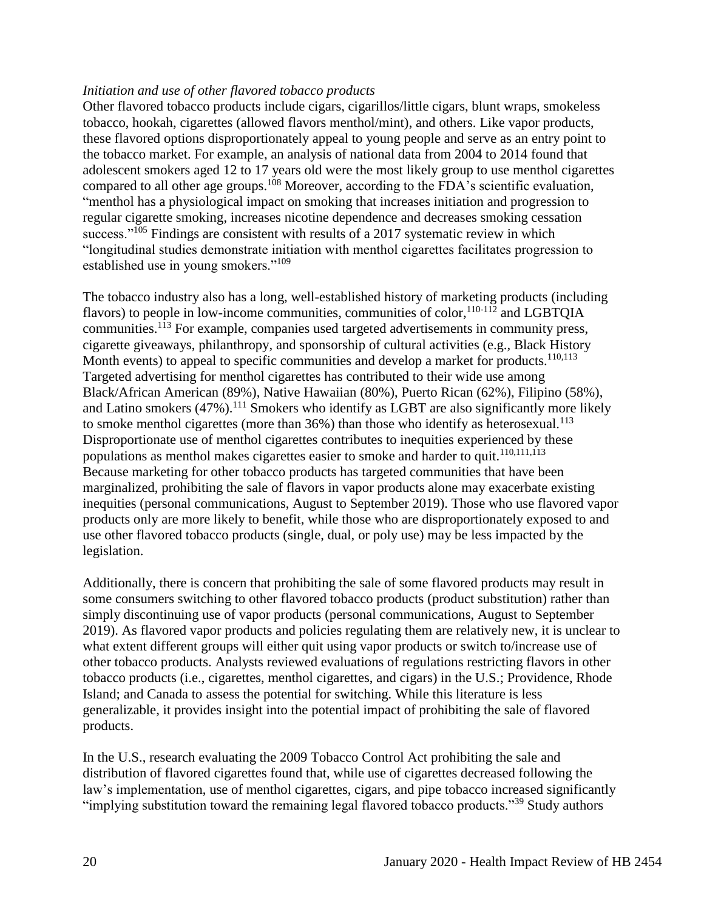*Initiation and use of other flavored tobacco products*

Other flavored tobacco products include cigars, cigarillos/little cigars, blunt wraps, smokeless tobacco, hookah, cigarettes (allowed flavors menthol/mint), and others. Like vapor products, these flavored options disproportionately appeal to young people and serve as an entry point to the tobacco market. For example, an analysis of national data from 2004 to 2014 found that adolescent smokers aged 12 to 17 years old were the most likely group to use menthol cigarettes compared to all other age groups.[108] Moreover, according to the FDA's scientific evaluation, "menthol has a physiological impact on smoking that increases initiation and progression to regular cigarette smoking, increases nicotine dependence and decreases smoking cessation success."[105] Findings are consistent with results of a 2017 systematic review in which "longitudinal studies demonstrate initiation with menthol cigarettes facilitates progression to established use in young smokers."[109]

The tobacco industry also has a long, well-established history of marketing products (including flavors) to people in low-income communities, communities of color,[110-112] and LGBTQIA communities.[113] For example, companies used targeted advertisements in community press, cigarette giveaways, philanthropy, and sponsorship of cultural activities (e.g., Black History Month events) to appeal to specific communities and develop a market for products.[110,113] Targeted advertising for menthol cigarettes has contributed to their wide use among Black/African American (89%), Native Hawaiian (80%), Puerto Rican (62%), Filipino (58%), and Latino smokers (47%).[111] Smokers who identify as LGBT are also significantly more likely to smoke menthol cigarettes (more than 36%) than those who identify as heterosexual.[113] Disproportionate use of menthol cigarettes contributes to inequities experienced by these populations as menthol makes cigarettes easier to smoke and harder to quit.[110,111,113] Because marketing for other tobacco products has targeted communities that have been marginalized, prohibiting the sale of flavors in vapor products alone may exacerbate existing inequities (personal communications, August to September 2019). Those who use flavored vapor products only are more likely to benefit, while those who are disproportionately exposed to and use other flavored tobacco products (single, dual, or poly use) may be less impacted by the legislation.

Additionally, there is concern that prohibiting the sale of some flavored products may result in some consumers switching to other flavored tobacco products (product substitution) rather than simply discontinuing use of vapor products (personal communications, August to September 2019). As flavored vapor products and policies regulating them are relatively new, it is unclear to what extent different groups will either quit using vapor products or switch to/increase use of other tobacco products. Analysts reviewed evaluations of regulations restricting flavors in other tobacco products (i.e., cigarettes, menthol cigarettes, and cigars) in the U.S.; Providence, Rhode Island; and Canada to assess the potential for switching. While this literature is less generalizable, it provides insight into the potential impact of prohibiting the sale of flavored products.

In the U.S., research evaluating the 2009 Tobacco Control Act prohibiting the sale and distribution of flavored cigarettes found that, while use of cigarettes decreased following the law's implementation, use of menthol cigarettes, cigars, and pipe tobacco increased significantly "implying substitution toward the remaining legal flavored tobacco products."[39] Study authors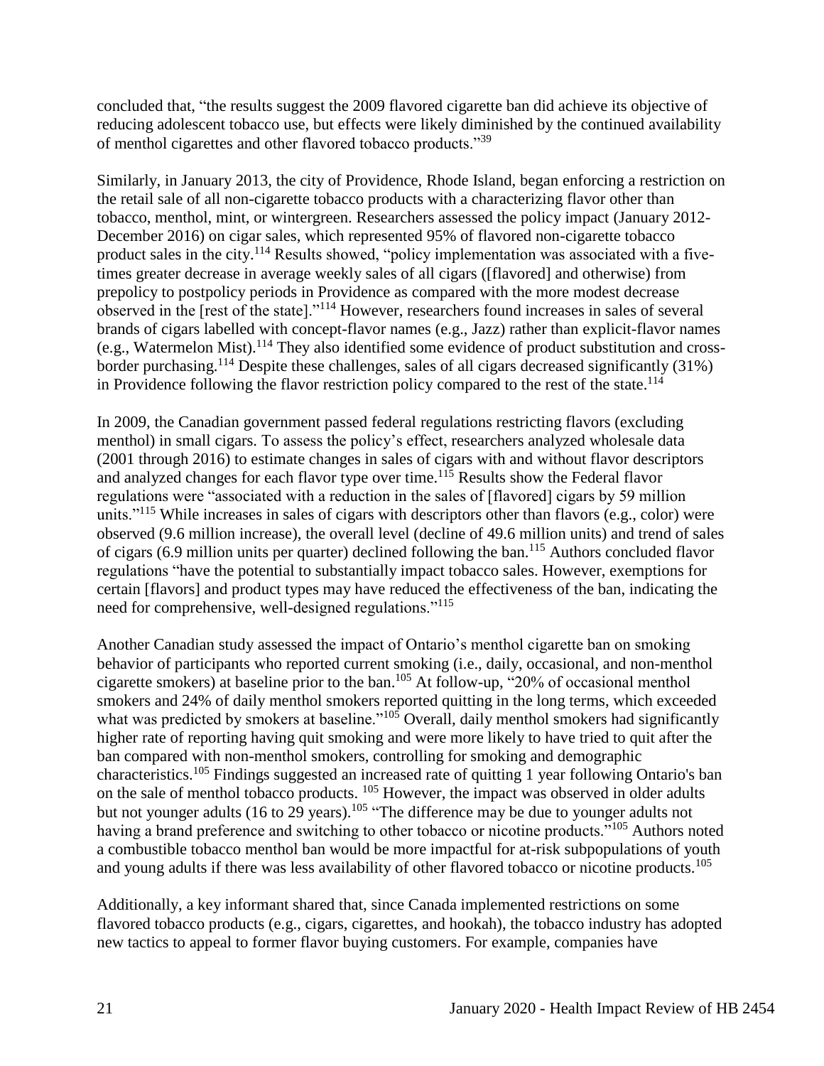concluded that, "the results suggest the 2009 flavored cigarette ban did achieve its objective of reducing adolescent tobacco use, but effects were likely diminished by the continued availability of menthol cigarettes and other flavored tobacco products."[39]

Similarly, in January 2013, the city of Providence, Rhode Island, began enforcing a restriction on the retail sale of all non-cigarette tobacco products with a characterizing flavor other than tobacco, menthol, mint, or wintergreen. Researchers assessed the policy impact (January 2012-December 2016) on cigar sales, which represented 95% of flavored non-cigarette tobacco product sales in the city.[114] Results showed, "policy implementation was associated with a five-times greater decrease in average weekly sales of all cigars ([flavored] and otherwise) from prepolicy to postpolicy periods in Providence as compared with the more modest decrease observed in the [rest of the state]."[114] However, researchers found increases in sales of several brands of cigars labelled with concept-flavor names (e.g., Jazz) rather than explicit-flavor names (e.g., Watermelon Mist).[114] They also identified some evidence of product substitution and cross-border purchasing.[114] Despite these challenges, sales of all cigars decreased significantly (31%) in Providence following the flavor restriction policy compared to the rest of the state.[114]

In 2009, the Canadian government passed federal regulations restricting flavors (excluding menthol) in small cigars. To assess the policy's effect, researchers analyzed wholesale data (2001 through 2016) to estimate changes in sales of cigars with and without flavor descriptors and analyzed changes for each flavor type over time.[115] Results show the Federal flavor regulations were "associated with a reduction in the sales of [flavored] cigars by 59 million units."[115] While increases in sales of cigars with descriptors other than flavors (e.g., color) were observed (9.6 million increase), the overall level (decline of 49.6 million units) and trend of sales of cigars (6.9 million units per quarter) declined following the ban.[115] Authors concluded flavor regulations "have the potential to substantially impact tobacco sales. However, exemptions for certain [flavors] and product types may have reduced the effectiveness of the ban, indicating the need for comprehensive, well-designed regulations."[115]

Another Canadian study assessed the impact of Ontario's menthol cigarette ban on smoking behavior of participants who reported current smoking (i.e., daily, occasional, and non-menthol cigarette smokers) at baseline prior to the ban.[105] At follow-up, "20% of occasional menthol smokers and 24% of daily menthol smokers reported quitting in the long terms, which exceeded what was predicted by smokers at baseline."[105] Overall, daily menthol smokers had significantly higher rate of reporting having quit smoking and were more likely to have tried to quit after the ban compared with non-menthol smokers, controlling for smoking and demographic characteristics.[105] Findings suggested an increased rate of quitting 1 year following Ontario's ban on the sale of menthol tobacco products. [105] However, the impact was observed in older adults but not younger adults (16 to 29 years).[105] "The difference may be due to younger adults not having a brand preference and switching to other tobacco or nicotine products."[105] Authors noted a combustible tobacco menthol ban would be more impactful for at-risk subpopulations of youth and young adults if there was less availability of other flavored tobacco or nicotine products.[105]

Additionally, a key informant shared that, since Canada implemented restrictions on some flavored tobacco products (e.g., cigars, cigarettes, and hookah), the tobacco industry has adopted new tactics to appeal to former flavor buying customers. For example, companies have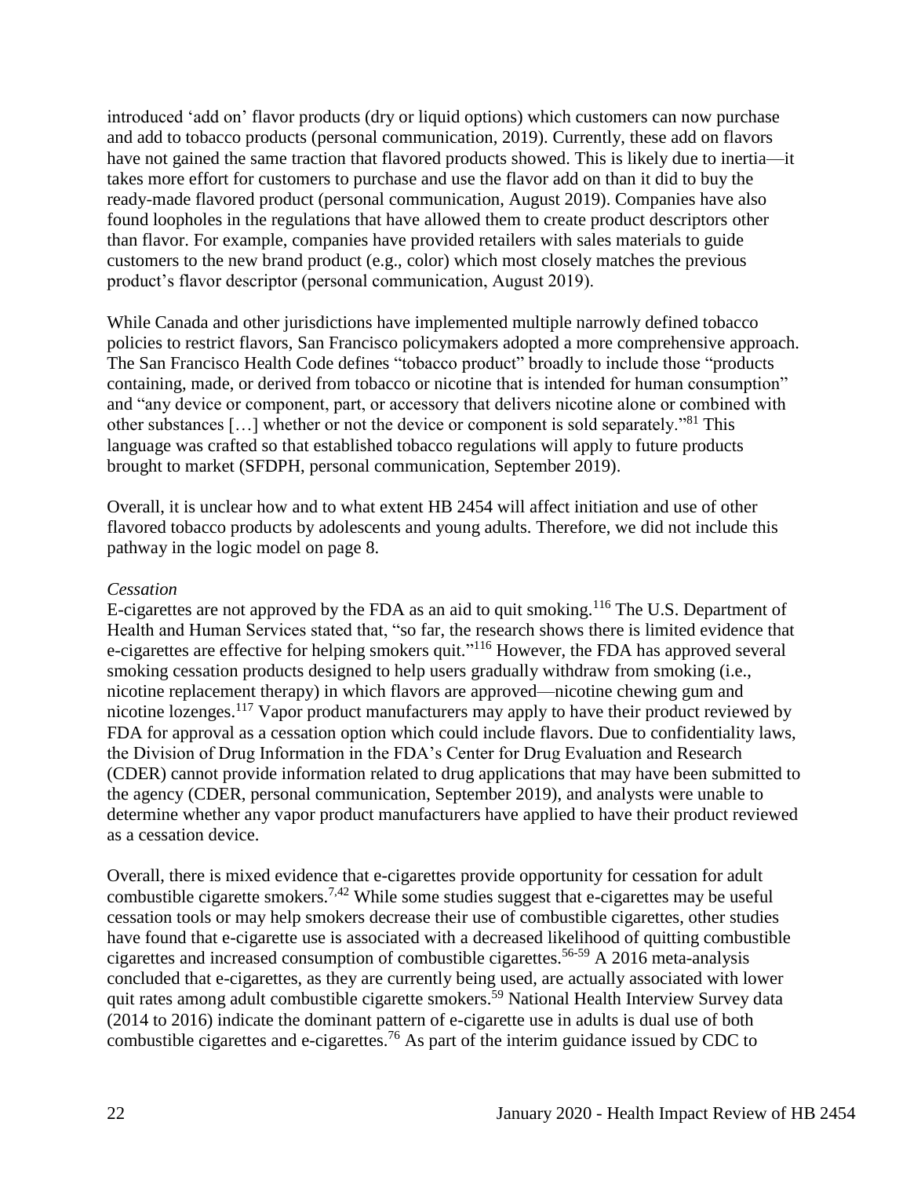introduced 'add on' flavor products (dry or liquid options) which customers can now purchase and add to tobacco products (personal communication, 2019). Currently, these add on flavors have not gained the same traction that flavored products showed. This is likely due to inertia—it takes more effort for customers to purchase and use the flavor add on than it did to buy the ready-made flavored product (personal communication, August 2019). Companies have also found loopholes in the regulations that have allowed them to create product descriptors other than flavor. For example, companies have provided retailers with sales materials to guide customers to the new brand product (e.g., color) which most closely matches the previous product's flavor descriptor (personal communication, August 2019).

While Canada and other jurisdictions have implemented multiple narrowly defined tobacco policies to restrict flavors, San Francisco policymakers adopted a more comprehensive approach. The San Francisco Health Code defines "tobacco product" broadly to include those "products containing, made, or derived from tobacco or nicotine that is intended for human consumption" and "any device or component, part, or accessory that delivers nicotine alone or combined with other substances […] whether or not the device or component is sold separately."[81] This language was crafted so that established tobacco regulations will apply to future products brought to market (SFDPH, personal communication, September 2019).

Overall, it is unclear how and to what extent HB 2454 will affect initiation and use of other flavored tobacco products by adolescents and young adults. Therefore, we did not include this pathway in the logic model on page 8.

*Cessation*

E-cigarettes are not approved by the FDA as an aid to quit smoking.[116] The U.S. Department of Health and Human Services stated that, "so far, the research shows there is limited evidence that e-cigarettes are effective for helping smokers quit."[116] However, the FDA has approved several smoking cessation products designed to help users gradually withdraw from smoking (i.e., nicotine replacement therapy) in which flavors are approved—nicotine chewing gum and nicotine lozenges.[117] Vapor product manufacturers may apply to have their product reviewed by FDA for approval as a cessation option which could include flavors. Due to confidentiality laws, the Division of Drug Information in the FDA's Center for Drug Evaluation and Research (CDER) cannot provide information related to drug applications that may have been submitted to the agency (CDER, personal communication, September 2019), and analysts were unable to determine whether any vapor product manufacturers have applied to have their product reviewed as a cessation device.

Overall, there is mixed evidence that e-cigarettes provide opportunity for cessation for adult combustible cigarette smokers.[7,42] While some studies suggest that e-cigarettes may be useful cessation tools or may help smokers decrease their use of combustible cigarettes, other studies have found that e-cigarette use is associated with a decreased likelihood of quitting combustible cigarettes and increased consumption of combustible cigarettes.[56-59] A 2016 meta-analysis concluded that e-cigarettes, as they are currently being used, are actually associated with lower quit rates among adult combustible cigarette smokers.[59] National Health Interview Survey data (2014 to 2016) indicate the dominant pattern of e-cigarette use in adults is dual use of both combustible cigarettes and e-cigarettes.[76] As part of the interim guidance issued by CDC to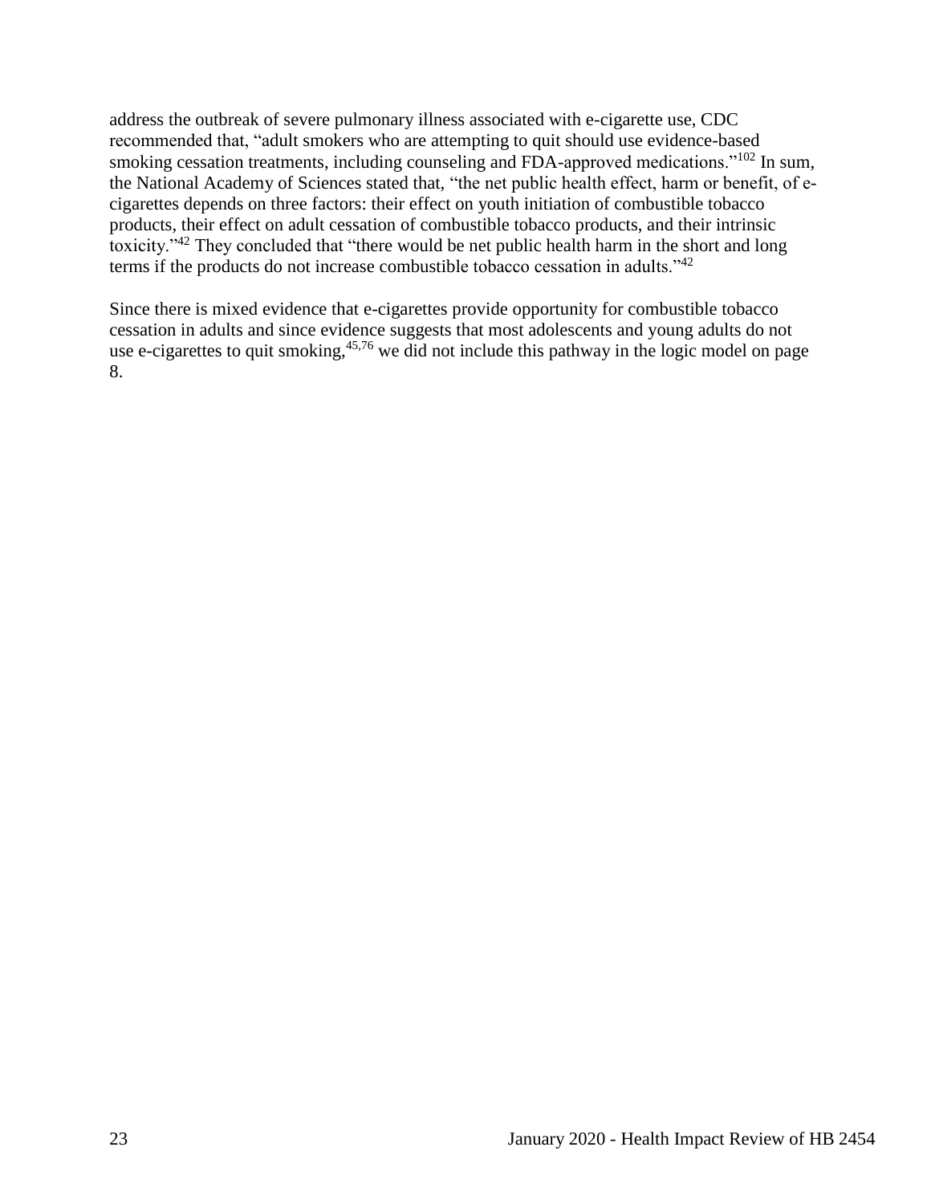address the outbreak of severe pulmonary illness associated with e-cigarette use, CDC recommended that, "adult smokers who are attempting to quit should use evidence-based smoking cessation treatments, including counseling and FDA-approved medications."[102] In sum, the National Academy of Sciences stated that, "the net public health effect, harm or benefit, of e-cigarettes depends on three factors: their effect on youth initiation of combustible tobacco products, their effect on adult cessation of combustible tobacco products, and their intrinsic toxicity."[42] They concluded that "there would be net public health harm in the short and long terms if the products do not increase combustible tobacco cessation in adults."[42]

Since there is mixed evidence that e-cigarettes provide opportunity for combustible tobacco cessation in adults and since evidence suggests that most adolescents and young adults do not use e-cigarettes to quit smoking,[45,76] we did not include this pathway in the logic model on page 8.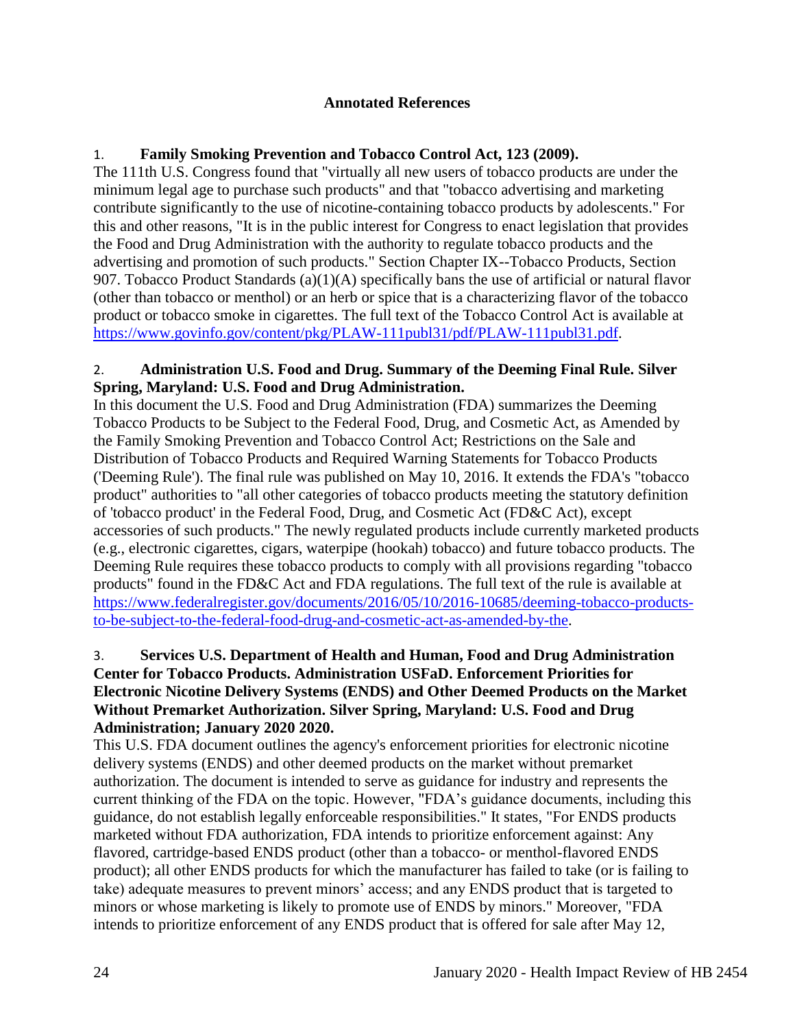**Annotated References**

1. **Family Smoking Prevention and Tobacco Control Act, 123 (2009).**
The 111th U.S. Congress found that "virtually all new users of tobacco products are under the minimum legal age to purchase such products" and that "tobacco advertising and marketing contribute significantly to the use of nicotine-containing tobacco products by adolescents." For this and other reasons, "It is in the public interest for Congress to enact legislation that provides the Food and Drug Administration with the authority to regulate tobacco products and the advertising and promotion of such products." Section Chapter IX--Tobacco Products, Section 907. Tobacco Product Standards (a)(1)(A) specifically bans the use of artificial or natural flavor (other than tobacco or menthol) or an herb or spice that is a characterizing flavor of the tobacco product or tobacco smoke in cigarettes. The full text of the Tobacco Control Act is available at https://www.govinfo.gov/content/pkg/PLAW-111publ31/pdf/PLAW-111publ31.pdf.

2. **Administration U.S. Food and Drug. Summary of the Deeming Final Rule. Silver Spring, Maryland: U.S. Food and Drug Administration.**
In this document the U.S. Food and Drug Administration (FDA) summarizes the Deeming Tobacco Products to be Subject to the Federal Food, Drug, and Cosmetic Act, as Amended by the Family Smoking Prevention and Tobacco Control Act; Restrictions on the Sale and Distribution of Tobacco Products and Required Warning Statements for Tobacco Products ('Deeming Rule'). The final rule was published on May 10, 2016. It extends the FDA's "tobacco product" authorities to "all other categories of tobacco products meeting the statutory definition of 'tobacco product' in the Federal Food, Drug, and Cosmetic Act (FD&C Act), except accessories of such products." The newly regulated products include currently marketed products (e.g., electronic cigarettes, cigars, waterpipe (hookah) tobacco) and future tobacco products. The Deeming Rule requires these tobacco products to comply with all provisions regarding "tobacco products" found in the FD&C Act and FDA regulations. The full text of the rule is available at https://www.federalregister.gov/documents/2016/05/10/2016-10685/deeming-tobacco-products-to-be-subject-to-the-federal-food-drug-and-cosmetic-act-as-amended-by-the.

3. **Services U.S. Department of Health and Human, Food and Drug Administration Center for Tobacco Products. Administration USFaD. Enforcement Priorities for Electronic Nicotine Delivery Systems (ENDS) and Other Deemed Products on the Market Without Premarket Authorization. Silver Spring, Maryland: U.S. Food and Drug Administration; January 2020 2020.**
This U.S. FDA document outlines the agency's enforcement priorities for electronic nicotine delivery systems (ENDS) and other deemed products on the market without premarket authorization. The document is intended to serve as guidance for industry and represents the current thinking of the FDA on the topic. However, "FDA's guidance documents, including this guidance, do not establish legally enforceable responsibilities." It states, "For ENDS products marketed without FDA authorization, FDA intends to prioritize enforcement against: Any flavored, cartridge-based ENDS product (other than a tobacco- or menthol-flavored ENDS product); all other ENDS products for which the manufacturer has failed to take (or is failing to take) adequate measures to prevent minors' access; and any ENDS product that is targeted to minors or whose marketing is likely to promote use of ENDS by minors." Moreover, "FDA intends to prioritize enforcement of any ENDS product that is offered for sale after May 12,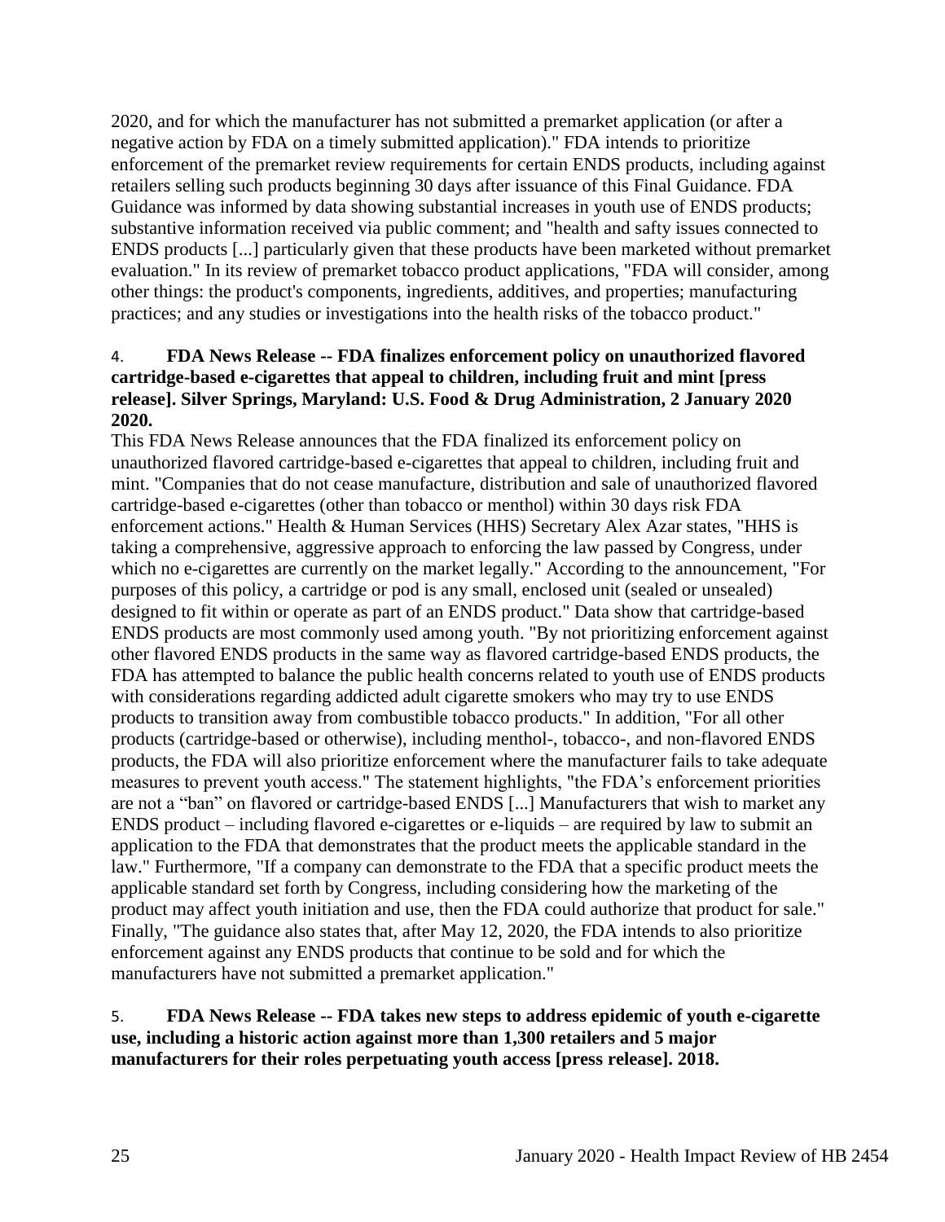2020, and for which the manufacturer has not submitted a premarket application (or after a negative action by FDA on a timely submitted application)." FDA intends to prioritize enforcement of the premarket review requirements for certain ENDS products, including against retailers selling such products beginning 30 days after issuance of this Final Guidance. FDA Guidance was informed by data showing substantial increases in youth use of ENDS products; substantive information received via public comment; and "health and safty issues connected to ENDS products [...] particularly given that these products have been marketed without premarket evaluation." In its review of premarket tobacco product applications, "FDA will consider, among other things: the product's components, ingredients, additives, and properties; manufacturing practices; and any studies or investigations into the health risks of the tobacco product."

4. **FDA News Release -- FDA finalizes enforcement policy on unauthorized flavored cartridge-based e-cigarettes that appeal to children, including fruit and mint [press release]. Silver Springs, Maryland: U.S. Food & Drug Administration, 2 January 2020 2020.**

This FDA News Release announces that the FDA finalized its enforcement policy on unauthorized flavored cartridge-based e-cigarettes that appeal to children, including fruit and mint. "Companies that do not cease manufacture, distribution and sale of unauthorized flavored cartridge-based e-cigarettes (other than tobacco or menthol) within 30 days risk FDA enforcement actions." Health & Human Services (HHS) Secretary Alex Azar states, "HHS is taking a comprehensive, aggressive approach to enforcing the law passed by Congress, under which no e-cigarettes are currently on the market legally." According to the announcement, "For purposes of this policy, a cartridge or pod is any small, enclosed unit (sealed or unsealed) designed to fit within or operate as part of an ENDS product." Data show that cartridge-based ENDS products are most commonly used among youth. "By not prioritizing enforcement against other flavored ENDS products in the same way as flavored cartridge-based ENDS products, the FDA has attempted to balance the public health concerns related to youth use of ENDS products with considerations regarding addicted adult cigarette smokers who may try to use ENDS products to transition away from combustible tobacco products." In addition, "For all other products (cartridge-based or otherwise), including menthol-, tobacco-, and non-flavored ENDS products, the FDA will also prioritize enforcement where the manufacturer fails to take adequate measures to prevent youth access." The statement highlights, "the FDA's enforcement priorities are not a "ban" on flavored or cartridge-based ENDS [...] Manufacturers that wish to market any ENDS product – including flavored e-cigarettes or e-liquids – are required by law to submit an application to the FDA that demonstrates that the product meets the applicable standard in the law." Furthermore, "If a company can demonstrate to the FDA that a specific product meets the applicable standard set forth by Congress, including considering how the marketing of the product may affect youth initiation and use, then the FDA could authorize that product for sale." Finally, "The guidance also states that, after May 12, 2020, the FDA intends to also prioritize enforcement against any ENDS products that continue to be sold and for which the manufacturers have not submitted a premarket application."

5. **FDA News Release -- FDA takes new steps to address epidemic of youth e-cigarette use, including a historic action against more than 1,300 retailers and 5 major manufacturers for their roles perpetuating youth access [press release]. 2018.**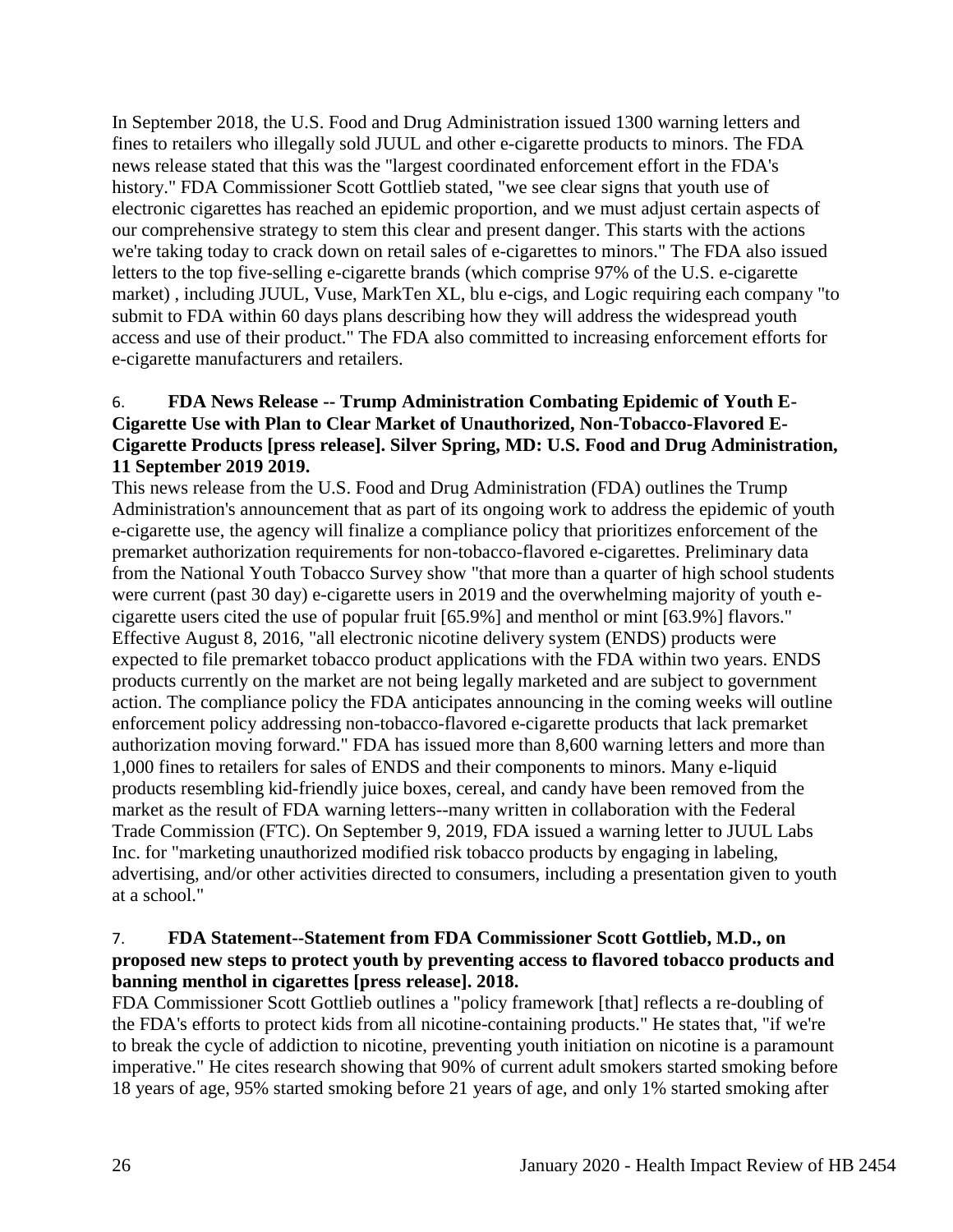In September 2018, the U.S. Food and Drug Administration issued 1300 warning letters and fines to retailers who illegally sold JUUL and other e-cigarette products to minors. The FDA news release stated that this was the "largest coordinated enforcement effort in the FDA's history." FDA Commissioner Scott Gottlieb stated, "we see clear signs that youth use of electronic cigarettes has reached an epidemic proportion, and we must adjust certain aspects of our comprehensive strategy to stem this clear and present danger. This starts with the actions we're taking today to crack down on retail sales of e-cigarettes to minors." The FDA also issued letters to the top five-selling e-cigarette brands (which comprise 97% of the U.S. e-cigarette market) , including JUUL, Vuse, MarkTen XL, blu e-cigs, and Logic requiring each company "to submit to FDA within 60 days plans describing how they will address the widespread youth access and use of their product." The FDA also committed to increasing enforcement efforts for e-cigarette manufacturers and retailers.

6. **FDA News Release -- Trump Administration Combating Epidemic of Youth E-Cigarette Use with Plan to Clear Market of Unauthorized, Non-Tobacco-Flavored E-Cigarette Products [press release]. Silver Spring, MD: U.S. Food and Drug Administration, 11 September 2019 2019.**

This news release from the U.S. Food and Drug Administration (FDA) outlines the Trump Administration's announcement that as part of its ongoing work to address the epidemic of youth e-cigarette use, the agency will finalize a compliance policy that prioritizes enforcement of the premarket authorization requirements for non-tobacco-flavored e-cigarettes. Preliminary data from the National Youth Tobacco Survey show "that more than a quarter of high school students were current (past 30 day) e-cigarette users in 2019 and the overwhelming majority of youth e-cigarette users cited the use of popular fruit [65.9%] and menthol or mint [63.9%] flavors." Effective August 8, 2016, "all electronic nicotine delivery system (ENDS) products were expected to file premarket tobacco product applications with the FDA within two years. ENDS products currently on the market are not being legally marketed and are subject to government action. The compliance policy the FDA anticipates announcing in the coming weeks will outline enforcement policy addressing non-tobacco-flavored e-cigarette products that lack premarket authorization moving forward." FDA has issued more than 8,600 warning letters and more than 1,000 fines to retailers for sales of ENDS and their components to minors. Many e-liquid products resembling kid-friendly juice boxes, cereal, and candy have been removed from the market as the result of FDA warning letters--many written in collaboration with the Federal Trade Commission (FTC). On September 9, 2019, FDA issued a warning letter to JUUL Labs Inc. for "marketing unauthorized modified risk tobacco products by engaging in labeling, advertising, and/or other activities directed to consumers, including a presentation given to youth at a school."

7. **FDA Statement--Statement from FDA Commissioner Scott Gottlieb, M.D., on proposed new steps to protect youth by preventing access to flavored tobacco products and banning menthol in cigarettes [press release]. 2018.**

FDA Commissioner Scott Gottlieb outlines a "policy framework [that] reflects a re-doubling of the FDA's efforts to protect kids from all nicotine-containing products." He states that, "if we're to break the cycle of addiction to nicotine, preventing youth initiation on nicotine is a paramount imperative." He cites research showing that 90% of current adult smokers started smoking before 18 years of age, 95% started smoking before 21 years of age, and only 1% started smoking after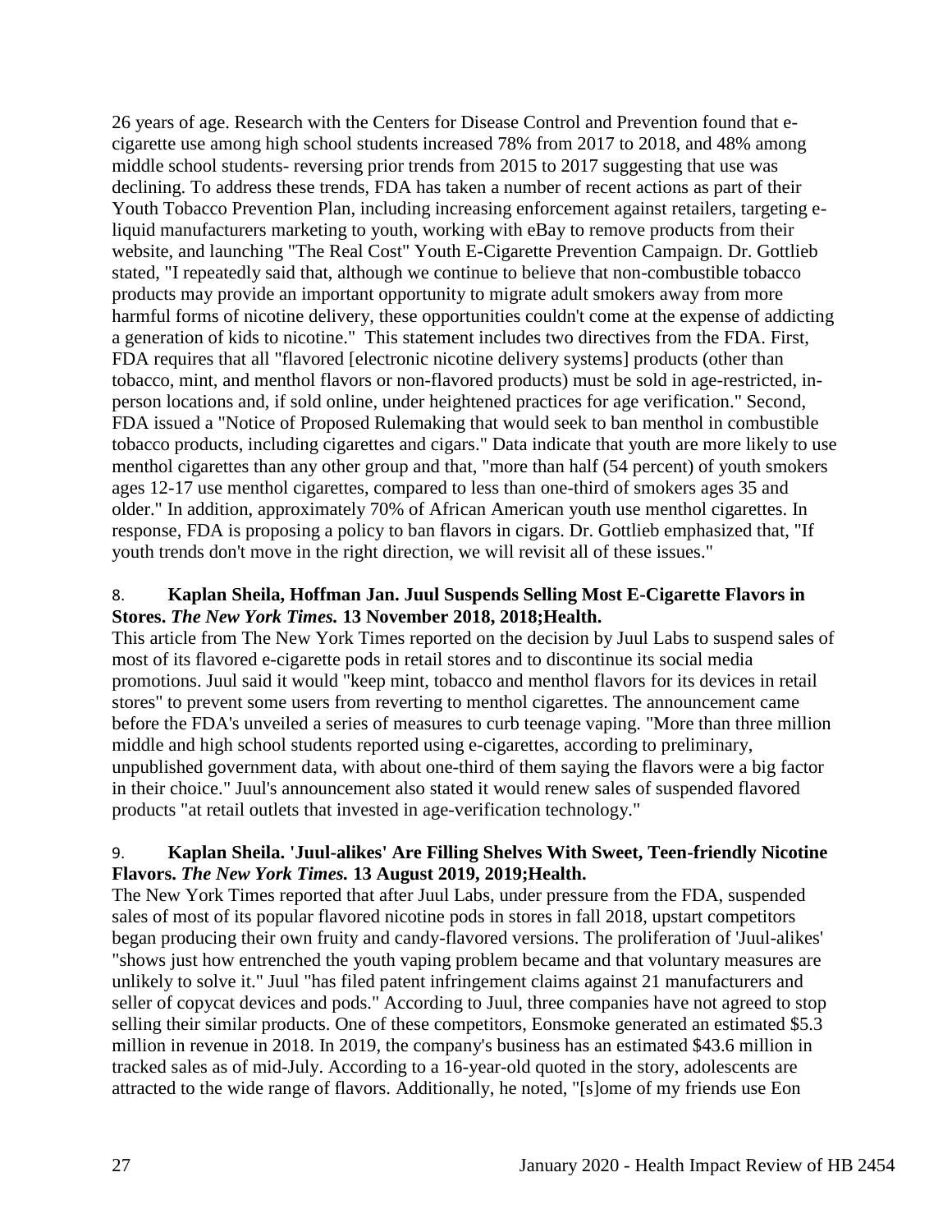26 years of age. Research with the Centers for Disease Control and Prevention found that e-cigarette use among high school students increased 78% from 2017 to 2018, and 48% among middle school students- reversing prior trends from 2015 to 2017 suggesting that use was declining. To address these trends, FDA has taken a number of recent actions as part of their Youth Tobacco Prevention Plan, including increasing enforcement against retailers, targeting e-liquid manufacturers marketing to youth, working with eBay to remove products from their website, and launching "The Real Cost" Youth E-Cigarette Prevention Campaign. Dr. Gottlieb stated, "I repeatedly said that, although we continue to believe that non-combustible tobacco products may provide an important opportunity to migrate adult smokers away from more harmful forms of nicotine delivery, these opportunities couldn't come at the expense of addicting a generation of kids to nicotine." This statement includes two directives from the FDA. First, FDA requires that all "flavored [electronic nicotine delivery systems] products (other than tobacco, mint, and menthol flavors or non-flavored products) must be sold in age-restricted, in-person locations and, if sold online, under heightened practices for age verification." Second, FDA issued a "Notice of Proposed Rulemaking that would seek to ban menthol in combustible tobacco products, including cigarettes and cigars." Data indicate that youth are more likely to use menthol cigarettes than any other group and that, "more than half (54 percent) of youth smokers ages 12-17 use menthol cigarettes, compared to less than one-third of smokers ages 35 and older." In addition, approximately 70% of African American youth use menthol cigarettes. In response, FDA is proposing a policy to ban flavors in cigars. Dr. Gottlieb emphasized that, "If youth trends don't move in the right direction, we will revisit all of these issues."

8. **Kaplan Sheila, Hoffman Jan. Juul Suspends Selling Most E-Cigarette Flavors in Stores. *The New York Times.* 13 November 2018, 2018;Health.**

This article from The New York Times reported on the decision by Juul Labs to suspend sales of most of its flavored e-cigarette pods in retail stores and to discontinue its social media promotions. Juul said it would "keep mint, tobacco and menthol flavors for its devices in retail stores" to prevent some users from reverting to menthol cigarettes. The announcement came before the FDA's unveiled a series of measures to curb teenage vaping. "More than three million middle and high school students reported using e-cigarettes, according to preliminary, unpublished government data, with about one-third of them saying the flavors were a big factor in their choice." Juul's announcement also stated it would renew sales of suspended flavored products "at retail outlets that invested in age-verification technology."

9. **Kaplan Sheila. 'Juul-alikes' Are Filling Shelves With Sweet, Teen-friendly Nicotine Flavors. *The New York Times.* 13 August 2019, 2019;Health.**

The New York Times reported that after Juul Labs, under pressure from the FDA, suspended sales of most of its popular flavored nicotine pods in stores in fall 2018, upstart competitors began producing their own fruity and candy-flavored versions. The proliferation of 'Juul-alikes' "shows just how entrenched the youth vaping problem became and that voluntary measures are unlikely to solve it." Juul "has filed patent infringement claims against 21 manufacturers and seller of copycat devices and pods." According to Juul, three companies have not agreed to stop selling their similar products. One of these competitors, Eonsmoke generated an estimated $5.3 million in revenue in 2018. In 2019, the company's business has an estimated $43.6 million in tracked sales as of mid-July. According to a 16-year-old quoted in the story, adolescents are attracted to the wide range of flavors. Additionally, he noted, "[s]ome of my friends use Eon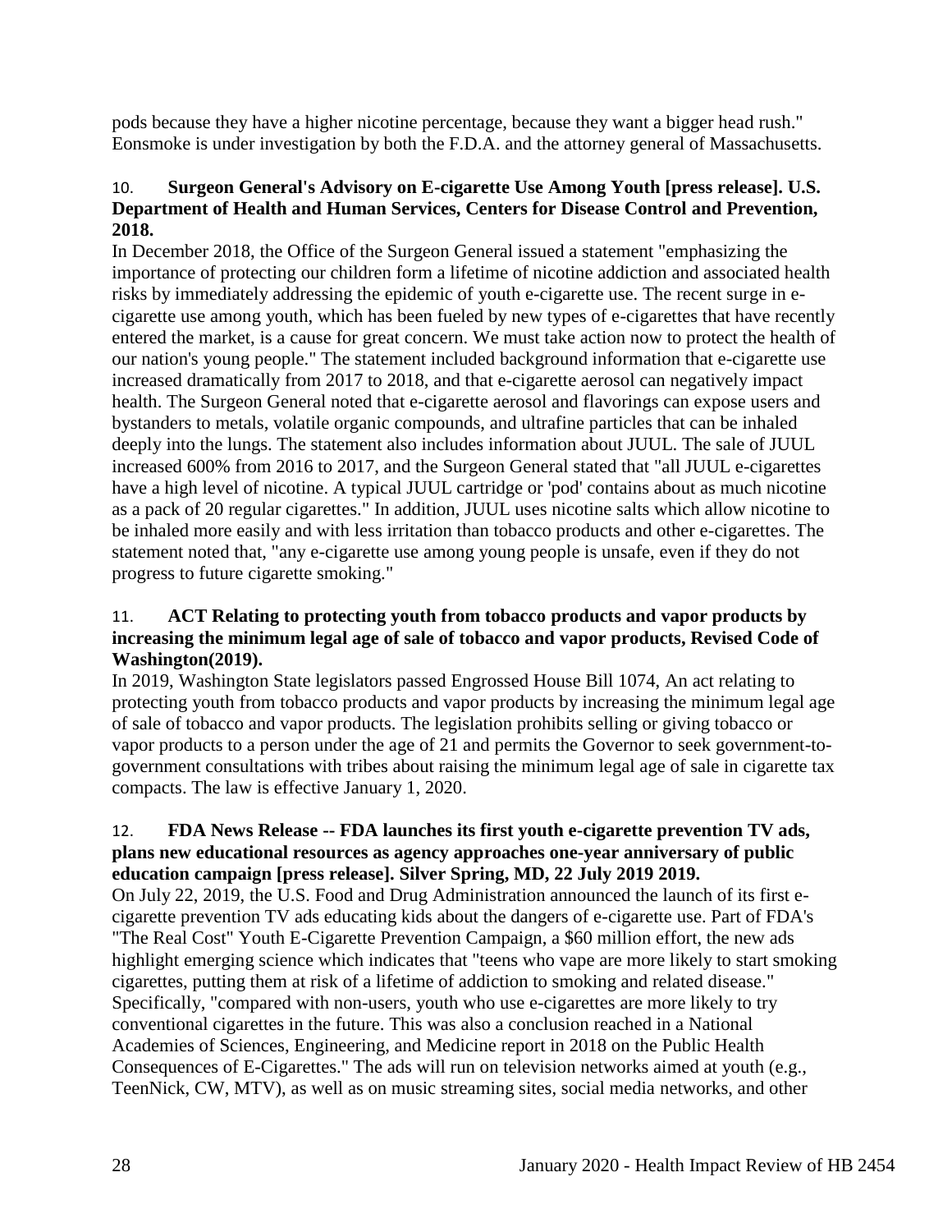pods because they have a higher nicotine percentage, because they want a bigger head rush." Eonsmoke is under investigation by both the F.D.A. and the attorney general of Massachusetts.

10. **Surgeon General's Advisory on E-cigarette Use Among Youth [press release]. U.S. Department of Health and Human Services, Centers for Disease Control and Prevention, 2018.**

In December 2018, the Office of the Surgeon General issued a statement "emphasizing the importance of protecting our children form a lifetime of nicotine addiction and associated health risks by immediately addressing the epidemic of youth e-cigarette use. The recent surge in e-cigarette use among youth, which has been fueled by new types of e-cigarettes that have recently entered the market, is a cause for great concern. We must take action now to protect the health of our nation's young people." The statement included background information that e-cigarette use increased dramatically from 2017 to 2018, and that e-cigarette aerosol can negatively impact health. The Surgeon General noted that e-cigarette aerosol and flavorings can expose users and bystanders to metals, volatile organic compounds, and ultrafine particles that can be inhaled deeply into the lungs. The statement also includes information about JUUL. The sale of JUUL increased 600% from 2016 to 2017, and the Surgeon General stated that "all JUUL e-cigarettes have a high level of nicotine. A typical JUUL cartridge or 'pod' contains about as much nicotine as a pack of 20 regular cigarettes." In addition, JUUL uses nicotine salts which allow nicotine to be inhaled more easily and with less irritation than tobacco products and other e-cigarettes. The statement noted that, "any e-cigarette use among young people is unsafe, even if they do not progress to future cigarette smoking."

11. **ACT Relating to protecting youth from tobacco products and vapor products by increasing the minimum legal age of sale of tobacco and vapor products, Revised Code of Washington(2019).**

In 2019, Washington State legislators passed Engrossed House Bill 1074, An act relating to protecting youth from tobacco products and vapor products by increasing the minimum legal age of sale of tobacco and vapor products. The legislation prohibits selling or giving tobacco or vapor products to a person under the age of 21 and permits the Governor to seek government-to-government consultations with tribes about raising the minimum legal age of sale in cigarette tax compacts. The law is effective January 1, 2020.

12. **FDA News Release -- FDA launches its first youth e-cigarette prevention TV ads, plans new educational resources as agency approaches one-year anniversary of public education campaign [press release]. Silver Spring, MD, 22 July 2019 2019.**

On July 22, 2019, the U.S. Food and Drug Administration announced the launch of its first e-cigarette prevention TV ads educating kids about the dangers of e-cigarette use. Part of FDA's "The Real Cost" Youth E-Cigarette Prevention Campaign, a $60 million effort, the new ads highlight emerging science which indicates that "teens who vape are more likely to start smoking cigarettes, putting them at risk of a lifetime of addiction to smoking and related disease." Specifically, "compared with non-users, youth who use e-cigarettes are more likely to try conventional cigarettes in the future. This was also a conclusion reached in a National Academies of Sciences, Engineering, and Medicine report in 2018 on the Public Health Consequences of E-Cigarettes." The ads will run on television networks aimed at youth (e.g., TeenNick, CW, MTV), as well as on music streaming sites, social media networks, and other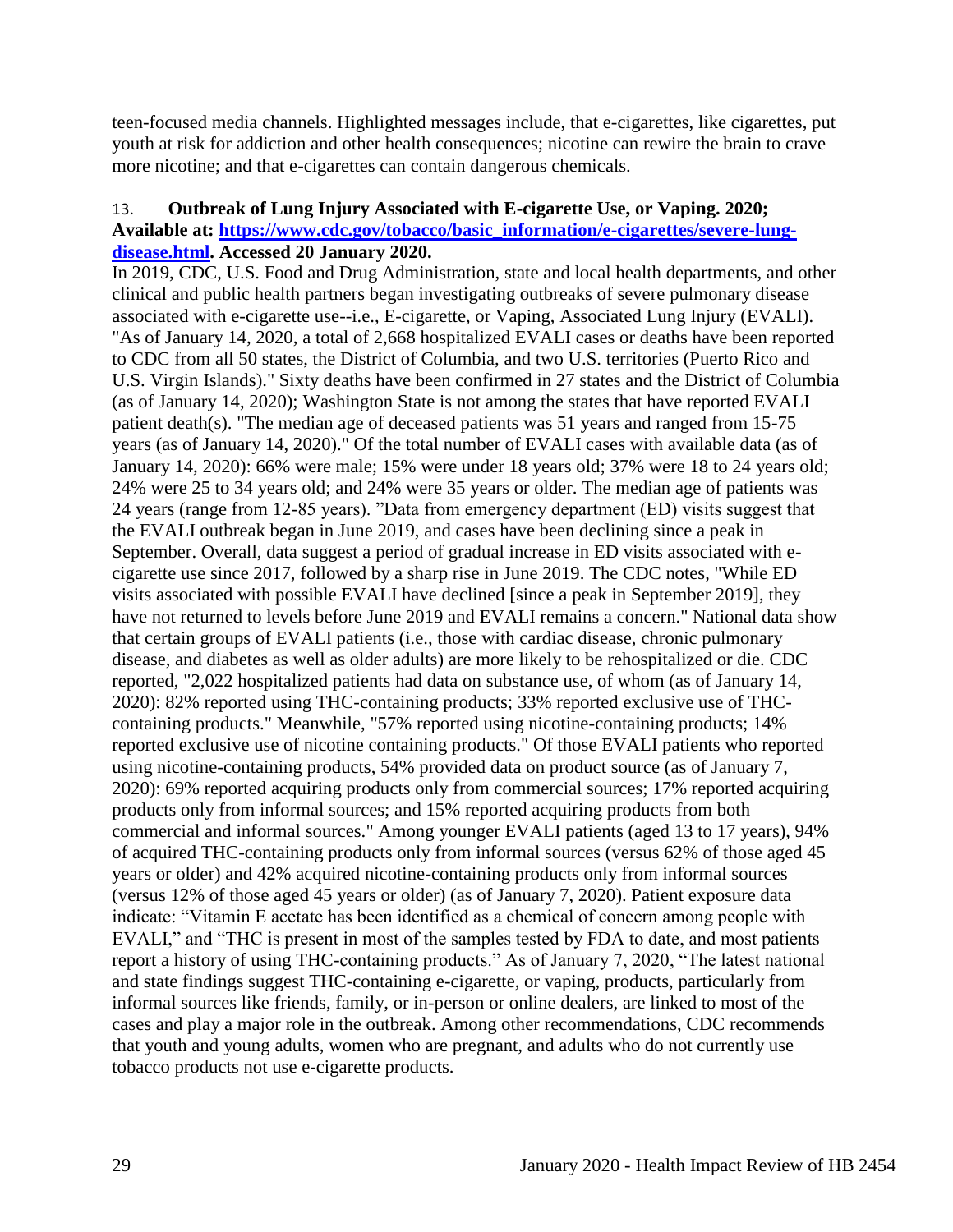teen-focused media channels. Highlighted messages include, that e-cigarettes, like cigarettes, put youth at risk for addiction and other health consequences; nicotine can rewire the brain to crave more nicotine; and that e-cigarettes can contain dangerous chemicals.

13. **Outbreak of Lung Injury Associated with E-cigarette Use, or Vaping. 2020; Available at: [https://www.cdc.gov/tobacco/basic_information/e-cigarettes/severe-lung-disease.html](https://www.cdc.gov/tobacco/basic_information/e-cigarettes/severe-lung-disease.html). Accessed 20 January 2020.**

In 2019, CDC, U.S. Food and Drug Administration, state and local health departments, and other clinical and public health partners began investigating outbreaks of severe pulmonary disease associated with e-cigarette use--i.e., E-cigarette, or Vaping, Associated Lung Injury (EVALI). "As of January 14, 2020, a total of 2,668 hospitalized EVALI cases or deaths have been reported to CDC from all 50 states, the District of Columbia, and two U.S. territories (Puerto Rico and U.S. Virgin Islands)." Sixty deaths have been confirmed in 27 states and the District of Columbia (as of January 14, 2020); Washington State is not among the states that have reported EVALI patient death(s). "The median age of deceased patients was 51 years and ranged from 15-75 years (as of January 14, 2020)." Of the total number of EVALI cases with available data (as of January 14, 2020): 66% were male; 15% were under 18 years old; 37% were 18 to 24 years old; 24% were 25 to 34 years old; and 24% were 35 years or older. The median age of patients was 24 years (range from 12-85 years). "Data from emergency department (ED) visits suggest that the EVALI outbreak began in June 2019, and cases have been declining since a peak in September. Overall, data suggest a period of gradual increase in ED visits associated with e-cigarette use since 2017, followed by a sharp rise in June 2019. The CDC notes, "While ED visits associated with possible EVALI have declined [since a peak in September 2019], they have not returned to levels before June 2019 and EVALI remains a concern." National data show that certain groups of EVALI patients (i.e., those with cardiac disease, chronic pulmonary disease, and diabetes as well as older adults) are more likely to be rehospitalized or die. CDC reported, "2,022 hospitalized patients had data on substance use, of whom (as of January 14, 2020): 82% reported using THC-containing products; 33% reported exclusive use of THC-containing products." Meanwhile, "57% reported using nicotine-containing products; 14% reported exclusive use of nicotine containing products." Of those EVALI patients who reported using nicotine-containing products, 54% provided data on product source (as of January 7, 2020): 69% reported acquiring products only from commercial sources; 17% reported acquiring products only from informal sources; and 15% reported acquiring products from both commercial and informal sources." Among younger EVALI patients (aged 13 to 17 years), 94% of acquired THC-containing products only from informal sources (versus 62% of those aged 45 years or older) and 42% acquired nicotine-containing products only from informal sources (versus 12% of those aged 45 years or older) (as of January 7, 2020). Patient exposure data indicate: "Vitamin E acetate has been identified as a chemical of concern among people with EVALI," and "THC is present in most of the samples tested by FDA to date, and most patients report a history of using THC-containing products." As of January 7, 2020, "The latest national and state findings suggest THC-containing e-cigarette, or vaping, products, particularly from informal sources like friends, family, or in-person or online dealers, are linked to most of the cases and play a major role in the outbreak. Among other recommendations, CDC recommends that youth and young adults, women who are pregnant, and adults who do not currently use tobacco products not use e-cigarette products.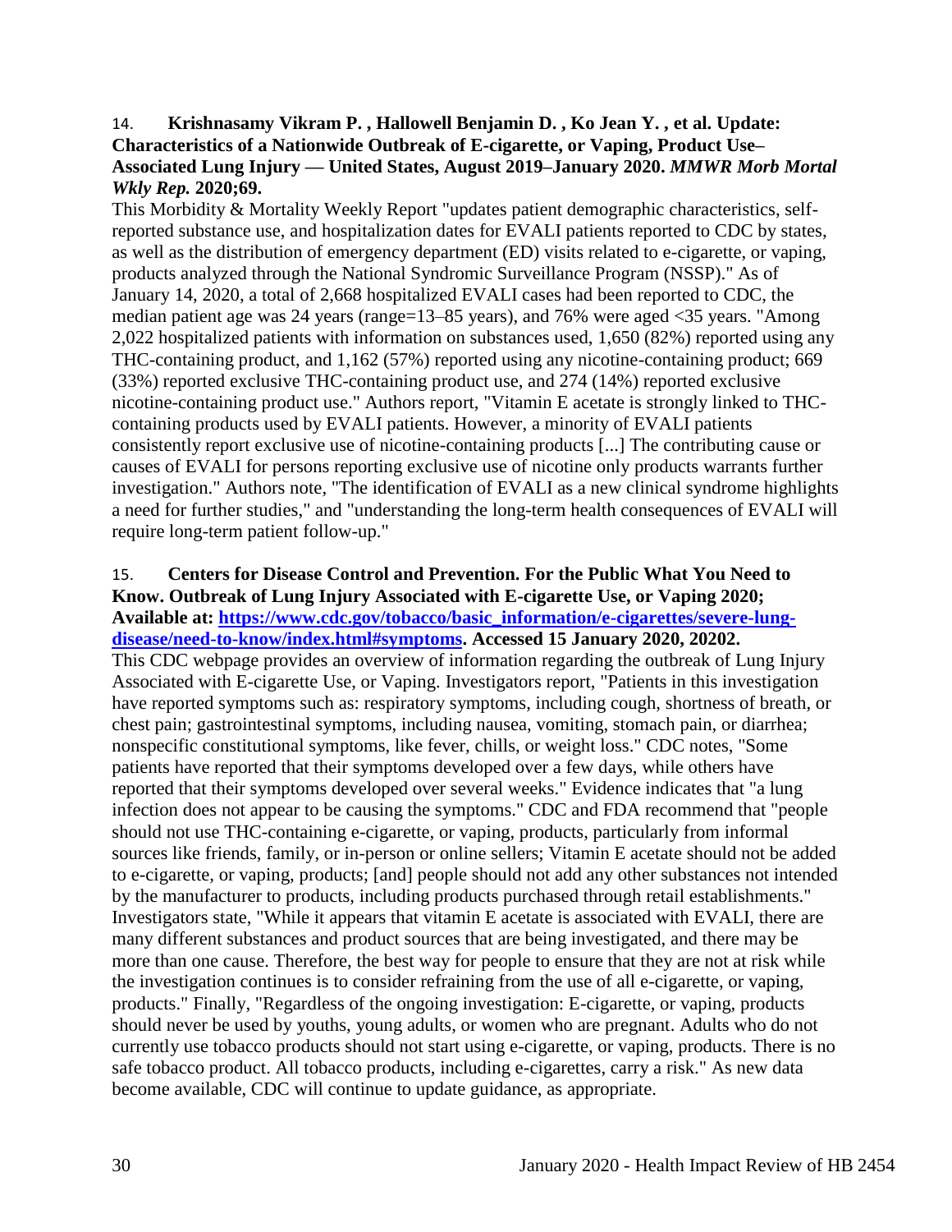14. **Krishnasamy Vikram P. , Hallowell Benjamin D. , Ko Jean Y. , et al. Update: Characteristics of a Nationwide Outbreak of E-cigarette, or Vaping, Product Use–Associated Lung Injury — United States, August 2019–January 2020.** ***MMWR Morb Mortal Wkly Rep.*** **2020;69.**

This Morbidity & Mortality Weekly Report "updates patient demographic characteristics, self-reported substance use, and hospitalization dates for EVALI patients reported to CDC by states, as well as the distribution of emergency department (ED) visits related to e-cigarette, or vaping, products analyzed through the National Syndromic Surveillance Program (NSSP)." As of January 14, 2020, a total of 2,668 hospitalized EVALI cases had been reported to CDC, the median patient age was 24 years (range=13–85 years), and 76% were aged <35 years. "Among 2,022 hospitalized patients with information on substances used, 1,650 (82%) reported using any THC-containing product, and 1,162 (57%) reported using any nicotine-containing product; 669 (33%) reported exclusive THC-containing product use, and 274 (14%) reported exclusive nicotine-containing product use." Authors report, "Vitamin E acetate is strongly linked to THC-containing products used by EVALI patients. However, a minority of EVALI patients consistently report exclusive use of nicotine-containing products [...] The contributing cause or causes of EVALI for persons reporting exclusive use of nicotine only products warrants further investigation." Authors note, "The identification of EVALI as a new clinical syndrome highlights a need for further studies," and "understanding the long-term health consequences of EVALI will require long-term patient follow-up."

15. **Centers for Disease Control and Prevention. For the Public What You Need to Know. Outbreak of Lung Injury Associated with E-cigarette Use, or Vaping 2020; Available at: [https://www.cdc.gov/tobacco/basic_information/e-cigarettes/severe-lung-disease/need-to-know/index.html#symptoms](https://www.cdc.gov/tobacco/basic_information/e-cigarettes/severe-lung-disease/need-to-know/index.html#symptoms). Accessed 15 January 2020, 20202.**

This CDC webpage provides an overview of information regarding the outbreak of Lung Injury Associated with E-cigarette Use, or Vaping. Investigators report, "Patients in this investigation have reported symptoms such as: respiratory symptoms, including cough, shortness of breath, or chest pain; gastrointestinal symptoms, including nausea, vomiting, stomach pain, or diarrhea; nonspecific constitutional symptoms, like fever, chills, or weight loss." CDC notes, "Some patients have reported that their symptoms developed over a few days, while others have reported that their symptoms developed over several weeks." Evidence indicates that "a lung infection does not appear to be causing the symptoms." CDC and FDA recommend that "people should not use THC-containing e-cigarette, or vaping, products, particularly from informal sources like friends, family, or in-person or online sellers; Vitamin E acetate should not be added to e-cigarette, or vaping, products; [and] people should not add any other substances not intended by the manufacturer to products, including products purchased through retail establishments." Investigators state, "While it appears that vitamin E acetate is associated with EVALI, there are many different substances and product sources that are being investigated, and there may be more than one cause. Therefore, the best way for people to ensure that they are not at risk while the investigation continues is to consider refraining from the use of all e-cigarette, or vaping, products." Finally, "Regardless of the ongoing investigation: E-cigarette, or vaping, products should never be used by youths, young adults, or women who are pregnant. Adults who do not currently use tobacco products should not start using e-cigarette, or vaping, products. There is no safe tobacco product. All tobacco products, including e-cigarettes, carry a risk." As new data become available, CDC will continue to update guidance, as appropriate.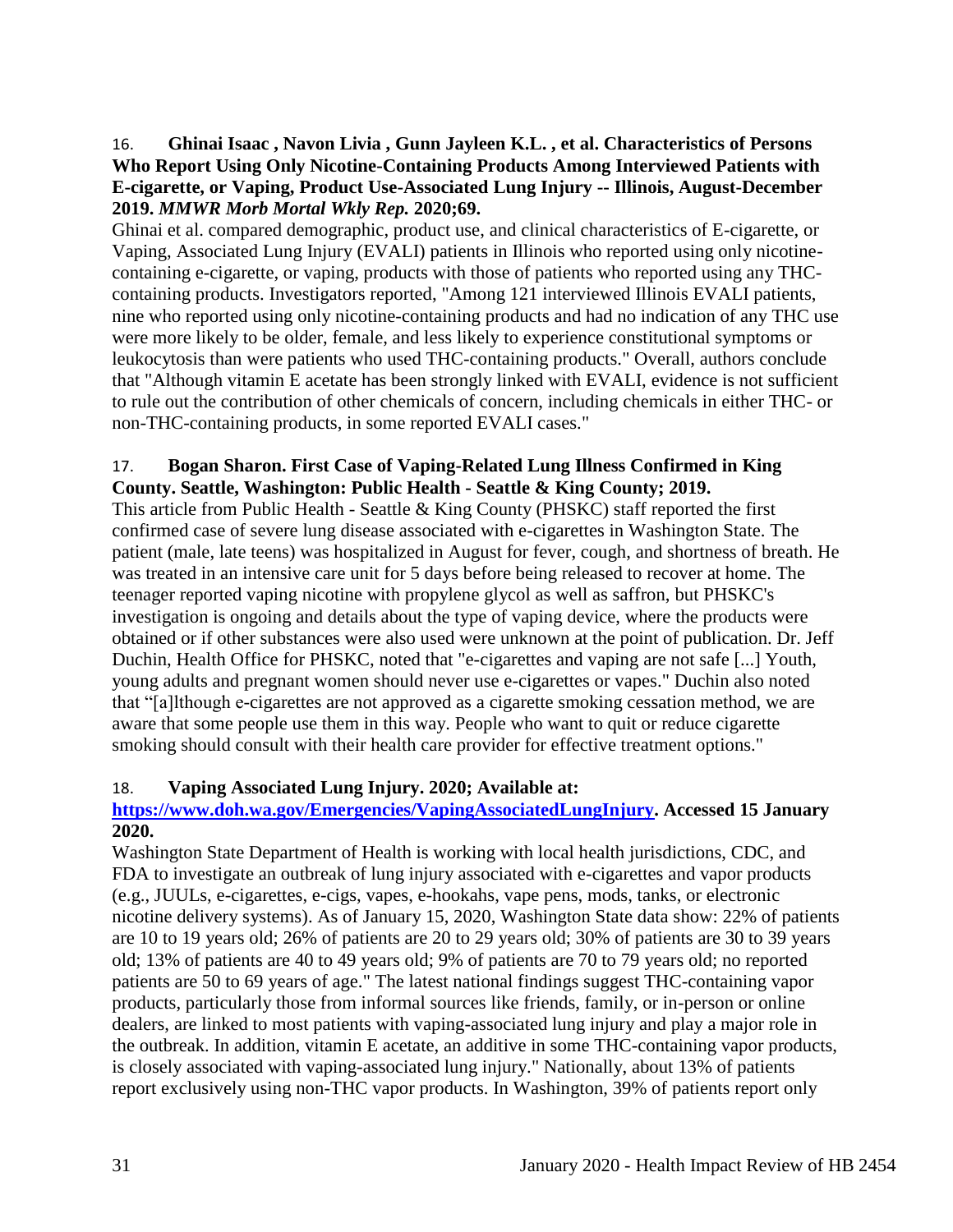16. **Ghinai Isaac , Navon Livia , Gunn Jayleen K.L. , et al. Characteristics of Persons Who Report Using Only Nicotine-Containing Products Among Interviewed Patients with E-cigarette, or Vaping, Product Use-Associated Lung Injury -- Illinois, August-December 2019.** ***MMWR Morb Mortal Wkly Rep.*** **2020;69.**

Ghinai et al. compared demographic, product use, and clinical characteristics of E-cigarette, or Vaping, Associated Lung Injury (EVALI) patients in Illinois who reported using only nicotine-containing e-cigarette, or vaping, products with those of patients who reported using any THC-containing products. Investigators reported, "Among 121 interviewed Illinois EVALI patients, nine who reported using only nicotine-containing products and had no indication of any THC use were more likely to be older, female, and less likely to experience constitutional symptoms or leukocytosis than were patients who used THC-containing products." Overall, authors conclude that "Although vitamin E acetate has been strongly linked with EVALI, evidence is not sufficient to rule out the contribution of other chemicals of concern, including chemicals in either THC- or non-THC-containing products, in some reported EVALI cases."

17. **Bogan Sharon. First Case of Vaping-Related Lung Illness Confirmed in King County. Seattle, Washington: Public Health - Seattle & King County; 2019.**

This article from Public Health - Seattle & King County (PHSKC) staff reported the first confirmed case of severe lung disease associated with e-cigarettes in Washington State. The patient (male, late teens) was hospitalized in August for fever, cough, and shortness of breath. He was treated in an intensive care unit for 5 days before being released to recover at home. The teenager reported vaping nicotine with propylene glycol as well as saffron, but PHSKC's investigation is ongoing and details about the type of vaping device, where the products were obtained or if other substances were also used were unknown at the point of publication. Dr. Jeff Duchin, Health Office for PHSKC, noted that "e-cigarettes and vaping are not safe [...] Youth, young adults and pregnant women should never use e-cigarettes or vapes." Duchin also noted that "[a]lthough e-cigarettes are not approved as a cigarette smoking cessation method, we are aware that some people use them in this way. People who want to quit or reduce cigarette smoking should consult with their health care provider for effective treatment options."

18. **Vaping Associated Lung Injury. 2020; Available at: [https://www.doh.wa.gov/Emergencies/VapingAssociatedLungInjury](https://www.doh.wa.gov/Emergencies/VapingAssociatedLungInjury). Accessed 15 January 2020.**

Washington State Department of Health is working with local health jurisdictions, CDC, and FDA to investigate an outbreak of lung injury associated with e-cigarettes and vapor products (e.g., JUULs, e-cigarettes, e-cigs, vapes, e-hookahs, vape pens, mods, tanks, or electronic nicotine delivery systems). As of January 15, 2020, Washington State data show: 22% of patients are 10 to 19 years old; 26% of patients are 20 to 29 years old; 30% of patients are 30 to 39 years old; 13% of patients are 40 to 49 years old; 9% of patients are 70 to 79 years old; no reported patients are 50 to 69 years of age." The latest national findings suggest THC-containing vapor products, particularly those from informal sources like friends, family, or in-person or online dealers, are linked to most patients with vaping-associated lung injury and play a major role in the outbreak. In addition, vitamin E acetate, an additive in some THC-containing vapor products, is closely associated with vaping-associated lung injury." Nationally, about 13% of patients report exclusively using non-THC vapor products. In Washington, 39% of patients report only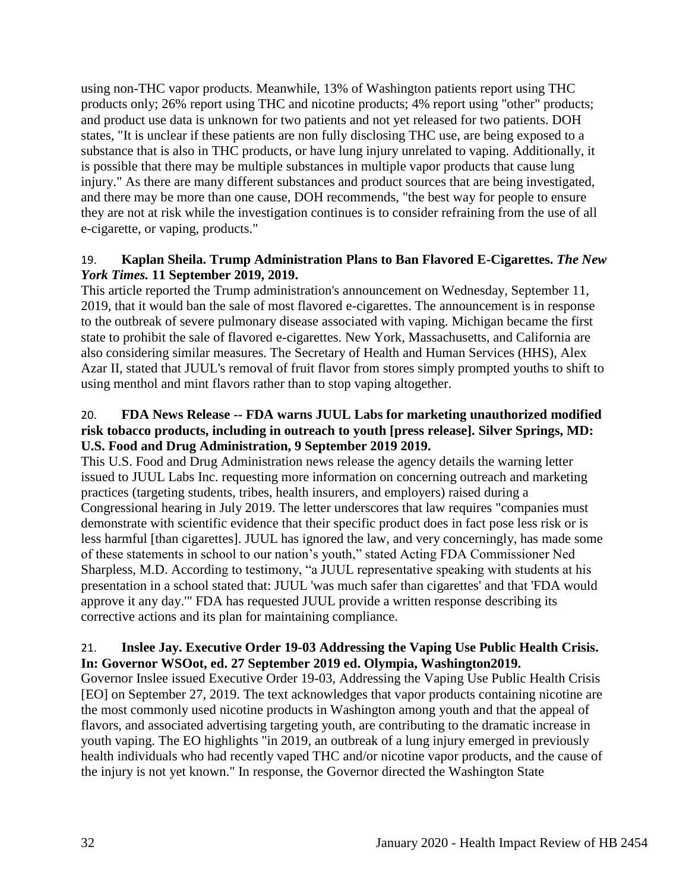using non-THC vapor products. Meanwhile, 13% of Washington patients report using THC products only; 26% report using THC and nicotine products; 4% report using "other" products; and product use data is unknown for two patients and not yet released for two patients. DOH states, "It is unclear if these patients are non fully disclosing THC use, are being exposed to a substance that is also in THC products, or have lung injury unrelated to vaping. Additionally, it is possible that there may be multiple substances in multiple vapor products that cause lung injury." As there are many different substances and product sources that are being investigated, and there may be more than one cause, DOH recommends, "the best way for people to ensure they are not at risk while the investigation continues is to consider refraining from the use of all e-cigarette, or vaping, products."

19. **Kaplan Sheila. Trump Administration Plans to Ban Flavored E-Cigarettes. *The New York Times.* 11 September 2019, 2019.**

This article reported the Trump administration's announcement on Wednesday, September 11, 2019, that it would ban the sale of most flavored e-cigarettes. The announcement is in response to the outbreak of severe pulmonary disease associated with vaping. Michigan became the first state to prohibit the sale of flavored e-cigarettes. New York, Massachusetts, and California are also considering similar measures. The Secretary of Health and Human Services (HHS), Alex Azar II, stated that JUUL's removal of fruit flavor from stores simply prompted youths to shift to using menthol and mint flavors rather than to stop vaping altogether.

20. **FDA News Release -- FDA warns JUUL Labs for marketing unauthorized modified risk tobacco products, including in outreach to youth [press release]. Silver Springs, MD: U.S. Food and Drug Administration, 9 September 2019 2019.**

This U.S. Food and Drug Administration news release the agency details the warning letter issued to JUUL Labs Inc. requesting more information on concerning outreach and marketing practices (targeting students, tribes, health insurers, and employers) raised during a Congressional hearing in July 2019. The letter underscores that law requires "companies must demonstrate with scientific evidence that their specific product does in fact pose less risk or is less harmful [than cigarettes]. JUUL has ignored the law, and very concerningly, has made some of these statements in school to our nation's youth," stated Acting FDA Commissioner Ned Sharpless, M.D. According to testimony, "a JUUL representative speaking with students at his presentation in a school stated that: JUUL 'was much safer than cigarettes' and that 'FDA would approve it any day.'" FDA has requested JUUL provide a written response describing its corrective actions and its plan for maintaining compliance.

21. **Inslee Jay. Executive Order 19-03 Addressing the Vaping Use Public Health Crisis. In: Governor WSOot, ed. 27 September 2019 ed. Olympia, Washington2019.**

Governor Inslee issued Executive Order 19-03, Addressing the Vaping Use Public Health Crisis [EO] on September 27, 2019. The text acknowledges that vapor products containing nicotine are the most commonly used nicotine products in Washington among youth and that the appeal of flavors, and associated advertising targeting youth, are contributing to the dramatic increase in youth vaping. The EO highlights "in 2019, an outbreak of a lung injury emerged in previously health individuals who had recently vaped THC and/or nicotine vapor products, and the cause of the injury is not yet known." In response, the Governor directed the Washington State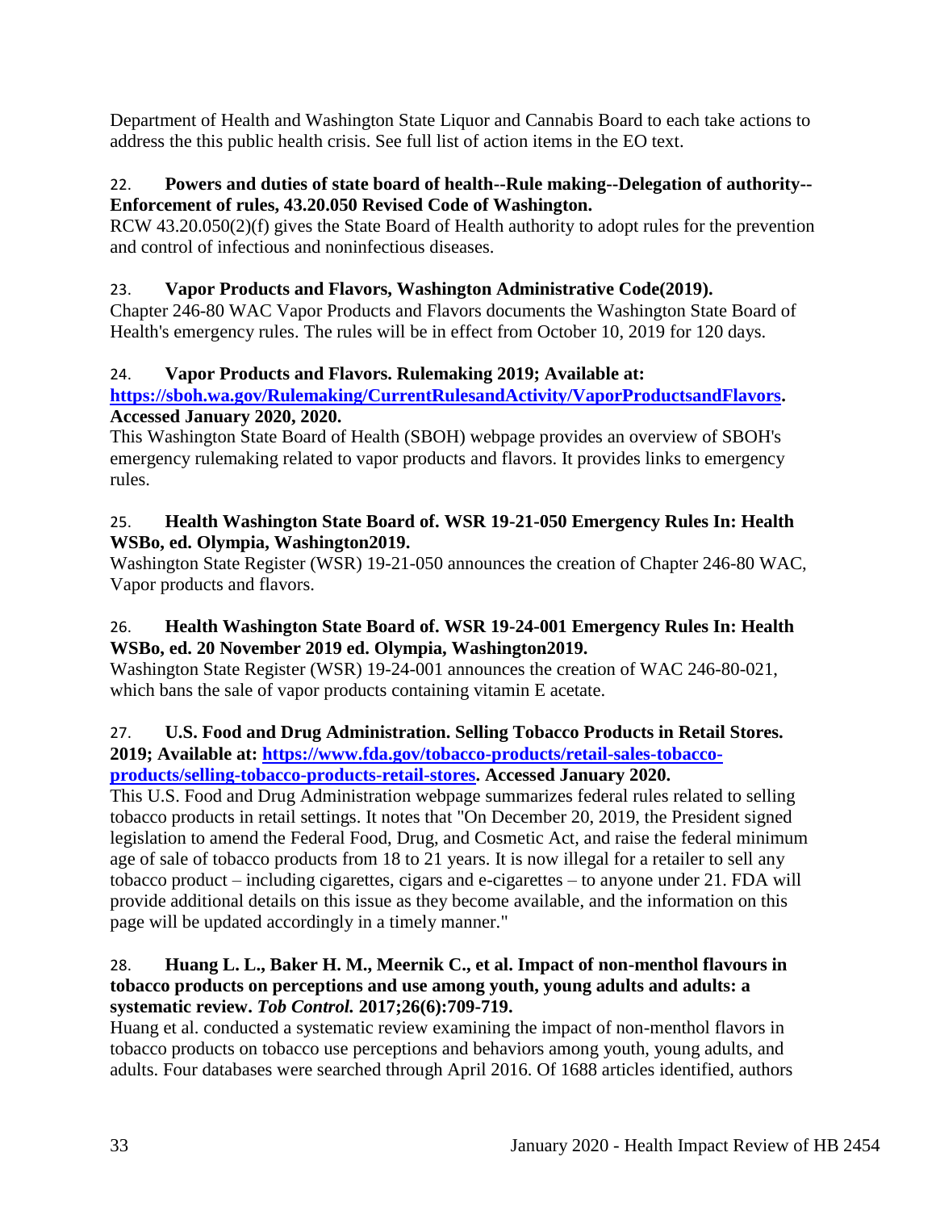Department of Health and Washington State Liquor and Cannabis Board to each take actions to address the this public health crisis. See full list of action items in the EO text.

22. **Powers and duties of state board of health--Rule making--Delegation of authority--Enforcement of rules, 43.20.050 Revised Code of Washington.**
RCW 43.20.050(2)(f) gives the State Board of Health authority to adopt rules for the prevention and control of infectious and noninfectious diseases.

23. **Vapor Products and Flavors, Washington Administrative Code(2019).**
Chapter 246-80 WAC Vapor Products and Flavors documents the Washington State Board of Health's emergency rules. The rules will be in effect from October 10, 2019 for 120 days.

24. **Vapor Products and Flavors. Rulemaking 2019; Available at: [https://sboh.wa.gov/Rulemaking/CurrentRulesandActivity/VaporProductsandFlavors](https://sboh.wa.gov/Rulemaking/CurrentRulesandActivity/VaporProductsandFlavors). Accessed January 2020, 2020.**
This Washington State Board of Health (SBOH) webpage provides an overview of SBOH's emergency rulemaking related to vapor products and flavors. It provides links to emergency rules.

25. **Health Washington State Board of. WSR 19-21-050 Emergency Rules In: Health WSBo, ed. Olympia, Washington2019.**
Washington State Register (WSR) 19-21-050 announces the creation of Chapter 246-80 WAC, Vapor products and flavors.

26. **Health Washington State Board of. WSR 19-24-001 Emergency Rules In: Health WSBo, ed. 20 November 2019 ed. Olympia, Washington2019.**
Washington State Register (WSR) 19-24-001 announces the creation of WAC 246-80-021, which bans the sale of vapor products containing vitamin E acetate.

27. **U.S. Food and Drug Administration. Selling Tobacco Products in Retail Stores. 2019; Available at: [https://www.fda.gov/tobacco-products/retail-sales-tobacco-products/selling-tobacco-products-retail-stores](https://www.fda.gov/tobacco-products/retail-sales-tobacco-products/selling-tobacco-products-retail-stores). Accessed January 2020.**
This U.S. Food and Drug Administration webpage summarizes federal rules related to selling tobacco products in retail settings. It notes that "On December 20, 2019, the President signed legislation to amend the Federal Food, Drug, and Cosmetic Act, and raise the federal minimum age of sale of tobacco products from 18 to 21 years. It is now illegal for a retailer to sell any tobacco product – including cigarettes, cigars and e-cigarettes – to anyone under 21. FDA will provide additional details on this issue as they become available, and the information on this page will be updated accordingly in a timely manner."

28. **Huang L. L., Baker H. M., Meernik C., et al. Impact of non-menthol flavours in tobacco products on perceptions and use among youth, young adults and adults: a systematic review. *Tob Control.* 2017;26(6):709-719.**
Huang et al. conducted a systematic review examining the impact of non-menthol flavors in tobacco products on tobacco use perceptions and behaviors among youth, young adults, and adults. Four databases were searched through April 2016. Of 1688 articles identified, authors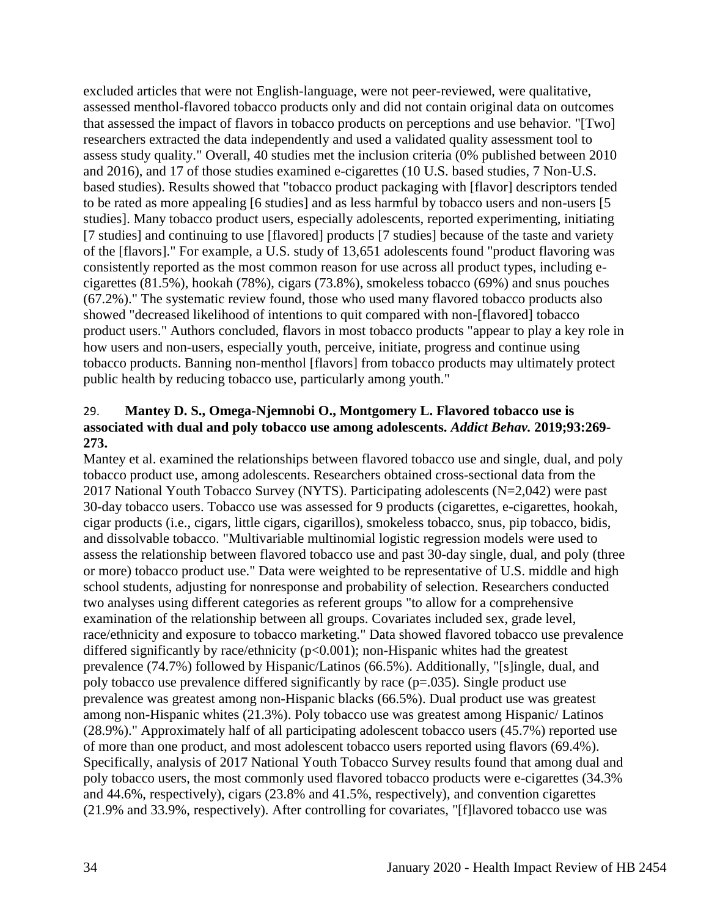excluded articles that were not English-language, were not peer-reviewed, were qualitative, assessed menthol-flavored tobacco products only and did not contain original data on outcomes that assessed the impact of flavors in tobacco products on perceptions and use behavior. "[Two] researchers extracted the data independently and used a validated quality assessment tool to assess study quality." Overall, 40 studies met the inclusion criteria (0% published between 2010 and 2016), and 17 of those studies examined e-cigarettes (10 U.S. based studies, 7 Non-U.S. based studies). Results showed that "tobacco product packaging with [flavor] descriptors tended to be rated as more appealing [6 studies] and as less harmful by tobacco users and non-users [5 studies]. Many tobacco product users, especially adolescents, reported experimenting, initiating [7 studies] and continuing to use [flavored] products [7 studies] because of the taste and variety of the [flavors]." For example, a U.S. study of 13,651 adolescents found "product flavoring was consistently reported as the most common reason for use across all product types, including e-cigarettes (81.5%), hookah (78%), cigars (73.8%), smokeless tobacco (69%) and snus pouches (67.2%)." The systematic review found, those who used many flavored tobacco products also showed "decreased likelihood of intentions to quit compared with non-[flavored] tobacco product users." Authors concluded, flavors in most tobacco products "appear to play a key role in how users and non-users, especially youth, perceive, initiate, progress and continue using tobacco products. Banning non-menthol [flavors] from tobacco products may ultimately protect public health by reducing tobacco use, particularly among youth."

29. **Mantey D. S., Omega-Njemnobi O., Montgomery L. Flavored tobacco use is associated with dual and poly tobacco use among adolescents. *Addict Behav.* 2019;93:269-273.**

Mantey et al. examined the relationships between flavored tobacco use and single, dual, and poly tobacco product use, among adolescents. Researchers obtained cross-sectional data from the 2017 National Youth Tobacco Survey (NYTS). Participating adolescents (N=2,042) were past 30-day tobacco users. Tobacco use was assessed for 9 products (cigarettes, e-cigarettes, hookah, cigar products (i.e., cigars, little cigars, cigarillos), smokeless tobacco, snus, pip tobacco, bidis, and dissolvable tobacco. "Multivariable multinomial logistic regression models were used to assess the relationship between flavored tobacco use and past 30-day single, dual, and poly (three or more) tobacco product use." Data were weighted to be representative of U.S. middle and high school students, adjusting for nonresponse and probability of selection. Researchers conducted two analyses using different categories as referent groups "to allow for a comprehensive examination of the relationship between all groups. Covariates included sex, grade level, race/ethnicity and exposure to tobacco marketing." Data showed flavored tobacco use prevalence differed significantly by race/ethnicity ($p<0.001$); non-Hispanic whites had the greatest prevalence (74.7%) followed by Hispanic/Latinos (66.5%). Additionally, "[s]ingle, dual, and poly tobacco use prevalence differed significantly by race ($p=.035$). Single product use prevalence was greatest among non-Hispanic blacks (66.5%). Dual product use was greatest among non-Hispanic whites (21.3%). Poly tobacco use was greatest among Hispanic/ Latinos (28.9%)." Approximately half of all participating adolescent tobacco users (45.7%) reported use of more than one product, and most adolescent tobacco users reported using flavors (69.4%). Specifically, analysis of 2017 National Youth Tobacco Survey results found that among dual and poly tobacco users, the most commonly used flavored tobacco products were e-cigarettes (34.3% and 44.6%, respectively), cigars (23.8% and 41.5%, respectively), and convention cigarettes (21.9% and 33.9%, respectively). After controlling for covariates, "[f]lavored tobacco use was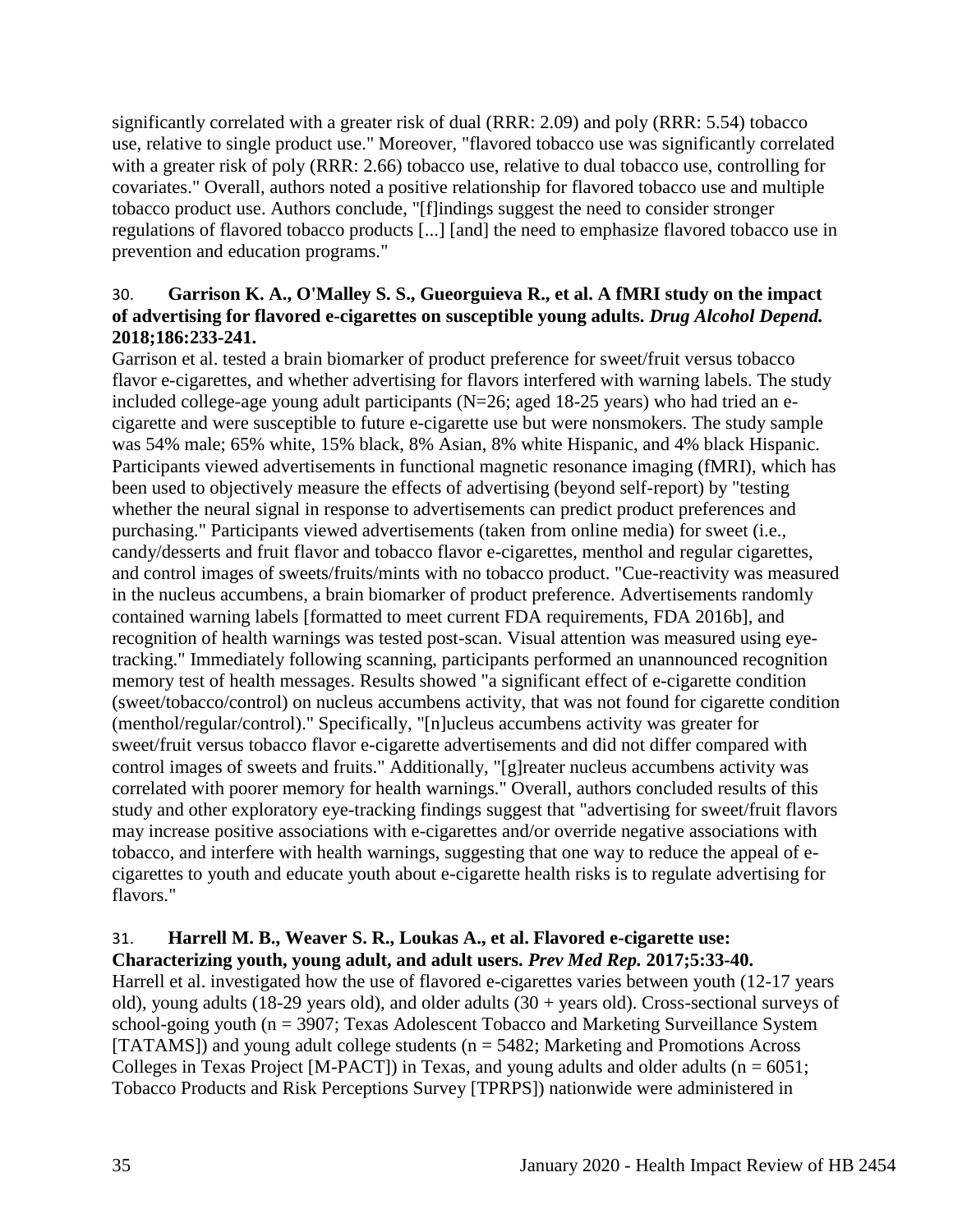significantly correlated with a greater risk of dual (RRR: 2.09) and poly (RRR: 5.54) tobacco use, relative to single product use." Moreover, "flavored tobacco use was significantly correlated with a greater risk of poly (RRR: 2.66) tobacco use, relative to dual tobacco use, controlling for covariates." Overall, authors noted a positive relationship for flavored tobacco use and multiple tobacco product use. Authors conclude, "[f]indings suggest the need to consider stronger regulations of flavored tobacco products [...] [and] the need to emphasize flavored tobacco use in prevention and education programs."

30. **Garrison K. A., O'Malley S. S., Gueorguieva R., et al. A fMRI study on the impact of advertising for flavored e-cigarettes on susceptible young adults. *Drug Alcohol Depend.* 2018;186:233-241.**

Garrison et al. tested a brain biomarker of product preference for sweet/fruit versus tobacco flavor e-cigarettes, and whether advertising for flavors interfered with warning labels. The study included college-age young adult participants (N=26; aged 18-25 years) who had tried an e-cigarette and were susceptible to future e-cigarette use but were nonsmokers. The study sample was 54% male; 65% white, 15% black, 8% Asian, 8% white Hispanic, and 4% black Hispanic. Participants viewed advertisements in functional magnetic resonance imaging (fMRI), which has been used to objectively measure the effects of advertising (beyond self-report) by "testing whether the neural signal in response to advertisements can predict product preferences and purchasing." Participants viewed advertisements (taken from online media) for sweet (i.e., candy/desserts and fruit flavor and tobacco flavor e-cigarettes, menthol and regular cigarettes, and control images of sweets/fruits/mints with no tobacco product. "Cue-reactivity was measured in the nucleus accumbens, a brain biomarker of product preference. Advertisements randomly contained warning labels [formatted to meet current FDA requirements, FDA 2016b], and recognition of health warnings was tested post-scan. Visual attention was measured using eye-tracking." Immediately following scanning, participants performed an unannounced recognition memory test of health messages. Results showed "a significant effect of e-cigarette condition (sweet/tobacco/control) on nucleus accumbens activity, that was not found for cigarette condition (menthol/regular/control)." Specifically, "[n]ucleus accumbens activity was greater for sweet/fruit versus tobacco flavor e-cigarette advertisements and did not differ compared with control images of sweets and fruits." Additionally, "[g]reater nucleus accumbens activity was correlated with poorer memory for health warnings." Overall, authors concluded results of this study and other exploratory eye-tracking findings suggest that "advertising for sweet/fruit flavors may increase positive associations with e-cigarettes and/or override negative associations with tobacco, and interfere with health warnings, suggesting that one way to reduce the appeal of e-cigarettes to youth and educate youth about e-cigarette health risks is to regulate advertising for flavors."

31. **Harrell M. B., Weaver S. R., Loukas A., et al. Flavored e-cigarette use: Characterizing youth, young adult, and adult users. *Prev Med Rep.* 2017;5:33-40.**

Harrell et al. investigated how the use of flavored e-cigarettes varies between youth (12-17 years old), young adults (18-29 years old), and older adults (30 + years old). Cross-sectional surveys of school-going youth (n = 3907; Texas Adolescent Tobacco and Marketing Surveillance System [TATAMS]) and young adult college students (n = 5482; Marketing and Promotions Across Colleges in Texas Project [M-PACT]) in Texas, and young adults and older adults (n = 6051; Tobacco Products and Risk Perceptions Survey [TPRPS]) nationwide were administered in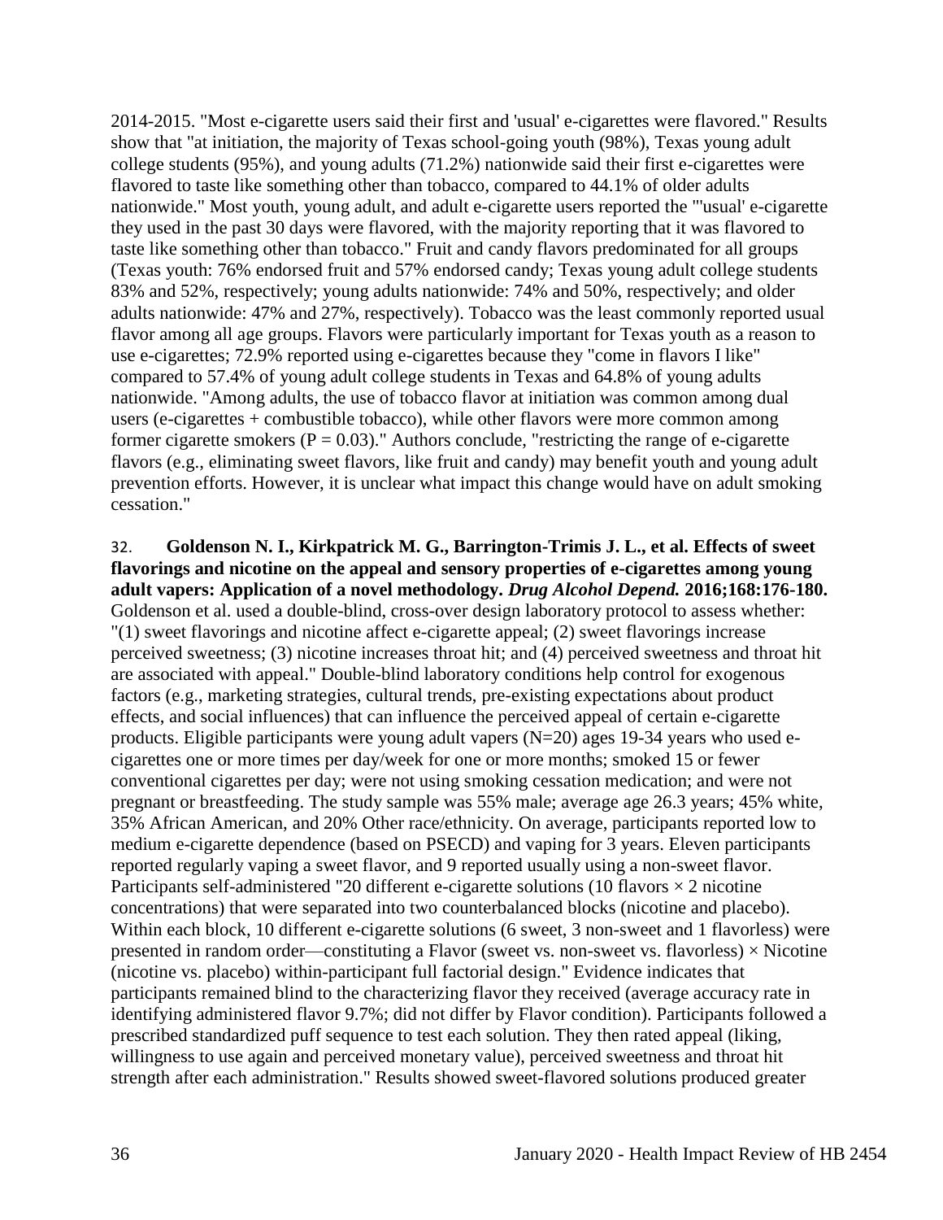2014-2015. "Most e-cigarette users said their first and 'usual' e-cigarettes were flavored." Results show that "at initiation, the majority of Texas school-going youth (98%), Texas young adult college students (95%), and young adults (71.2%) nationwide said their first e-cigarettes were flavored to taste like something other than tobacco, compared to 44.1% of older adults nationwide." Most youth, young adult, and adult e-cigarette users reported the "'usual' e-cigarette they used in the past 30 days were flavored, with the majority reporting that it was flavored to taste like something other than tobacco." Fruit and candy flavors predominated for all groups (Texas youth: 76% endorsed fruit and 57% endorsed candy; Texas young adult college students 83% and 52%, respectively; young adults nationwide: 74% and 50%, respectively; and older adults nationwide: 47% and 27%, respectively). Tobacco was the least commonly reported usual flavor among all age groups. Flavors were particularly important for Texas youth as a reason to use e-cigarettes; 72.9% reported using e-cigarettes because they "come in flavors I like" compared to 57.4% of young adult college students in Texas and 64.8% of young adults nationwide. "Among adults, the use of tobacco flavor at initiation was common among dual users (e-cigarettes + combustible tobacco), while other flavors were more common among former cigarette smokers ($P = 0.03$)." Authors conclude, "restricting the range of e-cigarette flavors (e.g., eliminating sweet flavors, like fruit and candy) may benefit youth and young adult prevention efforts. However, it is unclear what impact this change would have on adult smoking cessation."

32. **Goldenson N. I., Kirkpatrick M. G., Barrington-Trimis J. L., et al. Effects of sweet flavorings and nicotine on the appeal and sensory properties of e-cigarettes among young adult vapers: Application of a novel methodology. *Drug Alcohol Depend.* 2016;168:176-180.** Goldenson et al. used a double-blind, cross-over design laboratory protocol to assess whether: "(1) sweet flavorings and nicotine affect e-cigarette appeal; (2) sweet flavorings increase perceived sweetness; (3) nicotine increases throat hit; and (4) perceived sweetness and throat hit are associated with appeal." Double-blind laboratory conditions help control for exogenous factors (e.g., marketing strategies, cultural trends, pre-existing expectations about product effects, and social influences) that can influence the perceived appeal of certain e-cigarette products. Eligible participants were young adult vapers (N=20) ages 19-34 years who used e-cigarettes one or more times per day/week for one or more months; smoked 15 or fewer conventional cigarettes per day; were not using smoking cessation medication; and were not pregnant or breastfeeding. The study sample was 55% male; average age 26.3 years; 45% white, 35% African American, and 20% Other race/ethnicity. On average, participants reported low to medium e-cigarette dependence (based on PSECD) and vaping for 3 years. Eleven participants reported regularly vaping a sweet flavor, and 9 reported usually using a non-sweet flavor. Participants self-administered "20 different e-cigarette solutions (10 flavors × 2 nicotine concentrations) that were separated into two counterbalanced blocks (nicotine and placebo). Within each block, 10 different e-cigarette solutions (6 sweet, 3 non-sweet and 1 flavorless) were presented in random order—constituting a Flavor (sweet vs. non-sweet vs. flavorless) × Nicotine (nicotine vs. placebo) within-participant full factorial design." Evidence indicates that participants remained blind to the characterizing flavor they received (average accuracy rate in identifying administered flavor 9.7%; did not differ by Flavor condition). Participants followed a prescribed standardized puff sequence to test each solution. They then rated appeal (liking, willingness to use again and perceived monetary value), perceived sweetness and throat hit strength after each administration." Results showed sweet-flavored solutions produced greater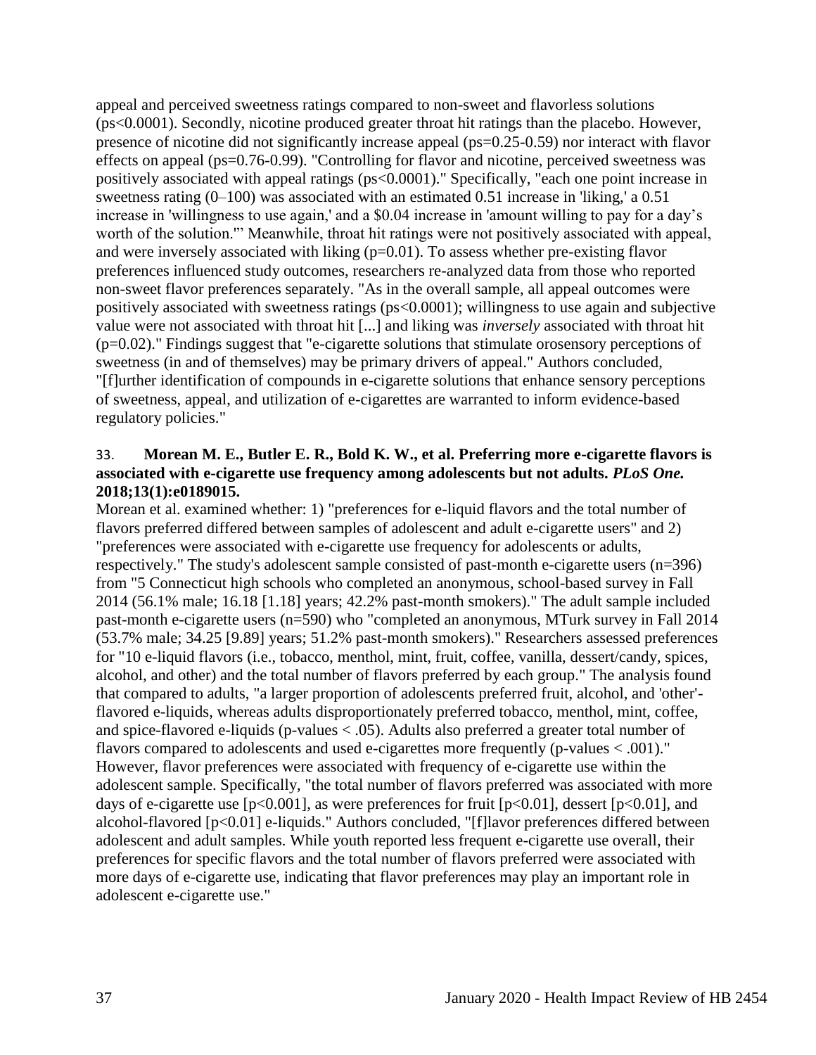appeal and perceived sweetness ratings compared to non-sweet and flavorless solutions (ps<0.0001). Secondly, nicotine produced greater throat hit ratings than the placebo. However, presence of nicotine did not significantly increase appeal (ps=0.25-0.59) nor interact with flavor effects on appeal (ps=0.76-0.99). "Controlling for flavor and nicotine, perceived sweetness was positively associated with appeal ratings (ps<0.0001)." Specifically, "each one point increase in sweetness rating (0–100) was associated with an estimated 0.51 increase in 'liking,' a 0.51 increase in 'willingness to use again,' and a $0.04 increase in 'amount willing to pay for a day's worth of the solution.'" Meanwhile, throat hit ratings were not positively associated with appeal, and were inversely associated with liking (p=0.01). To assess whether pre-existing flavor preferences influenced study outcomes, researchers re-analyzed data from those who reported non-sweet flavor preferences separately. "As in the overall sample, all appeal outcomes were positively associated with sweetness ratings (ps<0.0001); willingness to use again and subjective value were not associated with throat hit [...] and liking was *inversely* associated with throat hit (p=0.02)." Findings suggest that "e-cigarette solutions that stimulate orosensory perceptions of sweetness (in and of themselves) may be primary drivers of appeal." Authors concluded, "[f]urther identification of compounds in e-cigarette solutions that enhance sensory perceptions of sweetness, appeal, and utilization of e-cigarettes are warranted to inform evidence-based regulatory policies."

33. **Morean M. E., Butler E. R., Bold K. W., et al. Preferring more e-cigarette flavors is associated with e-cigarette use frequency among adolescents but not adults. *PLoS One.* 2018;13(1):e0189015.**

Morean et al. examined whether: 1) "preferences for e-liquid flavors and the total number of flavors preferred differed between samples of adolescent and adult e-cigarette users" and 2) "preferences were associated with e-cigarette use frequency for adolescents or adults, respectively." The study's adolescent sample consisted of past-month e-cigarette users (n=396) from "5 Connecticut high schools who completed an anonymous, school-based survey in Fall 2014 (56.1% male; 16.18 [1.18] years; 42.2% past-month smokers)." The adult sample included past-month e-cigarette users (n=590) who "completed an anonymous, MTurk survey in Fall 2014 (53.7% male; 34.25 [9.89] years; 51.2% past-month smokers)." Researchers assessed preferences for "10 e-liquid flavors (i.e., tobacco, menthol, mint, fruit, coffee, vanilla, dessert/candy, spices, alcohol, and other) and the total number of flavors preferred by each group." The analysis found that compared to adults, "a larger proportion of adolescents preferred fruit, alcohol, and 'other'-flavored e-liquids, whereas adults disproportionately preferred tobacco, menthol, mint, coffee, and spice-flavored e-liquids (p-values < .05). Adults also preferred a greater total number of flavors compared to adolescents and used e-cigarettes more frequently (p-values < .001)." However, flavor preferences were associated with frequency of e-cigarette use within the adolescent sample. Specifically, "the total number of flavors preferred was associated with more days of e-cigarette use [p<0.001], as were preferences for fruit [p<0.01], dessert [p<0.01], and alcohol-flavored [p<0.01] e-liquids." Authors concluded, "[f]lavor preferences differed between adolescent and adult samples. While youth reported less frequent e-cigarette use overall, their preferences for specific flavors and the total number of flavors preferred were associated with more days of e-cigarette use, indicating that flavor preferences may play an important role in adolescent e-cigarette use."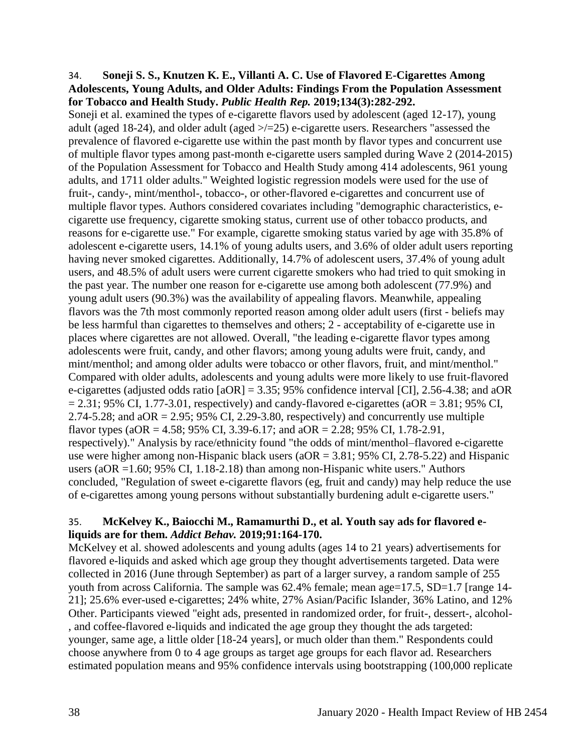34. **Soneji S. S., Knutzen K. E., Villanti A. C. Use of Flavored E-Cigarettes Among Adolescents, Young Adults, and Older Adults: Findings From the Population Assessment for Tobacco and Health Study.** ***Public Health Rep.*** **2019;134(3):282-292.**

Soneji et al. examined the types of e-cigarette flavors used by adolescent (aged 12-17), young adult (aged 18-24), and older adult (aged >/=25) e-cigarette users. Researchers "assessed the prevalence of flavored e-cigarette use within the past month by flavor types and concurrent use of multiple flavor types among past-month e-cigarette users sampled during Wave 2 (2014-2015) of the Population Assessment for Tobacco and Health Study among 414 adolescents, 961 young adults, and 1711 older adults." Weighted logistic regression models were used for the use of fruit-, candy-, mint/menthol-, tobacco-, or other-flavored e-cigarettes and concurrent use of multiple flavor types. Authors considered covariates including "demographic characteristics, e-cigarette use frequency, cigarette smoking status, current use of other tobacco products, and reasons for e-cigarette use." For example, cigarette smoking status varied by age with 35.8% of adolescent e-cigarette users, 14.1% of young adults users, and 3.6% of older adult users reporting having never smoked cigarettes. Additionally, 14.7% of adolescent users, 37.4% of young adult users, and 48.5% of adult users were current cigarette smokers who had tried to quit smoking in the past year. The number one reason for e-cigarette use among both adolescent (77.9%) and young adult users (90.3%) was the availability of appealing flavors. Meanwhile, appealing flavors was the 7th most commonly reported reason among older adult users (first - beliefs may be less harmful than cigarettes to themselves and others; 2 - acceptability of e-cigarette use in places where cigarettes are not allowed. Overall, "the leading e-cigarette flavor types among adolescents were fruit, candy, and other flavors; among young adults were fruit, candy, and mint/menthol; and among older adults were tobacco or other flavors, fruit, and mint/menthol." Compared with older adults, adolescents and young adults were more likely to use fruit-flavored e-cigarettes (adjusted odds ratio [aOR] = 3.35; 95% confidence interval [CI], 2.56-4.38; and aOR = 2.31; 95% CI, 1.77-3.01, respectively) and candy-flavored e-cigarettes (aOR = 3.81; 95% CI, 2.74-5.28; and aOR = 2.95; 95% CI, 2.29-3.80, respectively) and concurrently use multiple flavor types (aOR = 4.58; 95% CI, 3.39-6.17; and aOR = 2.28; 95% CI, 1.78-2.91, respectively)." Analysis by race/ethnicity found "the odds of mint/menthol–flavored e-cigarette use were higher among non-Hispanic black users (aOR = 3.81; 95% CI, 2.78-5.22) and Hispanic users (aOR =1.60; 95% CI, 1.18-2.18) than among non-Hispanic white users." Authors concluded, "Regulation of sweet e-cigarette flavors (eg, fruit and candy) may help reduce the use of e-cigarettes among young persons without substantially burdening adult e-cigarette users."

35. **McKelvey K., Baiocchi M., Ramamurthi D., et al. Youth say ads for flavored e-liquids are for them.** ***Addict Behav.*** **2019;91:164-170.**

McKelvey et al. showed adolescents and young adults (ages 14 to 21 years) advertisements for flavored e-liquids and asked which age group they thought advertisements targeted. Data were collected in 2016 (June through September) as part of a larger survey, a random sample of 255 youth from across California. The sample was 62.4% female; mean age=17.5, SD=1.7 [range 14-21]; 25.6% ever-used e-cigarettes; 24% white, 27% Asian/Pacific Islander, 36% Latino, and 12% Other. Participants viewed "eight ads, presented in randomized order, for fruit-, dessert-, alcohol-, and coffee-flavored e-liquids and indicated the age group they thought the ads targeted: younger, same age, a little older [18-24 years], or much older than them." Respondents could choose anywhere from 0 to 4 age groups as target age groups for each flavor ad. Researchers estimated population means and 95% confidence intervals using bootstrapping (100,000 replicate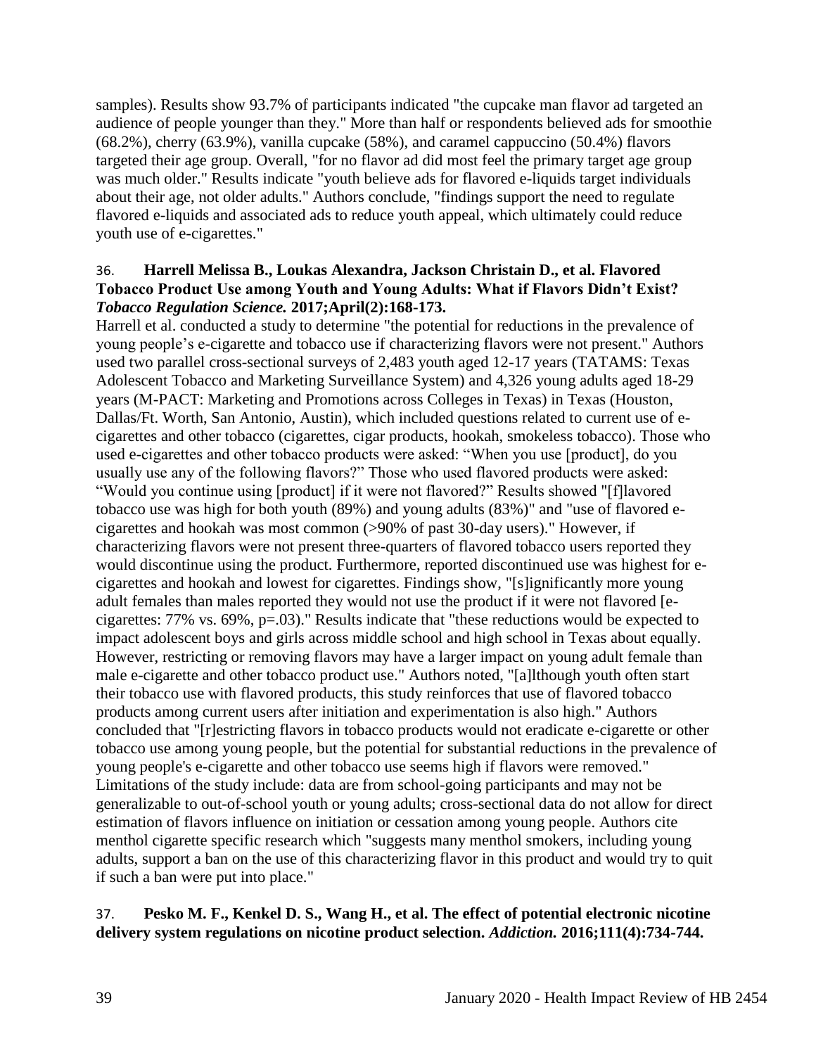samples). Results show 93.7% of participants indicated "the cupcake man flavor ad targeted an audience of people younger than they." More than half or respondents believed ads for smoothie (68.2%), cherry (63.9%), vanilla cupcake (58%), and caramel cappuccino (50.4%) flavors targeted their age group. Overall, "for no flavor ad did most feel the primary target age group was much older." Results indicate "youth believe ads for flavored e-liquids target individuals about their age, not older adults." Authors conclude, "findings support the need to regulate flavored e-liquids and associated ads to reduce youth appeal, which ultimately could reduce youth use of e-cigarettes."

36. **Harrell Melissa B., Loukas Alexandra, Jackson Christain D., et al. Flavored Tobacco Product Use among Youth and Young Adults: What if Flavors Didn't Exist? *Tobacco Regulation Science.* 2017;April(2):168-173.**

Harrell et al. conducted a study to determine "the potential for reductions in the prevalence of young people's e-cigarette and tobacco use if characterizing flavors were not present." Authors used two parallel cross-sectional surveys of 2,483 youth aged 12-17 years (TATAMS: Texas Adolescent Tobacco and Marketing Surveillance System) and 4,326 young adults aged 18-29 years (M-PACT: Marketing and Promotions across Colleges in Texas) in Texas (Houston, Dallas/Ft. Worth, San Antonio, Austin), which included questions related to current use of e-cigarettes and other tobacco (cigarettes, cigar products, hookah, smokeless tobacco). Those who used e-cigarettes and other tobacco products were asked: "When you use [product], do you usually use any of the following flavors?" Those who used flavored products were asked: "Would you continue using [product] if it were not flavored?" Results showed "[f]lavored tobacco use was high for both youth (89%) and young adults (83%)" and "use of flavored e-cigarettes and hookah was most common (>90% of past 30-day users)." However, if characterizing flavors were not present three-quarters of flavored tobacco users reported they would discontinue using the product. Furthermore, reported discontinued use was highest for e-cigarettes and hookah and lowest for cigarettes. Findings show, "[s]ignificantly more young adult females than males reported they would not use the product if it were not flavored [e-cigarettes: 77% vs. 69%, p=.03)." Results indicate that "these reductions would be expected to impact adolescent boys and girls across middle school and high school in Texas about equally. However, restricting or removing flavors may have a larger impact on young adult female than male e-cigarette and other tobacco product use." Authors noted, "[a]lthough youth often start their tobacco use with flavored products, this study reinforces that use of flavored tobacco products among current users after initiation and experimentation is also high." Authors concluded that "[r]estricting flavors in tobacco products would not eradicate e-cigarette or other tobacco use among young people, but the potential for substantial reductions in the prevalence of young people's e-cigarette and other tobacco use seems high if flavors were removed." Limitations of the study include: data are from school-going participants and may not be generalizable to out-of-school youth or young adults; cross-sectional data do not allow for direct estimation of flavors influence on initiation or cessation among young people. Authors cite menthol cigarette specific research which "suggests many menthol smokers, including young adults, support a ban on the use of this characterizing flavor in this product and would try to quit if such a ban were put into place."

37. **Pesko M. F., Kenkel D. S., Wang H., et al. The effect of potential electronic nicotine delivery system regulations on nicotine product selection. *Addiction.* 2016;111(4):734-744.**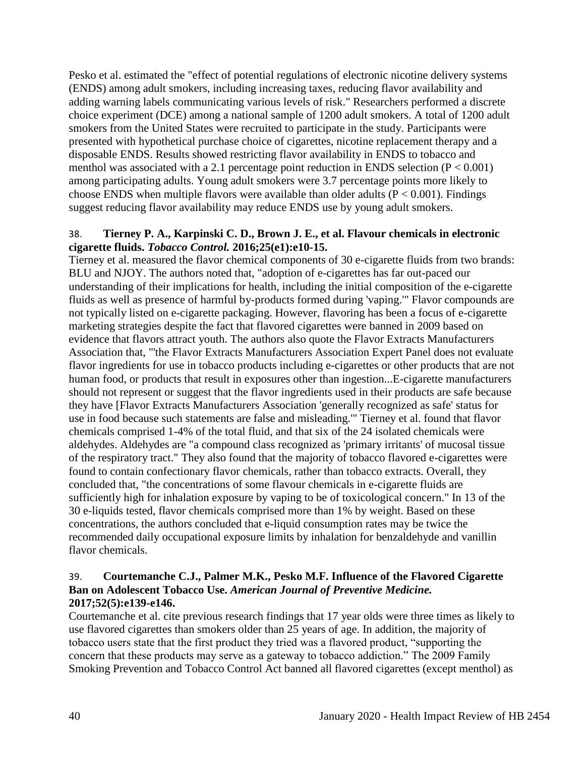Pesko et al. estimated the "effect of potential regulations of electronic nicotine delivery systems (ENDS) among adult smokers, including increasing taxes, reducing flavor availability and adding warning labels communicating various levels of risk." Researchers performed a discrete choice experiment (DCE) among a national sample of 1200 adult smokers. A total of 1200 adult smokers from the United States were recruited to participate in the study. Participants were presented with hypothetical purchase choice of cigarettes, nicotine replacement therapy and a disposable ENDS. Results showed restricting flavor availability in ENDS to tobacco and menthol was associated with a 2.1 percentage point reduction in ENDS selection ($P < 0.001$) among participating adults. Young adult smokers were 3.7 percentage points more likely to choose ENDS when multiple flavors were available than older adults ($P < 0.001$). Findings suggest reducing flavor availability may reduce ENDS use by young adult smokers.

38. **Tierney P. A., Karpinski C. D., Brown J. E., et al. Flavour chemicals in electronic cigarette fluids.** ***Tobacco Control.*** **2016;25(e1):e10-15.**

Tierney et al. measured the flavor chemical components of 30 e-cigarette fluids from two brands: BLU and NJOY. The authors noted that, "adoption of e-cigarettes has far out-paced our understanding of their implications for health, including the initial composition of the e-cigarette fluids as well as presence of harmful by-products formed during 'vaping.'" Flavor compounds are not typically listed on e-cigarette packaging. However, flavoring has been a focus of e-cigarette marketing strategies despite the fact that flavored cigarettes were banned in 2009 based on evidence that flavors attract youth. The authors also quote the Flavor Extracts Manufacturers Association that, "'the Flavor Extracts Manufacturers Association Expert Panel does not evaluate flavor ingredients for use in tobacco products including e-cigarettes or other products that are not human food, or products that result in exposures other than ingestion...E-cigarette manufacturers should not represent or suggest that the flavor ingredients used in their products are safe because they have [Flavor Extracts Manufacturers Association 'generally recognized as safe' status for use in food because such statements are false and misleading.'" Tierney et al. found that flavor chemicals comprised 1-4% of the total fluid, and that six of the 24 isolated chemicals were aldehydes. Aldehydes are "a compound class recognized as 'primary irritants' of mucosal tissue of the respiratory tract." They also found that the majority of tobacco flavored e-cigarettes were found to contain confectionary flavor chemicals, rather than tobacco extracts. Overall, they concluded that, "the concentrations of some flavour chemicals in e-cigarette fluids are sufficiently high for inhalation exposure by vaping to be of toxicological concern." In 13 of the 30 e-liquids tested, flavor chemicals comprised more than 1% by weight. Based on these concentrations, the authors concluded that e-liquid consumption rates may be twice the recommended daily occupational exposure limits by inhalation for benzaldehyde and vanillin flavor chemicals.

39. **Courtemanche C.J., Palmer M.K., Pesko M.F. Influence of the Flavored Cigarette Ban on Adolescent Tobacco Use.** ***American Journal of Preventive Medicine.*** **2017;52(5):e139-e146.**

Courtemanche et al. cite previous research findings that 17 year olds were three times as likely to use flavored cigarettes than smokers older than 25 years of age. In addition, the majority of tobacco users state that the first product they tried was a flavored product, "supporting the concern that these products may serve as a gateway to tobacco addiction." The 2009 Family Smoking Prevention and Tobacco Control Act banned all flavored cigarettes (except menthol) as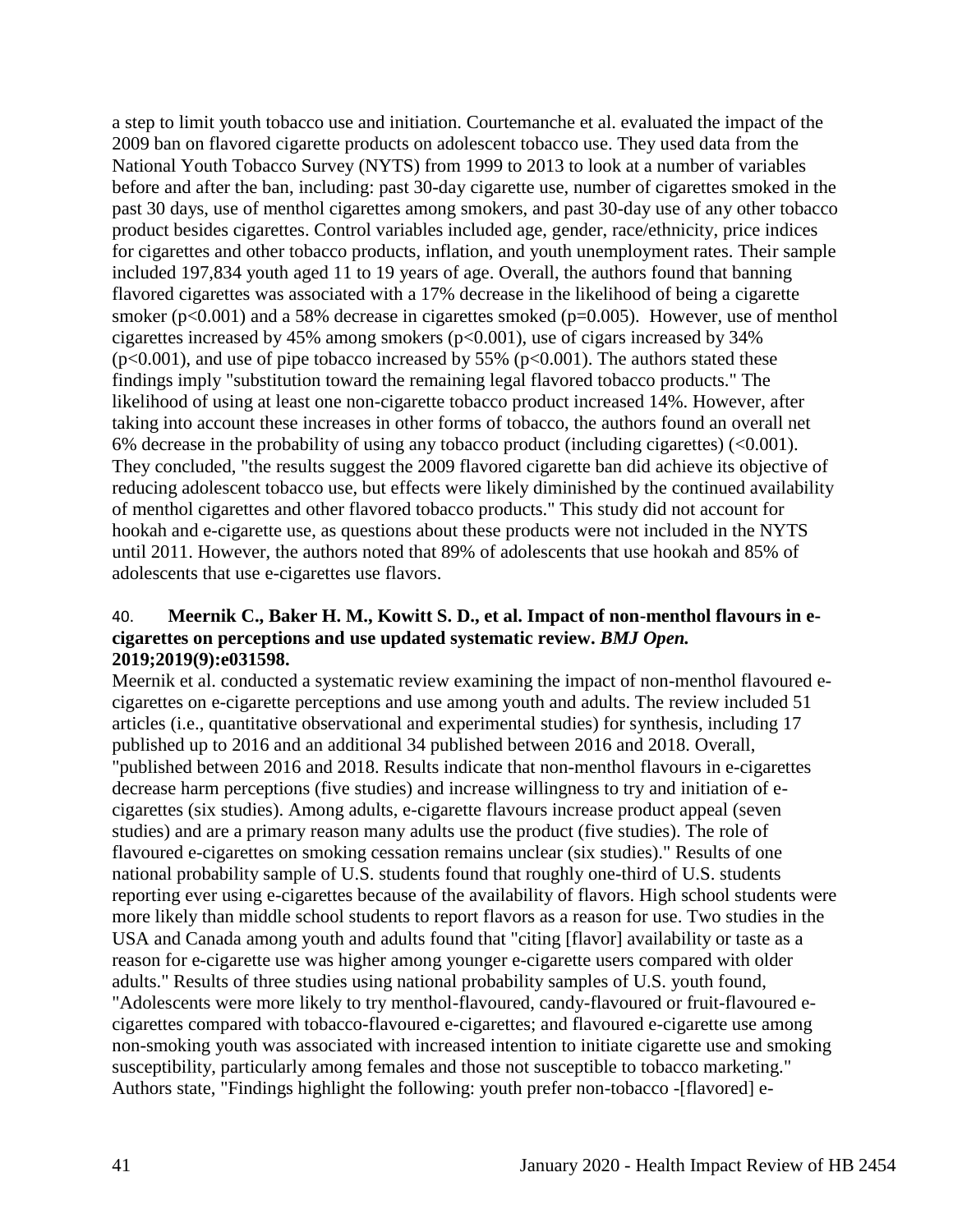a step to limit youth tobacco use and initiation. Courtemanche et al. evaluated the impact of the 2009 ban on flavored cigarette products on adolescent tobacco use. They used data from the National Youth Tobacco Survey (NYTS) from 1999 to 2013 to look at a number of variables before and after the ban, including: past 30-day cigarette use, number of cigarettes smoked in the past 30 days, use of menthol cigarettes among smokers, and past 30-day use of any other tobacco product besides cigarettes. Control variables included age, gender, race/ethnicity, price indices for cigarettes and other tobacco products, inflation, and youth unemployment rates. Their sample included 197,834 youth aged 11 to 19 years of age. Overall, the authors found that banning flavored cigarettes was associated with a 17% decrease in the likelihood of being a cigarette smoker ($p<0.001$) and a 58% decrease in cigarettes smoked ($p=0.005$). However, use of menthol cigarettes increased by 45% among smokers ($p<0.001$), use of cigars increased by 34% ($p<0.001$), and use of pipe tobacco increased by 55% ($p<0.001$). The authors stated these findings imply "substitution toward the remaining legal flavored tobacco products." The likelihood of using at least one non-cigarette tobacco product increased 14%. However, after taking into account these increases in other forms of tobacco, the authors found an overall net 6% decrease in the probability of using any tobacco product (including cigarettes) ($<0.001$). They concluded, "the results suggest the 2009 flavored cigarette ban did achieve its objective of reducing adolescent tobacco use, but effects were likely diminished by the continued availability of menthol cigarettes and other flavored tobacco products." This study did not account for hookah and e-cigarette use, as questions about these products were not included in the NYTS until 2011. However, the authors noted that 89% of adolescents that use hookah and 85% of adolescents that use e-cigarettes use flavors.

40. **Meernik C., Baker H. M., Kowitt S. D., et al. Impact of non-menthol flavours in e-cigarettes on perceptions and use updated systematic review. *BMJ Open.* 2019;2019(9):e031598.**

Meernik et al. conducted a systematic review examining the impact of non-menthol flavoured e-cigarettes on e-cigarette perceptions and use among youth and adults. The review included 51 articles (i.e., quantitative observational and experimental studies) for synthesis, including 17 published up to 2016 and an additional 34 published between 2016 and 2018. Overall, "published between 2016 and 2018. Results indicate that non-menthol flavours in e-cigarettes decrease harm perceptions (five studies) and increase willingness to try and initiation of e-cigarettes (six studies). Among adults, e-cigarette flavours increase product appeal (seven studies) and are a primary reason many adults use the product (five studies). The role of flavoured e-cigarettes on smoking cessation remains unclear (six studies)." Results of one national probability sample of U.S. students found that roughly one-third of U.S. students reporting ever using e-cigarettes because of the availability of flavors. High school students were more likely than middle school students to report flavors as a reason for use. Two studies in the USA and Canada among youth and adults found that "citing [flavor] availability or taste as a reason for e-cigarette use was higher among younger e-cigarette users compared with older adults." Results of three studies using national probability samples of U.S. youth found, "Adolescents were more likely to try menthol-flavoured, candy-flavoured or fruit-flavoured e-cigarettes compared with tobacco-flavoured e-cigarettes; and flavoured e-cigarette use among non-smoking youth was associated with increased intention to initiate cigarette use and smoking susceptibility, particularly among females and those not susceptible to tobacco marketing." Authors state, "Findings highlight the following: youth prefer non-tobacco -[flavored] e-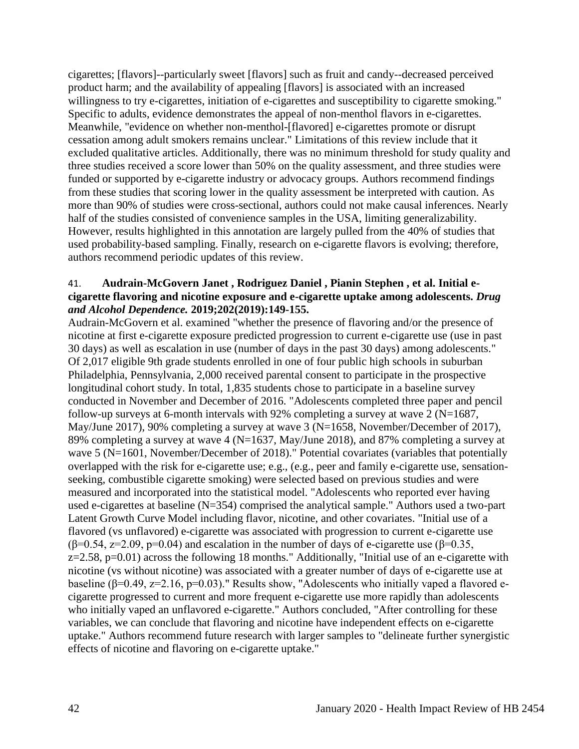cigarettes; [flavors]--particularly sweet [flavors] such as fruit and candy--decreased perceived product harm; and the availability of appealing [flavors] is associated with an increased willingness to try e-cigarettes, initiation of e-cigarettes and susceptibility to cigarette smoking." Specific to adults, evidence demonstrates the appeal of non-menthol flavors in e-cigarettes. Meanwhile, "evidence on whether non-menthol-[flavored] e-cigarettes promote or disrupt cessation among adult smokers remains unclear." Limitations of this review include that it excluded qualitative articles. Additionally, there was no minimum threshold for study quality and three studies received a score lower than 50% on the quality assessment, and three studies were funded or supported by e-cigarette industry or advocacy groups. Authors recommend findings from these studies that scoring lower in the quality assessment be interpreted with caution. As more than 90% of studies were cross-sectional, authors could not make causal inferences. Nearly half of the studies consisted of convenience samples in the USA, limiting generalizability. However, results highlighted in this annotation are largely pulled from the 40% of studies that used probability-based sampling. Finally, research on e-cigarette flavors is evolving; therefore, authors recommend periodic updates of this review.

41. **Audrain-McGovern Janet , Rodriguez Daniel , Pianin Stephen , et al. Initial e-cigarette flavoring and nicotine exposure and e-cigarette uptake among adolescents. *Drug and Alcohol Dependence.* 2019;202(2019):149-155.**

Audrain-McGovern et al. examined "whether the presence of flavoring and/or the presence of nicotine at first e-cigarette exposure predicted progression to current e-cigarette use (use in past 30 days) as well as escalation in use (number of days in the past 30 days) among adolescents." Of 2,017 eligible 9th grade students enrolled in one of four public high schools in suburban Philadelphia, Pennsylvania, 2,000 received parental consent to participate in the prospective longitudinal cohort study. In total, 1,835 students chose to participate in a baseline survey conducted in November and December of 2016. "Adolescents completed three paper and pencil follow-up surveys at 6-month intervals with 92% completing a survey at wave 2 (N=1687, May/June 2017), 90% completing a survey at wave 3 (N=1658, November/December of 2017), 89% completing a survey at wave 4 (N=1637, May/June 2018), and 87% completing a survey at wave 5 (N=1601, November/December of 2018)." Potential covariates (variables that potentially overlapped with the risk for e-cigarette use; e.g., (e.g., peer and family e-cigarette use, sensation-seeking, combustible cigarette smoking) were selected based on previous studies and were measured and incorporated into the statistical model. "Adolescents who reported ever having used e-cigarettes at baseline (N=354) comprised the analytical sample." Authors used a two-part Latent Growth Curve Model including flavor, nicotine, and other covariates. "Initial use of a flavored (vs unflavored) e-cigarette was associated with progression to current e-cigarette use ($\beta$=0.54, z=2.09, p=0.04) and escalation in the number of days of e-cigarette use ($\beta$=0.35, z=2.58, p=0.01) across the following 18 months." Additionally, "Initial use of an e-cigarette with nicotine (vs without nicotine) was associated with a greater number of days of e-cigarette use at baseline ($\beta$=0.49, z=2.16, p=0.03)." Results show, "Adolescents who initially vaped a flavored e-cigarette progressed to current and more frequent e-cigarette use more rapidly than adolescents who initially vaped an unflavored e-cigarette." Authors concluded, "After controlling for these variables, we can conclude that flavoring and nicotine have independent effects on e-cigarette uptake." Authors recommend future research with larger samples to "delineate further synergistic effects of nicotine and flavoring on e-cigarette uptake."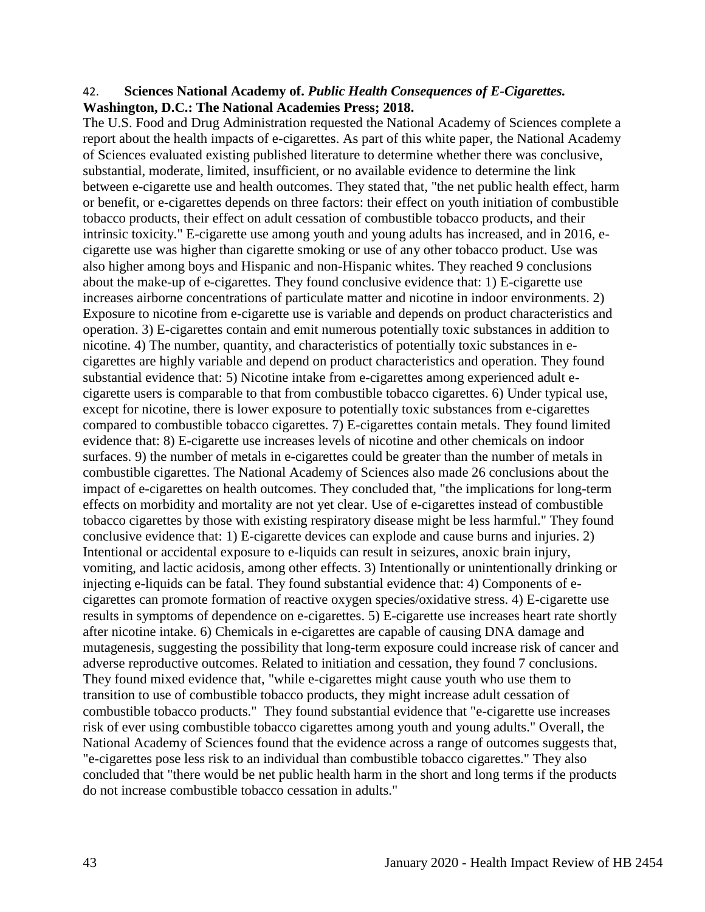42. **Sciences National Academy of. *Public Health Consequences of E-Cigarettes.* Washington, D.C.: The National Academies Press; 2018.**

The U.S. Food and Drug Administration requested the National Academy of Sciences complete a report about the health impacts of e-cigarettes. As part of this white paper, the National Academy of Sciences evaluated existing published literature to determine whether there was conclusive, substantial, moderate, limited, insufficient, or no available evidence to determine the link between e-cigarette use and health outcomes. They stated that, "the net public health effect, harm or benefit, or e-cigarettes depends on three factors: their effect on youth initiation of combustible tobacco products, their effect on adult cessation of combustible tobacco products, and their intrinsic toxicity." E-cigarette use among youth and young adults has increased, and in 2016, e-cigarette use was higher than cigarette smoking or use of any other tobacco product. Use was also higher among boys and Hispanic and non-Hispanic whites. They reached 9 conclusions about the make-up of e-cigarettes. They found conclusive evidence that: 1) E-cigarette use increases airborne concentrations of particulate matter and nicotine in indoor environments. 2) Exposure to nicotine from e-cigarette use is variable and depends on product characteristics and operation. 3) E-cigarettes contain and emit numerous potentially toxic substances in addition to nicotine. 4) The number, quantity, and characteristics of potentially toxic substances in e-cigarettes are highly variable and depend on product characteristics and operation. They found substantial evidence that: 5) Nicotine intake from e-cigarettes among experienced adult e-cigarette users is comparable to that from combustible tobacco cigarettes. 6) Under typical use, except for nicotine, there is lower exposure to potentially toxic substances from e-cigarettes compared to combustible tobacco cigarettes. 7) E-cigarettes contain metals. They found limited evidence that: 8) E-cigarette use increases levels of nicotine and other chemicals on indoor surfaces. 9) the number of metals in e-cigarettes could be greater than the number of metals in combustible cigarettes. The National Academy of Sciences also made 26 conclusions about the impact of e-cigarettes on health outcomes. They concluded that, "the implications for long-term effects on morbidity and mortality are not yet clear. Use of e-cigarettes instead of combustible tobacco cigarettes by those with existing respiratory disease might be less harmful." They found conclusive evidence that: 1) E-cigarette devices can explode and cause burns and injuries. 2) Intentional or accidental exposure to e-liquids can result in seizures, anoxic brain injury, vomiting, and lactic acidosis, among other effects. 3) Intentionally or unintentionally drinking or injecting e-liquids can be fatal. They found substantial evidence that: 4) Components of e-cigarettes can promote formation of reactive oxygen species/oxidative stress. 4) E-cigarette use results in symptoms of dependence on e-cigarettes. 5) E-cigarette use increases heart rate shortly after nicotine intake. 6) Chemicals in e-cigarettes are capable of causing DNA damage and mutagenesis, suggesting the possibility that long-term exposure could increase risk of cancer and adverse reproductive outcomes. Related to initiation and cessation, they found 7 conclusions. They found mixed evidence that, "while e-cigarettes might cause youth who use them to transition to use of combustible tobacco products, they might increase adult cessation of combustible tobacco products." They found substantial evidence that "e-cigarette use increases risk of ever using combustible tobacco cigarettes among youth and young adults." Overall, the National Academy of Sciences found that the evidence across a range of outcomes suggests that, "e-cigarettes pose less risk to an individual than combustible tobacco cigarettes." They also concluded that "there would be net public health harm in the short and long terms if the products do not increase combustible tobacco cessation in adults."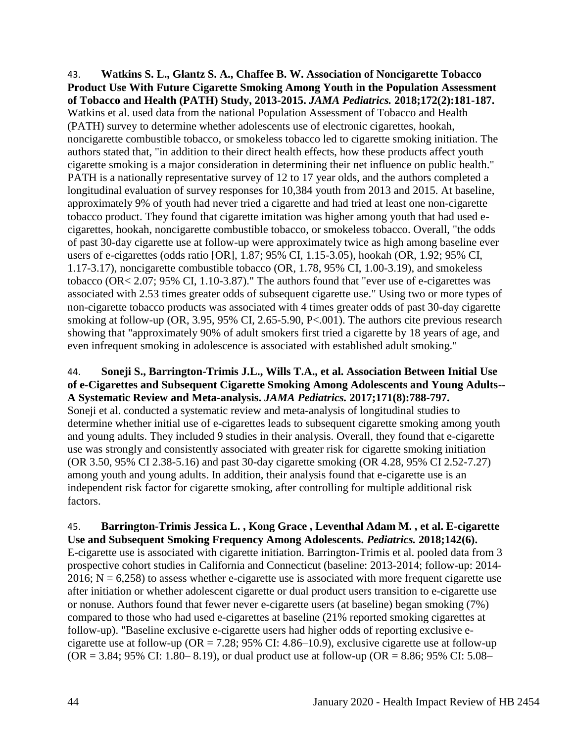43. **Watkins S. L., Glantz S. A., Chaffee B. W. Association of Noncigarette Tobacco Product Use With Future Cigarette Smoking Among Youth in the Population Assessment of Tobacco and Health (PATH) Study, 2013-2015.** ***JAMA Pediatrics.*** **2018;172(2):181-187.**
Watkins et al. used data from the national Population Assessment of Tobacco and Health (PATH) survey to determine whether adolescents use of electronic cigarettes, hookah, noncigarette combustible tobacco, or smokeless tobacco led to cigarette smoking initiation. The authors stated that, "in addition to their direct health effects, how these products affect youth cigarette smoking is a major consideration in determining their net influence on public health." PATH is a nationally representative survey of 12 to 17 year olds, and the authors completed a longitudinal evaluation of survey responses for 10,384 youth from 2013 and 2015. At baseline, approximately 9% of youth had never tried a cigarette and had tried at least one non-cigarette tobacco product. They found that cigarette imitation was higher among youth that had used e-cigarettes, hookah, noncigarette combustible tobacco, or smokeless tobacco. Overall, "the odds of past 30-day cigarette use at follow-up were approximately twice as high among baseline ever users of e-cigarettes (odds ratio [OR], 1.87; 95% CI, 1.15-3.05), hookah (OR, 1.92; 95% CI, 1.17-3.17), noncigarette combustible tobacco (OR, 1.78, 95% CI, 1.00-3.19), and smokeless tobacco (OR< 2.07; 95% CI, 1.10-3.87)." The authors found that "ever use of e-cigarettes was associated with 2.53 times greater odds of subsequent cigarette use." Using two or more types of non-cigarette tobacco products was associated with 4 times greater odds of past 30-day cigarette smoking at follow-up (OR, 3.95, 95% CI, 2.65-5.90, P<.001). The authors cite previous research showing that "approximately 90% of adult smokers first tried a cigarette by 18 years of age, and even infrequent smoking in adolescence is associated with established adult smoking."

44. **Soneji S., Barrington-Trimis J.L., Wills T.A., et al. Association Between Initial Use of e-Cigarettes and Subsequent Cigarette Smoking Among Adolescents and Young Adults--A Systematic Review and Meta-analysis.** ***JAMA Pediatrics.*** **2017;171(8):788-797.**
Soneji et al. conducted a systematic review and meta-analysis of longitudinal studies to determine whether initial use of e-cigarettes leads to subsequent cigarette smoking among youth and young adults. They included 9 studies in their analysis. Overall, they found that e-cigarette use was strongly and consistently associated with greater risk for cigarette smoking initiation (OR 3.50, 95% CI 2.38-5.16) and past 30-day cigarette smoking (OR 4.28, 95% CI 2.52-7.27) among youth and young adults. In addition, their analysis found that e-cigarette use is an independent risk factor for cigarette smoking, after controlling for multiple additional risk factors.

45. **Barrington-Trimis Jessica L. , Kong Grace , Leventhal Adam M. , et al. E-cigarette Use and Subsequent Smoking Frequency Among Adolescents.** ***Pediatrics.*** **2018;142(6).**
E-cigarette use is associated with cigarette initiation. Barrington-Trimis et al. pooled data from 3 prospective cohort studies in California and Connecticut (baseline: 2013-2014; follow-up: 2014-2016; N = 6,258) to assess whether e-cigarette use is associated with more frequent cigarette use after initiation or whether adolescent cigarette or dual product users transition to e-cigarette use or nonuse. Authors found that fewer never e-cigarette users (at baseline) began smoking (7%) compared to those who had used e-cigarettes at baseline (21% reported smoking cigarettes at follow-up). "Baseline exclusive e-cigarette users had higher odds of reporting exclusive e-cigarette use at follow-up (OR = 7.28; 95% CI: 4.86–10.9), exclusive cigarette use at follow-up (OR = 3.84; 95% CI: 1.80– 8.19), or dual product use at follow-up (OR = 8.86; 95% CI: 5.08–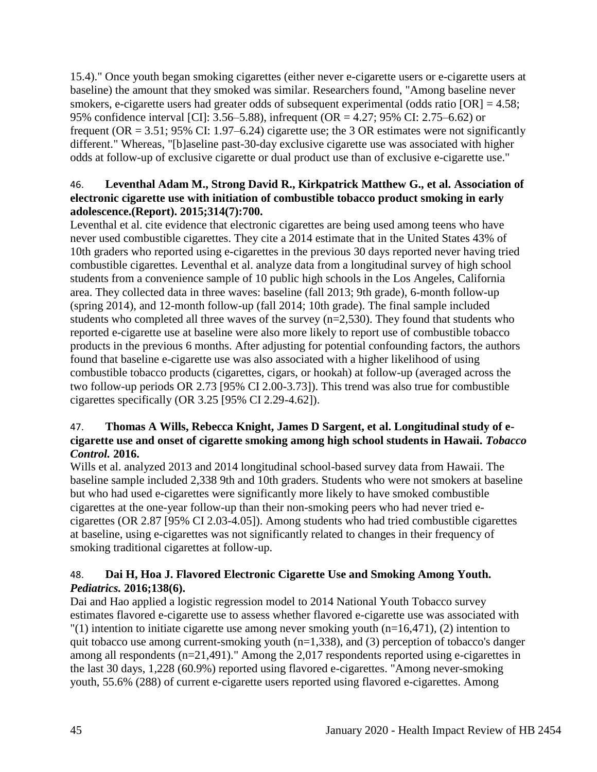15.4)." Once youth began smoking cigarettes (either never e-cigarette users or e-cigarette users at baseline) the amount that they smoked was similar. Researchers found, "Among baseline never smokers, e-cigarette users had greater odds of subsequent experimental (odds ratio [OR] = 4.58; 95% confidence interval [CI]: 3.56–5.88), infrequent (OR = 4.27; 95% CI: 2.75–6.62) or frequent (OR = 3.51; 95% CI: 1.97–6.24) cigarette use; the 3 OR estimates were not significantly different." Whereas, "[b]aseline past-30-day exclusive cigarette use was associated with higher odds at follow-up of exclusive cigarette or dual product use than of exclusive e-cigarette use."

46. **Leventhal Adam M., Strong David R., Kirkpatrick Matthew G., et al. Association of electronic cigarette use with initiation of combustible tobacco product smoking in early adolescence.(Report). 2015;314(7):700.**

Leventhal et al. cite evidence that electronic cigarettes are being used among teens who have never used combustible cigarettes. They cite a 2014 estimate that in the United States 43% of 10th graders who reported using e-cigarettes in the previous 30 days reported never having tried combustible cigarettes. Leventhal et al. analyze data from a longitudinal survey of high school students from a convenience sample of 10 public high schools in the Los Angeles, California area. They collected data in three waves: baseline (fall 2013; 9th grade), 6-month follow-up (spring 2014), and 12-month follow-up (fall 2014; 10th grade). The final sample included students who completed all three waves of the survey (n=2,530). They found that students who reported e-cigarette use at baseline were also more likely to report use of combustible tobacco products in the previous 6 months. After adjusting for potential confounding factors, the authors found that baseline e-cigarette use was also associated with a higher likelihood of using combustible tobacco products (cigarettes, cigars, or hookah) at follow-up (averaged across the two follow-up periods OR 2.73 [95% CI 2.00-3.73]). This trend was also true for combustible cigarettes specifically (OR 3.25 [95% CI 2.29-4.62]).

47. **Thomas A Wills, Rebecca Knight, James D Sargent, et al. Longitudinal study of e-cigarette use and onset of cigarette smoking among high school students in Hawaii. *Tobacco Control.* 2016.**

Wills et al. analyzed 2013 and 2014 longitudinal school-based survey data from Hawaii. The baseline sample included 2,338 9th and 10th graders. Students who were not smokers at baseline but who had used e-cigarettes were significantly more likely to have smoked combustible cigarettes at the one-year follow-up than their non-smoking peers who had never tried e-cigarettes (OR 2.87 [95% CI 2.03-4.05]). Among students who had tried combustible cigarettes at baseline, using e-cigarettes was not significantly related to changes in their frequency of smoking traditional cigarettes at follow-up.

48. **Dai H, Hoa J. Flavored Electronic Cigarette Use and Smoking Among Youth. *Pediatrics.* 2016;138(6).**

Dai and Hao applied a logistic regression model to 2014 National Youth Tobacco survey estimates flavored e-cigarette use to assess whether flavored e-cigarette use was associated with "(1) intention to initiate cigarette use among never smoking youth (n=16,471), (2) intention to quit tobacco use among current-smoking youth (n=1,338), and (3) perception of tobacco's danger among all respondents (n=21,491)." Among the 2,017 respondents reported using e-cigarettes in the last 30 days, 1,228 (60.9%) reported using flavored e-cigarettes. "Among never-smoking youth, 55.6% (288) of current e-cigarette users reported using flavored e-cigarettes. Among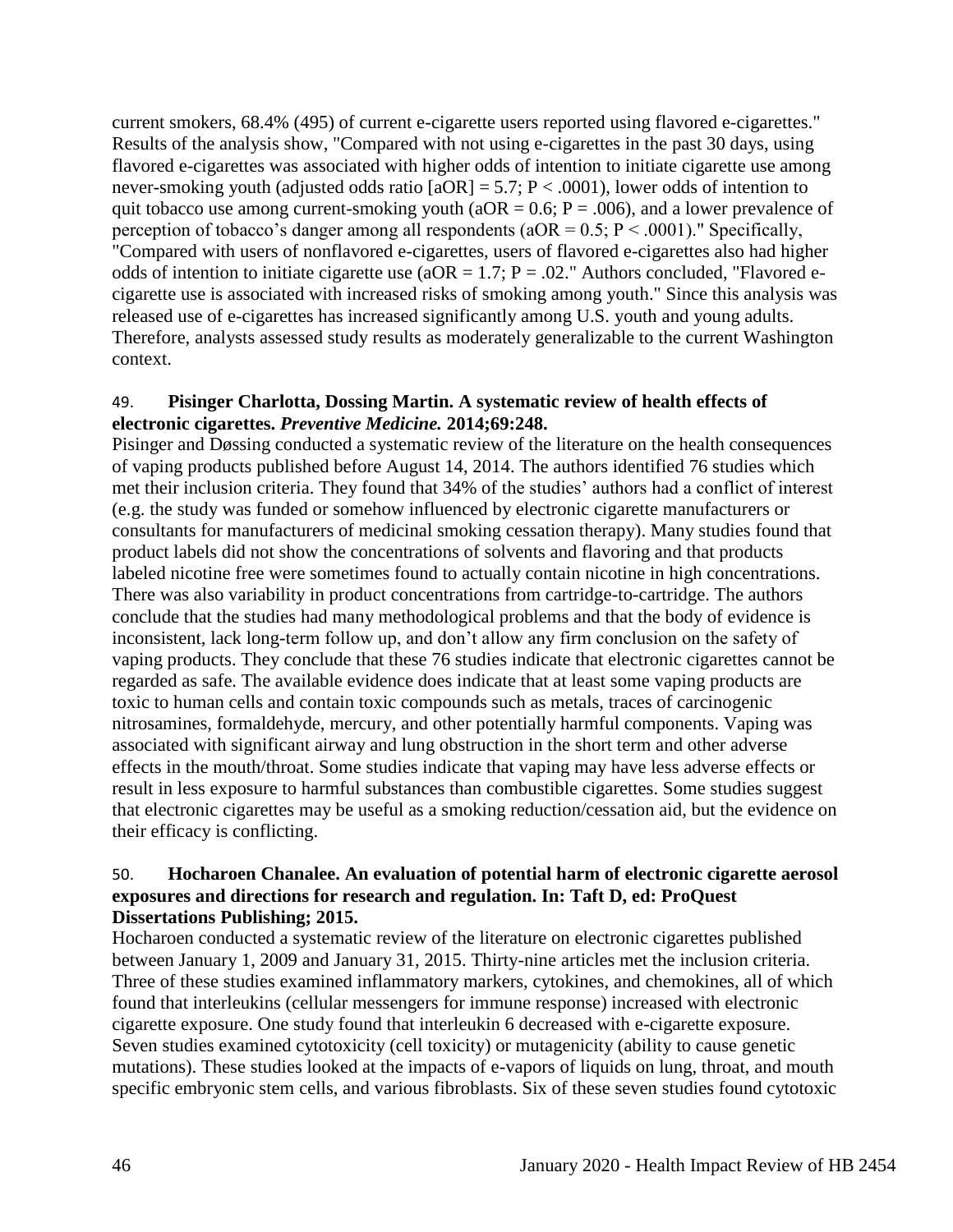current smokers, 68.4% (495) of current e-cigarette users reported using flavored e-cigarettes." Results of the analysis show, "Compared with not using e-cigarettes in the past 30 days, using flavored e-cigarettes was associated with higher odds of intention to initiate cigarette use among never-smoking youth (adjusted odds ratio [aOR] = 5.7; $P < .0001$), lower odds of intention to quit tobacco use among current-smoking youth (aOR = 0.6; $P = .006$), and a lower prevalence of perception of tobacco's danger among all respondents (aOR = 0.5; $P < .0001$)." Specifically, "Compared with users of nonflavored e-cigarettes, users of flavored e-cigarettes also had higher odds of intention to initiate cigarette use (aOR = 1.7; $P = .02$." Authors concluded, "Flavored e-cigarette use is associated with increased risks of smoking among youth." Since this analysis was released use of e-cigarettes has increased significantly among U.S. youth and young adults. Therefore, analysts assessed study results as moderately generalizable to the current Washington context.

49. **Pisinger Charlotta, Dossing Martin. A systematic review of health effects of electronic cigarettes. *Preventive Medicine.* 2014;69:248.**

Pisinger and Døssing conducted a systematic review of the literature on the health consequences of vaping products published before August 14, 2014. The authors identified 76 studies which met their inclusion criteria. They found that 34% of the studies' authors had a conflict of interest (e.g. the study was funded or somehow influenced by electronic cigarette manufacturers or consultants for manufacturers of medicinal smoking cessation therapy). Many studies found that product labels did not show the concentrations of solvents and flavoring and that products labeled nicotine free were sometimes found to actually contain nicotine in high concentrations. There was also variability in product concentrations from cartridge-to-cartridge. The authors conclude that the studies had many methodological problems and that the body of evidence is inconsistent, lack long-term follow up, and don't allow any firm conclusion on the safety of vaping products. They conclude that these 76 studies indicate that electronic cigarettes cannot be regarded as safe. The available evidence does indicate that at least some vaping products are toxic to human cells and contain toxic compounds such as metals, traces of carcinogenic nitrosamines, formaldehyde, mercury, and other potentially harmful components. Vaping was associated with significant airway and lung obstruction in the short term and other adverse effects in the mouth/throat. Some studies indicate that vaping may have less adverse effects or result in less exposure to harmful substances than combustible cigarettes. Some studies suggest that electronic cigarettes may be useful as a smoking reduction/cessation aid, but the evidence on their efficacy is conflicting.

50. **Hocharoen Chanalee. An evaluation of potential harm of electronic cigarette aerosol exposures and directions for research and regulation. In: Taft D, ed: ProQuest Dissertations Publishing; 2015.**

Hocharoen conducted a systematic review of the literature on electronic cigarettes published between January 1, 2009 and January 31, 2015. Thirty-nine articles met the inclusion criteria. Three of these studies examined inflammatory markers, cytokines, and chemokines, all of which found that interleukins (cellular messengers for immune response) increased with electronic cigarette exposure. One study found that interleukin 6 decreased with e-cigarette exposure. Seven studies examined cytotoxicity (cell toxicity) or mutagenicity (ability to cause genetic mutations). These studies looked at the impacts of e-vapors of liquids on lung, throat, and mouth specific embryonic stem cells, and various fibroblasts. Six of these seven studies found cytotoxic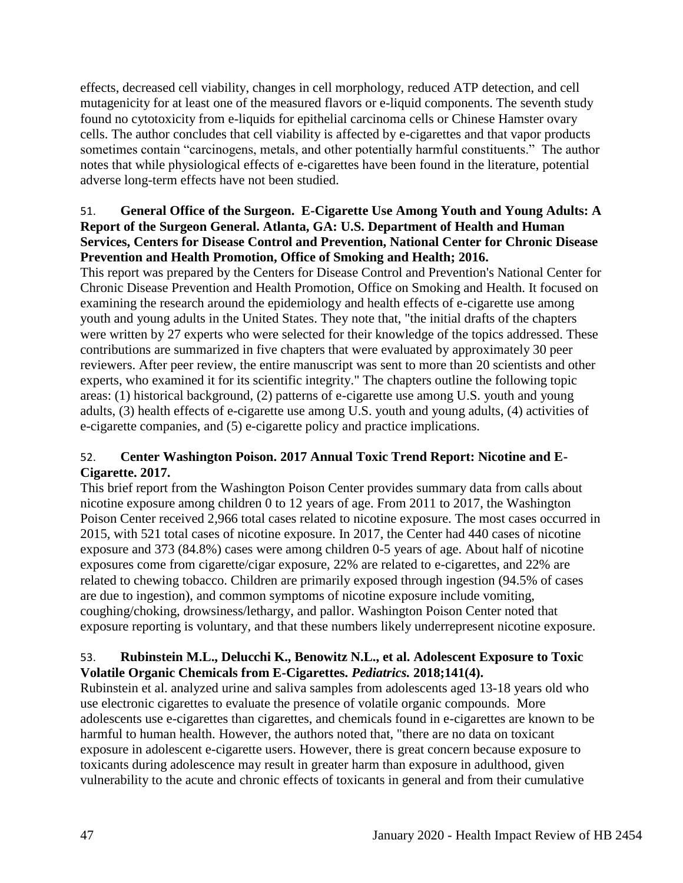effects, decreased cell viability, changes in cell morphology, reduced ATP detection, and cell mutagenicity for at least one of the measured flavors or e-liquid components. The seventh study found no cytotoxicity from e-liquids for epithelial carcinoma cells or Chinese Hamster ovary cells. The author concludes that cell viability is affected by e-cigarettes and that vapor products sometimes contain "carcinogens, metals, and other potentially harmful constituents." The author notes that while physiological effects of e-cigarettes have been found in the literature, potential adverse long-term effects have not been studied.

51. **General Office of the Surgeon. E-Cigarette Use Among Youth and Young Adults: A Report of the Surgeon General. Atlanta, GA: U.S. Department of Health and Human Services, Centers for Disease Control and Prevention, National Center for Chronic Disease Prevention and Health Promotion, Office of Smoking and Health; 2016.**

This report was prepared by the Centers for Disease Control and Prevention's National Center for Chronic Disease Prevention and Health Promotion, Office on Smoking and Health. It focused on examining the research around the epidemiology and health effects of e-cigarette use among youth and young adults in the United States. They note that, "the initial drafts of the chapters were written by 27 experts who were selected for their knowledge of the topics addressed. These contributions are summarized in five chapters that were evaluated by approximately 30 peer reviewers. After peer review, the entire manuscript was sent to more than 20 scientists and other experts, who examined it for its scientific integrity." The chapters outline the following topic areas: (1) historical background, (2) patterns of e-cigarette use among U.S. youth and young adults, (3) health effects of e-cigarette use among U.S. youth and young adults, (4) activities of e-cigarette companies, and (5) e-cigarette policy and practice implications.

52. **Center Washington Poison. 2017 Annual Toxic Trend Report: Nicotine and E-Cigarette. 2017.**

This brief report from the Washington Poison Center provides summary data from calls about nicotine exposure among children 0 to 12 years of age. From 2011 to 2017, the Washington Poison Center received 2,966 total cases related to nicotine exposure. The most cases occurred in 2015, with 521 total cases of nicotine exposure. In 2017, the Center had 440 cases of nicotine exposure and 373 (84.8%) cases were among children 0-5 years of age. About half of nicotine exposures come from cigarette/cigar exposure, 22% are related to e-cigarettes, and 22% are related to chewing tobacco. Children are primarily exposed through ingestion (94.5% of cases are due to ingestion), and common symptoms of nicotine exposure include vomiting, coughing/choking, drowsiness/lethargy, and pallor. Washington Poison Center noted that exposure reporting is voluntary, and that these numbers likely underrepresent nicotine exposure.

53. **Rubinstein M.L., Delucchi K., Benowitz N.L., et al. Adolescent Exposure to Toxic Volatile Organic Chemicals from E-Cigarettes. *Pediatrics.* 2018;141(4).**

Rubinstein et al. analyzed urine and saliva samples from adolescents aged 13-18 years old who use electronic cigarettes to evaluate the presence of volatile organic compounds. More adolescents use e-cigarettes than cigarettes, and chemicals found in e-cigarettes are known to be harmful to human health. However, the authors noted that, "there are no data on toxicant exposure in adolescent e-cigarette users. However, there is great concern because exposure to toxicants during adolescence may result in greater harm than exposure in adulthood, given vulnerability to the acute and chronic effects of toxicants in general and from their cumulative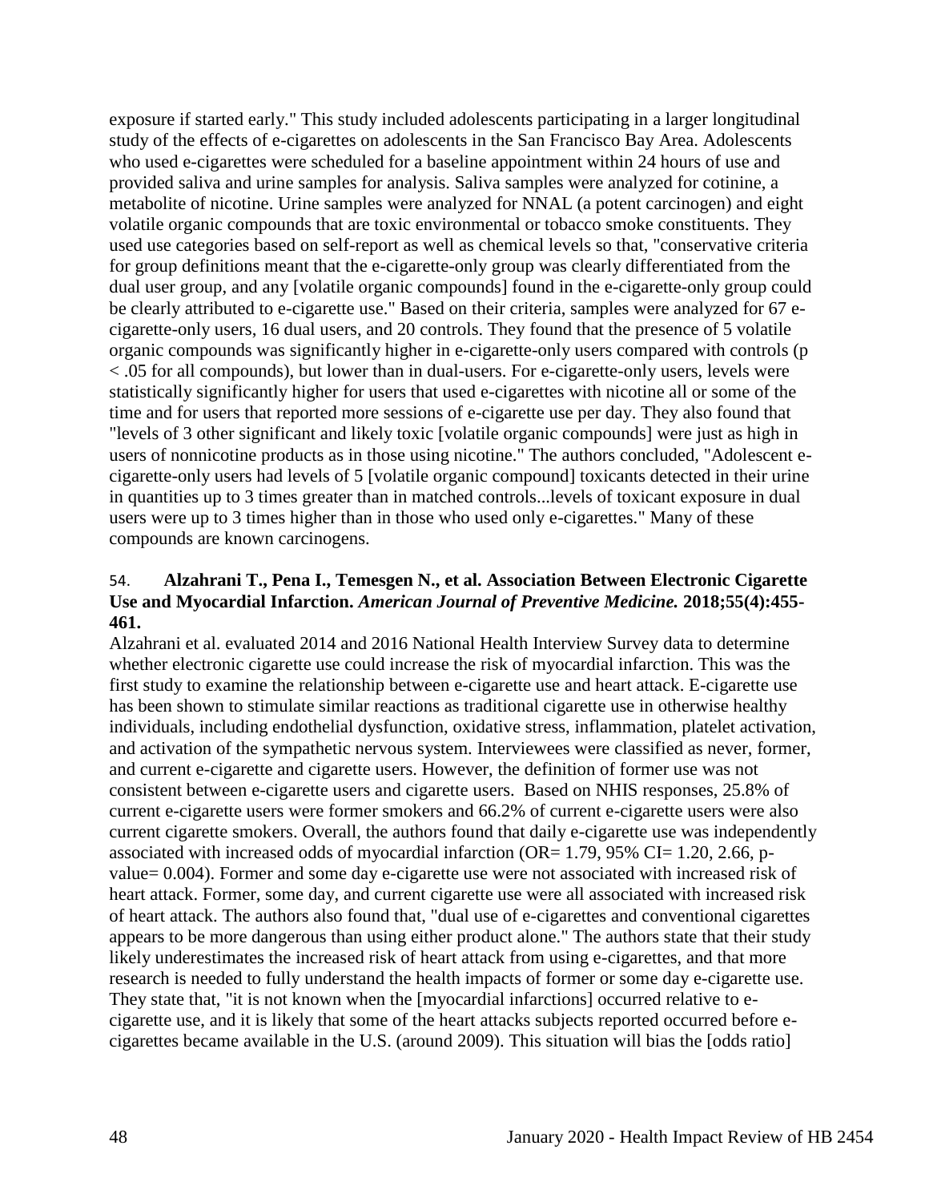exposure if started early." This study included adolescents participating in a larger longitudinal study of the effects of e-cigarettes on adolescents in the San Francisco Bay Area. Adolescents who used e-cigarettes were scheduled for a baseline appointment within 24 hours of use and provided saliva and urine samples for analysis. Saliva samples were analyzed for cotinine, a metabolite of nicotine. Urine samples were analyzed for NNAL (a potent carcinogen) and eight volatile organic compounds that are toxic environmental or tobacco smoke constituents. They used use categories based on self-report as well as chemical levels so that, "conservative criteria for group definitions meant that the e-cigarette-only group was clearly differentiated from the dual user group, and any [volatile organic compounds] found in the e-cigarette-only group could be clearly attributed to e-cigarette use." Based on their criteria, samples were analyzed for 67 e-cigarette-only users, 16 dual users, and 20 controls. They found that the presence of 5 volatile organic compounds was significantly higher in e-cigarette-only users compared with controls ($p < .05$ for all compounds), but lower than in dual-users. For e-cigarette-only users, levels were statistically significantly higher for users that used e-cigarettes with nicotine all or some of the time and for users that reported more sessions of e-cigarette use per day. They also found that "levels of 3 other significant and likely toxic [volatile organic compounds] were just as high in users of nonnicotine products as in those using nicotine." The authors concluded, "Adolescent e-cigarette-only users had levels of 5 [volatile organic compound] toxicants detected in their urine in quantities up to 3 times greater than in matched controls...levels of toxicant exposure in dual users were up to 3 times higher than in those who used only e-cigarettes." Many of these compounds are known carcinogens.

54. **Alzahrani T., Pena I., Temesgen N., et al. Association Between Electronic Cigarette Use and Myocardial Infarction.** ***American Journal of Preventive Medicine.*** **2018;55(4):455-461.**

Alzahrani et al. evaluated 2014 and 2016 National Health Interview Survey data to determine whether electronic cigarette use could increase the risk of myocardial infarction. This was the first study to examine the relationship between e-cigarette use and heart attack. E-cigarette use has been shown to stimulate similar reactions as traditional cigarette use in otherwise healthy individuals, including endothelial dysfunction, oxidative stress, inflammation, platelet activation, and activation of the sympathetic nervous system. Interviewees were classified as never, former, and current e-cigarette and cigarette users. However, the definition of former use was not consistent between e-cigarette users and cigarette users. Based on NHIS responses, 25.8% of current e-cigarette users were former smokers and 66.2% of current e-cigarette users were also current cigarette smokers. Overall, the authors found that daily e-cigarette use was independently associated with increased odds of myocardial infarction (OR= 1.79, 95% CI= 1.20, 2.66, p-value= 0.004). Former and some day e-cigarette use were not associated with increased risk of heart attack. Former, some day, and current cigarette use were all associated with increased risk of heart attack. The authors also found that, "dual use of e-cigarettes and conventional cigarettes appears to be more dangerous than using either product alone." The authors state that their study likely underestimates the increased risk of heart attack from using e-cigarettes, and that more research is needed to fully understand the health impacts of former or some day e-cigarette use. They state that, "it is not known when the [myocardial infarctions] occurred relative to e-cigarette use, and it is likely that some of the heart attacks subjects reported occurred before e-cigarettes became available in the U.S. (around 2009). This situation will bias the [odds ratio]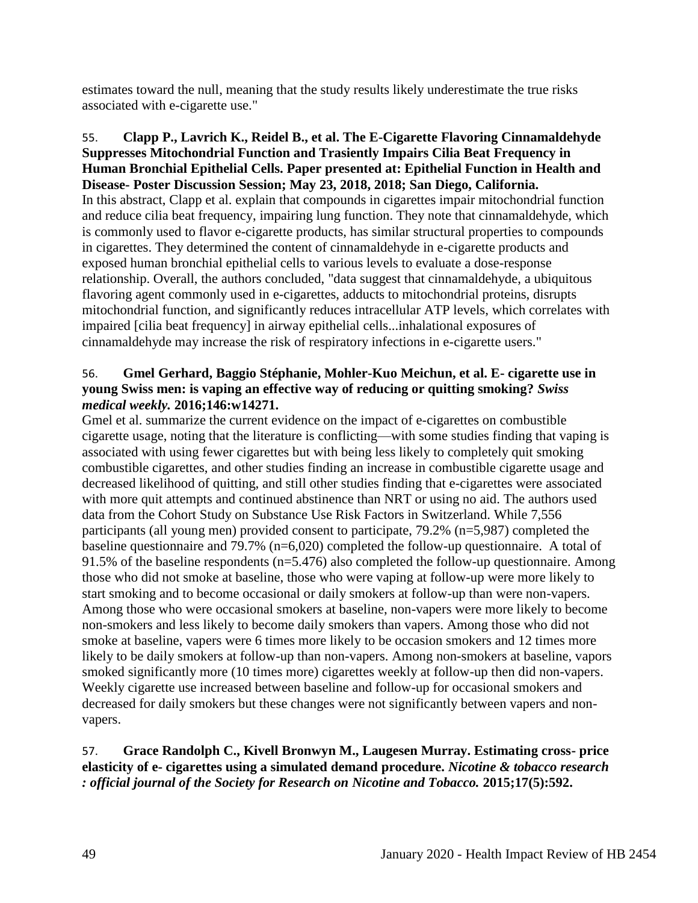estimates toward the null, meaning that the study results likely underestimate the true risks associated with e-cigarette use."

55. **Clapp P., Lavrich K., Reidel B., et al. The E-Cigarette Flavoring Cinnamaldehyde Suppresses Mitochondrial Function and Trasiently Impairs Cilia Beat Frequency in Human Bronchial Epithelial Cells. Paper presented at: Epithelial Function in Health and Disease- Poster Discussion Session; May 23, 2018, 2018; San Diego, California.**

In this abstract, Clapp et al. explain that compounds in cigarettes impair mitochondrial function and reduce cilia beat frequency, impairing lung function. They note that cinnamaldehyde, which is commonly used to flavor e-cigarette products, has similar structural properties to compounds in cigarettes. They determined the content of cinnamaldehyde in e-cigarette products and exposed human bronchial epithelial cells to various levels to evaluate a dose-response relationship. Overall, the authors concluded, "data suggest that cinnamaldehyde, a ubiquitous flavoring agent commonly used in e-cigarettes, adducts to mitochondrial proteins, disrupts mitochondrial function, and significantly reduces intracellular ATP levels, which correlates with impaired [cilia beat frequency] in airway epithelial cells...inhalational exposures of cinnamaldehyde may increase the risk of respiratory infections in e-cigarette users."

56. **Gmel Gerhard, Baggio Stéphanie, Mohler-Kuo Meichun, et al. E- cigarette use in young Swiss men: is vaping an effective way of reducing or quitting smoking? *Swiss medical weekly.* 2016;146:w14271.**

Gmel et al. summarize the current evidence on the impact of e-cigarettes on combustible cigarette usage, noting that the literature is conflicting—with some studies finding that vaping is associated with using fewer cigarettes but with being less likely to completely quit smoking combustible cigarettes, and other studies finding an increase in combustible cigarette usage and decreased likelihood of quitting, and still other studies finding that e-cigarettes were associated with more quit attempts and continued abstinence than NRT or using no aid. The authors used data from the Cohort Study on Substance Use Risk Factors in Switzerland. While 7,556 participants (all young men) provided consent to participate, 79.2% (n=5,987) completed the baseline questionnaire and 79.7% (n=6,020) completed the follow-up questionnaire. A total of 91.5% of the baseline respondents (n=5.476) also completed the follow-up questionnaire. Among those who did not smoke at baseline, those who were vaping at follow-up were more likely to start smoking and to become occasional or daily smokers at follow-up than were non-vapers. Among those who were occasional smokers at baseline, non-vapers were more likely to become non-smokers and less likely to become daily smokers than vapers. Among those who did not smoke at baseline, vapers were 6 times more likely to be occasion smokers and 12 times more likely to be daily smokers at follow-up than non-vapers. Among non-smokers at baseline, vapors smoked significantly more (10 times more) cigarettes weekly at follow-up then did non-vapers. Weekly cigarette use increased between baseline and follow-up for occasional smokers and decreased for daily smokers but these changes were not significantly between vapers and non-vapers.

57. **Grace Randolph C., Kivell Bronwyn M., Laugesen Murray. Estimating cross- price elasticity of e- cigarettes using a simulated demand procedure. *Nicotine & tobacco research : official journal of the Society for Research on Nicotine and Tobacco.* 2015;17(5):592.**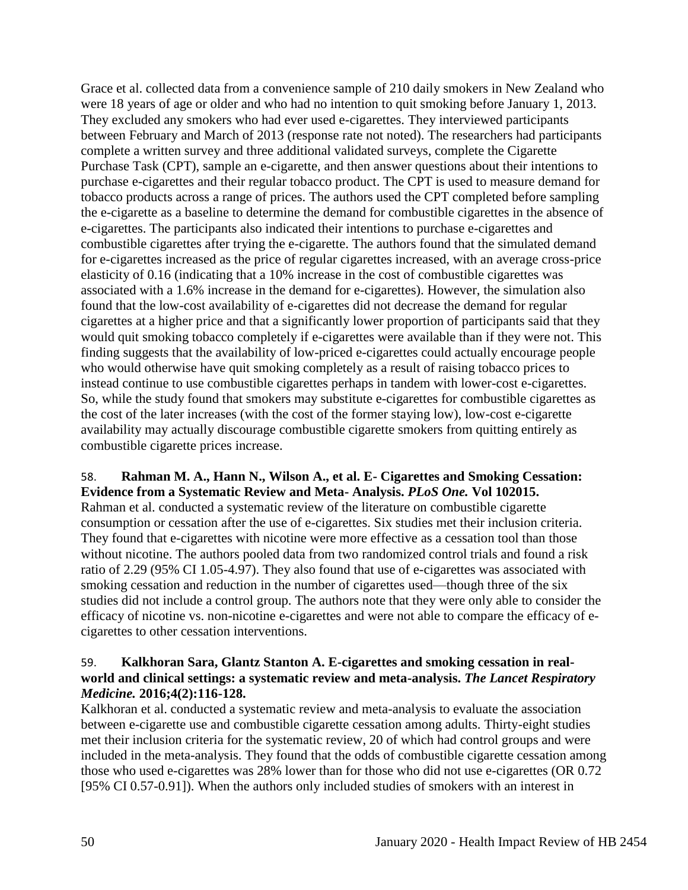Grace et al. collected data from a convenience sample of 210 daily smokers in New Zealand who were 18 years of age or older and who had no intention to quit smoking before January 1, 2013. They excluded any smokers who had ever used e-cigarettes. They interviewed participants between February and March of 2013 (response rate not noted). The researchers had participants complete a written survey and three additional validated surveys, complete the Cigarette Purchase Task (CPT), sample an e-cigarette, and then answer questions about their intentions to purchase e-cigarettes and their regular tobacco product. The CPT is used to measure demand for tobacco products across a range of prices. The authors used the CPT completed before sampling the e-cigarette as a baseline to determine the demand for combustible cigarettes in the absence of e-cigarettes. The participants also indicated their intentions to purchase e-cigarettes and combustible cigarettes after trying the e-cigarette. The authors found that the simulated demand for e-cigarettes increased as the price of regular cigarettes increased, with an average cross-price elasticity of 0.16 (indicating that a 10% increase in the cost of combustible cigarettes was associated with a 1.6% increase in the demand for e-cigarettes). However, the simulation also found that the low-cost availability of e-cigarettes did not decrease the demand for regular cigarettes at a higher price and that a significantly lower proportion of participants said that they would quit smoking tobacco completely if e-cigarettes were available than if they were not. This finding suggests that the availability of low-priced e-cigarettes could actually encourage people who would otherwise have quit smoking completely as a result of raising tobacco prices to instead continue to use combustible cigarettes perhaps in tandem with lower-cost e-cigarettes. So, while the study found that smokers may substitute e-cigarettes for combustible cigarettes as the cost of the later increases (with the cost of the former staying low), low-cost e-cigarette availability may actually discourage combustible cigarette smokers from quitting entirely as combustible cigarette prices increase.

58. **Rahman M. A., Hann N., Wilson A., et al. E- Cigarettes and Smoking Cessation: Evidence from a Systematic Review and Meta- Analysis. *PLoS One.* Vol 102015.**
Rahman et al. conducted a systematic review of the literature on combustible cigarette consumption or cessation after the use of e-cigarettes. Six studies met their inclusion criteria. They found that e-cigarettes with nicotine were more effective as a cessation tool than those without nicotine. The authors pooled data from two randomized control trials and found a risk ratio of 2.29 (95% CI 1.05-4.97). They also found that use of e-cigarettes was associated with smoking cessation and reduction in the number of cigarettes used—though three of the six studies did not include a control group. The authors note that they were only able to consider the efficacy of nicotine vs. non-nicotine e-cigarettes and were not able to compare the efficacy of e-cigarettes to other cessation interventions.

59. **Kalkhoran Sara, Glantz Stanton A. E-cigarettes and smoking cessation in real-world and clinical settings: a systematic review and meta-analysis. *The Lancet Respiratory Medicine.* 2016;4(2):116-128.**
Kalkhoran et al. conducted a systematic review and meta-analysis to evaluate the association between e-cigarette use and combustible cigarette cessation among adults. Thirty-eight studies met their inclusion criteria for the systematic review, 20 of which had control groups and were included in the meta-analysis. They found that the odds of combustible cigarette cessation among those who used e-cigarettes was 28% lower than for those who did not use e-cigarettes (OR 0.72 [95% CI 0.57-0.91]). When the authors only included studies of smokers with an interest in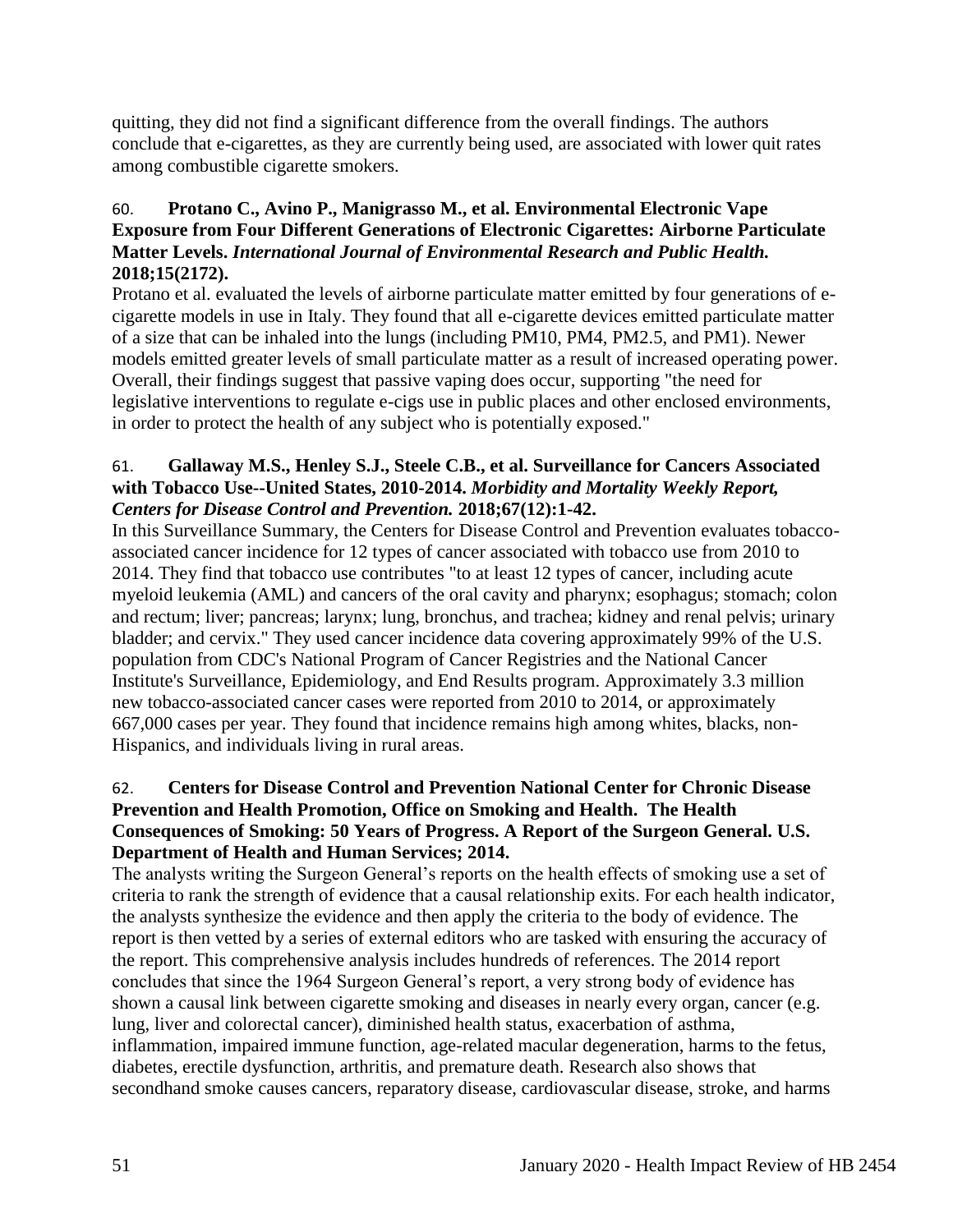quitting, they did not find a significant difference from the overall findings. The authors conclude that e-cigarettes, as they are currently being used, are associated with lower quit rates among combustible cigarette smokers.

60. **Protano C., Avino P., Manigrasso M., et al. Environmental Electronic Vape Exposure from Four Different Generations of Electronic Cigarettes: Airborne Particulate Matter Levels. *International Journal of Environmental Research and Public Health.* 2018;15(2172).**

Protano et al. evaluated the levels of airborne particulate matter emitted by four generations of e-cigarette models in use in Italy. They found that all e-cigarette devices emitted particulate matter of a size that can be inhaled into the lungs (including PM10, PM4, PM2.5, and PM1). Newer models emitted greater levels of small particulate matter as a result of increased operating power. Overall, their findings suggest that passive vaping does occur, supporting "the need for legislative interventions to regulate e-cigs use in public places and other enclosed environments, in order to protect the health of any subject who is potentially exposed."

61. **Gallaway M.S., Henley S.J., Steele C.B., et al. Surveillance for Cancers Associated with Tobacco Use--United States, 2010-2014. *Morbidity and Mortality Weekly Report, Centers for Disease Control and Prevention.* 2018;67(12):1-42.**

In this Surveillance Summary, the Centers for Disease Control and Prevention evaluates tobacco-associated cancer incidence for 12 types of cancer associated with tobacco use from 2010 to 2014. They find that tobacco use contributes "to at least 12 types of cancer, including acute myeloid leukemia (AML) and cancers of the oral cavity and pharynx; esophagus; stomach; colon and rectum; liver; pancreas; larynx; lung, bronchus, and trachea; kidney and renal pelvis; urinary bladder; and cervix." They used cancer incidence data covering approximately 99% of the U.S. population from CDC's National Program of Cancer Registries and the National Cancer Institute's Surveillance, Epidemiology, and End Results program. Approximately 3.3 million new tobacco-associated cancer cases were reported from 2010 to 2014, or approximately 667,000 cases per year. They found that incidence remains high among whites, blacks, non-Hispanics, and individuals living in rural areas.

62. **Centers for Disease Control and Prevention National Center for Chronic Disease Prevention and Health Promotion, Office on Smoking and Health. The Health Consequences of Smoking: 50 Years of Progress. A Report of the Surgeon General. U.S. Department of Health and Human Services; 2014.**

The analysts writing the Surgeon General's reports on the health effects of smoking use a set of criteria to rank the strength of evidence that a causal relationship exits. For each health indicator, the analysts synthesize the evidence and then apply the criteria to the body of evidence. The report is then vetted by a series of external editors who are tasked with ensuring the accuracy of the report. This comprehensive analysis includes hundreds of references. The 2014 report concludes that since the 1964 Surgeon General's report, a very strong body of evidence has shown a causal link between cigarette smoking and diseases in nearly every organ, cancer (e.g. lung, liver and colorectal cancer), diminished health status, exacerbation of asthma, inflammation, impaired immune function, age-related macular degeneration, harms to the fetus, diabetes, erectile dysfunction, arthritis, and premature death. Research also shows that secondhand smoke causes cancers, reparatory disease, cardiovascular disease, stroke, and harms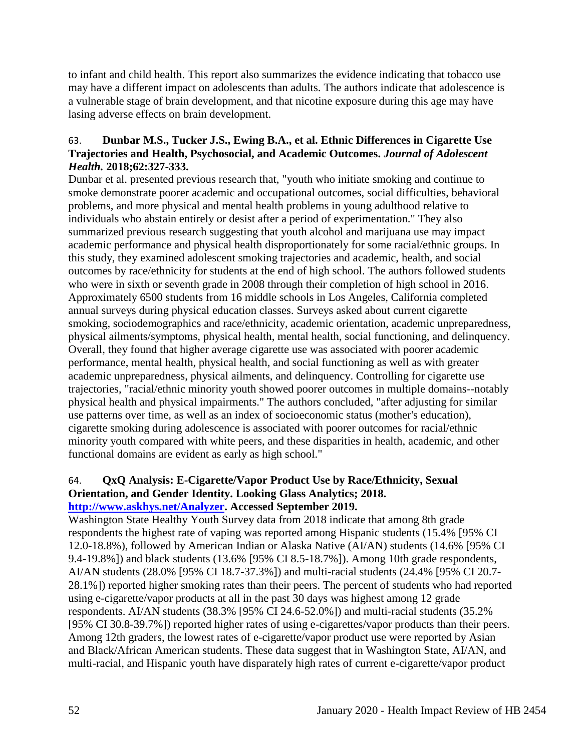to infant and child health. This report also summarizes the evidence indicating that tobacco use may have a different impact on adolescents than adults. The authors indicate that adolescence is a vulnerable stage of brain development, and that nicotine exposure during this age may have lasing adverse effects on brain development.

63. **Dunbar M.S., Tucker J.S., Ewing B.A., et al. Ethnic Differences in Cigarette Use Trajectories and Health, Psychosocial, and Academic Outcomes.** ***Journal of Adolescent Health.*** **2018;62:327-333.**

Dunbar et al. presented previous research that, "youth who initiate smoking and continue to smoke demonstrate poorer academic and occupational outcomes, social difficulties, behavioral problems, and more physical and mental health problems in young adulthood relative to individuals who abstain entirely or desist after a period of experimentation." They also summarized previous research suggesting that youth alcohol and marijuana use may impact academic performance and physical health disproportionately for some racial/ethnic groups. In this study, they examined adolescent smoking trajectories and academic, health, and social outcomes by race/ethnicity for students at the end of high school. The authors followed students who were in sixth or seventh grade in 2008 through their completion of high school in 2016. Approximately 6500 students from 16 middle schools in Los Angeles, California completed annual surveys during physical education classes. Surveys asked about current cigarette smoking, sociodemographics and race/ethnicity, academic orientation, academic unpreparedness, physical ailments/symptoms, physical health, mental health, social functioning, and delinquency. Overall, they found that higher average cigarette use was associated with poorer academic performance, mental health, physical health, and social functioning as well as with greater academic unpreparedness, physical ailments, and delinquency. Controlling for cigarette use trajectories, "racial/ethnic minority youth showed poorer outcomes in multiple domains--notably physical health and physical impairments." The authors concluded, "after adjusting for similar use patterns over time, as well as an index of socioeconomic status (mother's education), cigarette smoking during adolescence is associated with poorer outcomes for racial/ethnic minority youth compared with white peers, and these disparities in health, academic, and other functional domains are evident as early as high school."

64. **QxQ Analysis: E-Cigarette/Vapor Product Use by Race/Ethnicity, Sexual Orientation, and Gender Identity. Looking Glass Analytics; 2018. [http://www.askhys.net/Analyzer](http://www.askhys.net/Analyzer). Accessed September 2019.**

Washington State Healthy Youth Survey data from 2018 indicate that among 8th grade respondents the highest rate of vaping was reported among Hispanic students (15.4% [95% CI 12.0-18.8%), followed by American Indian or Alaska Native (AI/AN) students (14.6% [95% CI 9.4-19.8%]) and black students (13.6% [95% CI 8.5-18.7%]). Among 10th grade respondents, AI/AN students (28.0% [95% CI 18.7-37.3%]) and multi-racial students (24.4% [95% CI 20.7-28.1%]) reported higher smoking rates than their peers. The percent of students who had reported using e-cigarette/vapor products at all in the past 30 days was highest among 12 grade respondents. AI/AN students (38.3% [95% CI 24.6-52.0%]) and multi-racial students (35.2% [95% CI 30.8-39.7%]) reported higher rates of using e-cigarettes/vapor products than their peers. Among 12th graders, the lowest rates of e-cigarette/vapor product use were reported by Asian and Black/African American students. These data suggest that in Washington State, AI/AN, and multi-racial, and Hispanic youth have disparately high rates of current e-cigarette/vapor product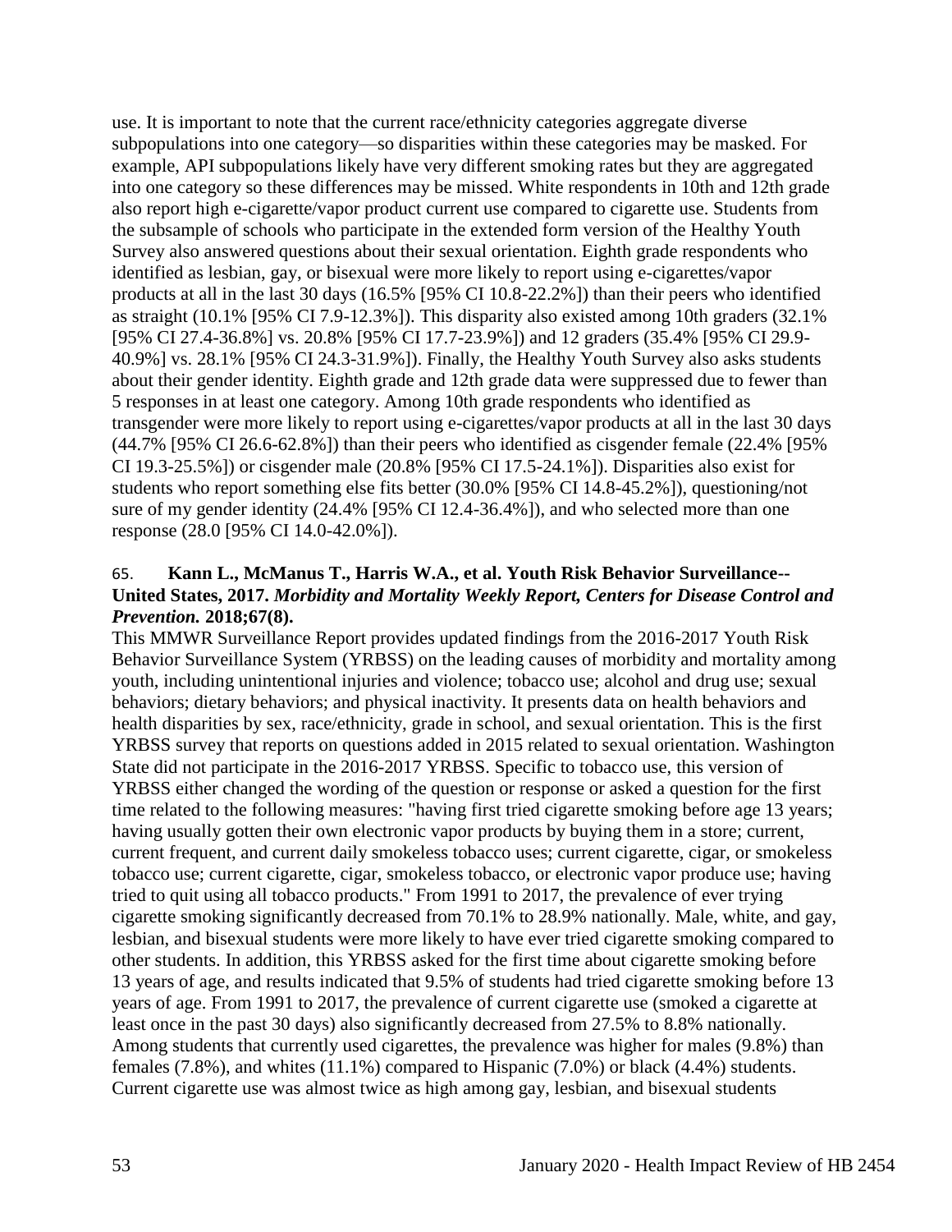use. It is important to note that the current race/ethnicity categories aggregate diverse subpopulations into one category—so disparities within these categories may be masked. For example, API subpopulations likely have very different smoking rates but they are aggregated into one category so these differences may be missed. White respondents in 10th and 12th grade also report high e-cigarette/vapor product current use compared to cigarette use. Students from the subsample of schools who participate in the extended form version of the Healthy Youth Survey also answered questions about their sexual orientation. Eighth grade respondents who identified as lesbian, gay, or bisexual were more likely to report using e-cigarettes/vapor products at all in the last 30 days (16.5% [95% CI 10.8-22.2%]) than their peers who identified as straight (10.1% [95% CI 7.9-12.3%]). This disparity also existed among 10th graders (32.1% [95% CI 27.4-36.8%] vs. 20.8% [95% CI 17.7-23.9%]) and 12 graders (35.4% [95% CI 29.9-40.9%] vs. 28.1% [95% CI 24.3-31.9%]). Finally, the Healthy Youth Survey also asks students about their gender identity. Eighth grade and 12th grade data were suppressed due to fewer than 5 responses in at least one category. Among 10th grade respondents who identified as transgender were more likely to report using e-cigarettes/vapor products at all in the last 30 days (44.7% [95% CI 26.6-62.8%]) than their peers who identified as cisgender female (22.4% [95% CI 19.3-25.5%]) or cisgender male (20.8% [95% CI 17.5-24.1%]). Disparities also exist for students who report something else fits better (30.0% [95% CI 14.8-45.2%]), questioning/not sure of my gender identity (24.4% [95% CI 12.4-36.4%]), and who selected more than one response (28.0 [95% CI 14.0-42.0%]).

65. **Kann L., McManus T., Harris W.A., et al. Youth Risk Behavior Surveillance--United States, 2017.** ***Morbidity and Mortality Weekly Report, Centers for Disease Control and Prevention.*** **2018;67(8).**

This MMWR Surveillance Report provides updated findings from the 2016-2017 Youth Risk Behavior Surveillance System (YRBSS) on the leading causes of morbidity and mortality among youth, including unintentional injuries and violence; tobacco use; alcohol and drug use; sexual behaviors; dietary behaviors; and physical inactivity. It presents data on health behaviors and health disparities by sex, race/ethnicity, grade in school, and sexual orientation. This is the first YRBSS survey that reports on questions added in 2015 related to sexual orientation. Washington State did not participate in the 2016-2017 YRBSS. Specific to tobacco use, this version of YRBSS either changed the wording of the question or response or asked a question for the first time related to the following measures: "having first tried cigarette smoking before age 13 years; having usually gotten their own electronic vapor products by buying them in a store; current, current frequent, and current daily smokeless tobacco uses; current cigarette, cigar, or smokeless tobacco use; current cigarette, cigar, smokeless tobacco, or electronic vapor produce use; having tried to quit using all tobacco products." From 1991 to 2017, the prevalence of ever trying cigarette smoking significantly decreased from 70.1% to 28.9% nationally. Male, white, and gay, lesbian, and bisexual students were more likely to have ever tried cigarette smoking compared to other students. In addition, this YRBSS asked for the first time about cigarette smoking before 13 years of age, and results indicated that 9.5% of students had tried cigarette smoking before 13 years of age. From 1991 to 2017, the prevalence of current cigarette use (smoked a cigarette at least once in the past 30 days) also significantly decreased from 27.5% to 8.8% nationally. Among students that currently used cigarettes, the prevalence was higher for males (9.8%) than females (7.8%), and whites (11.1%) compared to Hispanic (7.0%) or black (4.4%) students. Current cigarette use was almost twice as high among gay, lesbian, and bisexual students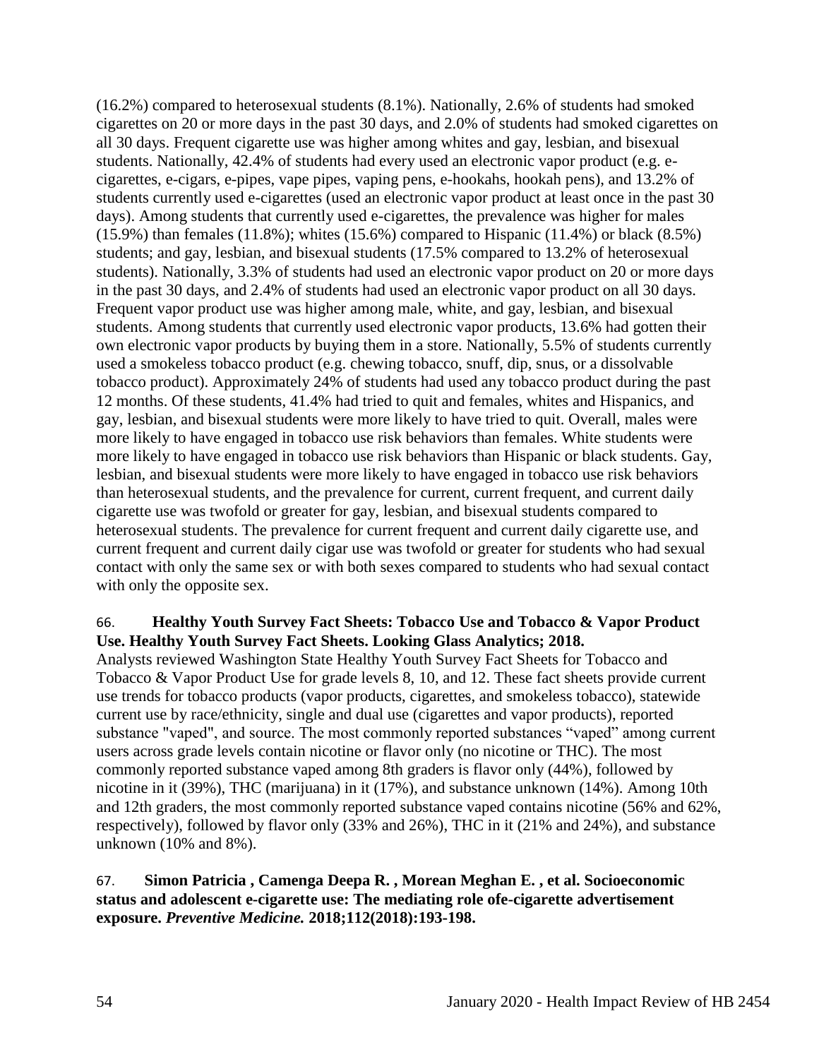(16.2%) compared to heterosexual students (8.1%). Nationally, 2.6% of students had smoked cigarettes on 20 or more days in the past 30 days, and 2.0% of students had smoked cigarettes on all 30 days. Frequent cigarette use was higher among whites and gay, lesbian, and bisexual students. Nationally, 42.4% of students had every used an electronic vapor product (e.g. e-cigarettes, e-cigars, e-pipes, vape pipes, vaping pens, e-hookahs, hookah pens), and 13.2% of students currently used e-cigarettes (used an electronic vapor product at least once in the past 30 days). Among students that currently used e-cigarettes, the prevalence was higher for males (15.9%) than females (11.8%); whites (15.6%) compared to Hispanic (11.4%) or black (8.5%) students; and gay, lesbian, and bisexual students (17.5% compared to 13.2% of heterosexual students). Nationally, 3.3% of students had used an electronic vapor product on 20 or more days in the past 30 days, and 2.4% of students had used an electronic vapor product on all 30 days. Frequent vapor product use was higher among male, white, and gay, lesbian, and bisexual students. Among students that currently used electronic vapor products, 13.6% had gotten their own electronic vapor products by buying them in a store. Nationally, 5.5% of students currently used a smokeless tobacco product (e.g. chewing tobacco, snuff, dip, snus, or a dissolvable tobacco product). Approximately 24% of students had used any tobacco product during the past 12 months. Of these students, 41.4% had tried to quit and females, whites and Hispanics, and gay, lesbian, and bisexual students were more likely to have tried to quit. Overall, males were more likely to have engaged in tobacco use risk behaviors than females. White students were more likely to have engaged in tobacco use risk behaviors than Hispanic or black students. Gay, lesbian, and bisexual students were more likely to have engaged in tobacco use risk behaviors than heterosexual students, and the prevalence for current, current frequent, and current daily cigarette use was twofold or greater for gay, lesbian, and bisexual students compared to heterosexual students. The prevalence for current frequent and current daily cigarette use, and current frequent and current daily cigar use was twofold or greater for students who had sexual contact with only the same sex or with both sexes compared to students who had sexual contact with only the opposite sex.

66. **Healthy Youth Survey Fact Sheets: Tobacco Use and Tobacco & Vapor Product Use. Healthy Youth Survey Fact Sheets. Looking Glass Analytics; 2018.**

Analysts reviewed Washington State Healthy Youth Survey Fact Sheets for Tobacco and Tobacco & Vapor Product Use for grade levels 8, 10, and 12. These fact sheets provide current use trends for tobacco products (vapor products, cigarettes, and smokeless tobacco), statewide current use by race/ethnicity, single and dual use (cigarettes and vapor products), reported substance "vaped", and source. The most commonly reported substances "vaped" among current users across grade levels contain nicotine or flavor only (no nicotine or THC). The most commonly reported substance vaped among 8th graders is flavor only (44%), followed by nicotine in it (39%), THC (marijuana) in it (17%), and substance unknown (14%). Among 10th and 12th graders, the most commonly reported substance vaped contains nicotine (56% and 62%, respectively), followed by flavor only (33% and 26%), THC in it (21% and 24%), and substance unknown (10% and 8%).

67. **Simon Patricia , Camenga Deepa R. , Morean Meghan E. , et al. Socioeconomic status and adolescent e-cigarette use: The mediating role ofe-cigarette advertisement exposure. *Preventive Medicine.* 2018;112(2018):193-198.**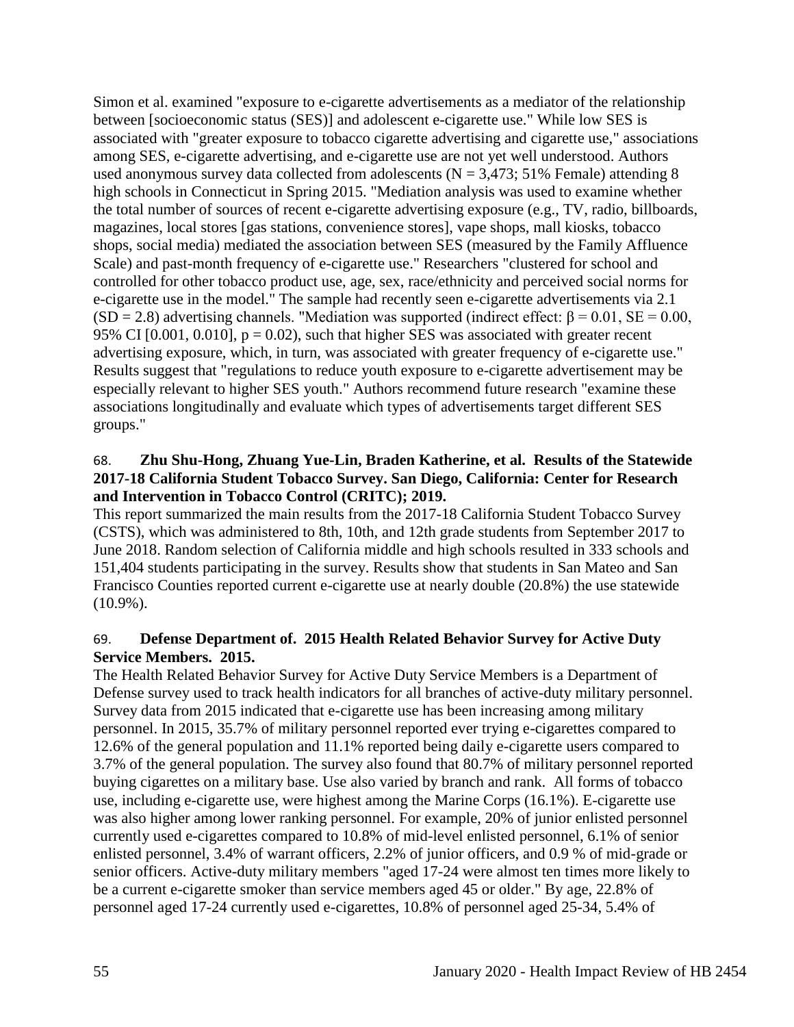Simon et al. examined "exposure to e-cigarette advertisements as a mediator of the relationship between [socioeconomic status (SES)] and adolescent e-cigarette use." While low SES is associated with "greater exposure to tobacco cigarette advertising and cigarette use," associations among SES, e-cigarette advertising, and e-cigarette use are not yet well understood. Authors used anonymous survey data collected from adolescents (N = 3,473; 51% Female) attending 8 high schools in Connecticut in Spring 2015. "Mediation analysis was used to examine whether the total number of sources of recent e-cigarette advertising exposure (e.g., TV, radio, billboards, magazines, local stores [gas stations, convenience stores], vape shops, mall kiosks, tobacco shops, social media) mediated the association between SES (measured by the Family Affluence Scale) and past-month frequency of e-cigarette use." Researchers "clustered for school and controlled for other tobacco product use, age, sex, race/ethnicity and perceived social norms for e-cigarette use in the model." The sample had recently seen e-cigarette advertisements via 2.1 (SD = 2.8) advertising channels. "Mediation was supported (indirect effect: $\beta = 0.01$, SE = 0.00, 95% CI [0.001, 0.010], $p = 0.02$), such that higher SES was associated with greater recent advertising exposure, which, in turn, was associated with greater frequency of e-cigarette use." Results suggest that "regulations to reduce youth exposure to e-cigarette advertisement may be especially relevant to higher SES youth." Authors recommend future research "examine these associations longitudinally and evaluate which types of advertisements target different SES groups."

68. **Zhu Shu-Hong, Zhuang Yue-Lin, Braden Katherine, et al. Results of the Statewide 2017-18 California Student Tobacco Survey. San Diego, California: Center for Research and Intervention in Tobacco Control (CRITC); 2019.**

This report summarized the main results from the 2017-18 California Student Tobacco Survey (CSTS), which was administered to 8th, 10th, and 12th grade students from September 2017 to June 2018. Random selection of California middle and high schools resulted in 333 schools and 151,404 students participating in the survey. Results show that students in San Mateo and San Francisco Counties reported current e-cigarette use at nearly double (20.8%) the use statewide (10.9%).

69. **Defense Department of. 2015 Health Related Behavior Survey for Active Duty Service Members. 2015.**

The Health Related Behavior Survey for Active Duty Service Members is a Department of Defense survey used to track health indicators for all branches of active-duty military personnel. Survey data from 2015 indicated that e-cigarette use has been increasing among military personnel. In 2015, 35.7% of military personnel reported ever trying e-cigarettes compared to 12.6% of the general population and 11.1% reported being daily e-cigarette users compared to 3.7% of the general population. The survey also found that 80.7% of military personnel reported buying cigarettes on a military base. Use also varied by branch and rank. All forms of tobacco use, including e-cigarette use, were highest among the Marine Corps (16.1%). E-cigarette use was also higher among lower ranking personnel. For example, 20% of junior enlisted personnel currently used e-cigarettes compared to 10.8% of mid-level enlisted personnel, 6.1% of senior enlisted personnel, 3.4% of warrant officers, 2.2% of junior officers, and 0.9 % of mid-grade or senior officers. Active-duty military members "aged 17-24 were almost ten times more likely to be a current e-cigarette smoker than service members aged 45 or older." By age, 22.8% of personnel aged 17-24 currently used e-cigarettes, 10.8% of personnel aged 25-34, 5.4% of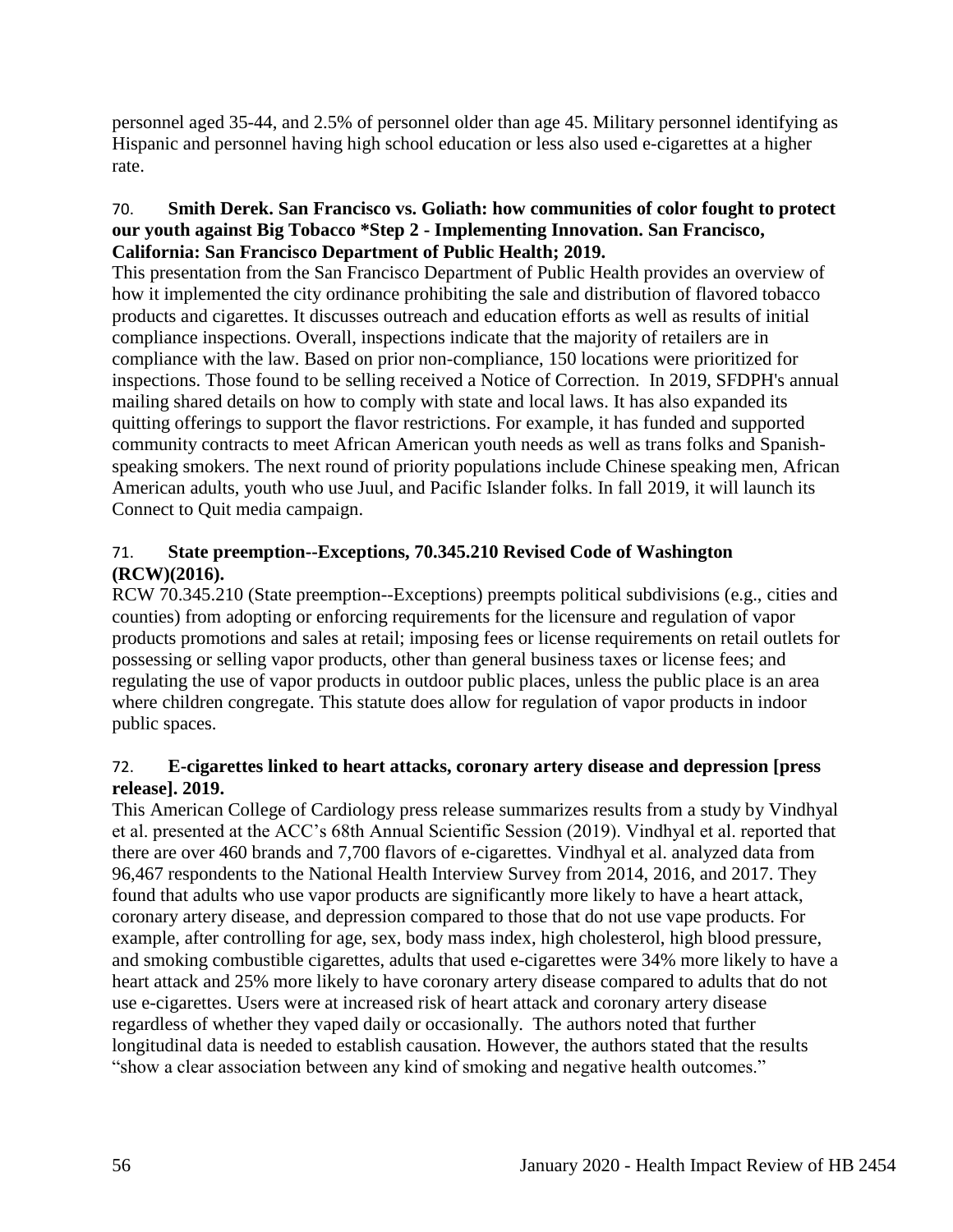personnel aged 35-44, and 2.5% of personnel older than age 45. Military personnel identifying as Hispanic and personnel having high school education or less also used e-cigarettes at a higher rate.

70. **Smith Derek. San Francisco vs. Goliath: how communities of color fought to protect our youth against Big Tobacco *Step 2 - Implementing Innovation. San Francisco, California: San Francisco Department of Public Health; 2019.**

This presentation from the San Francisco Department of Public Health provides an overview of how it implemented the city ordinance prohibiting the sale and distribution of flavored tobacco products and cigarettes. It discusses outreach and education efforts as well as results of initial compliance inspections. Overall, inspections indicate that the majority of retailers are in compliance with the law. Based on prior non-compliance, 150 locations were prioritized for inspections. Those found to be selling received a Notice of Correction. In 2019, SFDPH's annual mailing shared details on how to comply with state and local laws. It has also expanded its quitting offerings to support the flavor restrictions. For example, it has funded and supported community contracts to meet African American youth needs as well as trans folks and Spanish-speaking smokers. The next round of priority populations include Chinese speaking men, African American adults, youth who use Juul, and Pacific Islander folks. In fall 2019, it will launch its Connect to Quit media campaign.

71. **State preemption--Exceptions, 70.345.210 Revised Code of Washington (RCW)(2016).**

RCW 70.345.210 (State preemption--Exceptions) preempts political subdivisions (e.g., cities and counties) from adopting or enforcing requirements for the licensure and regulation of vapor products promotions and sales at retail; imposing fees or license requirements on retail outlets for possessing or selling vapor products, other than general business taxes or license fees; and regulating the use of vapor products in outdoor public places, unless the public place is an area where children congregate. This statute does allow for regulation of vapor products in indoor public spaces.

72. **E-cigarettes linked to heart attacks, coronary artery disease and depression [press release]. 2019.**

This American College of Cardiology press release summarizes results from a study by Vindhyal et al. presented at the ACC's 68th Annual Scientific Session (2019). Vindhyal et al. reported that there are over 460 brands and 7,700 flavors of e-cigarettes. Vindhyal et al. analyzed data from 96,467 respondents to the National Health Interview Survey from 2014, 2016, and 2017. They found that adults who use vapor products are significantly more likely to have a heart attack, coronary artery disease, and depression compared to those that do not use vape products. For example, after controlling for age, sex, body mass index, high cholesterol, high blood pressure, and smoking combustible cigarettes, adults that used e-cigarettes were 34% more likely to have a heart attack and 25% more likely to have coronary artery disease compared to adults that do not use e-cigarettes. Users were at increased risk of heart attack and coronary artery disease regardless of whether they vaped daily or occasionally. The authors noted that further longitudinal data is needed to establish causation. However, the authors stated that the results "show a clear association between any kind of smoking and negative health outcomes."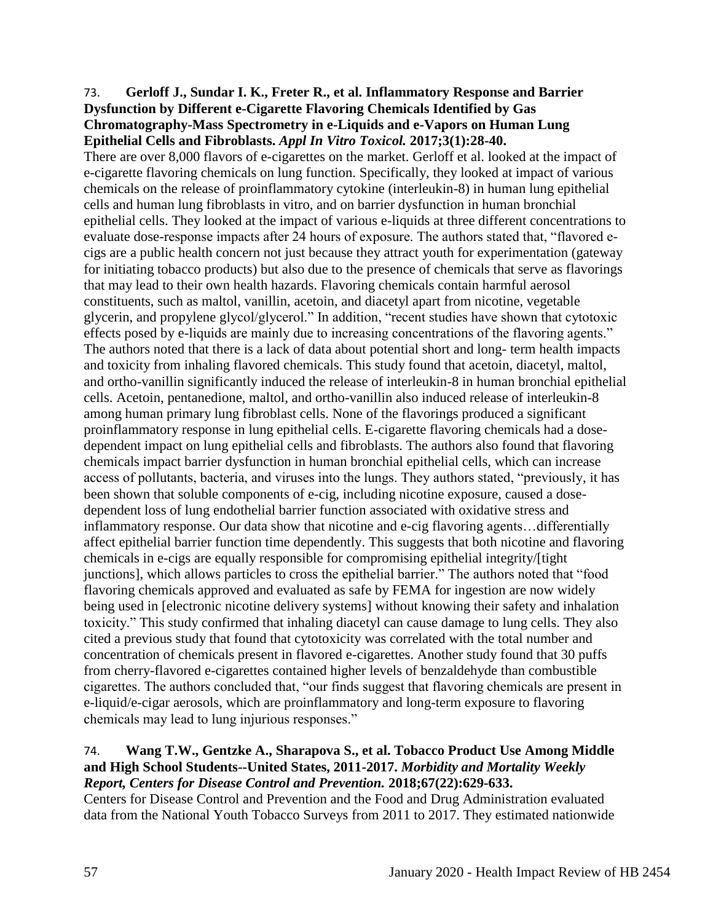73. **Gerloff J., Sundar I. K., Freter R., et al. Inflammatory Response and Barrier Dysfunction by Different e-Cigarette Flavoring Chemicals Identified by Gas Chromatography-Mass Spectrometry in e-Liquids and e-Vapors on Human Lung Epithelial Cells and Fibroblasts.** ***Appl In Vitro Toxicol.*** **2017;3(1):28-40.**

There are over 8,000 flavors of e-cigarettes on the market. Gerloff et al. looked at the impact of e-cigarette flavoring chemicals on lung function. Specifically, they looked at impact of various chemicals on the release of proinflammatory cytokine (interleukin-8) in human lung epithelial cells and human lung fibroblasts in vitro, and on barrier dysfunction in human bronchial epithelial cells. They looked at the impact of various e-liquids at three different concentrations to evaluate dose-response impacts after 24 hours of exposure. The authors stated that, "flavored e-cigs are a public health concern not just because they attract youth for experimentation (gateway for initiating tobacco products) but also due to the presence of chemicals that serve as flavorings that may lead to their own health hazards. Flavoring chemicals contain harmful aerosol constituents, such as maltol, vanillin, acetoin, and diacetyl apart from nicotine, vegetable glycerin, and propylene glycol/glycerol." In addition, "recent studies have shown that cytotoxic effects posed by e-liquids are mainly due to increasing concentrations of the flavoring agents." The authors noted that there is a lack of data about potential short and long- term health impacts and toxicity from inhaling flavored chemicals. This study found that acetoin, diacetyl, maltol, and ortho-vanillin significantly induced the release of interleukin-8 in human bronchial epithelial cells. Acetoin, pentanedione, maltol, and ortho-vanillin also induced release of interleukin-8 among human primary lung fibroblast cells. None of the flavorings produced a significant proinflammatory response in lung epithelial cells. E-cigarette flavoring chemicals had a dose-dependent impact on lung epithelial cells and fibroblasts. The authors also found that flavoring chemicals impact barrier dysfunction in human bronchial epithelial cells, which can increase access of pollutants, bacteria, and viruses into the lungs. They authors stated, "previously, it has been shown that soluble components of e-cig, including nicotine exposure, caused a dose-dependent loss of lung endothelial barrier function associated with oxidative stress and inflammatory response. Our data show that nicotine and e-cig flavoring agents…differentially affect epithelial barrier function time dependently. This suggests that both nicotine and flavoring chemicals in e-cigs are equally responsible for compromising epithelial integrity/[tight junctions], which allows particles to cross the epithelial barrier." The authors noted that "food flavoring chemicals approved and evaluated as safe by FEMA for ingestion are now widely being used in [electronic nicotine delivery systems] without knowing their safety and inhalation toxicity." This study confirmed that inhaling diacetyl can cause damage to lung cells. They also cited a previous study that found that cytotoxicity was correlated with the total number and concentration of chemicals present in flavored e-cigarettes. Another study found that 30 puffs from cherry-flavored e-cigarettes contained higher levels of benzaldehyde than combustible cigarettes. The authors concluded that, "our finds suggest that flavoring chemicals are present in e-liquid/e-cigar aerosols, which are proinflammatory and long-term exposure to flavoring chemicals may lead to lung injurious responses."

74. **Wang T.W., Gentzke A., Sharapova S., et al. Tobacco Product Use Among Middle and High School Students--United States, 2011-2017.** ***Morbidity and Mortality Weekly Report, Centers for Disease Control and Prevention.*** **2018;67(22):629-633.**

Centers for Disease Control and Prevention and the Food and Drug Administration evaluated data from the National Youth Tobacco Surveys from 2011 to 2017. They estimated nationwide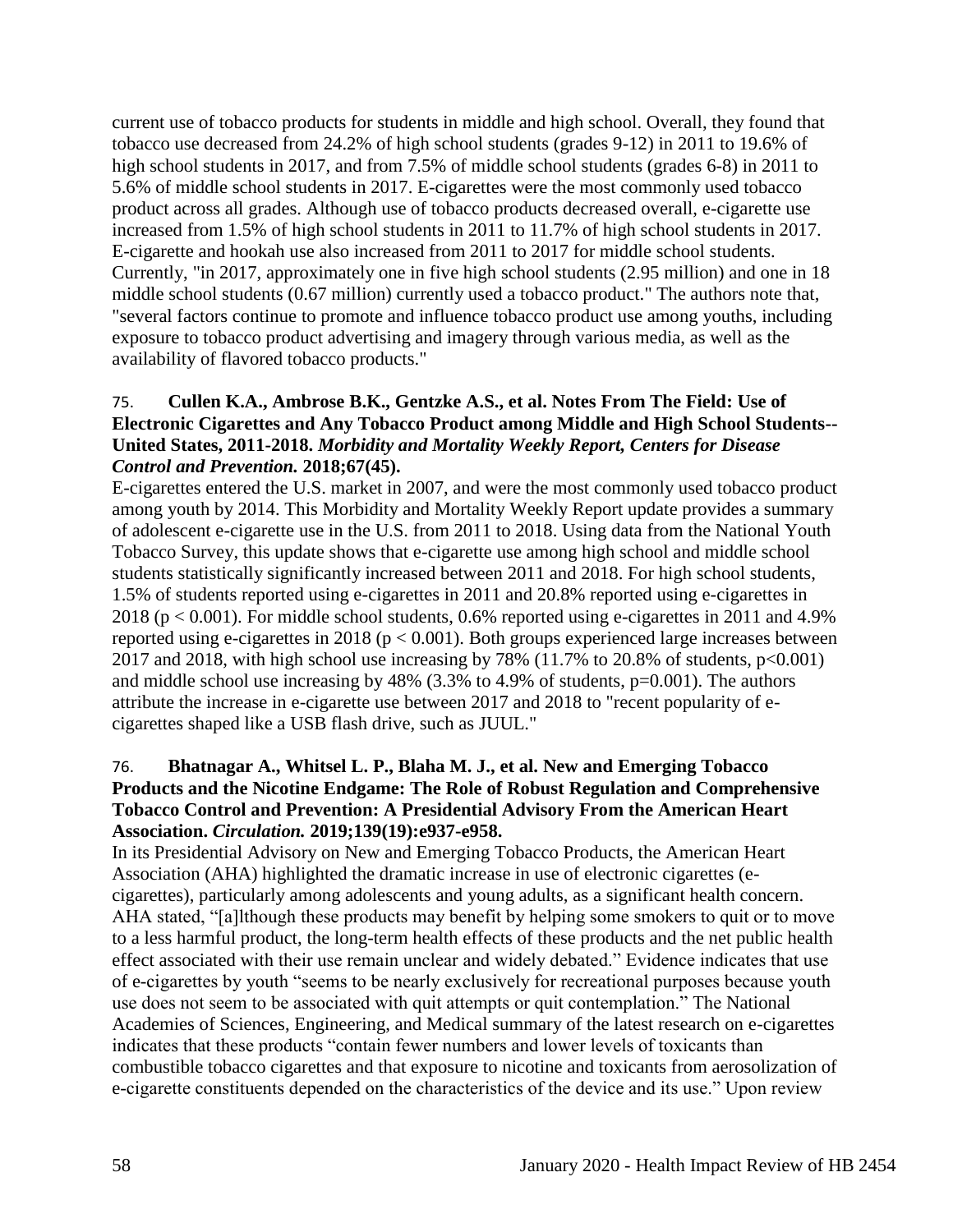current use of tobacco products for students in middle and high school. Overall, they found that tobacco use decreased from 24.2% of high school students (grades 9-12) in 2011 to 19.6% of high school students in 2017, and from 7.5% of middle school students (grades 6-8) in 2011 to 5.6% of middle school students in 2017. E-cigarettes were the most commonly used tobacco product across all grades. Although use of tobacco products decreased overall, e-cigarette use increased from 1.5% of high school students in 2011 to 11.7% of high school students in 2017. E-cigarette and hookah use also increased from 2011 to 2017 for middle school students. Currently, "in 2017, approximately one in five high school students (2.95 million) and one in 18 middle school students (0.67 million) currently used a tobacco product." The authors note that, "several factors continue to promote and influence tobacco product use among youths, including exposure to tobacco product advertising and imagery through various media, as well as the availability of flavored tobacco products."

75. **Cullen K.A., Ambrose B.K., Gentzke A.S., et al. Notes From The Field: Use of Electronic Cigarettes and Any Tobacco Product among Middle and High School Students--United States, 2011-2018.** ***Morbidity and Mortality Weekly Report, Centers for Disease Control and Prevention.*** **2018;67(45).**

E-cigarettes entered the U.S. market in 2007, and were the most commonly used tobacco product among youth by 2014. This Morbidity and Mortality Weekly Report update provides a summary of adolescent e-cigarette use in the U.S. from 2011 to 2018. Using data from the National Youth Tobacco Survey, this update shows that e-cigarette use among high school and middle school students statistically significantly increased between 2011 and 2018. For high school students, 1.5% of students reported using e-cigarettes in 2011 and 20.8% reported using e-cigarettes in 2018 ($p < 0.001$). For middle school students, 0.6% reported using e-cigarettes in 2011 and 4.9% reported using e-cigarettes in 2018 ($p < 0.001$). Both groups experienced large increases between 2017 and 2018, with high school use increasing by 78% (11.7% to 20.8% of students, $p<0.001$) and middle school use increasing by 48% (3.3% to 4.9% of students, $p=0.001$). The authors attribute the increase in e-cigarette use between 2017 and 2018 to "recent popularity of e-cigarettes shaped like a USB flash drive, such as JUUL."

76. **Bhatnagar A., Whitsel L. P., Blaha M. J., et al. New and Emerging Tobacco Products and the Nicotine Endgame: The Role of Robust Regulation and Comprehensive Tobacco Control and Prevention: A Presidential Advisory From the American Heart Association.** ***Circulation.*** **2019;139(19):e937-e958.**

In its Presidential Advisory on New and Emerging Tobacco Products, the American Heart Association (AHA) highlighted the dramatic increase in use of electronic cigarettes (e-cigarettes), particularly among adolescents and young adults, as a significant health concern. AHA stated, "[a]lthough these products may benefit by helping some smokers to quit or to move to a less harmful product, the long-term health effects of these products and the net public health effect associated with their use remain unclear and widely debated." Evidence indicates that use of e-cigarettes by youth "seems to be nearly exclusively for recreational purposes because youth use does not seem to be associated with quit attempts or quit contemplation." The National Academies of Sciences, Engineering, and Medical summary of the latest research on e-cigarettes indicates that these products "contain fewer numbers and lower levels of toxicants than combustible tobacco cigarettes and that exposure to nicotine and toxicants from aerosolization of e-cigarette constituents depended on the characteristics of the device and its use." Upon review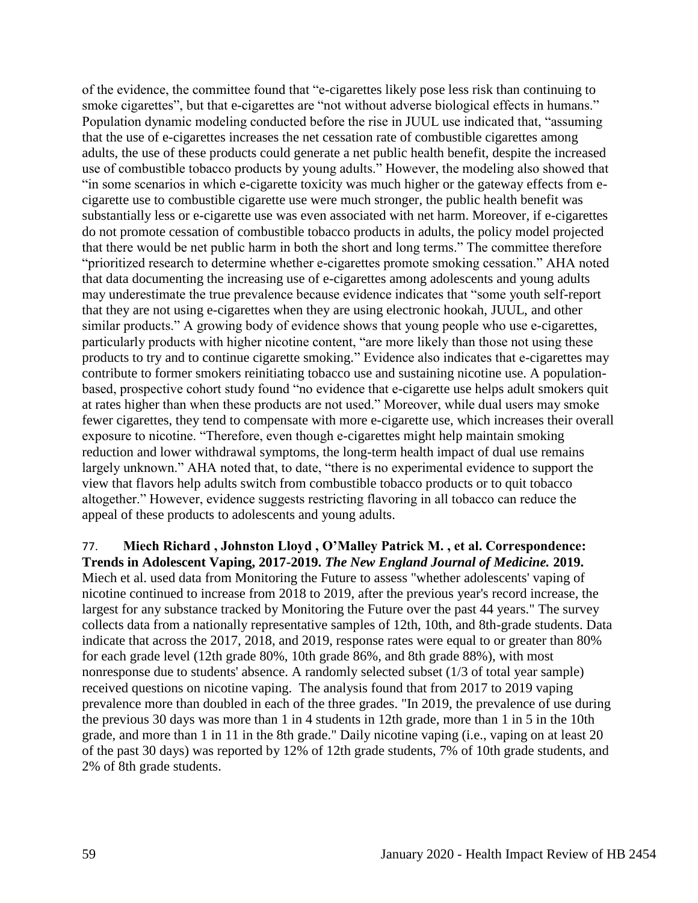of the evidence, the committee found that "e-cigarettes likely pose less risk than continuing to smoke cigarettes", but that e-cigarettes are "not without adverse biological effects in humans." Population dynamic modeling conducted before the rise in JUUL use indicated that, "assuming that the use of e-cigarettes increases the net cessation rate of combustible cigarettes among adults, the use of these products could generate a net public health benefit, despite the increased use of combustible tobacco products by young adults." However, the modeling also showed that "in some scenarios in which e-cigarette toxicity was much higher or the gateway effects from e-cigarette use to combustible cigarette use were much stronger, the public health benefit was substantially less or e-cigarette use was even associated with net harm. Moreover, if e-cigarettes do not promote cessation of combustible tobacco products in adults, the policy model projected that there would be net public harm in both the short and long terms." The committee therefore "prioritized research to determine whether e-cigarettes promote smoking cessation." AHA noted that data documenting the increasing use of e-cigarettes among adolescents and young adults may underestimate the true prevalence because evidence indicates that "some youth self-report that they are not using e-cigarettes when they are using electronic hookah, JUUL, and other similar products." A growing body of evidence shows that young people who use e-cigarettes, particularly products with higher nicotine content, "are more likely than those not using these products to try and to continue cigarette smoking." Evidence also indicates that e-cigarettes may contribute to former smokers reinitiating tobacco use and sustaining nicotine use. A population-based, prospective cohort study found "no evidence that e-cigarette use helps adult smokers quit at rates higher than when these products are not used." Moreover, while dual users may smoke fewer cigarettes, they tend to compensate with more e-cigarette use, which increases their overall exposure to nicotine. "Therefore, even though e-cigarettes might help maintain smoking reduction and lower withdrawal symptoms, the long-term health impact of dual use remains largely unknown." AHA noted that, to date, "there is no experimental evidence to support the view that flavors help adults switch from combustible tobacco products or to quit tobacco altogether." However, evidence suggests restricting flavoring in all tobacco can reduce the appeal of these products to adolescents and young adults.

77. **Miech Richard , Johnston Lloyd , O'Malley Patrick M. , et al. Correspondence: Trends in Adolescent Vaping, 2017-2019. *The New England Journal of Medicine.* 2019.**
Miech et al. used data from Monitoring the Future to assess "whether adolescents' vaping of nicotine continued to increase from 2018 to 2019, after the previous year's record increase, the largest for any substance tracked by Monitoring the Future over the past 44 years." The survey collects data from a nationally representative samples of 12th, 10th, and 8th-grade students. Data indicate that across the 2017, 2018, and 2019, response rates were equal to or greater than 80% for each grade level (12th grade 80%, 10th grade 86%, and 8th grade 88%), with most nonresponse due to students' absence. A randomly selected subset (1/3 of total year sample) received questions on nicotine vaping. The analysis found that from 2017 to 2019 vaping prevalence more than doubled in each of the three grades. "In 2019, the prevalence of use during the previous 30 days was more than 1 in 4 students in 12th grade, more than 1 in 5 in the 10th grade, and more than 1 in 11 in the 8th grade." Daily nicotine vaping (i.e., vaping on at least 20 of the past 30 days) was reported by 12% of 12th grade students, 7% of 10th grade students, and 2% of 8th grade students.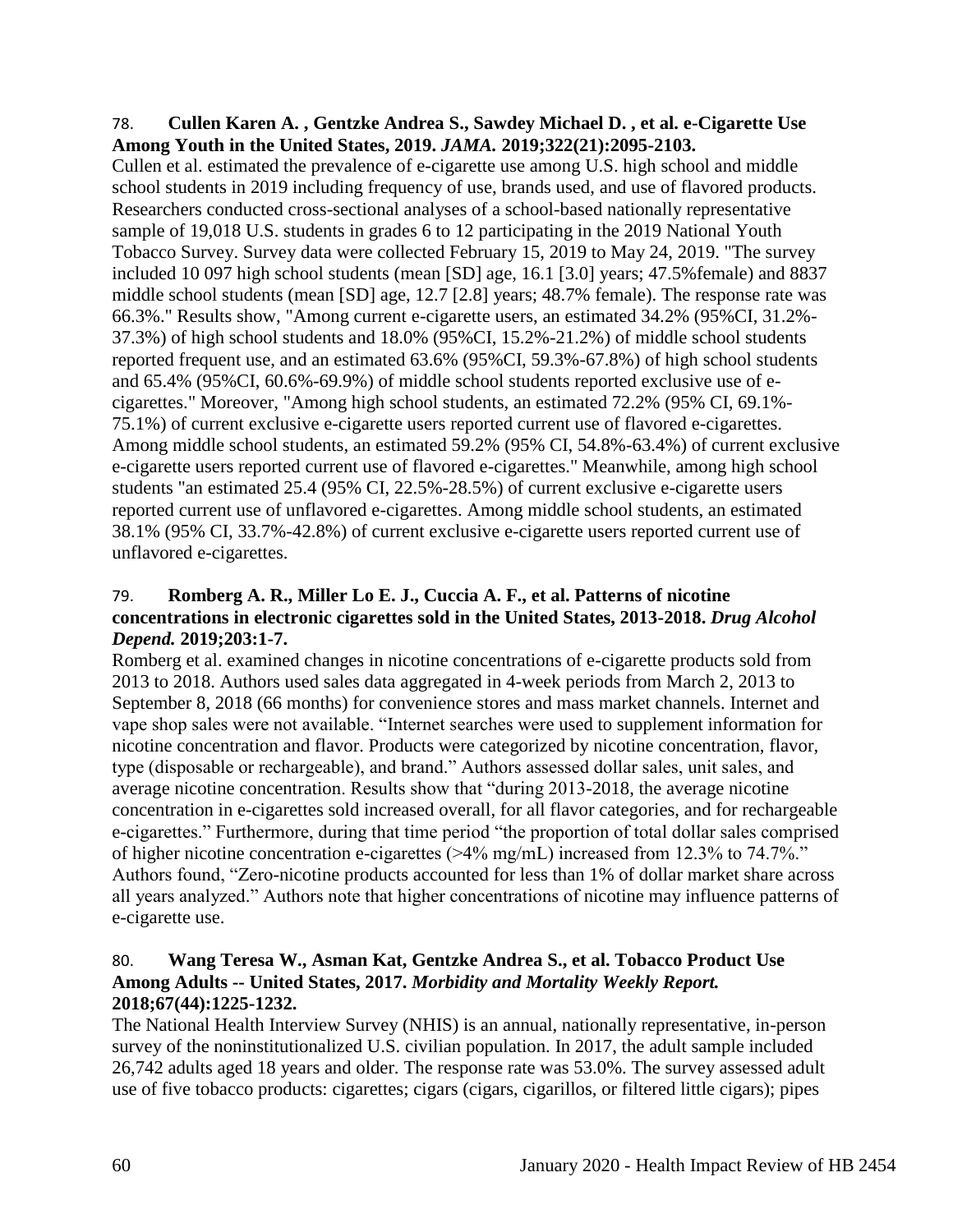78. **Cullen Karen A. , Gentzke Andrea S., Sawdey Michael D. , et al. e-Cigarette Use Among Youth in the United States, 2019. *JAMA.* 2019;322(21):2095-2103.**

Cullen et al. estimated the prevalence of e-cigarette use among U.S. high school and middle school students in 2019 including frequency of use, brands used, and use of flavored products. Researchers conducted cross-sectional analyses of a school-based nationally representative sample of 19,018 U.S. students in grades 6 to 12 participating in the 2019 National Youth Tobacco Survey. Survey data were collected February 15, 2019 to May 24, 2019. "The survey included 10 097 high school students (mean [SD] age, 16.1 [3.0] years; 47.5%female) and 8837 middle school students (mean [SD] age, 12.7 [2.8] years; 48.7% female). The response rate was 66.3%." Results show, "Among current e-cigarette users, an estimated 34.2% (95%CI, 31.2%-37.3%) of high school students and 18.0% (95%CI, 15.2%-21.2%) of middle school students reported frequent use, and an estimated 63.6% (95%CI, 59.3%-67.8%) of high school students and 65.4% (95%CI, 60.6%-69.9%) of middle school students reported exclusive use of e-cigarettes." Moreover, "Among high school students, an estimated 72.2% (95% CI, 69.1%-75.1%) of current exclusive e-cigarette users reported current use of flavored e-cigarettes. Among middle school students, an estimated 59.2% (95% CI, 54.8%-63.4%) of current exclusive e-cigarette users reported current use of flavored e-cigarettes." Meanwhile, among high school students "an estimated 25.4 (95% CI, 22.5%-28.5%) of current exclusive e-cigarette users reported current use of unflavored e-cigarettes. Among middle school students, an estimated 38.1% (95% CI, 33.7%-42.8%) of current exclusive e-cigarette users reported current use of unflavored e-cigarettes.

79. **Romberg A. R., Miller Lo E. J., Cuccia A. F., et al. Patterns of nicotine concentrations in electronic cigarettes sold in the United States, 2013-2018. *Drug Alcohol Depend.* 2019;203:1-7.**

Romberg et al. examined changes in nicotine concentrations of e-cigarette products sold from 2013 to 2018. Authors used sales data aggregated in 4-week periods from March 2, 2013 to September 8, 2018 (66 months) for convenience stores and mass market channels. Internet and vape shop sales were not available. "Internet searches were used to supplement information for nicotine concentration and flavor. Products were categorized by nicotine concentration, flavor, type (disposable or rechargeable), and brand." Authors assessed dollar sales, unit sales, and average nicotine concentration. Results show that "during 2013-2018, the average nicotine concentration in e-cigarettes sold increased overall, for all flavor categories, and for rechargeable e-cigarettes." Furthermore, during that time period "the proportion of total dollar sales comprised of higher nicotine concentration e-cigarettes (>4% mg/mL) increased from 12.3% to 74.7%." Authors found, "Zero-nicotine products accounted for less than 1% of dollar market share across all years analyzed." Authors note that higher concentrations of nicotine may influence patterns of e-cigarette use.

80. **Wang Teresa W., Asman Kat, Gentzke Andrea S., et al. Tobacco Product Use Among Adults -- United States, 2017. *Morbidity and Mortality Weekly Report.* 2018;67(44):1225-1232.**

The National Health Interview Survey (NHIS) is an annual, nationally representative, in-person survey of the noninstitutionalized U.S. civilian population. In 2017, the adult sample included 26,742 adults aged 18 years and older. The response rate was 53.0%. The survey assessed adult use of five tobacco products: cigarettes; cigars (cigars, cigarillos, or filtered little cigars); pipes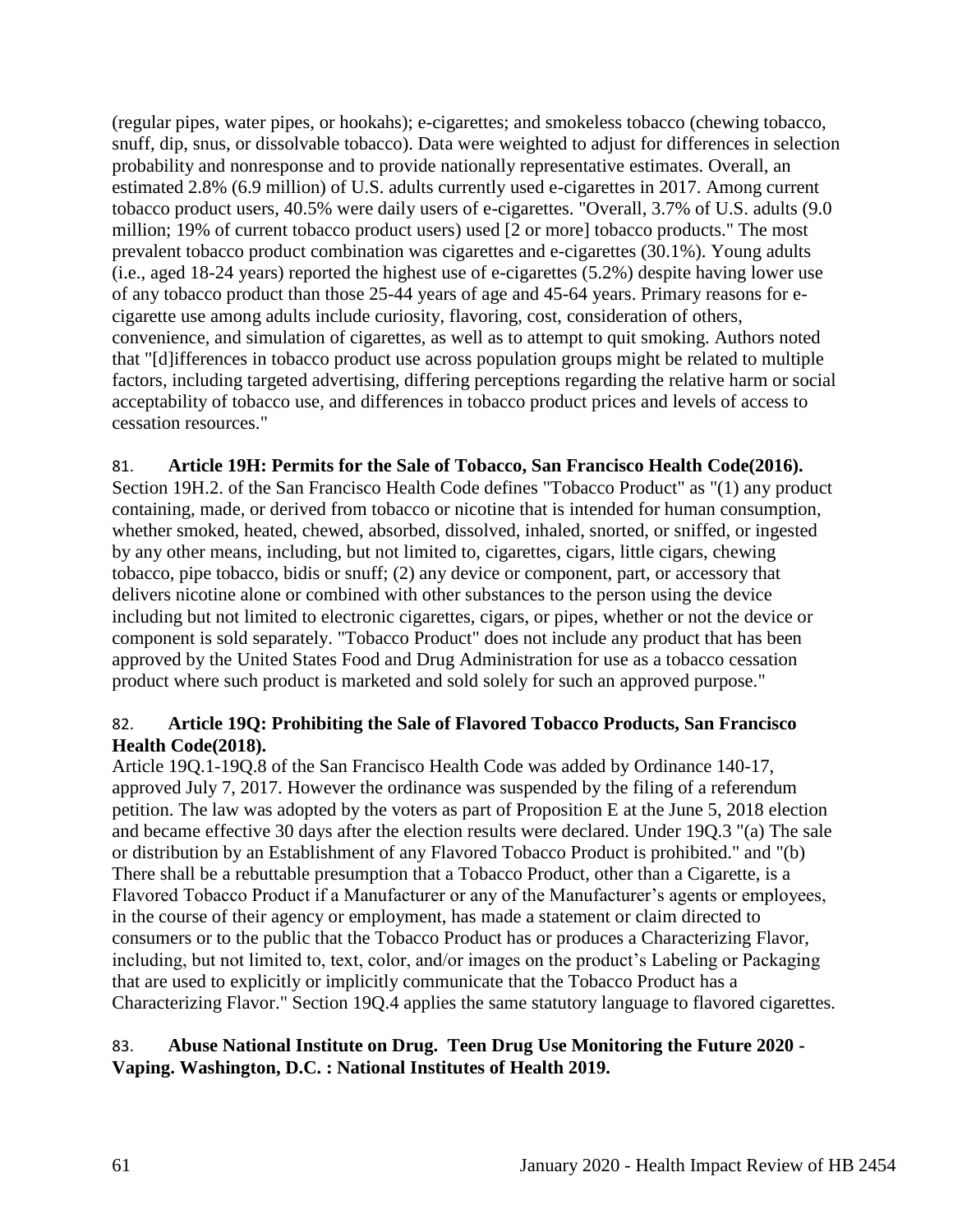(regular pipes, water pipes, or hookahs); e-cigarettes; and smokeless tobacco (chewing tobacco, snuff, dip, snus, or dissolvable tobacco). Data were weighted to adjust for differences in selection probability and nonresponse and to provide nationally representative estimates. Overall, an estimated 2.8% (6.9 million) of U.S. adults currently used e-cigarettes in 2017. Among current tobacco product users, 40.5% were daily users of e-cigarettes. "Overall, 3.7% of U.S. adults (9.0 million; 19% of current tobacco product users) used [2 or more] tobacco products." The most prevalent tobacco product combination was cigarettes and e-cigarettes (30.1%). Young adults (i.e., aged 18-24 years) reported the highest use of e-cigarettes (5.2%) despite having lower use of any tobacco product than those 25-44 years of age and 45-64 years. Primary reasons for e-cigarette use among adults include curiosity, flavoring, cost, consideration of others, convenience, and simulation of cigarettes, as well as to attempt to quit smoking. Authors noted that "[d]ifferences in tobacco product use across population groups might be related to multiple factors, including targeted advertising, differing perceptions regarding the relative harm or social acceptability of tobacco use, and differences in tobacco product prices and levels of access to cessation resources."

81. **Article 19H: Permits for the Sale of Tobacco, San Francisco Health Code(2016).**
Section 19H.2. of the San Francisco Health Code defines "Tobacco Product" as "(1) any product containing, made, or derived from tobacco or nicotine that is intended for human consumption, whether smoked, heated, chewed, absorbed, dissolved, inhaled, snorted, or sniffed, or ingested by any other means, including, but not limited to, cigarettes, cigars, little cigars, chewing tobacco, pipe tobacco, bidis or snuff; (2) any device or component, part, or accessory that delivers nicotine alone or combined with other substances to the person using the device including but not limited to electronic cigarettes, cigars, or pipes, whether or not the device or component is sold separately. "Tobacco Product" does not include any product that has been approved by the United States Food and Drug Administration for use as a tobacco cessation product where such product is marketed and sold solely for such an approved purpose."

82. **Article 19Q: Prohibiting the Sale of Flavored Tobacco Products, San Francisco Health Code(2018).**
Article 19Q.1-19Q.8 of the San Francisco Health Code was added by Ordinance 140-17, approved July 7, 2017. However the ordinance was suspended by the filing of a referendum petition. The law was adopted by the voters as part of Proposition E at the June 5, 2018 election and became effective 30 days after the election results were declared. Under 19Q.3 "(a) The sale or distribution by an Establishment of any Flavored Tobacco Product is prohibited." and "(b) There shall be a rebuttable presumption that a Tobacco Product, other than a Cigarette, is a Flavored Tobacco Product if a Manufacturer or any of the Manufacturer's agents or employees, in the course of their agency or employment, has made a statement or claim directed to consumers or to the public that the Tobacco Product has or produces a Characterizing Flavor, including, but not limited to, text, color, and/or images on the product's Labeling or Packaging that are used to explicitly or implicitly communicate that the Tobacco Product has a Characterizing Flavor." Section 19Q.4 applies the same statutory language to flavored cigarettes.

83. **Abuse National Institute on Drug. Teen Drug Use Monitoring the Future 2020 - Vaping. Washington, D.C. : National Institutes of Health 2019.**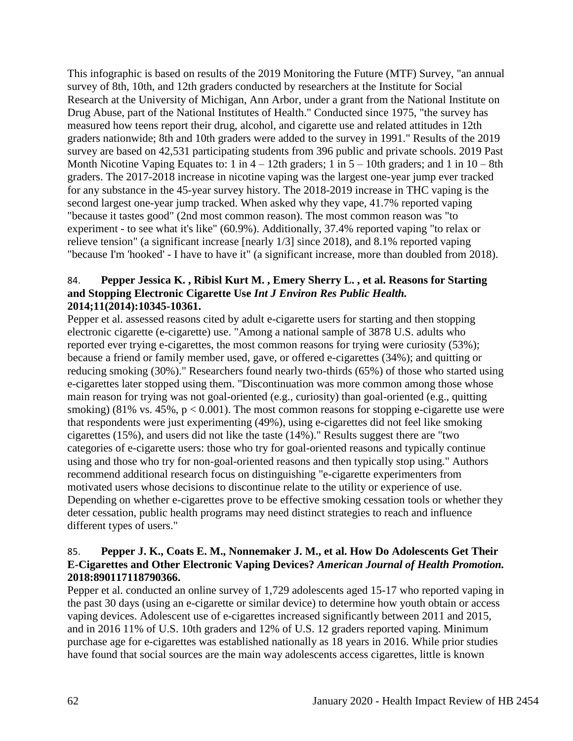This infographic is based on results of the 2019 Monitoring the Future (MTF) Survey, "an annual survey of 8th, 10th, and 12th graders conducted by researchers at the Institute for Social Research at the University of Michigan, Ann Arbor, under a grant from the National Institute on Drug Abuse, part of the National Institutes of Health." Conducted since 1975, "the survey has measured how teens report their drug, alcohol, and cigarette use and related attitudes in 12th graders nationwide; 8th and 10th graders were added to the survey in 1991." Results of the 2019 survey are based on 42,531 participating students from 396 public and private schools. 2019 Past Month Nicotine Vaping Equates to: 1 in 4 – 12th graders; 1 in 5 – 10th graders; and 1 in 10 – 8th graders. The 2017-2018 increase in nicotine vaping was the largest one-year jump ever tracked for any substance in the 45-year survey history. The 2018-2019 increase in THC vaping is the second largest one-year jump tracked. When asked why they vape, 41.7% reported vaping "because it tastes good" (2nd most common reason). The most common reason was "to experiment - to see what it's like" (60.9%). Additionally, 37.4% reported vaping "to relax or relieve tension" (a significant increase [nearly 1/3] since 2018), and 8.1% reported vaping "because I'm 'hooked' - I have to have it" (a significant increase, more than doubled from 2018).

84. **Pepper Jessica K. , Ribisl Kurt M. , Emery Sherry L. , et al. Reasons for Starting and Stopping Electronic Cigarette Use *Int J Environ Res Public Health.* 2014;11(2014):10345-10361.**

Pepper et al. assessed reasons cited by adult e-cigarette users for starting and then stopping electronic cigarette (e-cigarette) use. "Among a national sample of 3878 U.S. adults who reported ever trying e-cigarettes, the most common reasons for trying were curiosity (53%); because a friend or family member used, gave, or offered e-cigarettes (34%); and quitting or reducing smoking (30%)." Researchers found nearly two-thirds (65%) of those who started using e-cigarettes later stopped using them. "Discontinuation was more common among those whose main reason for trying was not goal-oriented (e.g., curiosity) than goal-oriented (e.g., quitting smoking) (81% vs. 45%, $p < 0.001$). The most common reasons for stopping e-cigarette use were that respondents were just experimenting (49%), using e-cigarettes did not feel like smoking cigarettes (15%), and users did not like the taste (14%)." Results suggest there are "two categories of e-cigarette users: those who try for goal-oriented reasons and typically continue using and those who try for non-goal-oriented reasons and then typically stop using." Authors recommend additional research focus on distinguishing "e-cigarette experimenters from motivated users whose decisions to discontinue relate to the utility or experience of use. Depending on whether e-cigarettes prove to be effective smoking cessation tools or whether they deter cessation, public health programs may need distinct strategies to reach and influence different types of users."

85. **Pepper J. K., Coats E. M., Nonnemaker J. M., et al. How Do Adolescents Get Their E-Cigarettes and Other Electronic Vaping Devices? *American Journal of Health Promotion.* 2018:890117118790366.**

Pepper et al. conducted an online survey of 1,729 adolescents aged 15-17 who reported vaping in the past 30 days (using an e-cigarette or similar device) to determine how youth obtain or access vaping devices. Adolescent use of e-cigarettes increased significantly between 2011 and 2015, and in 2016 11% of U.S. 10th graders and 12% of U.S. 12 graders reported vaping. Minimum purchase age for e-cigarettes was established nationally as 18 years in 2016. While prior studies have found that social sources are the main way adolescents access cigarettes, little is known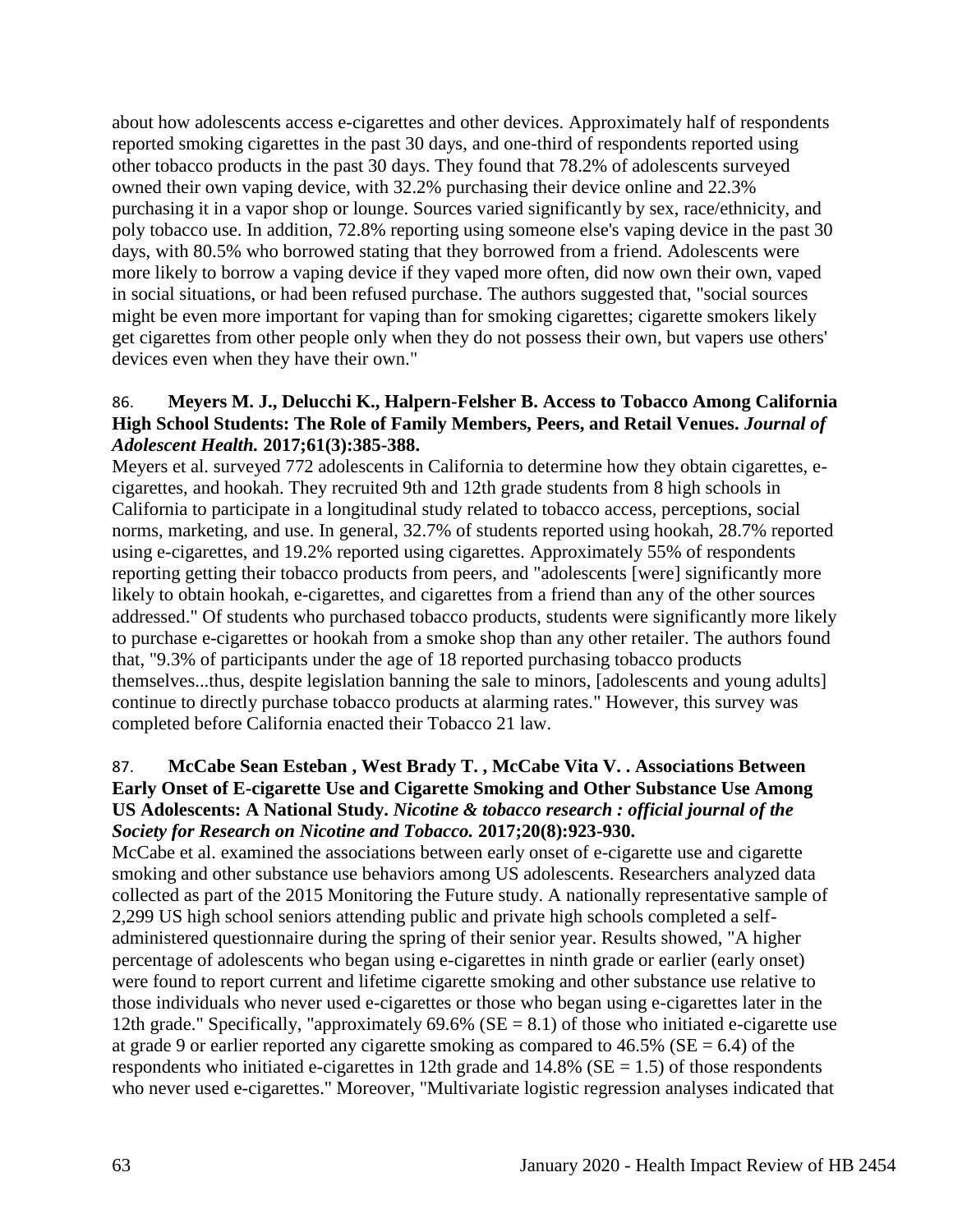about how adolescents access e-cigarettes and other devices. Approximately half of respondents reported smoking cigarettes in the past 30 days, and one-third of respondents reported using other tobacco products in the past 30 days. They found that 78.2% of adolescents surveyed owned their own vaping device, with 32.2% purchasing their device online and 22.3% purchasing it in a vapor shop or lounge. Sources varied significantly by sex, race/ethnicity, and poly tobacco use. In addition, 72.8% reporting using someone else's vaping device in the past 30 days, with 80.5% who borrowed stating that they borrowed from a friend. Adolescents were more likely to borrow a vaping device if they vaped more often, did now own their own, vaped in social situations, or had been refused purchase. The authors suggested that, "social sources might be even more important for vaping than for smoking cigarettes; cigarette smokers likely get cigarettes from other people only when they do not possess their own, but vapers use others' devices even when they have their own."

86. **Meyers M. J., Delucchi K., Halpern-Felsher B. Access to Tobacco Among California High School Students: The Role of Family Members, Peers, and Retail Venues.** ***Journal of Adolescent Health.*** **2017;61(3):385-388.**

Meyers et al. surveyed 772 adolescents in California to determine how they obtain cigarettes, e-cigarettes, and hookah. They recruited 9th and 12th grade students from 8 high schools in California to participate in a longitudinal study related to tobacco access, perceptions, social norms, marketing, and use. In general, 32.7% of students reported using hookah, 28.7% reported using e-cigarettes, and 19.2% reported using cigarettes. Approximately 55% of respondents reporting getting their tobacco products from peers, and "adolescents [were] significantly more likely to obtain hookah, e-cigarettes, and cigarettes from a friend than any of the other sources addressed." Of students who purchased tobacco products, students were significantly more likely to purchase e-cigarettes or hookah from a smoke shop than any other retailer. The authors found that, "9.3% of participants under the age of 18 reported purchasing tobacco products themselves...thus, despite legislation banning the sale to minors, [adolescents and young adults] continue to directly purchase tobacco products at alarming rates." However, this survey was completed before California enacted their Tobacco 21 law.

87. **McCabe Sean Esteban , West Brady T. , McCabe Vita V. . Associations Between Early Onset of E-cigarette Use and Cigarette Smoking and Other Substance Use Among US Adolescents: A National Study.** ***Nicotine & tobacco research : official journal of the Society for Research on Nicotine and Tobacco.*** **2017;20(8):923-930.**

McCabe et al. examined the associations between early onset of e-cigarette use and cigarette smoking and other substance use behaviors among US adolescents. Researchers analyzed data collected as part of the 2015 Monitoring the Future study. A nationally representative sample of 2,299 US high school seniors attending public and private high schools completed a self-administered questionnaire during the spring of their senior year. Results showed, "A higher percentage of adolescents who began using e-cigarettes in ninth grade or earlier (early onset) were found to report current and lifetime cigarette smoking and other substance use relative to those individuals who never used e-cigarettes or those who began using e-cigarettes later in the 12th grade." Specifically, "approximately 69.6% (SE = 8.1) of those who initiated e-cigarette use at grade 9 or earlier reported any cigarette smoking as compared to 46.5% (SE = 6.4) of the respondents who initiated e-cigarettes in 12th grade and 14.8% (SE = 1.5) of those respondents who never used e-cigarettes." Moreover, "Multivariate logistic regression analyses indicated that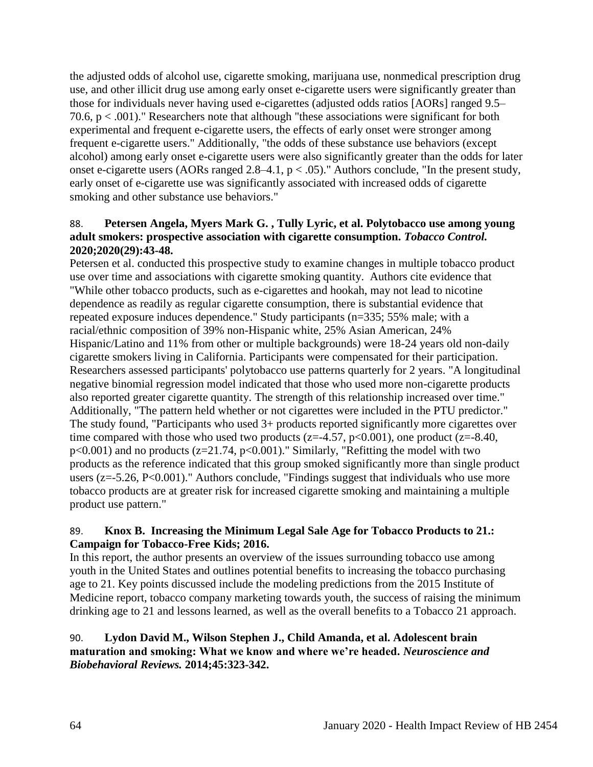the adjusted odds of alcohol use, cigarette smoking, marijuana use, nonmedical prescription drug use, and other illicit drug use among early onset e-cigarette users were significantly greater than those for individuals never having used e-cigarettes (adjusted odds ratios [AORs] ranged 9.5–70.6, $p < .001$)." Researchers note that although "these associations were significant for both experimental and frequent e-cigarette users, the effects of early onset were stronger among frequent e-cigarette users." Additionally, "the odds of these substance use behaviors (except alcohol) among early onset e-cigarette users were also significantly greater than the odds for later onset e-cigarette users (AORs ranged 2.8–4.1, $p < .05$)." Authors conclude, "In the present study, early onset of e-cigarette use was significantly associated with increased odds of cigarette smoking and other substance use behaviors."

88. **Petersen Angela, Myers Mark G. , Tully Lyric, et al. Polytobacco use among young adult smokers: prospective association with cigarette consumption. *Tobacco Control.* 2020;2020(29):43-48.**

Petersen et al. conducted this prospective study to examine changes in multiple tobacco product use over time and associations with cigarette smoking quantity. Authors cite evidence that "While other tobacco products, such as e-cigarettes and hookah, may not lead to nicotine dependence as readily as regular cigarette consumption, there is substantial evidence that repeated exposure induces dependence." Study participants (n=335; 55% male; with a racial/ethnic composition of 39% non-Hispanic white, 25% Asian American, 24% Hispanic/Latino and 11% from other or multiple backgrounds) were 18-24 years old non-daily cigarette smokers living in California. Participants were compensated for their participation. Researchers assessed participants' polytobacco use patterns quarterly for 2 years. "A longitudinal negative binomial regression model indicated that those who used more non-cigarette products also reported greater cigarette quantity. The strength of this relationship increased over time." Additionally, "The pattern held whether or not cigarettes were included in the PTU predictor." The study found, "Participants who used 3+ products reported significantly more cigarettes over time compared with those who used two products ($z=-4.57$, $p<0.001$), one product ($z=-8.40$, $p<0.001$) and no products ($z=21.74$, $p<0.001$)." Similarly, "Refitting the model with two products as the reference indicated that this group smoked significantly more than single product users ($z=-5.26$, $P<0.001$)." Authors conclude, "Findings suggest that individuals who use more tobacco products are at greater risk for increased cigarette smoking and maintaining a multiple product use pattern."

89. **Knox B. Increasing the Minimum Legal Sale Age for Tobacco Products to 21.: Campaign for Tobacco-Free Kids; 2016.**

In this report, the author presents an overview of the issues surrounding tobacco use among youth in the United States and outlines potential benefits to increasing the tobacco purchasing age to 21. Key points discussed include the modeling predictions from the 2015 Institute of Medicine report, tobacco company marketing towards youth, the success of raising the minimum drinking age to 21 and lessons learned, as well as the overall benefits to a Tobacco 21 approach.

90. **Lydon David M., Wilson Stephen J., Child Amanda, et al. Adolescent brain maturation and smoking: What we know and where we're headed. *Neuroscience and Biobehavioral Reviews.* 2014;45:323-342.**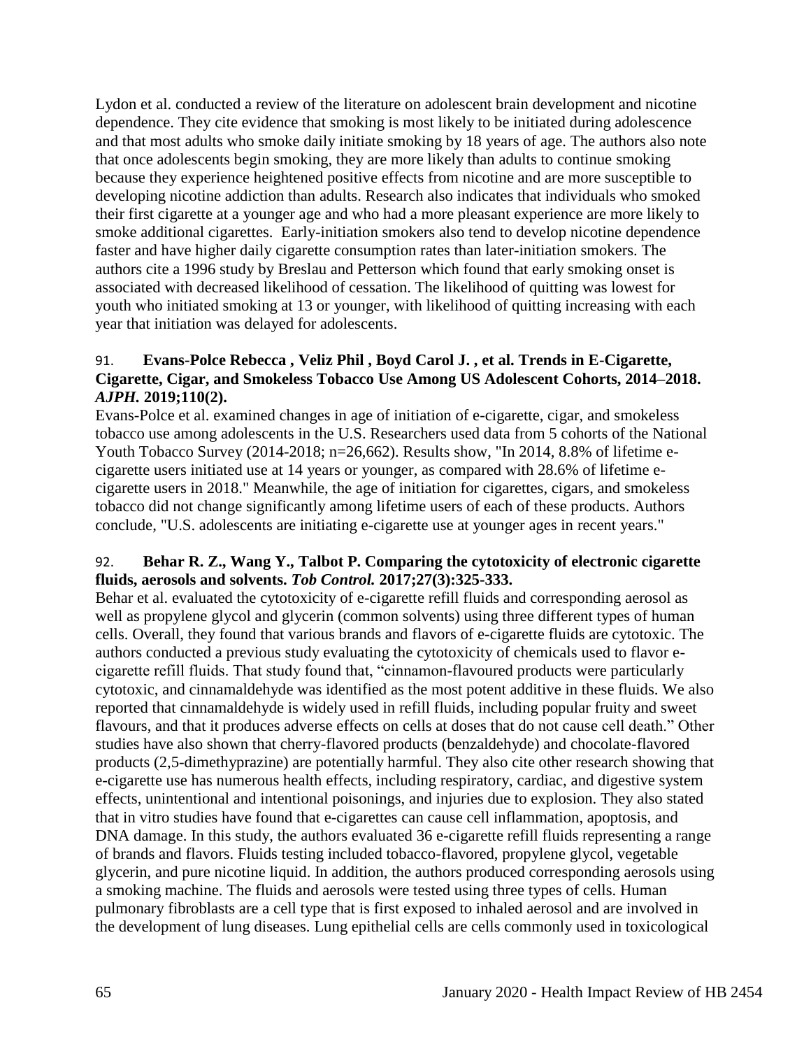Lydon et al. conducted a review of the literature on adolescent brain development and nicotine dependence. They cite evidence that smoking is most likely to be initiated during adolescence and that most adults who smoke daily initiate smoking by 18 years of age. The authors also note that once adolescents begin smoking, they are more likely than adults to continue smoking because they experience heightened positive effects from nicotine and are more susceptible to developing nicotine addiction than adults. Research also indicates that individuals who smoked their first cigarette at a younger age and who had a more pleasant experience are more likely to smoke additional cigarettes. Early-initiation smokers also tend to develop nicotine dependence faster and have higher daily cigarette consumption rates than later-initiation smokers. The authors cite a 1996 study by Breslau and Petterson which found that early smoking onset is associated with decreased likelihood of cessation. The likelihood of quitting was lowest for youth who initiated smoking at 13 or younger, with likelihood of quitting increasing with each year that initiation was delayed for adolescents.

91. **Evans-Polce Rebecca , Veliz Phil , Boyd Carol J. , et al. Trends in E-Cigarette, Cigarette, Cigar, and Smokeless Tobacco Use Among US Adolescent Cohorts, 2014–2018.** ***AJPH.*** **2019;110(2).**

Evans-Polce et al. examined changes in age of initiation of e-cigarette, cigar, and smokeless tobacco use among adolescents in the U.S. Researchers used data from 5 cohorts of the National Youth Tobacco Survey (2014-2018; n=26,662). Results show, "In 2014, 8.8% of lifetime e-cigarette users initiated use at 14 years or younger, as compared with 28.6% of lifetime e-cigarette users in 2018." Meanwhile, the age of initiation for cigarettes, cigars, and smokeless tobacco did not change significantly among lifetime users of each of these products. Authors conclude, "U.S. adolescents are initiating e-cigarette use at younger ages in recent years."

92. **Behar R. Z., Wang Y., Talbot P. Comparing the cytotoxicity of electronic cigarette fluids, aerosols and solvents.** ***Tob Control.*** **2017;27(3):325-333.**

Behar et al. evaluated the cytotoxicity of e-cigarette refill fluids and corresponding aerosol as well as propylene glycol and glycerin (common solvents) using three different types of human cells. Overall, they found that various brands and flavors of e-cigarette fluids are cytotoxic. The authors conducted a previous study evaluating the cytotoxicity of chemicals used to flavor e-cigarette refill fluids. That study found that, "cinnamon-flavoured products were particularly cytotoxic, and cinnamaldehyde was identified as the most potent additive in these fluids. We also reported that cinnamaldehyde is widely used in refill fluids, including popular fruity and sweet flavours, and that it produces adverse effects on cells at doses that do not cause cell death." Other studies have also shown that cherry-flavored products (benzaldehyde) and chocolate-flavored products (2,5-dimethyprazine) are potentially harmful. They also cite other research showing that e-cigarette use has numerous health effects, including respiratory, cardiac, and digestive system effects, unintentional and intentional poisonings, and injuries due to explosion. They also stated that in vitro studies have found that e-cigarettes can cause cell inflammation, apoptosis, and DNA damage. In this study, the authors evaluated 36 e-cigarette refill fluids representing a range of brands and flavors. Fluids testing included tobacco-flavored, propylene glycol, vegetable glycerin, and pure nicotine liquid. In addition, the authors produced corresponding aerosols using a smoking machine. The fluids and aerosols were tested using three types of cells. Human pulmonary fibroblasts are a cell type that is first exposed to inhaled aerosol and are involved in the development of lung diseases. Lung epithelial cells are cells commonly used in toxicological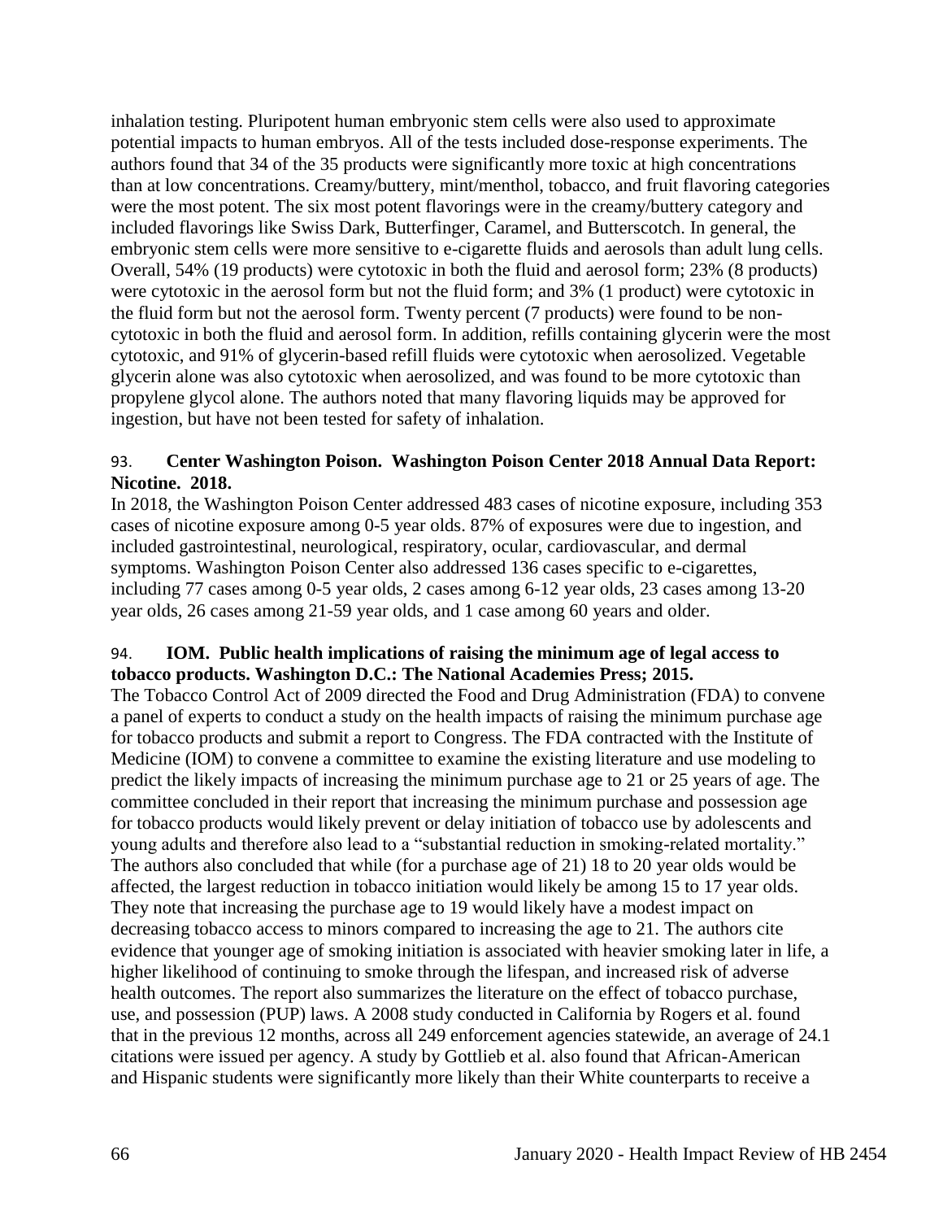inhalation testing. Pluripotent human embryonic stem cells were also used to approximate potential impacts to human embryos. All of the tests included dose-response experiments. The authors found that 34 of the 35 products were significantly more toxic at high concentrations than at low concentrations. Creamy/buttery, mint/menthol, tobacco, and fruit flavoring categories were the most potent. The six most potent flavorings were in the creamy/buttery category and included flavorings like Swiss Dark, Butterfinger, Caramel, and Butterscotch. In general, the embryonic stem cells were more sensitive to e-cigarette fluids and aerosols than adult lung cells. Overall, 54% (19 products) were cytotoxic in both the fluid and aerosol form; 23% (8 products) were cytotoxic in the aerosol form but not the fluid form; and 3% (1 product) were cytotoxic in the fluid form but not the aerosol form. Twenty percent (7 products) were found to be non-cytotoxic in both the fluid and aerosol form. In addition, refills containing glycerin were the most cytotoxic, and 91% of glycerin-based refill fluids were cytotoxic when aerosolized. Vegetable glycerin alone was also cytotoxic when aerosolized, and was found to be more cytotoxic than propylene glycol alone. The authors noted that many flavoring liquids may be approved for ingestion, but have not been tested for safety of inhalation.

93. **Center Washington Poison. Washington Poison Center 2018 Annual Data Report: Nicotine. 2018.**

In 2018, the Washington Poison Center addressed 483 cases of nicotine exposure, including 353 cases of nicotine exposure among 0-5 year olds. 87% of exposures were due to ingestion, and included gastrointestinal, neurological, respiratory, ocular, cardiovascular, and dermal symptoms. Washington Poison Center also addressed 136 cases specific to e-cigarettes, including 77 cases among 0-5 year olds, 2 cases among 6-12 year olds, 23 cases among 13-20 year olds, 26 cases among 21-59 year olds, and 1 case among 60 years and older.

94. **IOM. Public health implications of raising the minimum age of legal access to tobacco products. Washington D.C.: The National Academies Press; 2015.**

The Tobacco Control Act of 2009 directed the Food and Drug Administration (FDA) to convene a panel of experts to conduct a study on the health impacts of raising the minimum purchase age for tobacco products and submit a report to Congress. The FDA contracted with the Institute of Medicine (IOM) to convene a committee to examine the existing literature and use modeling to predict the likely impacts of increasing the minimum purchase age to 21 or 25 years of age. The committee concluded in their report that increasing the minimum purchase and possession age for tobacco products would likely prevent or delay initiation of tobacco use by adolescents and young adults and therefore also lead to a "substantial reduction in smoking-related mortality." The authors also concluded that while (for a purchase age of 21) 18 to 20 year olds would be affected, the largest reduction in tobacco initiation would likely be among 15 to 17 year olds. They note that increasing the purchase age to 19 would likely have a modest impact on decreasing tobacco access to minors compared to increasing the age to 21. The authors cite evidence that younger age of smoking initiation is associated with heavier smoking later in life, a higher likelihood of continuing to smoke through the lifespan, and increased risk of adverse health outcomes. The report also summarizes the literature on the effect of tobacco purchase, use, and possession (PUP) laws. A 2008 study conducted in California by Rogers et al. found that in the previous 12 months, across all 249 enforcement agencies statewide, an average of 24.1 citations were issued per agency. A study by Gottlieb et al. also found that African-American and Hispanic students were significantly more likely than their White counterparts to receive a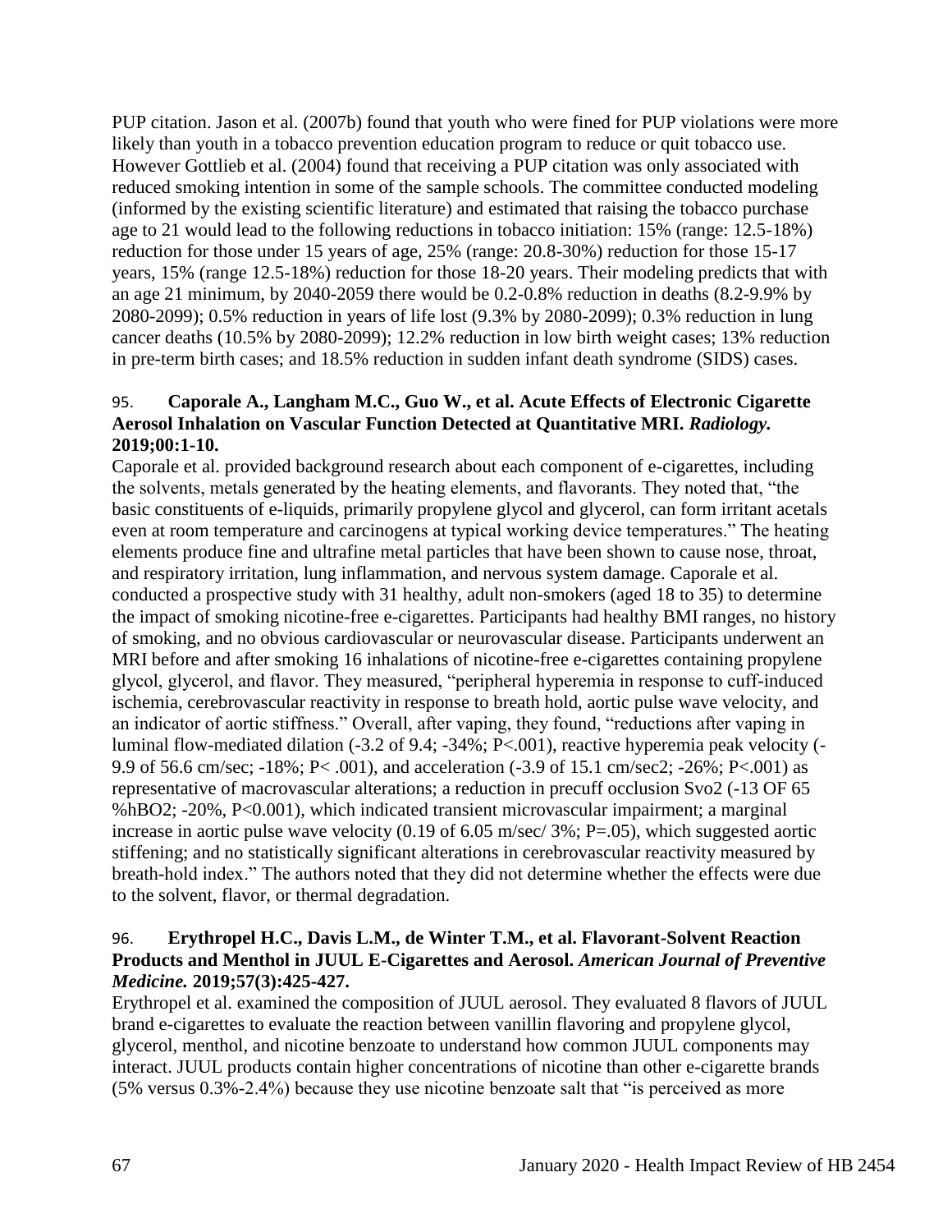PUP citation. Jason et al. (2007b) found that youth who were fined for PUP violations were more likely than youth in a tobacco prevention education program to reduce or quit tobacco use. However Gottlieb et al. (2004) found that receiving a PUP citation was only associated with reduced smoking intention in some of the sample schools. The committee conducted modeling (informed by the existing scientific literature) and estimated that raising the tobacco purchase age to 21 would lead to the following reductions in tobacco initiation: 15% (range: 12.5-18%) reduction for those under 15 years of age, 25% (range: 20.8-30%) reduction for those 15-17 years, 15% (range 12.5-18%) reduction for those 18-20 years. Their modeling predicts that with an age 21 minimum, by 2040-2059 there would be 0.2-0.8% reduction in deaths (8.2-9.9% by 2080-2099); 0.5% reduction in years of life lost (9.3% by 2080-2099); 0.3% reduction in lung cancer deaths (10.5% by 2080-2099); 12.2% reduction in low birth weight cases; 13% reduction in pre-term birth cases; and 18.5% reduction in sudden infant death syndrome (SIDS) cases.

95. **Caporale A., Langham M.C., Guo W., et al. Acute Effects of Electronic Cigarette Aerosol Inhalation on Vascular Function Detected at Quantitative MRI. *Radiology.* 2019;00:1-10.**

Caporale et al. provided background research about each component of e-cigarettes, including the solvents, metals generated by the heating elements, and flavorants. They noted that, "the basic constituents of e-liquids, primarily propylene glycol and glycerol, can form irritant acetals even at room temperature and carcinogens at typical working device temperatures." The heating elements produce fine and ultrafine metal particles that have been shown to cause nose, throat, and respiratory irritation, lung inflammation, and nervous system damage. Caporale et al. conducted a prospective study with 31 healthy, adult non-smokers (aged 18 to 35) to determine the impact of smoking nicotine-free e-cigarettes. Participants had healthy BMI ranges, no history of smoking, and no obvious cardiovascular or neurovascular disease. Participants underwent an MRI before and after smoking 16 inhalations of nicotine-free e-cigarettes containing propylene glycol, glycerol, and flavor. They measured, "peripheral hyperemia in response to cuff-induced ischemia, cerebrovascular reactivity in response to breath hold, aortic pulse wave velocity, and an indicator of aortic stiffness." Overall, after vaping, they found, "reductions after vaping in luminal flow-mediated dilation (-3.2 of 9.4; -34%; P<.001), reactive hyperemia peak velocity (-9.9 of 56.6 cm/sec; -18%; P< .001), and acceleration (-3.9 of 15.1 cm/sec2; -26%; P<.001) as representative of macrovascular alterations; a reduction in precuff occlusion Svo2 (-13 OF 65 %hBO2; -20%, P<0.001), which indicated transient microvascular impairment; a marginal increase in aortic pulse wave velocity (0.19 of 6.05 m/sec/ 3%; P=.05), which suggested aortic stiffening; and no statistically significant alterations in cerebrovascular reactivity measured by breath-hold index." The authors noted that they did not determine whether the effects were due to the solvent, flavor, or thermal degradation.

96. **Erythropel H.C., Davis L.M., de Winter T.M., et al. Flavorant-Solvent Reaction Products and Menthol in JUUL E-Cigarettes and Aerosol. *American Journal of Preventive Medicine.* 2019;57(3):425-427.**

Erythropel et al. examined the composition of JUUL aerosol. They evaluated 8 flavors of JUUL brand e-cigarettes to evaluate the reaction between vanillin flavoring and propylene glycol, glycerol, menthol, and nicotine benzoate to understand how common JUUL components may interact. JUUL products contain higher concentrations of nicotine than other e-cigarette brands (5% versus 0.3%-2.4%) because they use nicotine benzoate salt that "is perceived as more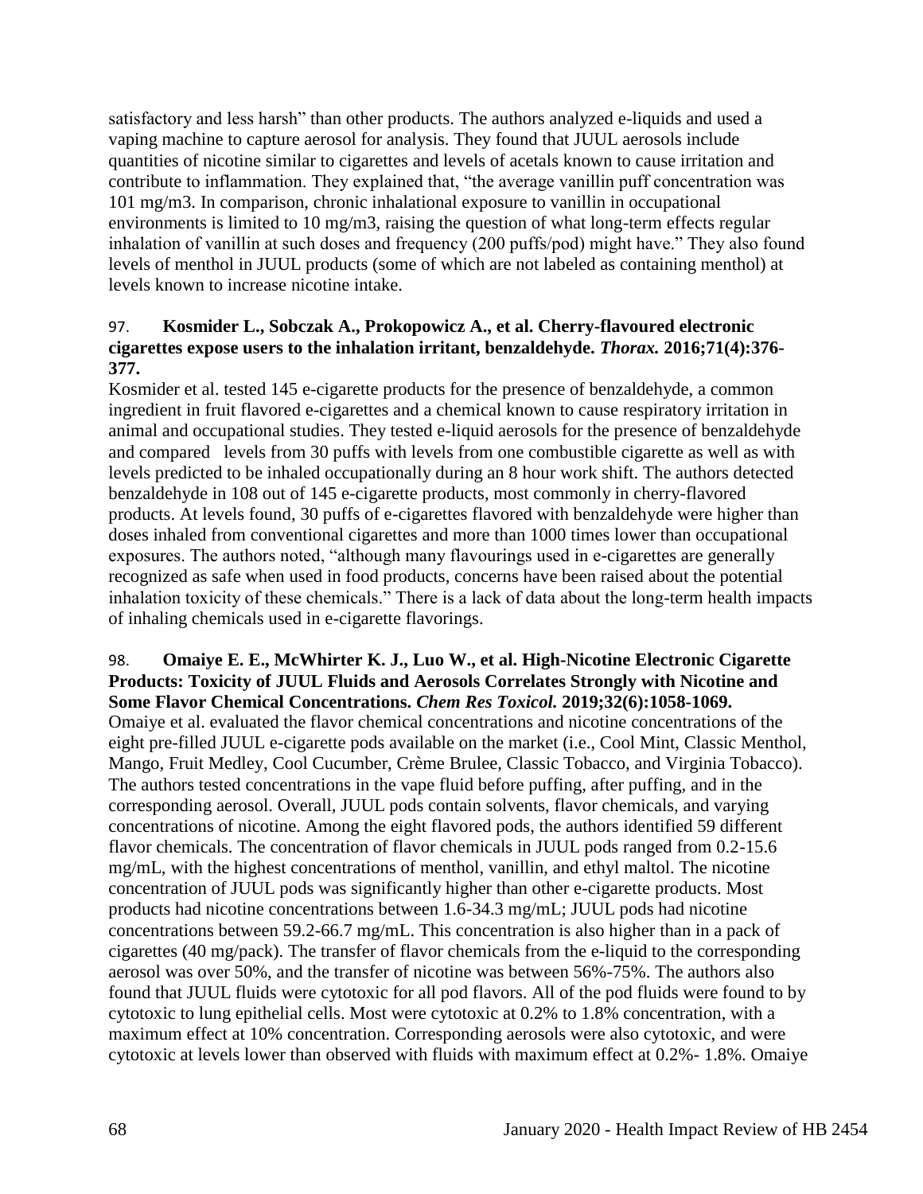satisfactory and less harsh" than other products. The authors analyzed e-liquids and used a vaping machine to capture aerosol for analysis. They found that JUUL aerosols include quantities of nicotine similar to cigarettes and levels of acetals known to cause irritation and contribute to inflammation. They explained that, "the average vanillin puff concentration was 101 mg/m3. In comparison, chronic inhalational exposure to vanillin in occupational environments is limited to 10 mg/m3, raising the question of what long-term effects regular inhalation of vanillin at such doses and frequency (200 puffs/pod) might have." They also found levels of menthol in JUUL products (some of which are not labeled as containing menthol) at levels known to increase nicotine intake.

97. **Kosmider L., Sobczak A., Prokopowicz A., et al. Cherry-flavoured electronic cigarettes expose users to the inhalation irritant, benzaldehyde. *Thorax.* 2016;71(4):376-377.**

Kosmider et al. tested 145 e-cigarette products for the presence of benzaldehyde, a common ingredient in fruit flavored e-cigarettes and a chemical known to cause respiratory irritation in animal and occupational studies. They tested e-liquid aerosols for the presence of benzaldehyde and compared levels from 30 puffs with levels from one combustible cigarette as well as with levels predicted to be inhaled occupationally during an 8 hour work shift. The authors detected benzaldehyde in 108 out of 145 e-cigarette products, most commonly in cherry-flavored products. At levels found, 30 puffs of e-cigarettes flavored with benzaldehyde were higher than doses inhaled from conventional cigarettes and more than 1000 times lower than occupational exposures. The authors noted, "although many flavourings used in e-cigarettes are generally recognized as safe when used in food products, concerns have been raised about the potential inhalation toxicity of these chemicals." There is a lack of data about the long-term health impacts of inhaling chemicals used in e-cigarette flavorings.

98. **Omaiye E. E., McWhirter K. J., Luo W., et al. High-Nicotine Electronic Cigarette Products: Toxicity of JUUL Fluids and Aerosols Correlates Strongly with Nicotine and Some Flavor Chemical Concentrations. *Chem Res Toxicol.* 2019;32(6):1058-1069.**

Omaiye et al. evaluated the flavor chemical concentrations and nicotine concentrations of the eight pre-filled JUUL e-cigarette pods available on the market (i.e., Cool Mint, Classic Menthol, Mango, Fruit Medley, Cool Cucumber, Crème Brulee, Classic Tobacco, and Virginia Tobacco). The authors tested concentrations in the vape fluid before puffing, after puffing, and in the corresponding aerosol. Overall, JUUL pods contain solvents, flavor chemicals, and varying concentrations of nicotine. Among the eight flavored pods, the authors identified 59 different flavor chemicals. The concentration of flavor chemicals in JUUL pods ranged from 0.2-15.6 mg/mL, with the highest concentrations of menthol, vanillin, and ethyl maltol. The nicotine concentration of JUUL pods was significantly higher than other e-cigarette products. Most products had nicotine concentrations between 1.6-34.3 mg/mL; JUUL pods had nicotine concentrations between 59.2-66.7 mg/mL. This concentration is also higher than in a pack of cigarettes (40 mg/pack). The transfer of flavor chemicals from the e-liquid to the corresponding aerosol was over 50%, and the transfer of nicotine was between 56%-75%. The authors also found that JUUL fluids were cytotoxic for all pod flavors. All of the pod fluids were found to by cytotoxic to lung epithelial cells. Most were cytotoxic at 0.2% to 1.8% concentration, with a maximum effect at 10% concentration. Corresponding aerosols were also cytotoxic, and were cytotoxic at levels lower than observed with fluids with maximum effect at 0.2%- 1.8%. Omaiye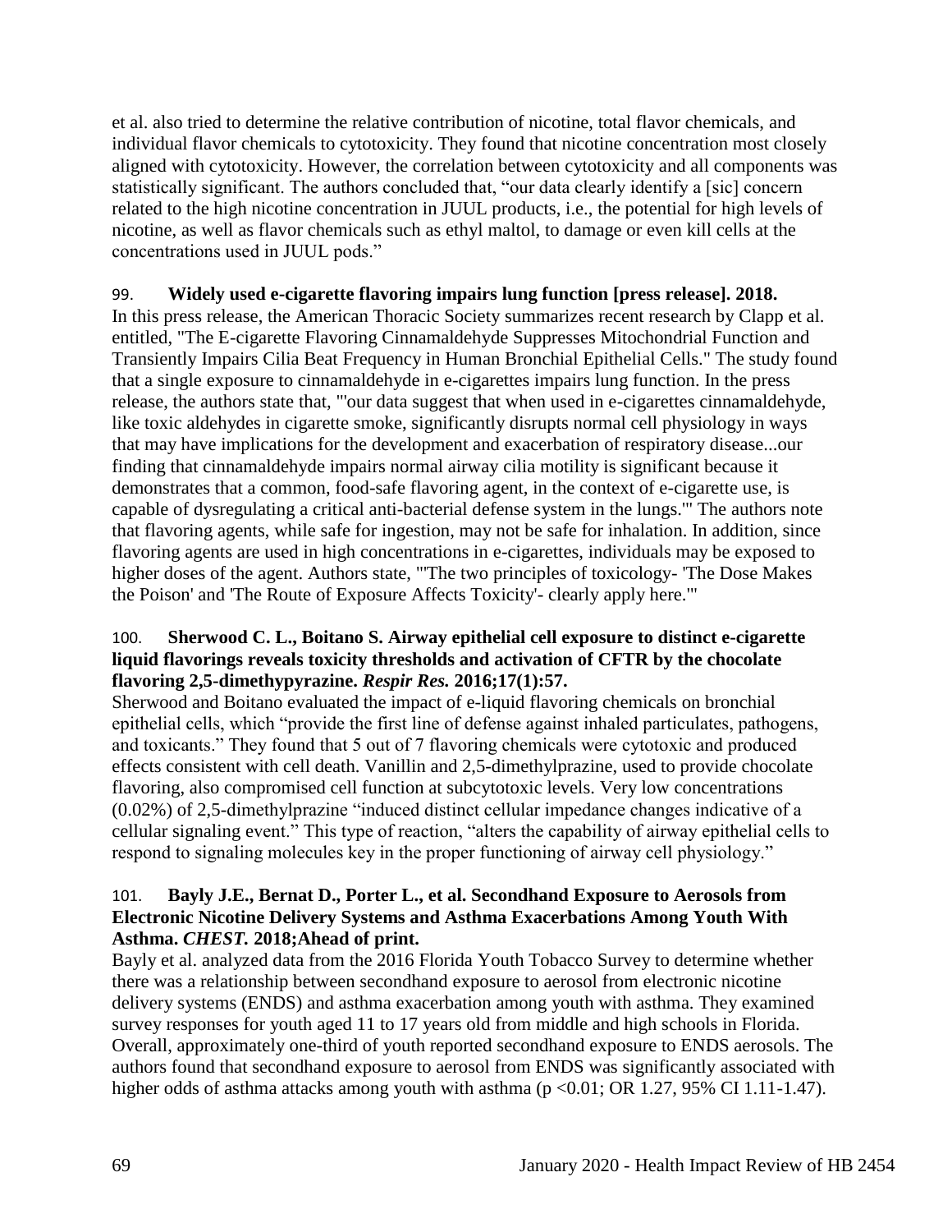et al. also tried to determine the relative contribution of nicotine, total flavor chemicals, and individual flavor chemicals to cytotoxicity. They found that nicotine concentration most closely aligned with cytotoxicity. However, the correlation between cytotoxicity and all components was statistically significant. The authors concluded that, "our data clearly identify a [sic] concern related to the high nicotine concentration in JUUL products, i.e., the potential for high levels of nicotine, as well as flavor chemicals such as ethyl maltol, to damage or even kill cells at the concentrations used in JUUL pods."

99. **Widely used e-cigarette flavoring impairs lung function [press release]. 2018.**
In this press release, the American Thoracic Society summarizes recent research by Clapp et al. entitled, "The E-cigarette Flavoring Cinnamaldehyde Suppresses Mitochondrial Function and Transiently Impairs Cilia Beat Frequency in Human Bronchial Epithelial Cells." The study found that a single exposure to cinnamaldehyde in e-cigarettes impairs lung function. In the press release, the authors state that, "'our data suggest that when used in e-cigarettes cinnamaldehyde, like toxic aldehydes in cigarette smoke, significantly disrupts normal cell physiology in ways that may have implications for the development and exacerbation of respiratory disease...our finding that cinnamaldehyde impairs normal airway cilia motility is significant because it demonstrates that a common, food-safe flavoring agent, in the context of e-cigarette use, is capable of dysregulating a critical anti-bacterial defense system in the lungs.'" The authors note that flavoring agents, while safe for ingestion, may not be safe for inhalation. In addition, since flavoring agents are used in high concentrations in e-cigarettes, individuals may be exposed to higher doses of the agent. Authors state, "'The two principles of toxicology- 'The Dose Makes the Poison' and 'The Route of Exposure Affects Toxicity'- clearly apply here.'"

100. **Sherwood C. L., Boitano S. Airway epithelial cell exposure to distinct e-cigarette liquid flavorings reveals toxicity thresholds and activation of CFTR by the chocolate flavoring 2,5-dimethypyrazine. *Respir Res.* 2016;17(1):57.**
Sherwood and Boitano evaluated the impact of e-liquid flavoring chemicals on bronchial epithelial cells, which "provide the first line of defense against inhaled particulates, pathogens, and toxicants." They found that 5 out of 7 flavoring chemicals were cytotoxic and produced effects consistent with cell death. Vanillin and 2,5-dimethylprazine, used to provide chocolate flavoring, also compromised cell function at subcytotoxic levels. Very low concentrations (0.02%) of 2,5-dimethylprazine "induced distinct cellular impedance changes indicative of a cellular signaling event." This type of reaction, "alters the capability of airway epithelial cells to respond to signaling molecules key in the proper functioning of airway cell physiology."

101. **Bayly J.E., Bernat D., Porter L., et al. Secondhand Exposure to Aerosols from Electronic Nicotine Delivery Systems and Asthma Exacerbations Among Youth With Asthma. *CHEST.* 2018;Ahead of print.**
Bayly et al. analyzed data from the 2016 Florida Youth Tobacco Survey to determine whether there was a relationship between secondhand exposure to aerosol from electronic nicotine delivery systems (ENDS) and asthma exacerbation among youth with asthma. They examined survey responses for youth aged 11 to 17 years old from middle and high schools in Florida. Overall, approximately one-third of youth reported secondhand exposure to ENDS aerosols. The authors found that secondhand exposure to aerosol from ENDS was significantly associated with higher odds of asthma attacks among youth with asthma ($p < 0.01$; OR 1.27, 95% CI 1.11-1.47).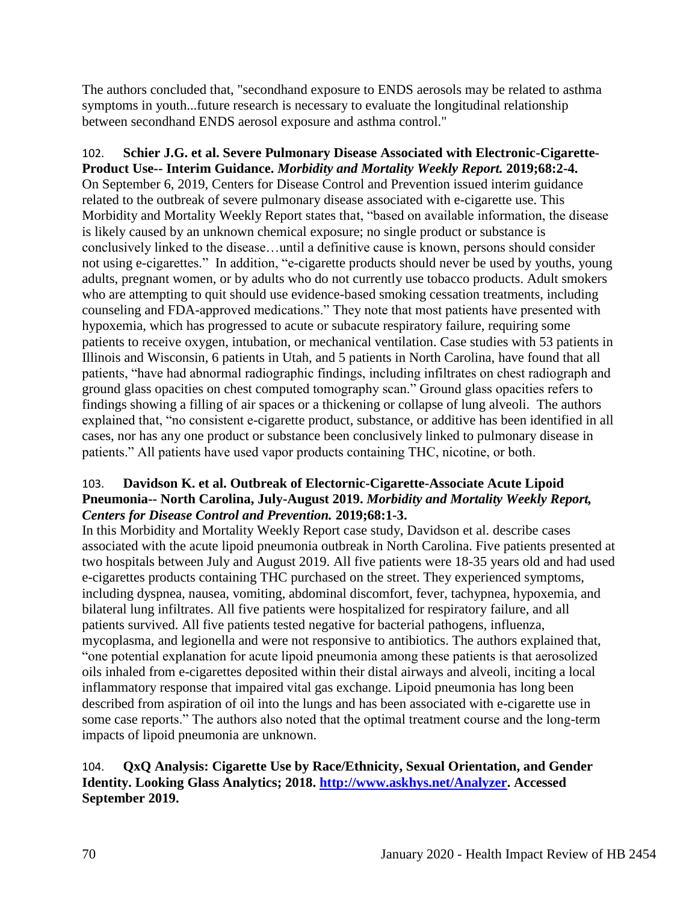The authors concluded that, "secondhand exposure to ENDS aerosols may be related to asthma symptoms in youth...future research is necessary to evaluate the longitudinal relationship between secondhand ENDS aerosol exposure and asthma control."

102. **Schier J.G. et al. Severe Pulmonary Disease Associated with Electronic-Cigarette-Product Use-- Interim Guidance.** ***Morbidity and Mortality Weekly Report.*** **2019;68:2-4.**
On September 6, 2019, Centers for Disease Control and Prevention issued interim guidance related to the outbreak of severe pulmonary disease associated with e-cigarette use. This Morbidity and Mortality Weekly Report states that, "based on available information, the disease is likely caused by an unknown chemical exposure; no single product or substance is conclusively linked to the disease…until a definitive cause is known, persons should consider not using e-cigarettes." In addition, "e-cigarette products should never be used by youths, young adults, pregnant women, or by adults who do not currently use tobacco products. Adult smokers who are attempting to quit should use evidence-based smoking cessation treatments, including counseling and FDA-approved medications." They note that most patients have presented with hypoxemia, which has progressed to acute or subacute respiratory failure, requiring some patients to receive oxygen, intubation, or mechanical ventilation. Case studies with 53 patients in Illinois and Wisconsin, 6 patients in Utah, and 5 patients in North Carolina, have found that all patients, "have had abnormal radiographic findings, including infiltrates on chest radiograph and ground glass opacities on chest computed tomography scan." Ground glass opacities refers to findings showing a filling of air spaces or a thickening or collapse of lung alveoli. The authors explained that, "no consistent e-cigarette product, substance, or additive has been identified in all cases, nor has any one product or substance been conclusively linked to pulmonary disease in patients." All patients have used vapor products containing THC, nicotine, or both.

103. **Davidson K. et al. Outbreak of Electornic-Cigarette-Associate Acute Lipoid Pneumonia-- North Carolina, July-August 2019.** ***Morbidity and Mortality Weekly Report, Centers for Disease Control and Prevention.*** **2019;68:1-3.**
In this Morbidity and Mortality Weekly Report case study, Davidson et al. describe cases associated with the acute lipoid pneumonia outbreak in North Carolina. Five patients presented at two hospitals between July and August 2019. All five patients were 18-35 years old and had used e-cigarettes products containing THC purchased on the street. They experienced symptoms, including dyspnea, nausea, vomiting, abdominal discomfort, fever, tachypnea, hypoxemia, and bilateral lung infiltrates. All five patients were hospitalized for respiratory failure, and all patients survived. All five patients tested negative for bacterial pathogens, influenza, mycoplasma, and legionella and were not responsive to antibiotics. The authors explained that, "one potential explanation for acute lipoid pneumonia among these patients is that aerosolized oils inhaled from e-cigarettes deposited within their distal airways and alveoli, inciting a local inflammatory response that impaired vital gas exchange. Lipoid pneumonia has long been described from aspiration of oil into the lungs and has been associated with e-cigarette use in some case reports." The authors also noted that the optimal treatment course and the long-term impacts of lipoid pneumonia are unknown.

104. **QxQ Analysis: Cigarette Use by Race/Ethnicity, Sexual Orientation, and Gender Identity. Looking Glass Analytics; 2018. [http://www.askhys.net/Analyzer](http://www.askhys.net/Analyzer). Accessed September 2019.**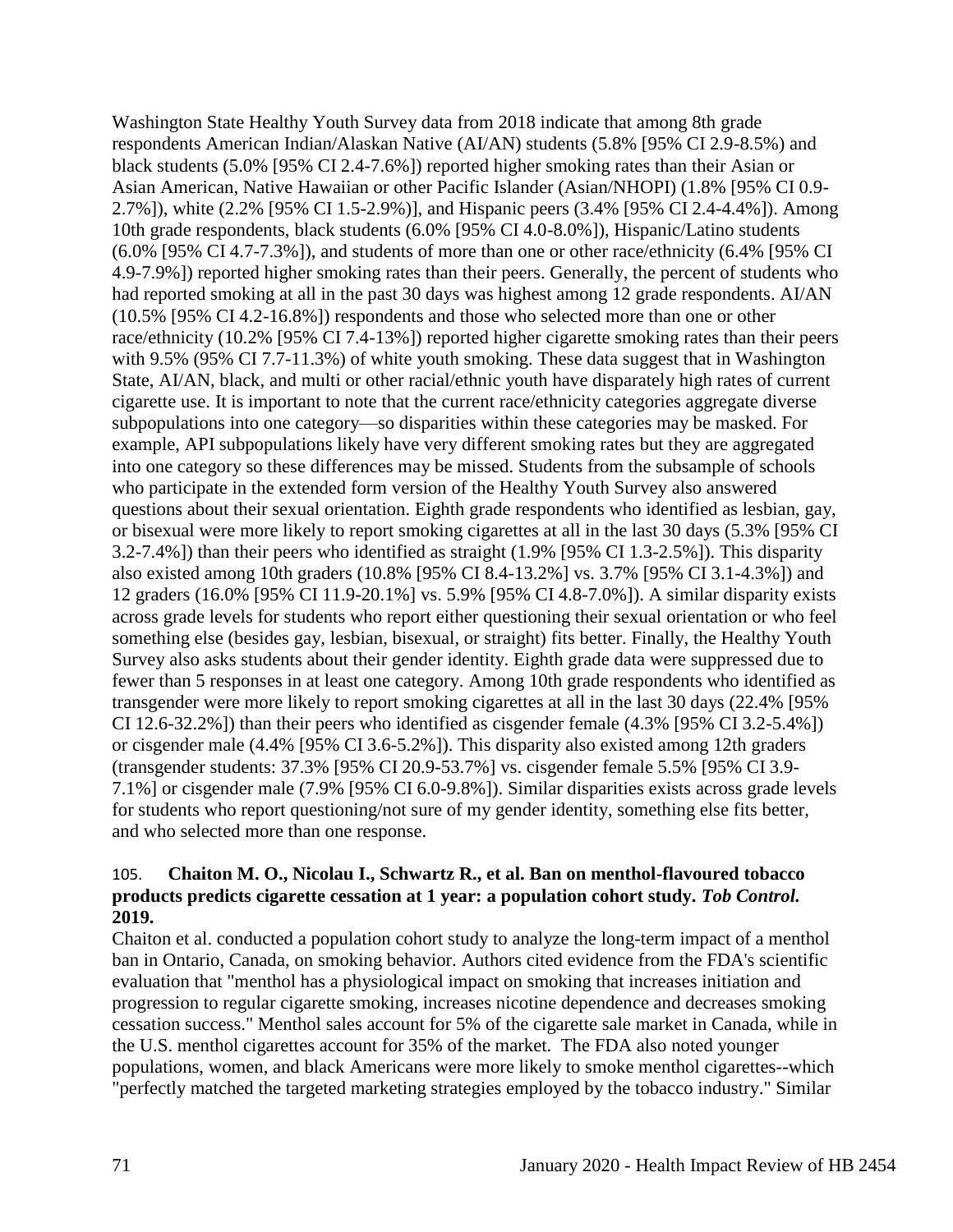Washington State Healthy Youth Survey data from 2018 indicate that among 8th grade respondents American Indian/Alaskan Native (AI/AN) students (5.8% [95% CI 2.9-8.5%) and black students (5.0% [95% CI 2.4-7.6%]) reported higher smoking rates than their Asian or Asian American, Native Hawaiian or other Pacific Islander (Asian/NHOPI) (1.8% [95% CI 0.9-2.7%]), white (2.2% [95% CI 1.5-2.9%)], and Hispanic peers (3.4% [95% CI 2.4-4.4%]). Among 10th grade respondents, black students (6.0% [95% CI 4.0-8.0%]), Hispanic/Latino students (6.0% [95% CI 4.7-7.3%]), and students of more than one or other race/ethnicity (6.4% [95% CI 4.9-7.9%]) reported higher smoking rates than their peers. Generally, the percent of students who had reported smoking at all in the past 30 days was highest among 12 grade respondents. AI/AN (10.5% [95% CI 4.2-16.8%]) respondents and those who selected more than one or other race/ethnicity (10.2% [95% CI 7.4-13%]) reported higher cigarette smoking rates than their peers with 9.5% (95% CI 7.7-11.3%) of white youth smoking. These data suggest that in Washington State, AI/AN, black, and multi or other racial/ethnic youth have disparately high rates of current cigarette use. It is important to note that the current race/ethnicity categories aggregate diverse subpopulations into one category—so disparities within these categories may be masked. For example, API subpopulations likely have very different smoking rates but they are aggregated into one category so these differences may be missed. Students from the subsample of schools who participate in the extended form version of the Healthy Youth Survey also answered questions about their sexual orientation. Eighth grade respondents who identified as lesbian, gay, or bisexual were more likely to report smoking cigarettes at all in the last 30 days (5.3% [95% CI 3.2-7.4%]) than their peers who identified as straight (1.9% [95% CI 1.3-2.5%]). This disparity also existed among 10th graders (10.8% [95% CI 8.4-13.2%] vs. 3.7% [95% CI 3.1-4.3%]) and 12 graders (16.0% [95% CI 11.9-20.1%] vs. 5.9% [95% CI 4.8-7.0%]). A similar disparity exists across grade levels for students who report either questioning their sexual orientation or who feel something else (besides gay, lesbian, bisexual, or straight) fits better. Finally, the Healthy Youth Survey also asks students about their gender identity. Eighth grade data were suppressed due to fewer than 5 responses in at least one category. Among 10th grade respondents who identified as transgender were more likely to report smoking cigarettes at all in the last 30 days (22.4% [95% CI 12.6-32.2%]) than their peers who identified as cisgender female (4.3% [95% CI 3.2-5.4%]) or cisgender male (4.4% [95% CI 3.6-5.2%]). This disparity also existed among 12th graders (transgender students: 37.3% [95% CI 20.9-53.7%] vs. cisgender female 5.5% [95% CI 3.9-7.1%] or cisgender male (7.9% [95% CI 6.0-9.8%]). Similar disparities exists across grade levels for students who report questioning/not sure of my gender identity, something else fits better, and who selected more than one response.

105. **Chaiton M. O., Nicolau I., Schwartz R., et al. Ban on menthol-flavoured tobacco products predicts cigarette cessation at 1 year: a population cohort study. *Tob Control.* 2019.**

Chaiton et al. conducted a population cohort study to analyze the long-term impact of a menthol ban in Ontario, Canada, on smoking behavior. Authors cited evidence from the FDA's scientific evaluation that "menthol has a physiological impact on smoking that increases initiation and progression to regular cigarette smoking, increases nicotine dependence and decreases smoking cessation success." Menthol sales account for 5% of the cigarette sale market in Canada, while in the U.S. menthol cigarettes account for 35% of the market. The FDA also noted younger populations, women, and black Americans were more likely to smoke menthol cigarettes--which "perfectly matched the targeted marketing strategies employed by the tobacco industry." Similar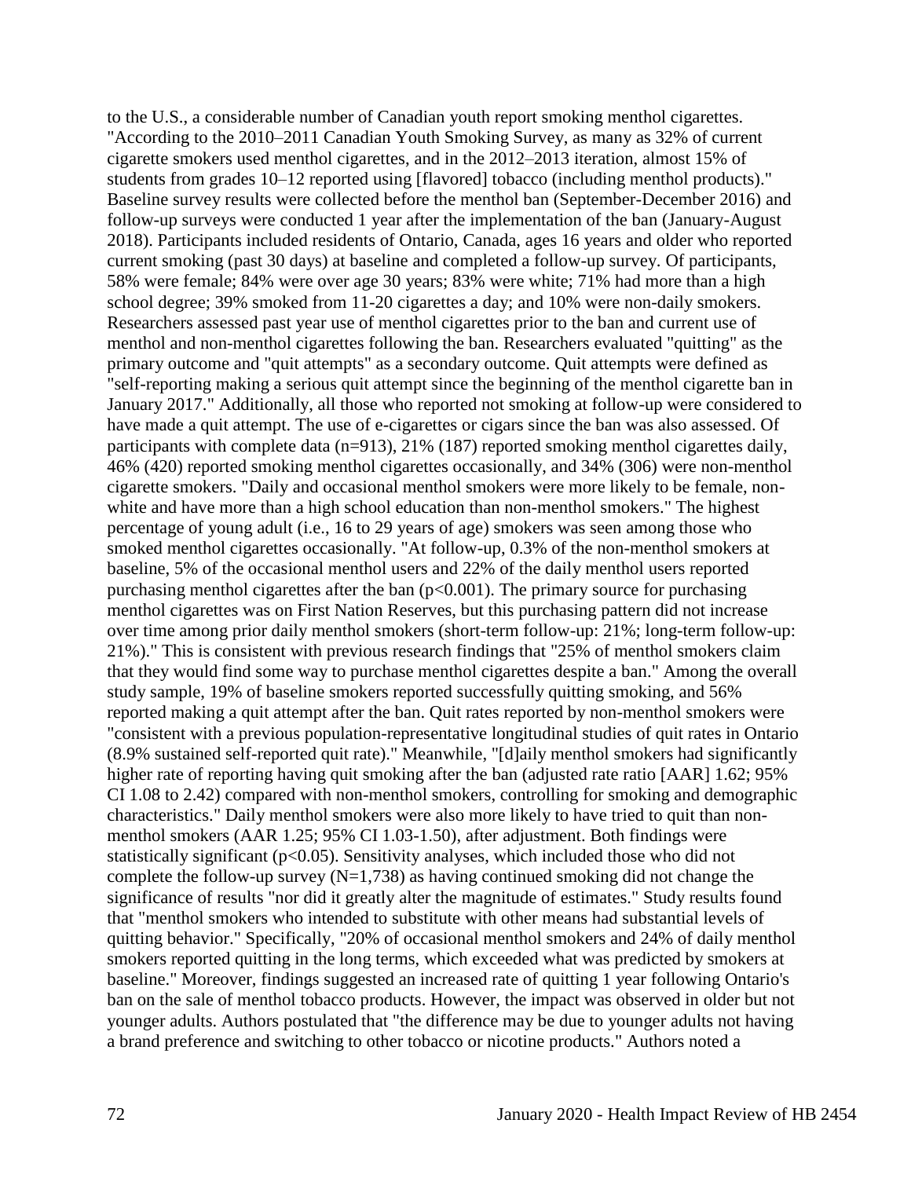to the U.S., a considerable number of Canadian youth report smoking menthol cigarettes. "According to the 2010–2011 Canadian Youth Smoking Survey, as many as 32% of current cigarette smokers used menthol cigarettes, and in the 2012–2013 iteration, almost 15% of students from grades 10–12 reported using [flavored] tobacco (including menthol products)." Baseline survey results were collected before the menthol ban (September-December 2016) and follow-up surveys were conducted 1 year after the implementation of the ban (January-August 2018). Participants included residents of Ontario, Canada, ages 16 years and older who reported current smoking (past 30 days) at baseline and completed a follow-up survey. Of participants, 58% were female; 84% were over age 30 years; 83% were white; 71% had more than a high school degree; 39% smoked from 11-20 cigarettes a day; and 10% were non-daily smokers. Researchers assessed past year use of menthol cigarettes prior to the ban and current use of menthol and non-menthol cigarettes following the ban. Researchers evaluated "quitting" as the primary outcome and "quit attempts" as a secondary outcome. Quit attempts were defined as "self-reporting making a serious quit attempt since the beginning of the menthol cigarette ban in January 2017." Additionally, all those who reported not smoking at follow-up were considered to have made a quit attempt. The use of e-cigarettes or cigars since the ban was also assessed. Of participants with complete data (n=913), 21% (187) reported smoking menthol cigarettes daily, 46% (420) reported smoking menthol cigarettes occasionally, and 34% (306) were non-menthol cigarette smokers. "Daily and occasional menthol smokers were more likely to be female, non-white and have more than a high school education than non-menthol smokers." The highest percentage of young adult (i.e., 16 to 29 years of age) smokers was seen among those who smoked menthol cigarettes occasionally. "At follow-up, 0.3% of the non-menthol smokers at baseline, 5% of the occasional menthol users and 22% of the daily menthol users reported purchasing menthol cigarettes after the ban ($p<0.001$). The primary source for purchasing menthol cigarettes was on First Nation Reserves, but this purchasing pattern did not increase over time among prior daily menthol smokers (short-term follow-up: 21%; long-term follow-up: 21%)." This is consistent with previous research findings that "25% of menthol smokers claim that they would find some way to purchase menthol cigarettes despite a ban." Among the overall study sample, 19% of baseline smokers reported successfully quitting smoking, and 56% reported making a quit attempt after the ban. Quit rates reported by non-menthol smokers were "consistent with a previous population-representative longitudinal studies of quit rates in Ontario (8.9% sustained self-reported quit rate)." Meanwhile, "[d]aily menthol smokers had significantly higher rate of reporting having quit smoking after the ban (adjusted rate ratio [AAR] 1.62; 95% CI 1.08 to 2.42) compared with non-menthol smokers, controlling for smoking and demographic characteristics." Daily menthol smokers were also more likely to have tried to quit than non-menthol smokers (AAR 1.25; 95% CI 1.03-1.50), after adjustment. Both findings were statistically significant ($p<0.05$). Sensitivity analyses, which included those who did not complete the follow-up survey (N=1,738) as having continued smoking did not change the significance of results "nor did it greatly alter the magnitude of estimates." Study results found that "menthol smokers who intended to substitute with other means had substantial levels of quitting behavior." Specifically, "20% of occasional menthol smokers and 24% of daily menthol smokers reported quitting in the long terms, which exceeded what was predicted by smokers at baseline." Moreover, findings suggested an increased rate of quitting 1 year following Ontario's ban on the sale of menthol tobacco products. However, the impact was observed in older but not younger adults. Authors postulated that "the difference may be due to younger adults not having a brand preference and switching to other tobacco or nicotine products." Authors noted a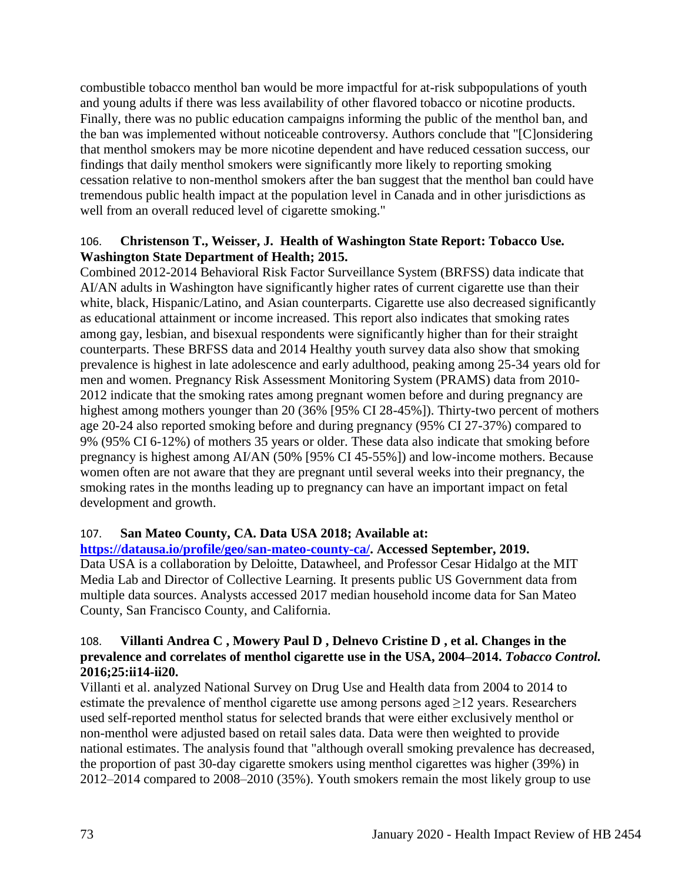combustible tobacco menthol ban would be more impactful for at-risk subpopulations of youth and young adults if there was less availability of other flavored tobacco or nicotine products. Finally, there was no public education campaigns informing the public of the menthol ban, and the ban was implemented without noticeable controversy. Authors conclude that "[C]onsidering that menthol smokers may be more nicotine dependent and have reduced cessation success, our findings that daily menthol smokers were significantly more likely to reporting smoking cessation relative to non-menthol smokers after the ban suggest that the menthol ban could have tremendous public health impact at the population level in Canada and in other jurisdictions as well from an overall reduced level of cigarette smoking."

106. **Christenson T., Weisser, J. Health of Washington State Report: Tobacco Use. Washington State Department of Health; 2015.**

Combined 2012-2014 Behavioral Risk Factor Surveillance System (BRFSS) data indicate that AI/AN adults in Washington have significantly higher rates of current cigarette use than their white, black, Hispanic/Latino, and Asian counterparts. Cigarette use also decreased significantly as educational attainment or income increased. This report also indicates that smoking rates among gay, lesbian, and bisexual respondents were significantly higher than for their straight counterparts. These BRFSS data and 2014 Healthy youth survey data also show that smoking prevalence is highest in late adolescence and early adulthood, peaking among 25-34 years old for men and women. Pregnancy Risk Assessment Monitoring System (PRAMS) data from 2010-2012 indicate that the smoking rates among pregnant women before and during pregnancy are highest among mothers younger than 20 (36% [95% CI 28-45%]). Thirty-two percent of mothers age 20-24 also reported smoking before and during pregnancy (95% CI 27-37%) compared to 9% (95% CI 6-12%) of mothers 35 years or older. These data also indicate that smoking before pregnancy is highest among AI/AN (50% [95% CI 45-55%]) and low-income mothers. Because women often are not aware that they are pregnant until several weeks into their pregnancy, the smoking rates in the months leading up to pregnancy can have an important impact on fetal development and growth.

107. **San Mateo County, CA. Data USA 2018; Available at: [https://datausa.io/profile/geo/san-mateo-county-ca/](https://datausa.io/profile/geo/san-mateo-county-ca/). Accessed September, 2019.**

Data USA is a collaboration by Deloitte, Datawheel, and Professor Cesar Hidalgo at the MIT Media Lab and Director of Collective Learning. It presents public US Government data from multiple data sources. Analysts accessed 2017 median household income data for San Mateo County, San Francisco County, and California.

108. **Villanti Andrea C , Mowery Paul D , Delnevo Cristine D , et al. Changes in the prevalence and correlates of menthol cigarette use in the USA, 2004–2014. *Tobacco Control.* 2016;25:ii14-ii20.**

Villanti et al. analyzed National Survey on Drug Use and Health data from 2004 to 2014 to estimate the prevalence of menthol cigarette use among persons aged ≥12 years. Researchers used self-reported menthol status for selected brands that were either exclusively menthol or non-menthol were adjusted based on retail sales data. Data were then weighted to provide national estimates. The analysis found that "although overall smoking prevalence has decreased, the proportion of past 30-day cigarette smokers using menthol cigarettes was higher (39%) in 2012–2014 compared to 2008–2010 (35%). Youth smokers remain the most likely group to use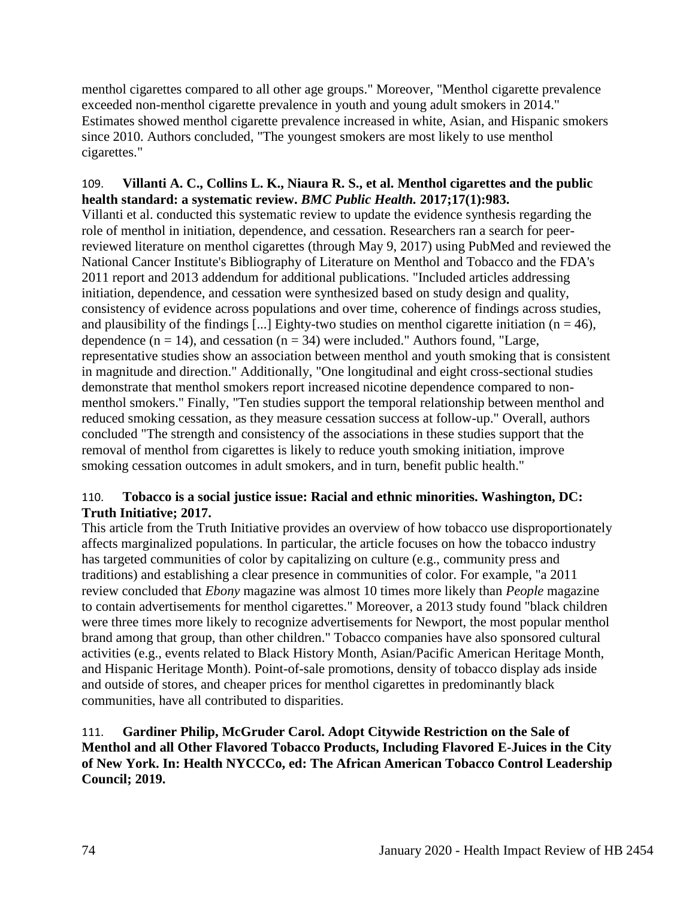menthol cigarettes compared to all other age groups." Moreover, "Menthol cigarette prevalence exceeded non-menthol cigarette prevalence in youth and young adult smokers in 2014." Estimates showed menthol cigarette prevalence increased in white, Asian, and Hispanic smokers since 2010. Authors concluded, "The youngest smokers are most likely to use menthol cigarettes."

109. **Villanti A. C., Collins L. K., Niaura R. S., et al. Menthol cigarettes and the public health standard: a systematic review. *BMC Public Health.* 2017;17(1):983.**
Villanti et al. conducted this systematic review to update the evidence synthesis regarding the role of menthol in initiation, dependence, and cessation. Researchers ran a search for peer-reviewed literature on menthol cigarettes (through May 9, 2017) using PubMed and reviewed the National Cancer Institute's Bibliography of Literature on Menthol and Tobacco and the FDA's 2011 report and 2013 addendum for additional publications. "Included articles addressing initiation, dependence, and cessation were synthesized based on study design and quality, consistency of evidence across populations and over time, coherence of findings across studies, and plausibility of the findings [...] Eighty-two studies on menthol cigarette initiation (n = 46), dependence (n = 14), and cessation (n = 34) were included." Authors found, "Large, representative studies show an association between menthol and youth smoking that is consistent in magnitude and direction." Additionally, "One longitudinal and eight cross-sectional studies demonstrate that menthol smokers report increased nicotine dependence compared to non-menthol smokers." Finally, "Ten studies support the temporal relationship between menthol and reduced smoking cessation, as they measure cessation success at follow-up." Overall, authors concluded "The strength and consistency of the associations in these studies support that the removal of menthol from cigarettes is likely to reduce youth smoking initiation, improve smoking cessation outcomes in adult smokers, and in turn, benefit public health."

110. **Tobacco is a social justice issue: Racial and ethnic minorities. Washington, DC: Truth Initiative; 2017.**
This article from the Truth Initiative provides an overview of how tobacco use disproportionately affects marginalized populations. In particular, the article focuses on how the tobacco industry has targeted communities of color by capitalizing on culture (e.g., community press and traditions) and establishing a clear presence in communities of color. For example, "a 2011 review concluded that *Ebony* magazine was almost 10 times more likely than *People* magazine to contain advertisements for menthol cigarettes." Moreover, a 2013 study found "black children were three times more likely to recognize advertisements for Newport, the most popular menthol brand among that group, than other children." Tobacco companies have also sponsored cultural activities (e.g., events related to Black History Month, Asian/Pacific American Heritage Month, and Hispanic Heritage Month). Point-of-sale promotions, density of tobacco display ads inside and outside of stores, and cheaper prices for menthol cigarettes in predominantly black communities, have all contributed to disparities.

111. **Gardiner Philip, McGruder Carol. Adopt Citywide Restriction on the Sale of Menthol and all Other Flavored Tobacco Products, Including Flavored E-Juices in the City of New York. In: Health NYCCCo, ed: The African American Tobacco Control Leadership Council; 2019.**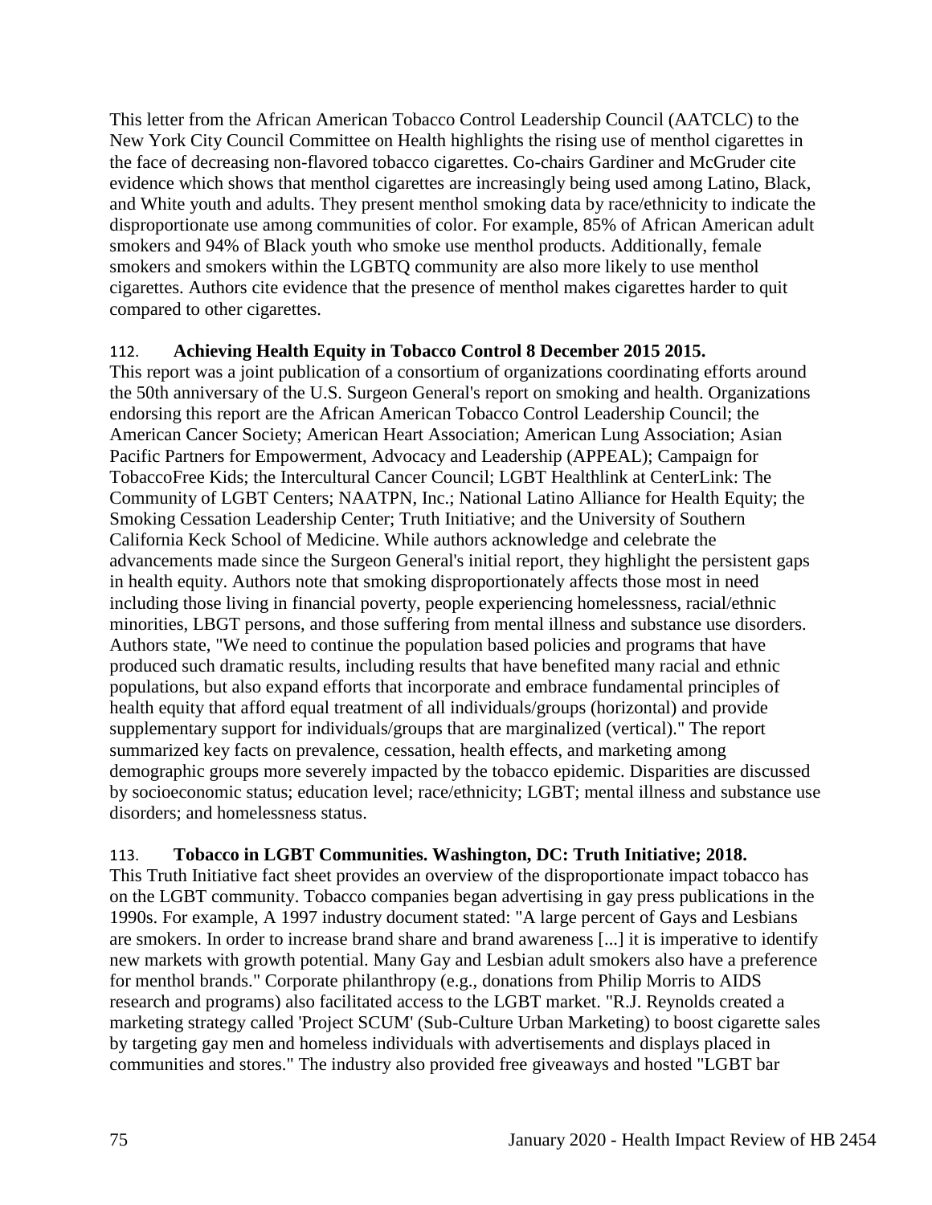This letter from the African American Tobacco Control Leadership Council (AATCLC) to the New York City Council Committee on Health highlights the rising use of menthol cigarettes in the face of decreasing non-flavored tobacco cigarettes. Co-chairs Gardiner and McGruder cite evidence which shows that menthol cigarettes are increasingly being used among Latino, Black, and White youth and adults. They present menthol smoking data by race/ethnicity to indicate the disproportionate use among communities of color. For example, 85% of African American adult smokers and 94% of Black youth who smoke use menthol products. Additionally, female smokers and smokers within the LGBTQ community are also more likely to use menthol cigarettes. Authors cite evidence that the presence of menthol makes cigarettes harder to quit compared to other cigarettes.

112. **Achieving Health Equity in Tobacco Control 8 December 2015 2015.**

This report was a joint publication of a consortium of organizations coordinating efforts around the 50th anniversary of the U.S. Surgeon General's report on smoking and health. Organizations endorsing this report are the African American Tobacco Control Leadership Council; the American Cancer Society; American Heart Association; American Lung Association; Asian Pacific Partners for Empowerment, Advocacy and Leadership (APPEAL); Campaign for TobaccoFree Kids; the Intercultural Cancer Council; LGBT Healthlink at CenterLink: The Community of LGBT Centers; NAATPN, Inc.; National Latino Alliance for Health Equity; the Smoking Cessation Leadership Center; Truth Initiative; and the University of Southern California Keck School of Medicine. While authors acknowledge and celebrate the advancements made since the Surgeon General's initial report, they highlight the persistent gaps in health equity. Authors note that smoking disproportionately affects those most in need including those living in financial poverty, people experiencing homelessness, racial/ethnic minorities, LBGT persons, and those suffering from mental illness and substance use disorders. Authors state, "We need to continue the population based policies and programs that have produced such dramatic results, including results that have benefited many racial and ethnic populations, but also expand efforts that incorporate and embrace fundamental principles of health equity that afford equal treatment of all individuals/groups (horizontal) and provide supplementary support for individuals/groups that are marginalized (vertical)." The report summarized key facts on prevalence, cessation, health effects, and marketing among demographic groups more severely impacted by the tobacco epidemic. Disparities are discussed by socioeconomic status; education level; race/ethnicity; LGBT; mental illness and substance use disorders; and homelessness status.

113. **Tobacco in LGBT Communities. Washington, DC: Truth Initiative; 2018.**

This Truth Initiative fact sheet provides an overview of the disproportionate impact tobacco has on the LGBT community. Tobacco companies began advertising in gay press publications in the 1990s. For example, A 1997 industry document stated: "A large percent of Gays and Lesbians are smokers. In order to increase brand share and brand awareness [...] it is imperative to identify new markets with growth potential. Many Gay and Lesbian adult smokers also have a preference for menthol brands." Corporate philanthropy (e.g., donations from Philip Morris to AIDS research and programs) also facilitated access to the LGBT market. "R.J. Reynolds created a marketing strategy called 'Project SCUM' (Sub-Culture Urban Marketing) to boost cigarette sales by targeting gay men and homeless individuals with advertisements and displays placed in communities and stores." The industry also provided free giveaways and hosted "LGBT bar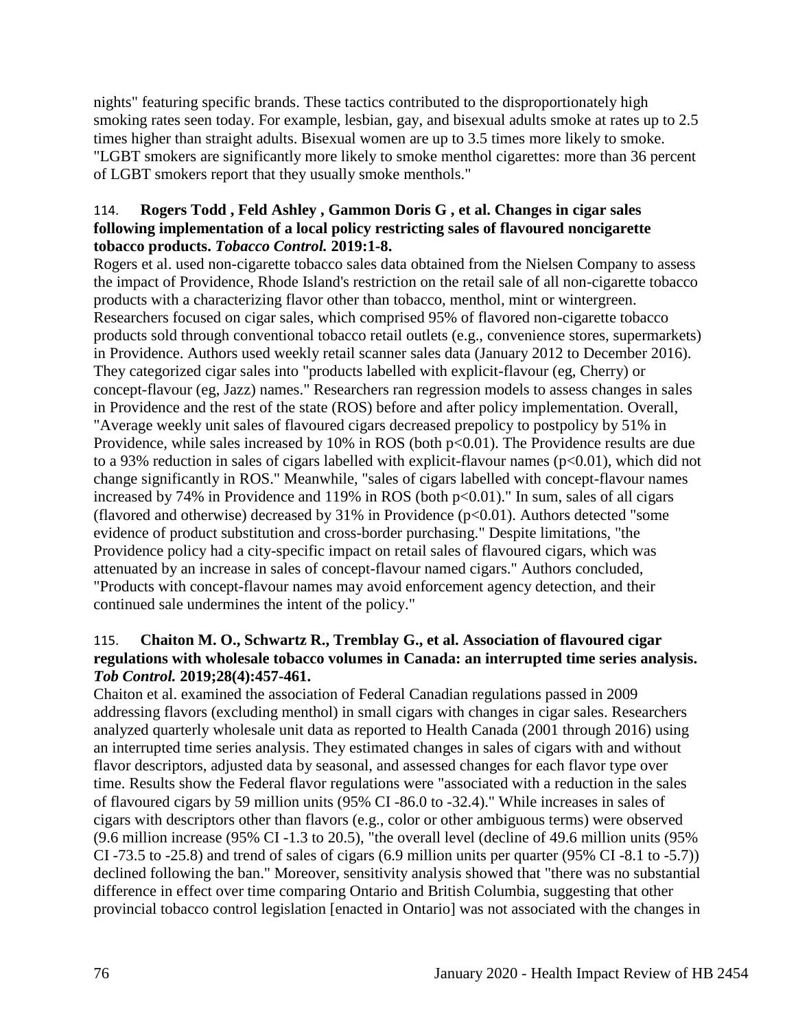nights" featuring specific brands. These tactics contributed to the disproportionately high smoking rates seen today. For example, lesbian, gay, and bisexual adults smoke at rates up to 2.5 times higher than straight adults. Bisexual women are up to 3.5 times more likely to smoke. "LGBT smokers are significantly more likely to smoke menthol cigarettes: more than 36 percent of LGBT smokers report that they usually smoke menthols."

114. **Rogers Todd , Feld Ashley , Gammon Doris G , et al. Changes in cigar sales following implementation of a local policy restricting sales of flavoured noncigarette tobacco products. *Tobacco Control.* 2019:1-8.**

Rogers et al. used non-cigarette tobacco sales data obtained from the Nielsen Company to assess the impact of Providence, Rhode Island's restriction on the retail sale of all non-cigarette tobacco products with a characterizing flavor other than tobacco, menthol, mint or wintergreen. Researchers focused on cigar sales, which comprised 95% of flavored non-cigarette tobacco products sold through conventional tobacco retail outlets (e.g., convenience stores, supermarkets) in Providence. Authors used weekly retail scanner sales data (January 2012 to December 2016). They categorized cigar sales into "products labelled with explicit-flavour (eg, Cherry) or concept-flavour (eg, Jazz) names." Researchers ran regression models to assess changes in sales in Providence and the rest of the state (ROS) before and after policy implementation. Overall, "Average weekly unit sales of flavoured cigars decreased prepolicy to postpolicy by 51% in Providence, while sales increased by 10% in ROS (both $p<0.01$). The Providence results are due to a 93% reduction in sales of cigars labelled with explicit-flavour names ($p<0.01$), which did not change significantly in ROS." Meanwhile, "sales of cigars labelled with concept-flavour names increased by 74% in Providence and 119% in ROS (both $p<0.01$)." In sum, sales of all cigars (flavored and otherwise) decreased by 31% in Providence ($p<0.01$). Authors detected "some evidence of product substitution and cross-border purchasing." Despite limitations, "the Providence policy had a city-specific impact on retail sales of flavoured cigars, which was attenuated by an increase in sales of concept-flavour named cigars." Authors concluded, "Products with concept-flavour names may avoid enforcement agency detection, and their continued sale undermines the intent of the policy."

115. **Chaiton M. O., Schwartz R., Tremblay G., et al. Association of flavoured cigar regulations with wholesale tobacco volumes in Canada: an interrupted time series analysis. *Tob Control.* 2019;28(4):457-461.**

Chaiton et al. examined the association of Federal Canadian regulations passed in 2009 addressing flavors (excluding menthol) in small cigars with changes in cigar sales. Researchers analyzed quarterly wholesale unit data as reported to Health Canada (2001 through 2016) using an interrupted time series analysis. They estimated changes in sales of cigars with and without flavor descriptors, adjusted data by seasonal, and assessed changes for each flavor type over time. Results show the Federal flavor regulations were "associated with a reduction in the sales of flavoured cigars by 59 million units (95% CI -86.0 to -32.4)." While increases in sales of cigars with descriptors other than flavors (e.g., color or other ambiguous terms) were observed (9.6 million increase (95% CI -1.3 to 20.5), "the overall level (decline of 49.6 million units (95% CI -73.5 to -25.8) and trend of sales of cigars (6.9 million units per quarter (95% CI -8.1 to -5.7)) declined following the ban." Moreover, sensitivity analysis showed that "there was no substantial difference in effect over time comparing Ontario and British Columbia, suggesting that other provincial tobacco control legislation [enacted in Ontario] was not associated with the changes in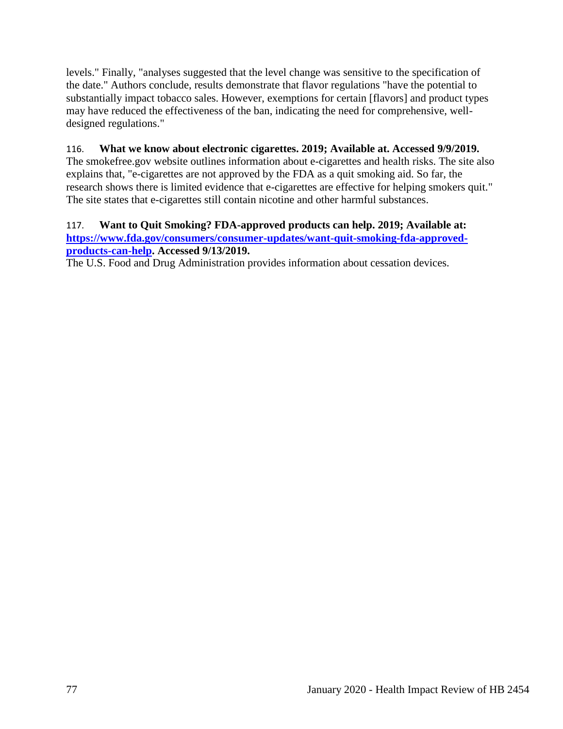levels." Finally, "analyses suggested that the level change was sensitive to the specification of the date." Authors conclude, results demonstrate that flavor regulations "have the potential to substantially impact tobacco sales. However, exemptions for certain [flavors] and product types may have reduced the effectiveness of the ban, indicating the need for comprehensive, well-designed regulations."

116. **What we know about electronic cigarettes. 2019; Available at. Accessed 9/9/2019.**
The smokefree.gov website outlines information about e-cigarettes and health risks. The site also explains that, "e-cigarettes are not approved by the FDA as a quit smoking aid. So far, the research shows there is limited evidence that e-cigarettes are effective for helping smokers quit." The site states that e-cigarettes still contain nicotine and other harmful substances.

117. **Want to Quit Smoking? FDA-approved products can help. 2019; Available at: [https://www.fda.gov/consumers/consumer-updates/want-quit-smoking-fda-approved-products-can-help](https://www.fda.gov/consumers/consumer-updates/want-quit-smoking-fda-approved-products-can-help). Accessed 9/13/2019.**
The U.S. Food and Drug Administration provides information about cessation devices.